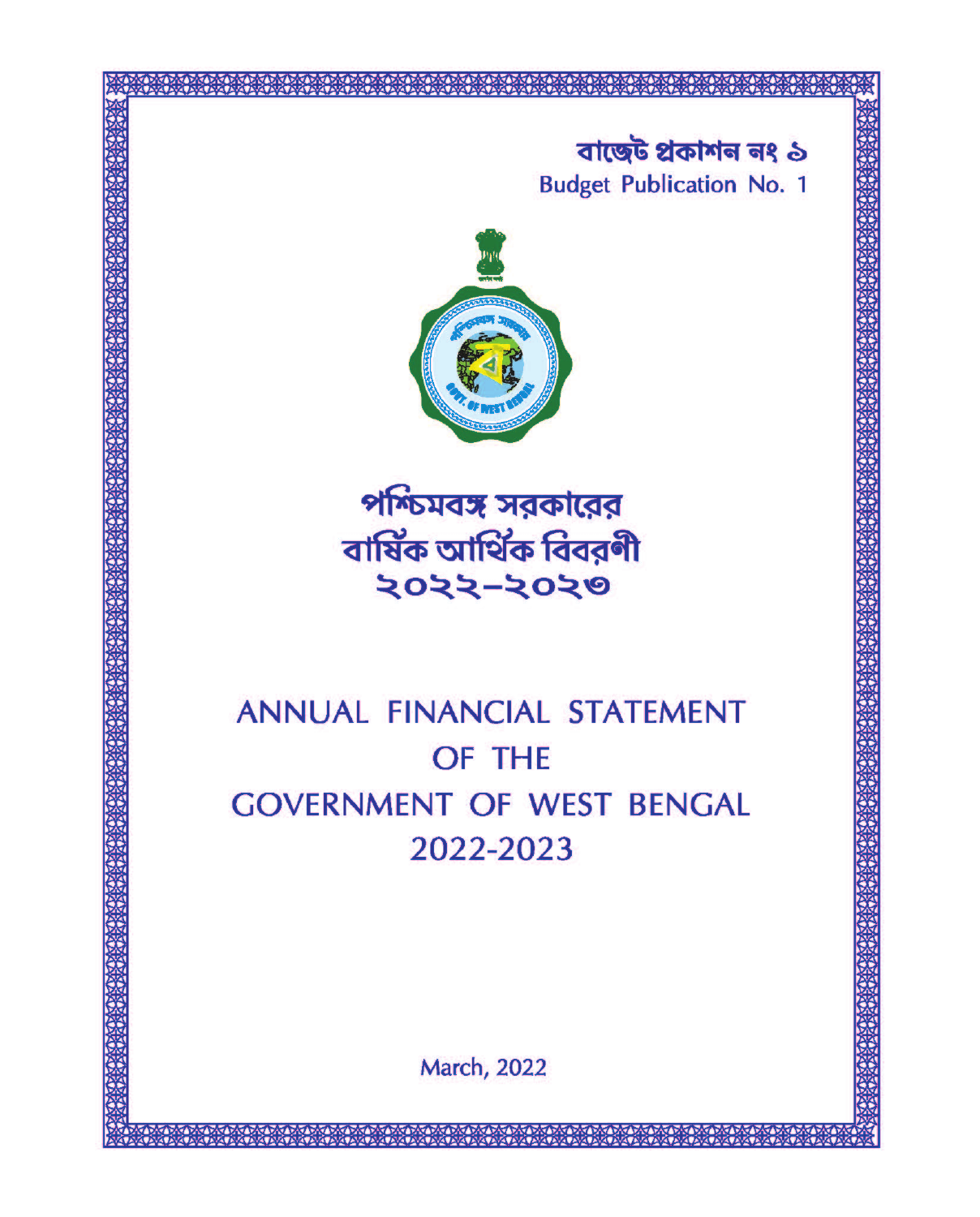বাজেট প্রকাশন নং ১

Budget Publication No. 1

# পশ্চিমবঙ্গ সরকারের
# বার্ষিক আর্থিক বিবরণী
# ২০২২-২০২৩

# ANNUAL FINANCIAL STATEMENT
# OF THE
# GOVERNMENT OF WEST BENGAL
# 2022-2023

March, 2022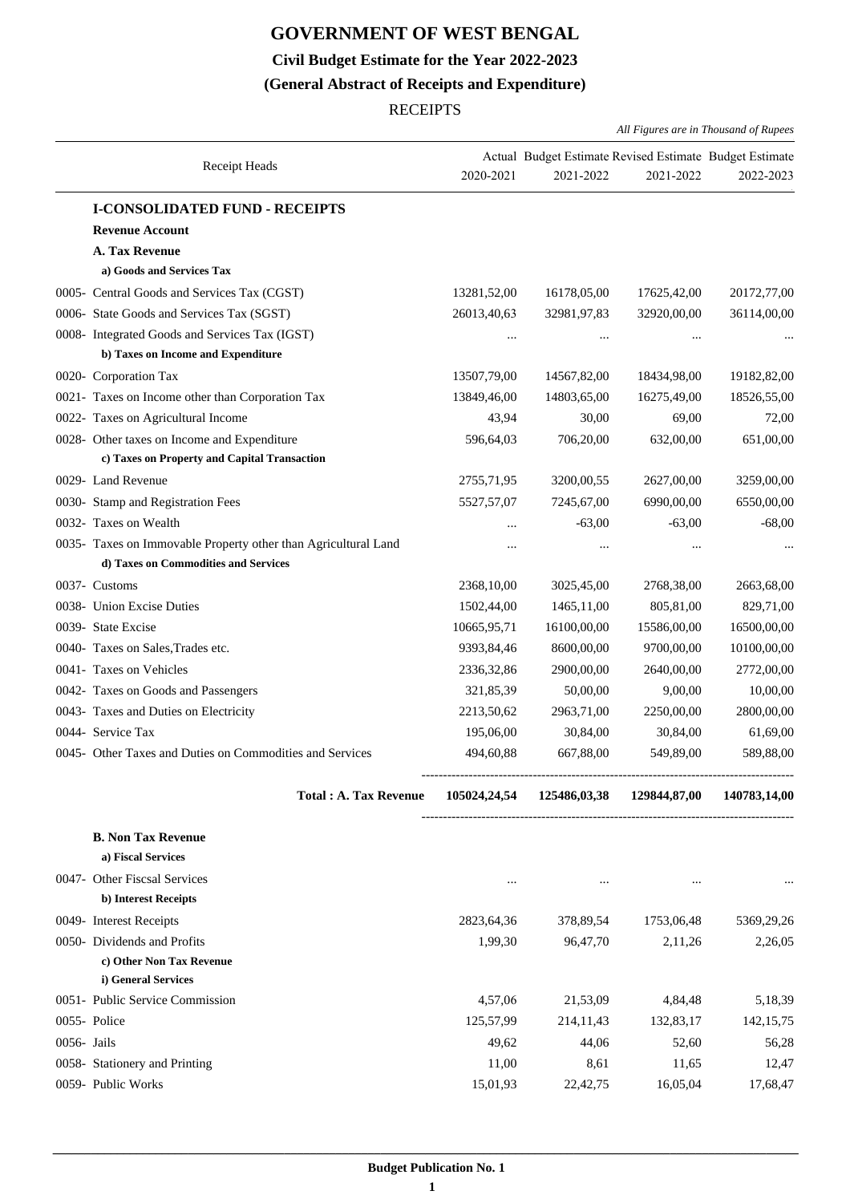# GOVERNMENT OF WEST BENGAL

## Civil Budget Estimate for the Year 2022-2023

## (General Abstract of Receipts and Expenditure)

RECEIPTS

*All Figures are in Thousand of Rupees*

| Receipt Heads | Actual 2020-2021 | Budget Estimate 2021-2022 | Revised Estimate 2021-2022 | Budget Estimate 2022-2023 |
|---|---|---|---|---|
| **I-CONSOLIDATED FUND - RECEIPTS** | | | | |
| **Revenue Account** | | | | |
| **A. Tax Revenue** | | | | |
| **a) Goods and Services Tax** | | | | |
| 0005- Central Goods and Services Tax (CGST) | 13281,52,00 | 16178,05,00 | 17625,42,00 | 20172,77,00 |
| 0006- State Goods and Services Tax (SGST) | 26013,40,63 | 32981,97,83 | 32920,00,00 | 36114,00,00 |
| 0008- Integrated Goods and Services Tax (IGST) | ... | ... | ... | ... |
| **b) Taxes on Income and Expenditure** | | | | |
| 0020- Corporation Tax | 13507,79,00 | 14567,82,00 | 18434,98,00 | 19182,82,00 |
| 0021- Taxes on Income other than Corporation Tax | 13849,46,00 | 14803,65,00 | 16275,49,00 | 18526,55,00 |
| 0022- Taxes on Agricultural Income | 43,94 | 30,00 | 69,00 | 72,00 |
| 0028- Other taxes on Income and Expenditure | 596,64,03 | 706,20,00 | 632,00,00 | 651,00,00 |
| **c) Taxes on Property and Capital Transaction** | | | | |
| 0029- Land Revenue | 2755,71,95 | 3200,00,55 | 2627,00,00 | 3259,00,00 |
| 0030- Stamp and Registration Fees | 5527,57,07 | 7245,67,00 | 6990,00,00 | 6550,00,00 |
| 0032- Taxes on Wealth | ... | -63,00 | -63,00 | -68,00 |
| 0035- Taxes on Immovable Property other than Agricultural Land | ... | ... | ... | ... |
| **d) Taxes on Commodities and Services** | | | | |
| 0037- Customs | 2368,10,00 | 3025,45,00 | 2768,38,00 | 2663,68,00 |
| 0038- Union Excise Duties | 1502,44,00 | 1465,11,00 | 805,81,00 | 829,71,00 |
| 0039- State Excise | 10665,95,71 | 16100,00,00 | 15586,00,00 | 16500,00,00 |
| 0040- Taxes on Sales,Trades etc. | 9393,84,46 | 8600,00,00 | 9700,00,00 | 10100,00,00 |
| 0041- Taxes on Vehicles | 2336,32,86 | 2900,00,00 | 2640,00,00 | 2772,00,00 |
| 0042- Taxes on Goods and Passengers | 321,85,39 | 50,00,00 | 9,00,00 | 10,00,00 |
| 0043- Taxes and Duties on Electricity | 2213,50,62 | 2963,71,00 | 2250,00,00 | 2800,00,00 |
| 0044- Service Tax | 195,06,00 | 30,84,00 | 30,84,00 | 61,69,00 |
| 0045- Other Taxes and Duties on Commodities and Services | 494,60,88 | 667,88,00 | 549,89,00 | 589,88,00 |
| **Total : A. Tax Revenue** | **105024,24,54** | **125486,03,38** | **129844,87,00** | **140783,14,00** |
| **B. Non Tax Revenue** | | | | |
| **a) Fiscal Services** | | | | |
| 0047- Other Fiscsal Services | ... | ... | ... | ... |
| **b) Interest Receipts** | | | | |
| 0049- Interest Receipts | 2823,64,36 | 378,89,54 | 1753,06,48 | 5369,29,26 |
| 0050- Dividends and Profits | 1,99,30 | 96,47,70 | 2,11,26 | 2,26,05 |
| **c) Other Non Tax Revenue** | | | | |
| **i) General Services** | | | | |
| 0051- Public Service Commission | 4,57,06 | 21,53,09 | 4,84,48 | 5,18,39 |
| 0055- Police | 125,57,99 | 214,11,43 | 132,83,17 | 142,15,75 |
| 0056- Jails | 49,62 | 44,06 | 52,60 | 56,28 |
| 0058- Stationery and Printing | 11,00 | 8,61 | 11,65 | 12,47 |
| 0059- Public Works | 15,01,93 | 22,42,75 | 16,05,04 | 17,68,47 |

Budget Publication No. 1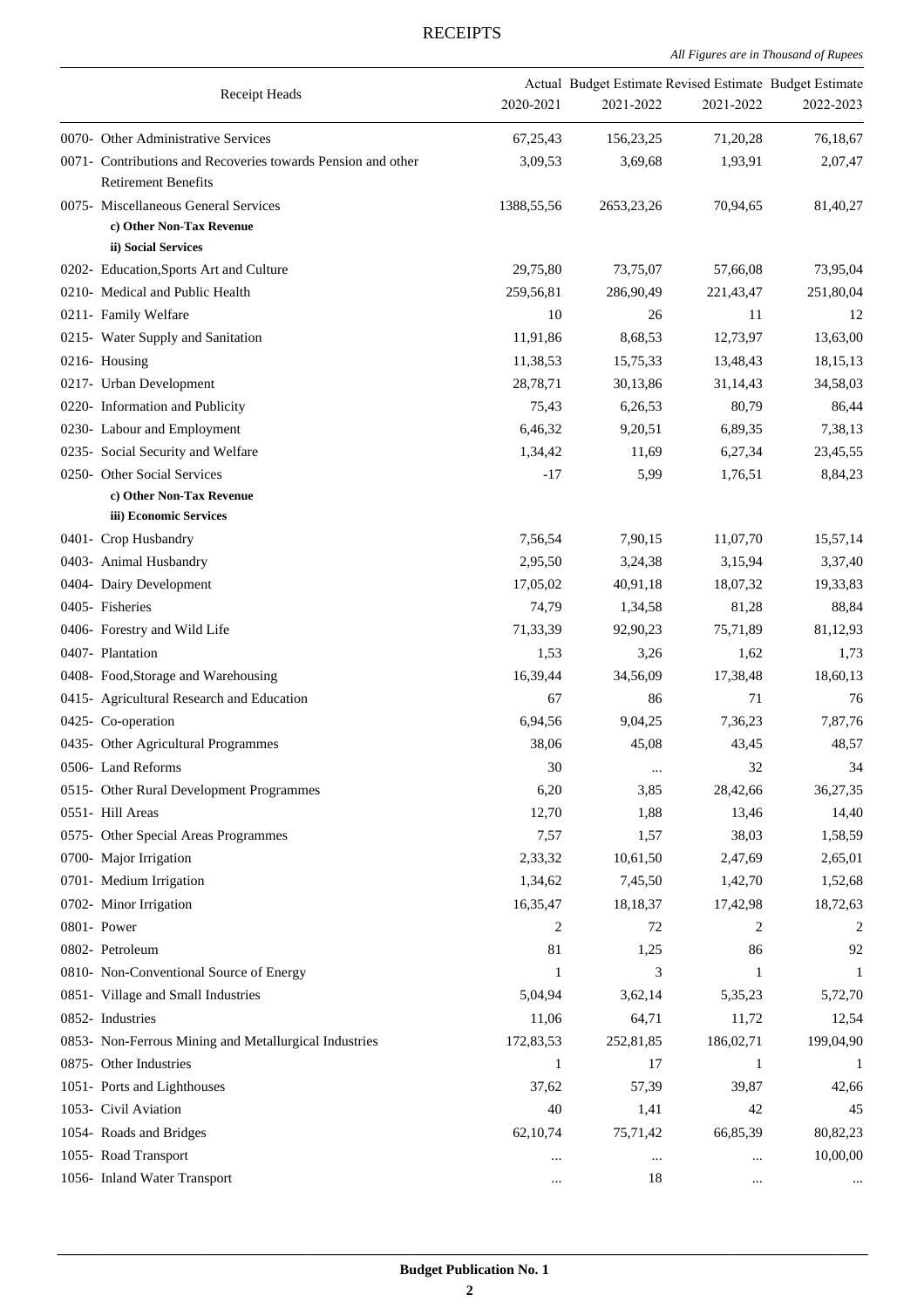# RECEIPTS

*All Figures are in Thousand of Rupees*

| Receipt Heads | Actual 2020-2021 | Budget Estimate 2021-2022 | Revised Estimate 2021-2022 | Budget Estimate 2022-2023 |
|---|---|---|---|---|
| 0070- Other Administrative Services | 67,25,43 | 156,23,25 | 71,20,28 | 76,18,67 |
| 0071- Contributions and Recoveries towards Pension and other Retirement Benefits | 3,09,53 | 3,69,68 | 1,93,91 | 2,07,47 |
| 0075- Miscellaneous General Services | 1388,55,56 | 2653,23,26 | 70,94,65 | 81,40,27 |
| **c) Other Non-Tax Revenue** | | | | |
| **ii) Social Services** | | | | |
| 0202- Education,Sports Art and Culture | 29,75,80 | 73,75,07 | 57,66,08 | 73,95,04 |
| 0210- Medical and Public Health | 259,56,81 | 286,90,49 | 221,43,47 | 251,80,04 |
| 0211- Family Welfare | 10 | 26 | 11 | 12 |
| 0215- Water Supply and Sanitation | 11,91,86 | 8,68,53 | 12,73,97 | 13,63,00 |
| 0216- Housing | 11,38,53 | 15,75,33 | 13,48,43 | 18,15,13 |
| 0217- Urban Development | 28,78,71 | 30,13,86 | 31,14,43 | 34,58,03 |
| 0220- Information and Publicity | 75,43 | 6,26,53 | 80,79 | 86,44 |
| 0230- Labour and Employment | 6,46,32 | 9,20,51 | 6,89,35 | 7,38,13 |
| 0235- Social Security and Welfare | 1,34,42 | 11,69 | 6,27,34 | 23,45,55 |
| 0250- Other Social Services | -17 | 5,99 | 1,76,51 | 8,84,23 |
| **c) Other Non-Tax Revenue** | | | | |
| **iii) Economic Services** | | | | |
| 0401- Crop Husbandry | 7,56,54 | 7,90,15 | 11,07,70 | 15,57,14 |
| 0403- Animal Husbandry | 2,95,50 | 3,24,38 | 3,15,94 | 3,37,40 |
| 0404- Dairy Development | 17,05,02 | 40,91,18 | 18,07,32 | 19,33,83 |
| 0405- Fisheries | 74,79 | 1,34,58 | 81,28 | 88,84 |
| 0406- Forestry and Wild Life | 71,33,39 | 92,90,23 | 75,71,89 | 81,12,93 |
| 0407- Plantation | 1,53 | 3,26 | 1,62 | 1,73 |
| 0408- Food,Storage and Warehousing | 16,39,44 | 34,56,09 | 17,38,48 | 18,60,13 |
| 0415- Agricultural Research and Education | 67 | 86 | 71 | 76 |
| 0425- Co-operation | 6,94,56 | 9,04,25 | 7,36,23 | 7,87,76 |
| 0435- Other Agricultural Programmes | 38,06 | 45,08 | 43,45 | 48,57 |
| 0506- Land Reforms | 30 | ... | 32 | 34 |
| 0515- Other Rural Development Programmes | 6,20 | 3,85 | 28,42,66 | 36,27,35 |
| 0551- Hill Areas | 12,70 | 1,88 | 13,46 | 14,40 |
| 0575- Other Special Areas Programmes | 7,57 | 1,57 | 38,03 | 1,58,59 |
| 0700- Major Irrigation | 2,33,32 | 10,61,50 | 2,47,69 | 2,65,01 |
| 0701- Medium Irrigation | 1,34,62 | 7,45,50 | 1,42,70 | 1,52,68 |
| 0702- Minor Irrigation | 16,35,47 | 18,18,37 | 17,42,98 | 18,72,63 |
| 0801- Power | 2 | 72 | 2 | 2 |
| 0802- Petroleum | 81 | 1,25 | 86 | 92 |
| 0810- Non-Conventional Source of Energy | 1 | 3 | 1 | 1 |
| 0851- Village and Small Industries | 5,04,94 | 3,62,14 | 5,35,23 | 5,72,70 |
| 0852- Industries | 11,06 | 64,71 | 11,72 | 12,54 |
| 0853- Non-Ferrous Mining and Metallurgical Industries | 172,83,53 | 252,81,85 | 186,02,71 | 199,04,90 |
| 0875- Other Industries | 1 | 17 | 1 | 1 |
| 1051- Ports and Lighthouses | 37,62 | 57,39 | 39,87 | 42,66 |
| 1053- Civil Aviation | 40 | 1,41 | 42 | 45 |
| 1054- Roads and Bridges | 62,10,74 | 75,71,42 | 66,85,39 | 80,82,23 |
| 1055- Road Transport | ... | ... | ... | 10,00,00 |
| 1056- Inland Water Transport | ... | 18 | ... | ... |

**Budget Publication No. 1**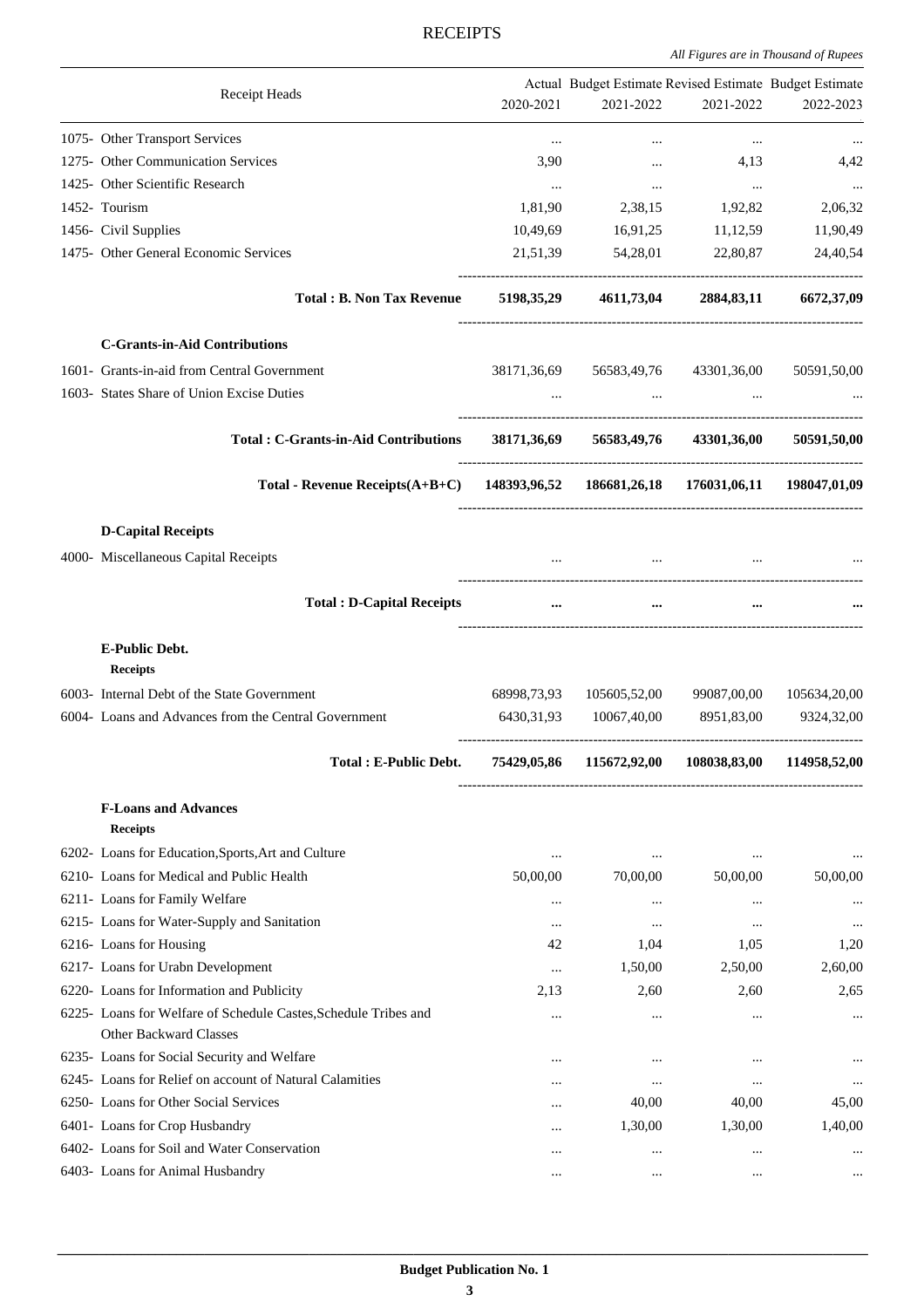# RECEIPTS

*All Figures are in Thousand of Rupees*

| Receipt Heads | Actual 2020-2021 | Budget Estimate 2021-2022 | Revised Estimate 2021-2022 | Budget Estimate 2022-2023 |
|---|---|---|---|---|
| 1075- Other Transport Services | ... | ... | ... | ... |
| 1275- Other Communication Services | 3,90 | ... | 4,13 | 4,42 |
| 1425- Other Scientific Research | ... | ... | ... | ... |
| 1452- Tourism | 1,81,90 | 2,38,15 | 1,92,82 | 2,06,32 |
| 1456- Civil Supplies | 10,49,69 | 16,91,25 | 11,12,59 | 11,90,49 |
| 1475- Other General Economic Services | 21,51,39 | 54,28,01 | 22,80,87 | 24,40,54 |
| **Total : B. Non Tax Revenue** | **5198,35,29** | **4611,73,04** | **2884,83,11** | **6672,37,09** |
| **C-Grants-in-Aid Contributions** | | | | |
| 1601- Grants-in-aid from Central Government | 38171,36,69 | 56583,49,76 | 43301,36,00 | 50591,50,00 |
| 1603- States Share of Union Excise Duties | ... | ... | ... | ... |
| **Total : C-Grants-in-Aid Contributions** | **38171,36,69** | **56583,49,76** | **43301,36,00** | **50591,50,00** |
| **Total - Revenue Receipts(A+B+C)** | **148393,96,52** | **186681,26,18** | **176031,06,11** | **198047,01,09** |
| **D-Capital Receipts** | | | | |
| 4000- Miscellaneous Capital Receipts | ... | ... | ... | ... |
| **Total : D-Capital Receipts** | **...** | **...** | **...** | **...** |
| **E-Public Debt.** | | | | |
| **Receipts** | | | | |
| 6003- Internal Debt of the State Government | 68998,73,93 | 105605,52,00 | 99087,00,00 | 105634,20,00 |
| 6004- Loans and Advances from the Central Government | 6430,31,93 | 10067,40,00 | 8951,83,00 | 9324,32,00 |
| **Total : E-Public Debt.** | **75429,05,86** | **115672,92,00** | **108038,83,00** | **114958,52,00** |
| **F-Loans and Advances** | | | | |
| **Receipts** | | | | |
| 6202- Loans for Education,Sports,Art and Culture | ... | ... | ... | ... |
| 6210- Loans for Medical and Public Health | 50,00,00 | 70,00,00 | 50,00,00 | 50,00,00 |
| 6211- Loans for Family Welfare | ... | ... | ... | ... |
| 6215- Loans for Water-Supply and Sanitation | ... | ... | ... | ... |
| 6216- Loans for Housing | 42 | 1,04 | 1,05 | 1,20 |
| 6217- Loans for Urabn Development | ... | 1,50,00 | 2,50,00 | 2,60,00 |
| 6220- Loans for Information and Publicity | 2,13 | 2,60 | 2,60 | 2,65 |
| 6225- Loans for Welfare of Schedule Castes,Schedule Tribes and Other Backward Classes | ... | ... | ... | ... |
| 6235- Loans for Social Security and Welfare | ... | ... | ... | ... |
| 6245- Loans for Relief on account of Natural Calamities | ... | ... | ... | ... |
| 6250- Loans for Other Social Services | ... | 40,00 | 40,00 | 45,00 |
| 6401- Loans for Crop Husbandry | ... | 1,30,00 | 1,30,00 | 1,40,00 |
| 6402- Loans for Soil and Water Conservation | ... | ... | ... | ... |
| 6403- Loans for Animal Husbandry | ... | ... | ... | ... |

**Budget Publication No. 1**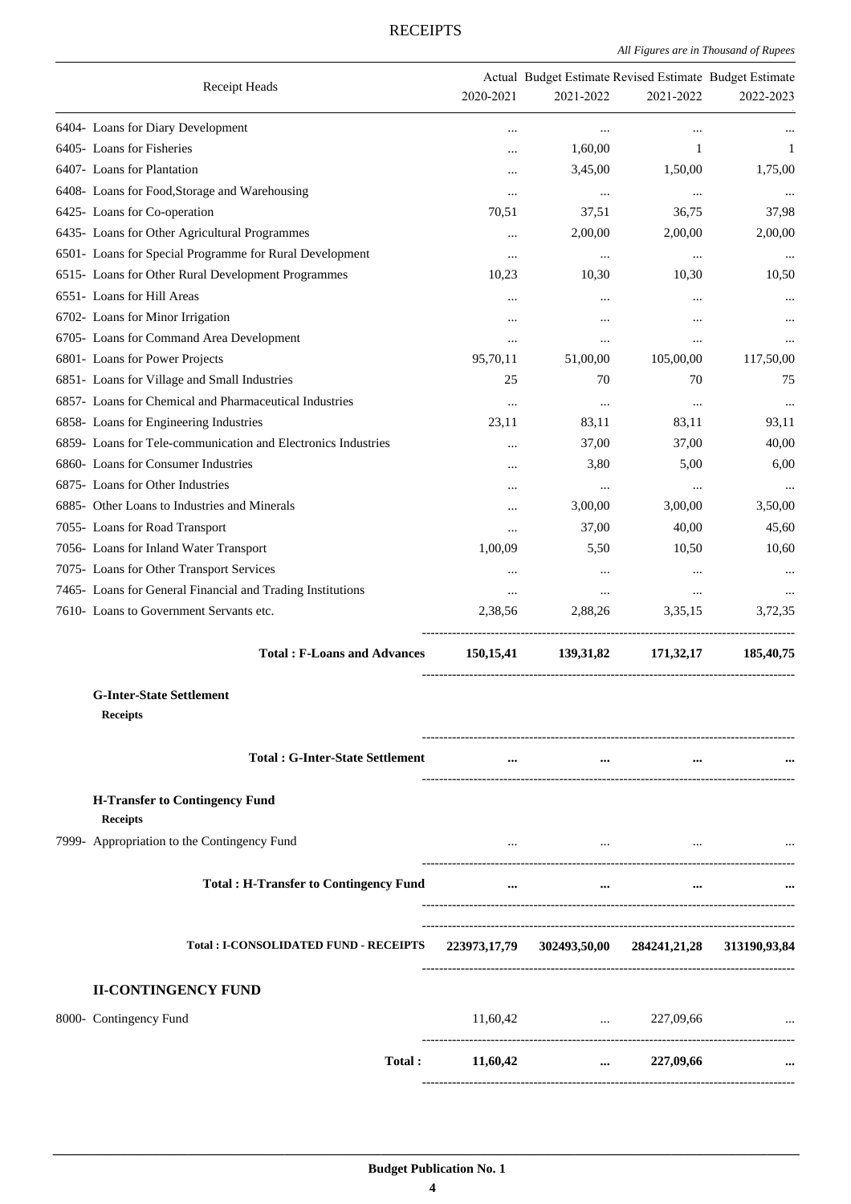## RECEIPTS

*All Figures are in Thousand of Rupees*

| Receipt Heads | Actual 2020-2021 | Budget Estimate 2021-2022 | Revised Estimate 2021-2022 | Budget Estimate 2022-2023 |
|---|---|---|---|---|
| 6404- Loans for Diary Development | ... | ... | ... | ... |
| 6405- Loans for Fisheries | ... | 1,60,00 | 1 | 1 |
| 6407- Loans for Plantation | ... | 3,45,00 | 1,50,00 | 1,75,00 |
| 6408- Loans for Food,Storage and Warehousing | ... | ... | ... | ... |
| 6425- Loans for Co-operation | 70,51 | 37,51 | 36,75 | 37,98 |
| 6435- Loans for Other Agricultural Programmes | ... | 2,00,00 | 2,00,00 | 2,00,00 |
| 6501- Loans for Special Programme for Rural Development | ... | ... | ... | ... |
| 6515- Loans for Other Rural Development Programmes | 10,23 | 10,30 | 10,30 | 10,50 |
| 6551- Loans for Hill Areas | ... | ... | ... | ... |
| 6702- Loans for Minor Irrigation | ... | ... | ... | ... |
| 6705- Loans for Command Area Development | ... | ... | ... | ... |
| 6801- Loans for Power Projects | 95,70,11 | 51,00,00 | 105,00,00 | 117,50,00 |
| 6851- Loans for Village and Small Industries | 25 | 70 | 70 | 75 |
| 6857- Loans for Chemical and Pharmaceutical Industries | ... | ... | ... | ... |
| 6858- Loans for Engineering Industries | 23,11 | 83,11 | 83,11 | 93,11 |
| 6859- Loans for Tele-communication and Electronics Industries | ... | 37,00 | 37,00 | 40,00 |
| 6860- Loans for Consumer Industries | ... | 3,80 | 5,00 | 6,00 |
| 6875- Loans for Other Industries | ... | ... | ... | ... |
| 6885- Other Loans to Industries and Minerals | ... | 3,00,00 | 3,00,00 | 3,50,00 |
| 7055- Loans for Road Transport | ... | 37,00 | 40,00 | 45,60 |
| 7056- Loans for Inland Water Transport | 1,00,09 | 5,50 | 10,50 | 10,60 |
| 7075- Loans for Other Transport Services | ... | ... | ... | ... |
| 7465- Loans for General Financial and Trading Institutions | ... | ... | ... | ... |
| 7610- Loans to Government Servants etc. | 2,38,56 | 2,88,26 | 3,35,15 | 3,72,35 |
| **Total : F-Loans and Advances** | **150,15,41** | **139,31,82** | **171,32,17** | **185,40,75** |
| **G-Inter-State Settlement** | | | | |
| **Receipts** | | | | |
| **Total : G-Inter-State Settlement** | **...** | **...** | **...** | **...** |
| **H-Transfer to Contingency Fund** | | | | |
| **Receipts** | | | | |
| 7999- Appropriation to the Contingency Fund | ... | ... | ... | ... |
| **Total : H-Transfer to Contingency Fund** | **...** | **...** | **...** | **...** |
| **Total : I-CONSOLIDATED FUND - RECEIPTS** | **223973,17,79** | **302493,50,00** | **284241,21,28** | **313190,93,84** |
| **II-CONTINGENCY FUND** | | | | |
| 8000- Contingency Fund | 11,60,42 | ... | 227,09,66 | ... |
| **Total :** | **11,60,42** | **...** | **227,09,66** | **...** |

**Budget Publication No. 1**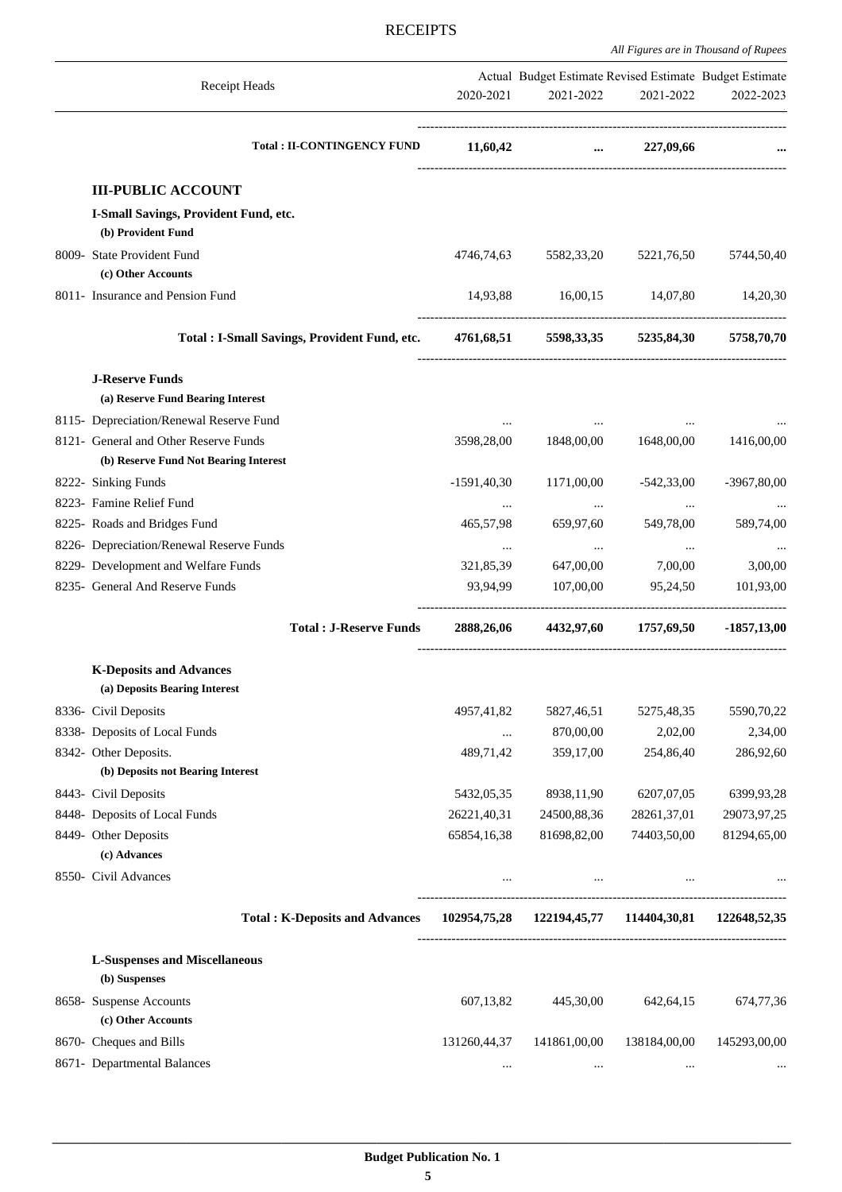# RECEIPTS

*All Figures are in Thousand of Rupees*

| Receipt Heads | Actual 2020-2021 | Budget Estimate 2021-2022 | Revised Estimate 2021-2022 | Budget Estimate 2022-2023 |
|---|---|---|---|---|
| **Total : II-CONTINGENCY FUND** | **11,60,42** | **...** | **227,09,66** | **...** |
| **III-PUBLIC ACCOUNT** | | | | |
| **I-Small Savings, Provident Fund, etc.** | | | | |
| **(b) Provident Fund** | | | | |
| 8009- State Provident Fund | 4746,74,63 | 5582,33,20 | 5221,76,50 | 5744,50,40 |
| **(c) Other Accounts** | | | | |
| 8011- Insurance and Pension Fund | 14,93,88 | 16,00,15 | 14,07,80 | 14,20,30 |
| **Total : I-Small Savings, Provident Fund, etc.** | **4761,68,51** | **5598,33,35** | **5235,84,30** | **5758,70,70** |
| **J-Reserve Funds** | | | | |
| **(a) Reserve Fund Bearing Interest** | | | | |
| 8115- Depreciation/Renewal Reserve Fund | ... | ... | ... | ... |
| 8121- General and Other Reserve Funds | 3598,28,00 | 1848,00,00 | 1648,00,00 | 1416,00,00 |
| **(b) Reserve Fund Not Bearing Interest** | | | | |
| 8222- Sinking Funds | -1591,40,30 | 1171,00,00 | -542,33,00 | -3967,80,00 |
| 8223- Famine Relief Fund | ... | ... | ... | ... |
| 8225- Roads and Bridges Fund | 465,57,98 | 659,97,60 | 549,78,00 | 589,74,00 |
| 8226- Depreciation/Renewal Reserve Funds | ... | ... | ... | ... |
| 8229- Development and Welfare Funds | 321,85,39 | 647,00,00 | 7,00,00 | 3,00,00 |
| 8235- General And Reserve Funds | 93,94,99 | 107,00,00 | 95,24,50 | 101,93,00 |
| **Total : J-Reserve Funds** | **2888,26,06** | **4432,97,60** | **1757,69,50** | **-1857,13,00** |
| **K-Deposits and Advances** | | | | |
| **(a) Deposits Bearing Interest** | | | | |
| 8336- Civil Deposits | 4957,41,82 | 5827,46,51 | 5275,48,35 | 5590,70,22 |
| 8338- Deposits of Local Funds | ... | 870,00,00 | 2,02,00 | 2,34,00 |
| 8342- Other Deposits. | 489,71,42 | 359,17,00 | 254,86,40 | 286,92,60 |
| **(b) Deposits not Bearing Interest** | | | | |
| 8443- Civil Deposits | 5432,05,35 | 8938,11,90 | 6207,07,05 | 6399,93,28 |
| 8448- Deposits of Local Funds | 26221,40,31 | 24500,88,36 | 28261,37,01 | 29073,97,25 |
| 8449- Other Deposits | 65854,16,38 | 81698,82,00 | 74403,50,00 | 81294,65,00 |
| **(c) Advances** | | | | |
| 8550- Civil Advances | ... | ... | ... | ... |
| **Total : K-Deposits and Advances** | **102954,75,28** | **122194,45,77** | **114404,30,81** | **122648,52,35** |
| **L-Suspenses and Miscellaneous** | | | | |
| **(b) Suspenses** | | | | |
| 8658- Suspense Accounts | 607,13,82 | 445,30,00 | 642,64,15 | 674,77,36 |
| **(c) Other Accounts** | | | | |
| 8670- Cheques and Bills | 131260,44,37 | 141861,00,00 | 138184,00,00 | 145293,00,00 |
| 8671- Departmental Balances | ... | ... | ... | ... |

**Budget Publication No. 1**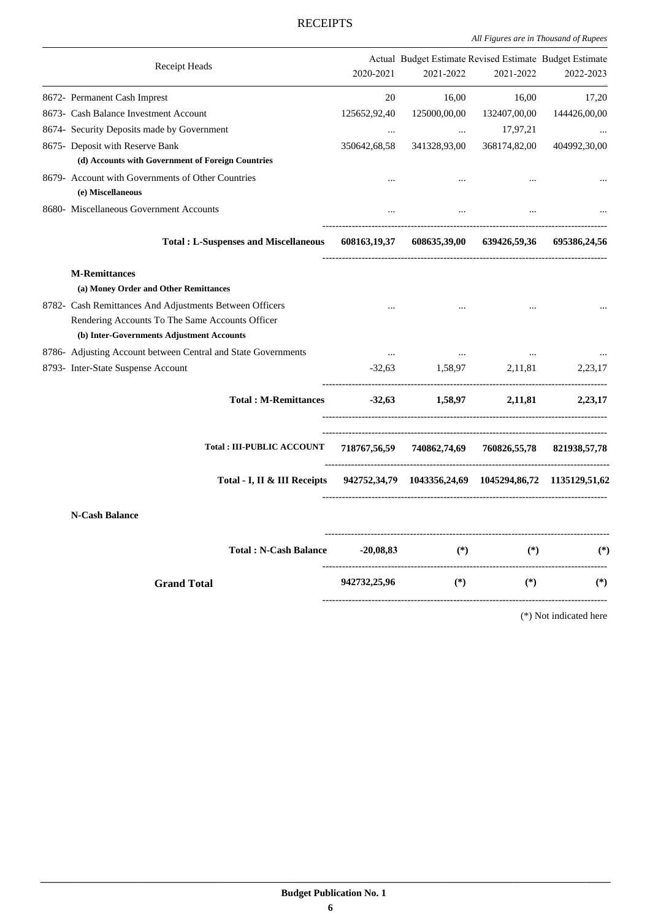# RECEIPTS

*All Figures are in Thousand of Rupees*

| Receipt Heads | Actual 2020-2021 | Budget Estimate 2021-2022 | Revised Estimate 2021-2022 | Budget Estimate 2022-2023 |
|---|---|---|---|---|
| 8672- Permanent Cash Imprest | 20 | 16,00 | 16,00 | 17,20 |
| 8673- Cash Balance Investment Account | 125652,92,40 | 125000,00,00 | 132407,00,00 | 144426,00,00 |
| 8674- Security Deposits made by Government | ... | ... | 17,97,21 | ... |
| 8675- Deposit with Reserve Bank | 350642,68,58 | 341328,93,00 | 368174,82,00 | 404992,30,00 |
| **(d) Accounts with Government of Foreign Countries** | | | | |
| 8679- Account with Governments of Other Countries | ... | ... | ... | ... |
| **(e) Miscellaneous** | | | | |
| 8680- Miscellaneous Government Accounts | ... | ... | ... | ... |
| **Total : L-Suspenses and Miscellaneous** | **608163,19,37** | **608635,39,00** | **639426,59,36** | **695386,24,56** |
| **M-Remittances** | | | | |
| **(a) Money Order and Other Remittances** | | | | |
| 8782- Cash Remittances And Adjustments Between Officers Rendering Accounts To The Same Accounts Officer | ... | ... | ... | ... |
| **(b) Inter-Governments Adjustment Accounts** | | | | |
| 8786- Adjusting Account between Central and State Governments | ... | ... | ... | ... |
| 8793- Inter-State Suspense Account | -32,63 | 1,58,97 | 2,11,81 | 2,23,17 |
| **Total : M-Remittances** | **-32,63** | **1,58,97** | **2,11,81** | **2,23,17** |
| **Total : III-PUBLIC ACCOUNT** | **718767,56,59** | **740862,74,69** | **760826,55,78** | **821938,57,78** |
| **Total - I, II & III Receipts** | **942752,34,79** | **1043356,24,69** | **1045294,86,72** | **1135129,51,62** |
| **N-Cash Balance** | | | | |
| **Total : N-Cash Balance** | **-20,08,83** | **(\*)** | **(\*)** | **(\*)** |
| **Grand Total** | **942732,25,96** | **(\*)** | **(\*)** | **(\*)** |

(*) Not indicated here

**Budget Publication No. 1**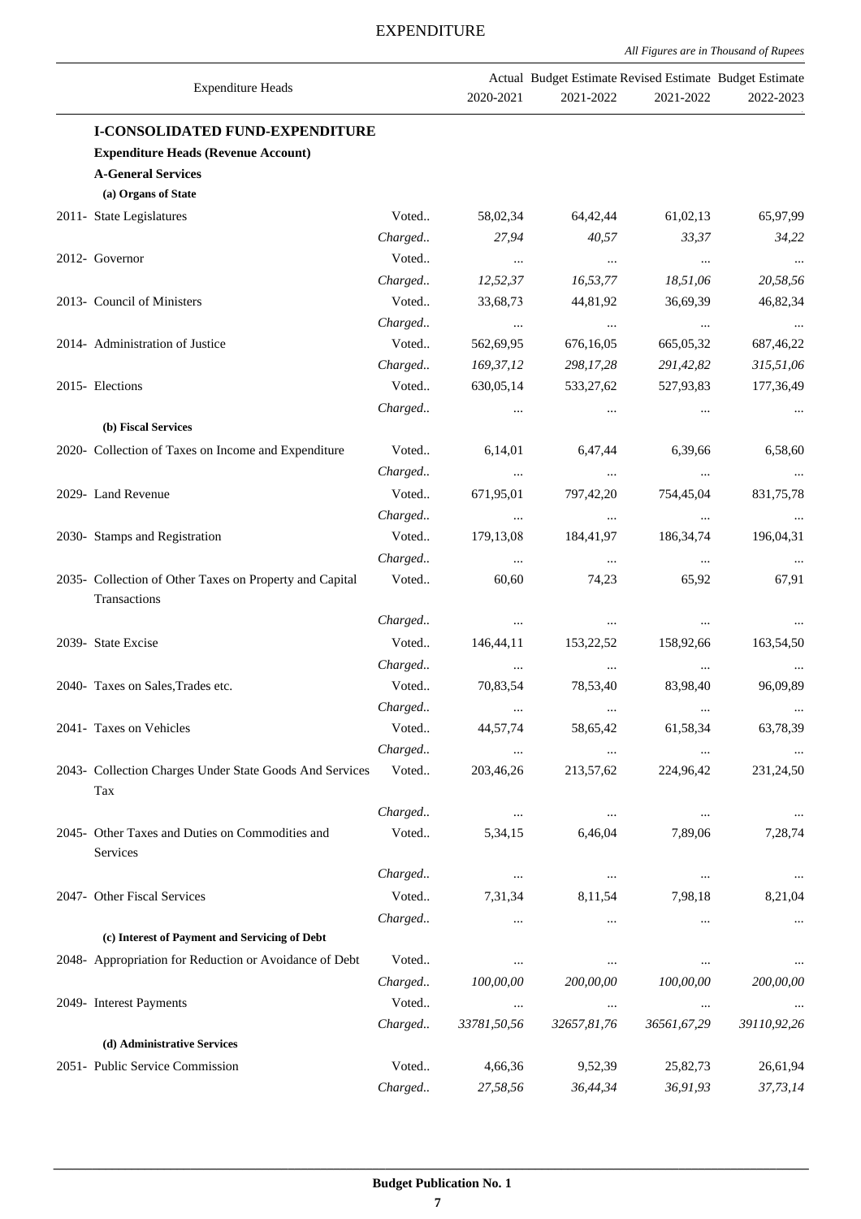# EXPENDITURE

*All Figures are in Thousand of Rupees*

| Expenditure Heads | | Actual 2020-2021 | Budget Estimate 2021-2022 | Revised Estimate 2021-2022 | Budget Estimate 2022-2023 |
|---|---|---|---|---|---|
| **I-CONSOLIDATED FUND-EXPENDITURE** | | | | | |
| **Expenditure Heads (Revenue Account)** | | | | | |
| **A-General Services** | | | | | |
| **(a) Organs of State** | | | | | |
| 2011- State Legislatures | Voted.. | 58,02,34 | 64,42,44 | 61,02,13 | 65,97,99 |
| | *Charged..* | *27,94* | *40,57* | *33,37* | *34,22* |
| 2012- Governor | Voted.. | ... | ... | ... | ... |
| | *Charged..* | *12,52,37* | *16,53,77* | *18,51,06* | *20,58,56* |
| 2013- Council of Ministers | Voted.. | 33,68,73 | 44,81,92 | 36,69,39 | 46,82,34 |
| | *Charged..* | ... | ... | ... | ... |
| 2014- Administration of Justice | Voted.. | 562,69,95 | 676,16,05 | 665,05,32 | 687,46,22 |
| | *Charged..* | *169,37,12* | *298,17,28* | *291,42,82* | *315,51,06* |
| 2015- Elections | Voted.. | 630,05,14 | 533,27,62 | 527,93,83 | 177,36,49 |
| | *Charged..* | ... | ... | ... | ... |
| **(b) Fiscal Services** | | | | | |
| 2020- Collection of Taxes on Income and Expenditure | Voted.. | 6,14,01 | 6,47,44 | 6,39,66 | 6,58,60 |
| | *Charged..* | ... | ... | ... | ... |
| 2029- Land Revenue | Voted.. | 671,95,01 | 797,42,20 | 754,45,04 | 831,75,78 |
| | *Charged..* | ... | ... | ... | ... |
| 2030- Stamps and Registration | Voted.. | 179,13,08 | 184,41,97 | 186,34,74 | 196,04,31 |
| | *Charged..* | ... | ... | ... | ... |
| 2035- Collection of Other Taxes on Property and Capital Transactions | Voted.. | 60,60 | 74,23 | 65,92 | 67,91 |
| | *Charged..* | ... | ... | ... | ... |
| 2039- State Excise | Voted.. | 146,44,11 | 153,22,52 | 158,92,66 | 163,54,50 |
| | *Charged..* | ... | ... | ... | ... |
| 2040- Taxes on Sales,Trades etc. | Voted.. | 70,83,54 | 78,53,40 | 83,98,40 | 96,09,89 |
| | *Charged..* | ... | ... | ... | ... |
| 2041- Taxes on Vehicles | Voted.. | 44,57,74 | 58,65,42 | 61,58,34 | 63,78,39 |
| | *Charged..* | ... | ... | ... | ... |
| 2043- Collection Charges Under State Goods And Services Tax | Voted.. | 203,46,26 | 213,57,62 | 224,96,42 | 231,24,50 |
| | *Charged..* | ... | ... | ... | ... |
| 2045- Other Taxes and Duties on Commodities and Services | Voted.. | 5,34,15 | 6,46,04 | 7,89,06 | 7,28,74 |
| | *Charged..* | ... | ... | ... | ... |
| 2047- Other Fiscal Services | Voted.. | 7,31,34 | 8,11,54 | 7,98,18 | 8,21,04 |
| | *Charged..* | ... | ... | ... | ... |
| **(c) Interest of Payment and Servicing of Debt** | | | | | |
| 2048- Appropriation for Reduction or Avoidance of Debt | Voted.. | ... | ... | ... | ... |
| | *Charged..* | *100,00,00* | *200,00,00* | *100,00,00* | *200,00,00* |
| 2049- Interest Payments | Voted.. | ... | ... | ... | ... |
| | *Charged..* | *33781,50,56* | *32657,81,76* | *36561,67,29* | *39110,92,26* |
| **(d) Administrative Services** | | | | | |
| 2051- Public Service Commission | Voted.. | 4,66,36 | 9,52,39 | 25,82,73 | 26,61,94 |
| | *Charged..* | *27,58,56* | *36,44,34* | *36,91,93* | *37,73,14* |

**Budget Publication No. 1**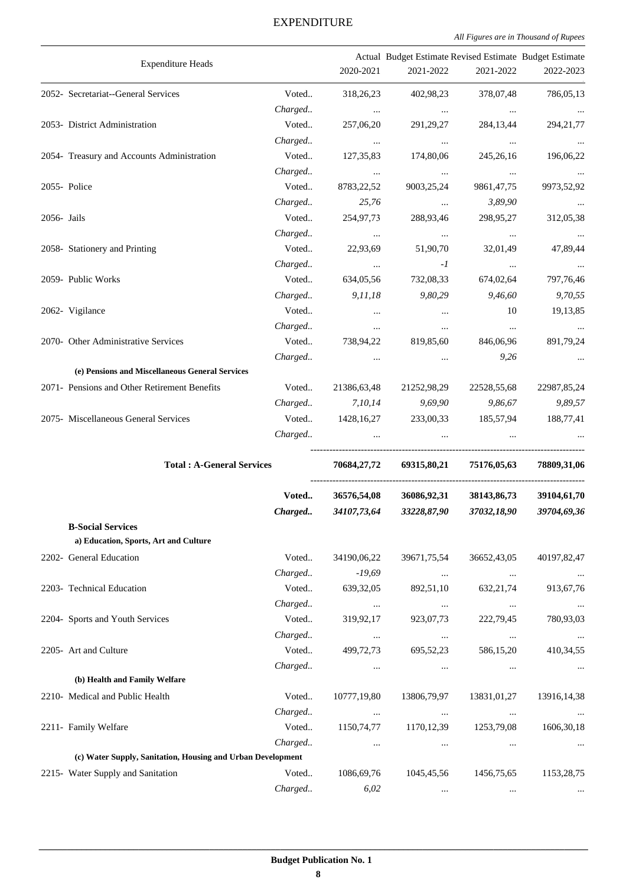# EXPENDITURE

*All Figures are in Thousand of Rupees*

| Expenditure Heads | | Actual 2020-2021 | Budget Estimate 2021-2022 | Revised Estimate 2021-2022 | Budget Estimate 2022-2023 |
|---|---|---|---|---|---|
| 2052- Secretariat--General Services | Voted.. | 318,26,23 | 402,98,23 | 378,07,48 | 786,05,13 |
| | *Charged..* | ... | ... | ... | ... |
| 2053- District Administration | Voted.. | 257,06,20 | 291,29,27 | 284,13,44 | 294,21,77 |
| | *Charged..* | ... | ... | ... | ... |
| 2054- Treasury and Accounts Administration | Voted.. | 127,35,83 | 174,80,06 | 245,26,16 | 196,06,22 |
| | *Charged..* | ... | ... | ... | ... |
| 2055- Police | Voted.. | 8783,22,52 | 9003,25,24 | 9861,47,75 | 9973,52,92 |
| | *Charged..* | *25,76* | ... | *3,89,90* | ... |
| 2056- Jails | Voted.. | 254,97,73 | 288,93,46 | 298,95,27 | 312,05,38 |
| | *Charged..* | ... | ... | ... | ... |
| 2058- Stationery and Printing | Voted.. | 22,93,69 | 51,90,70 | 32,01,49 | 47,89,44 |
| | *Charged..* | ... | *-1* | ... | ... |
| 2059- Public Works | Voted.. | 634,05,56 | 732,08,33 | 674,02,64 | 797,76,46 |
| | *Charged..* | *9,11,18* | *9,80,29* | *9,46,60* | *9,70,55* |
| 2062- Vigilance | Voted.. | ... | ... | 10 | 19,13,85 |
| | *Charged..* | ... | ... | ... | ... |
| 2070- Other Administrative Services | Voted.. | 738,94,22 | 819,85,60 | 846,06,96 | 891,79,24 |
| | *Charged..* | ... | ... | *9,26* | ... |
| **(e) Pensions and Miscellaneous General Services** | | | | | |
| 2071- Pensions and Other Retirement Benefits | Voted.. | 21386,63,48 | 21252,98,29 | 22528,55,68 | 22987,85,24 |
| | *Charged..* | *7,10,14* | *9,69,90* | *9,86,67* | *9,89,57* |
| 2075- Miscellaneous General Services | Voted.. | 1428,16,27 | 233,00,33 | 185,57,94 | 188,77,41 |
| | *Charged..* | ... | ... | ... | ... |
| **Total : A-General Services** | | **70684,27,72** | **69315,80,21** | **75176,05,63** | **78809,31,06** |
| | **Voted..** | **36576,54,08** | **36086,92,31** | **38143,86,73** | **39104,61,70** |
| | ***Charged..*** | ***34107,73,64*** | ***33228,87,90*** | ***37032,18,90*** | ***39704,69,36*** |
| **B-Social Services** | | | | | |
| **a) Education, Sports, Art and Culture** | | | | | |
| 2202- General Education | Voted.. | 34190,06,22 | 39671,75,54 | 36652,43,05 | 40197,82,47 |
| | *Charged..* | *-19,69* | ... | ... | ... |
| 2203- Technical Education | Voted.. | 639,32,05 | 892,51,10 | 632,21,74 | 913,67,76 |
| | *Charged..* | ... | ... | ... | ... |
| 2204- Sports and Youth Services | Voted.. | 319,92,17 | 923,07,73 | 222,79,45 | 780,93,03 |
| | *Charged..* | ... | ... | ... | ... |
| 2205- Art and Culture | Voted.. | 499,72,73 | 695,52,23 | 586,15,20 | 410,34,55 |
| | *Charged..* | ... | ... | ... | ... |
| **(b) Health and Family Welfare** | | | | | |
| 2210- Medical and Public Health | Voted.. | 10777,19,80 | 13806,79,97 | 13831,01,27 | 13916,14,38 |
| | *Charged..* | ... | ... | ... | ... |
| 2211- Family Welfare | Voted.. | 1150,74,77 | 1170,12,39 | 1253,79,08 | 1606,30,18 |
| | *Charged..* | ... | ... | ... | ... |
| **(c) Water Supply, Sanitation, Housing and Urban Development** | | | | | |
| 2215- Water Supply and Sanitation | Voted.. | 1086,69,76 | 1045,45,56 | 1456,75,65 | 1153,28,75 |
| | *Charged..* | *6,02* | ... | ... | ... |

**Budget Publication No. 1**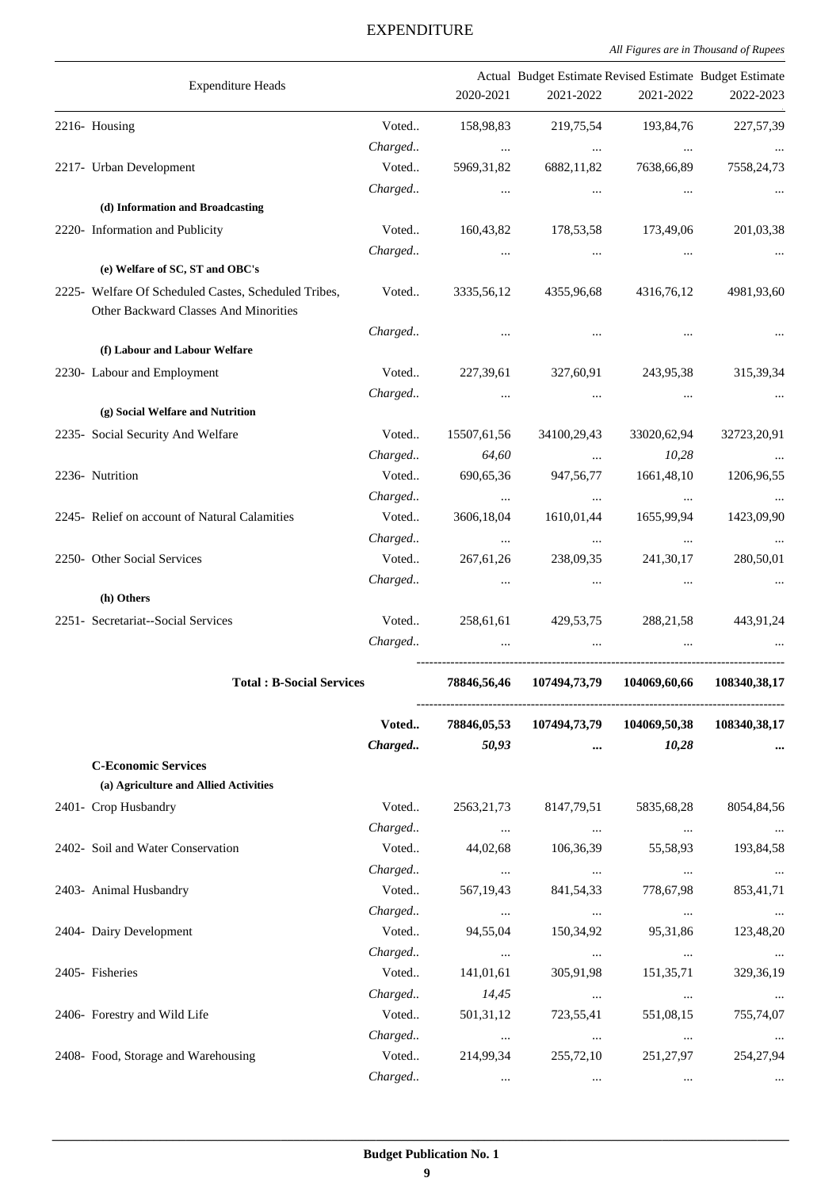# EXPENDITURE

*All Figures are in Thousand of Rupees*

| Expenditure Heads | | Actual 2020-2021 | Budget Estimate 2021-2022 | Revised Estimate 2021-2022 | Budget Estimate 2022-2023 |
|---|---|---|---|---|---|
| 2216- Housing | Voted.. | 158,98,83 | 219,75,54 | 193,84,76 | 227,57,39 |
| | Charged.. | ... | ... | ... | ... |
| 2217- Urban Development | Voted.. | 5969,31,82 | 6882,11,82 | 7638,66,89 | 7558,24,73 |
| | Charged.. | ... | ... | ... | ... |
| **(d) Information and Broadcasting** | | | | | |
| 2220- Information and Publicity | Voted.. | 160,43,82 | 178,53,58 | 173,49,06 | 201,03,38 |
| | Charged.. | ... | ... | ... | ... |
| **(e) Welfare of SC, ST and OBC's** | | | | | |
| 2225- Welfare Of Scheduled Castes, Scheduled Tribes, Other Backward Classes And Minorities | Voted.. | 3335,56,12 | 4355,96,68 | 4316,76,12 | 4981,93,60 |
| | Charged.. | ... | ... | ... | ... |
| **(f) Labour and Labour Welfare** | | | | | |
| 2230- Labour and Employment | Voted.. | 227,39,61 | 327,60,91 | 243,95,38 | 315,39,34 |
| | Charged.. | ... | ... | ... | ... |
| **(g) Social Welfare and Nutrition** | | | | | |
| 2235- Social Security And Welfare | Voted.. | 15507,61,56 | 34100,29,43 | 33020,62,94 | 32723,20,91 |
| | Charged.. | *64,60* | ... | *10,28* | ... |
| 2236- Nutrition | Voted.. | 690,65,36 | 947,56,77 | 1661,48,10 | 1206,96,55 |
| | Charged.. | ... | ... | ... | ... |
| 2245- Relief on account of Natural Calamities | Voted.. | 3606,18,04 | 1610,01,44 | 1655,99,94 | 1423,09,90 |
| | Charged.. | ... | ... | ... | ... |
| 2250- Other Social Services | Voted.. | 267,61,26 | 238,09,35 | 241,30,17 | 280,50,01 |
| | Charged.. | ... | ... | ... | ... |
| **(h) Others** | | | | | |
| 2251- Secretariat--Social Services | Voted.. | 258,61,61 | 429,53,75 | 288,21,58 | 443,91,24 |
| | Charged.. | ... | ... | ... | ... |
| **Total : B-Social Services** | | **78846,56,46** | **107494,73,79** | **104069,60,66** | **108340,38,17** |
| | **Voted..** | **78846,05,53** | **107494,73,79** | **104069,50,38** | **108340,38,17** |
| | ***Charged..*** | ***50,93*** | **...** | ***10,28*** | **...** |
| **C-Economic Services** | | | | | |
| **(a) Agriculture and Allied Activities** | | | | | |
| 2401- Crop Husbandry | Voted.. | 2563,21,73 | 8147,79,51 | 5835,68,28 | 8054,84,56 |
| | Charged.. | ... | ... | ... | ... |
| 2402- Soil and Water Conservation | Voted.. | 44,02,68 | 106,36,39 | 55,58,93 | 193,84,58 |
| | Charged.. | ... | ... | ... | ... |
| 2403- Animal Husbandry | Voted.. | 567,19,43 | 841,54,33 | 778,67,98 | 853,41,71 |
| | Charged.. | ... | ... | ... | ... |
| 2404- Dairy Development | Voted.. | 94,55,04 | 150,34,92 | 95,31,86 | 123,48,20 |
| | Charged.. | ... | ... | ... | ... |
| 2405- Fisheries | Voted.. | 141,01,61 | 305,91,98 | 151,35,71 | 329,36,19 |
| | Charged.. | *14,45* | ... | ... | ... |
| 2406- Forestry and Wild Life | Voted.. | 501,31,12 | 723,55,41 | 551,08,15 | 755,74,07 |
| | Charged.. | ... | ... | ... | ... |
| 2408- Food, Storage and Warehousing | Voted.. | 214,99,34 | 255,72,10 | 251,27,97 | 254,27,94 |
| | Charged.. | ... | ... | ... | ... |

**Budget Publication No. 1**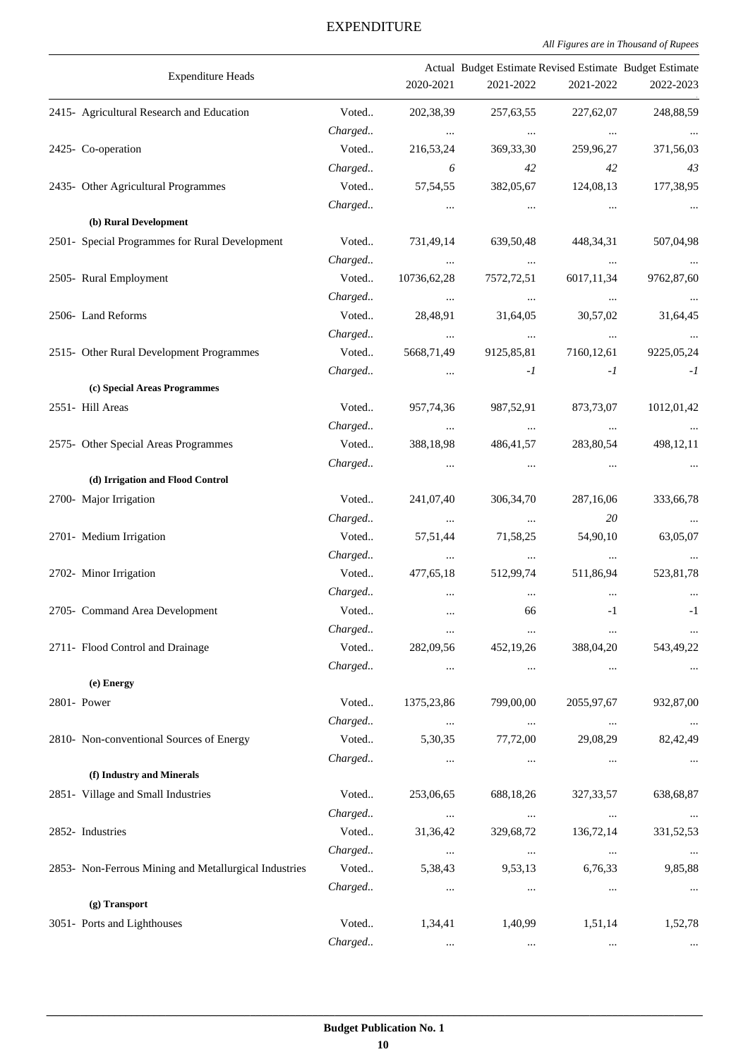# EXPENDITURE

*All Figures are in Thousand of Rupees*

| Expenditure Heads | | Actual 2020-2021 | Budget Estimate 2021-2022 | Revised Estimate 2021-2022 | Budget Estimate 2022-2023 |
|---|---|---|---|---|---|
| 2415- Agricultural Research and Education | Voted.. | 202,38,39 | 257,63,55 | 227,62,07 | 248,88,59 |
| | *Charged..* | ... | ... | ... | ... |
| 2425- Co-operation | Voted.. | 216,53,24 | 369,33,30 | 259,96,27 | 371,56,03 |
| | *Charged..* | *6* | *42* | *42* | *43* |
| 2435- Other Agricultural Programmes | Voted.. | 57,54,55 | 382,05,67 | 124,08,13 | 177,38,95 |
| | *Charged..* | ... | ... | ... | ... |
| **(b) Rural Development** | | | | | |
| 2501- Special Programmes for Rural Development | Voted.. | 731,49,14 | 639,50,48 | 448,34,31 | 507,04,98 |
| | *Charged..* | ... | ... | ... | ... |
| 2505- Rural Employment | Voted.. | 10736,62,28 | 7572,72,51 | 6017,11,34 | 9762,87,60 |
| | *Charged..* | ... | ... | ... | ... |
| 2506- Land Reforms | Voted.. | 28,48,91 | 31,64,05 | 30,57,02 | 31,64,45 |
| | *Charged..* | ... | ... | ... | ... |
| 2515- Other Rural Development Programmes | Voted.. | 5668,71,49 | 9125,85,81 | 7160,12,61 | 9225,05,24 |
| | *Charged..* | ... | *-1* | *-1* | *-1* |
| **(c) Special Areas Programmes** | | | | | |
| 2551- Hill Areas | Voted.. | 957,74,36 | 987,52,91 | 873,73,07 | 1012,01,42 |
| | *Charged..* | ... | ... | ... | ... |
| 2575- Other Special Areas Programmes | Voted.. | 388,18,98 | 486,41,57 | 283,80,54 | 498,12,11 |
| | *Charged..* | ... | ... | ... | ... |
| **(d) Irrigation and Flood Control** | | | | | |
| 2700- Major Irrigation | Voted.. | 241,07,40 | 306,34,70 | 287,16,06 | 333,66,78 |
| | *Charged..* | ... | ... | *20* | ... |
| 2701- Medium Irrigation | Voted.. | 57,51,44 | 71,58,25 | 54,90,10 | 63,05,07 |
| | *Charged..* | ... | ... | ... | ... |
| 2702- Minor Irrigation | Voted.. | 477,65,18 | 512,99,74 | 511,86,94 | 523,81,78 |
| | *Charged..* | ... | ... | ... | ... |
| 2705- Command Area Development | Voted.. | ... | 66 | -1 | -1 |
| | *Charged..* | ... | ... | ... | ... |
| 2711- Flood Control and Drainage | Voted.. | 282,09,56 | 452,19,26 | 388,04,20 | 543,49,22 |
| | *Charged..* | ... | ... | ... | ... |
| **(e) Energy** | | | | | |
| 2801- Power | Voted.. | 1375,23,86 | 799,00,00 | 2055,97,67 | 932,87,00 |
| | *Charged..* | ... | ... | ... | ... |
| 2810- Non-conventional Sources of Energy | Voted.. | 5,30,35 | 77,72,00 | 29,08,29 | 82,42,49 |
| | *Charged..* | ... | ... | ... | ... |
| **(f) Industry and Minerals** | | | | | |
| 2851- Village and Small Industries | Voted.. | 253,06,65 | 688,18,26 | 327,33,57 | 638,68,87 |
| | *Charged..* | ... | ... | ... | ... |
| 2852- Industries | Voted.. | 31,36,42 | 329,68,72 | 136,72,14 | 331,52,53 |
| | *Charged..* | ... | ... | ... | ... |
| 2853- Non-Ferrous Mining and Metallurgical Industries | Voted.. | 5,38,43 | 9,53,13 | 6,76,33 | 9,85,88 |
| | *Charged..* | ... | ... | ... | ... |
| **(g) Transport** | | | | | |
| 3051- Ports and Lighthouses | Voted.. | 1,34,41 | 1,40,99 | 1,51,14 | 1,52,78 |
| | *Charged..* | ... | ... | ... | ... |

**Budget Publication No. 1**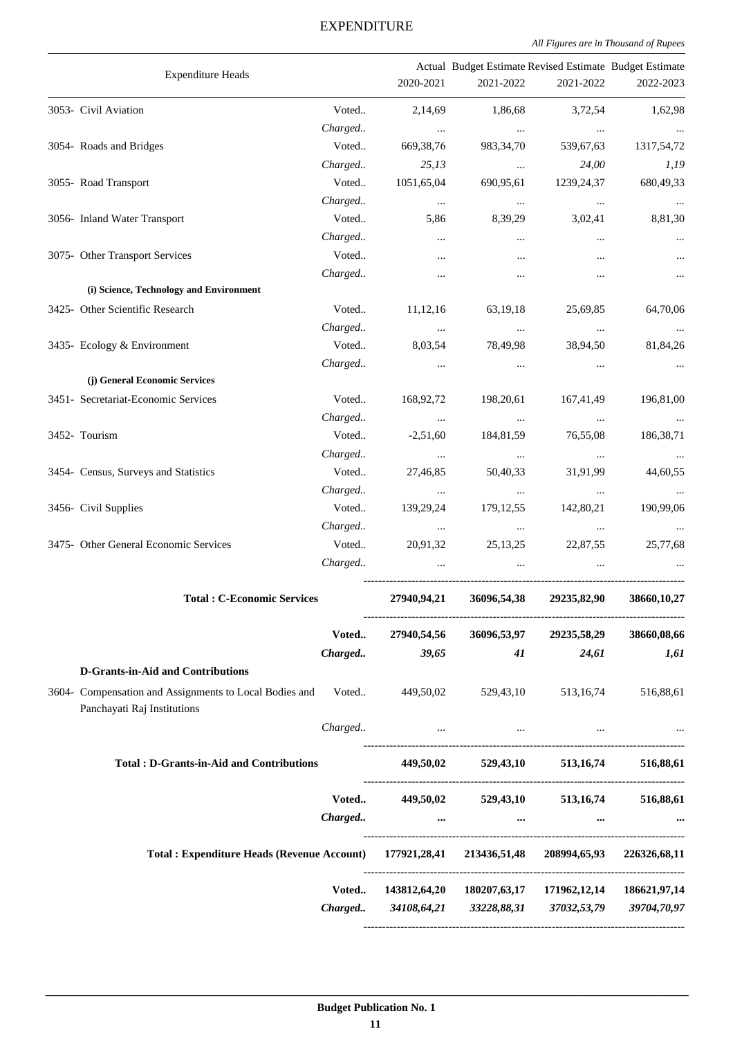# EXPENDITURE

*All Figures are in Thousand of Rupees*

| Expenditure Heads | | Actual 2020-2021 | Budget Estimate 2021-2022 | Revised Estimate 2021-2022 | Budget Estimate 2022-2023 |
|---|---|---|---|---|---|
| 3053- Civil Aviation | Voted.. | 2,14,69 | 1,86,68 | 3,72,54 | 1,62,98 |
| | *Charged..* | ... | ... | ... | ... |
| 3054- Roads and Bridges | Voted.. | 669,38,76 | 983,34,70 | 539,67,63 | 1317,54,72 |
| | *Charged..* | *25,13* | ... | *24,00* | *1,19* |
| 3055- Road Transport | Voted.. | 1051,65,04 | 690,95,61 | 1239,24,37 | 680,49,33 |
| | *Charged..* | ... | ... | ... | ... |
| 3056- Inland Water Transport | Voted.. | 5,86 | 8,39,29 | 3,02,41 | 8,81,30 |
| | *Charged..* | ... | ... | ... | ... |
| 3075- Other Transport Services | Voted.. | ... | ... | ... | ... |
| | *Charged..* | ... | ... | ... | ... |
| **(i) Science, Technology and Environment** | | | | | |
| 3425- Other Scientific Research | Voted.. | 11,12,16 | 63,19,18 | 25,69,85 | 64,70,06 |
| | *Charged..* | ... | ... | ... | ... |
| 3435- Ecology & Environment | Voted.. | 8,03,54 | 78,49,98 | 38,94,50 | 81,84,26 |
| | *Charged..* | ... | ... | ... | ... |
| **(j) General Economic Services** | | | | | |
| 3451- Secretariat-Economic Services | Voted.. | 168,92,72 | 198,20,61 | 167,41,49 | 196,81,00 |
| | *Charged..* | ... | ... | ... | ... |
| 3452- Tourism | Voted.. | -2,51,60 | 184,81,59 | 76,55,08 | 186,38,71 |
| | *Charged..* | ... | ... | ... | ... |
| 3454- Census, Surveys and Statistics | Voted.. | 27,46,85 | 50,40,33 | 31,91,99 | 44,60,55 |
| | *Charged..* | ... | ... | ... | ... |
| 3456- Civil Supplies | Voted.. | 139,29,24 | 179,12,55 | 142,80,21 | 190,99,06 |
| | *Charged..* | ... | ... | ... | ... |
| 3475- Other General Economic Services | Voted.. | 20,91,32 | 25,13,25 | 22,87,55 | 25,77,68 |
| | *Charged..* | ... | ... | ... | ... |
| **Total : C-Economic Services** | | **27940,94,21** | **36096,54,38** | **29235,82,90** | **38660,10,27** |
| | **Voted..** | **27940,54,56** | **36096,53,97** | **29235,58,29** | **38660,08,66** |
| | ***Charged..*** | ***39,65*** | ***41*** | ***24,61*** | ***1,61*** |
| **D-Grants-in-Aid and Contributions** | | | | | |
| 3604- Compensation and Assignments to Local Bodies and Panchayati Raj Institutions | Voted.. | 449,50,02 | 529,43,10 | 513,16,74 | 516,88,61 |
| | *Charged..* | ... | ... | ... | ... |
| **Total : D-Grants-in-Aid and Contributions** | | **449,50,02** | **529,43,10** | **513,16,74** | **516,88,61** |
| | **Voted..** | **449,50,02** | **529,43,10** | **513,16,74** | **516,88,61** |
| | ***Charged..*** | ***...*** | ***...*** | ***...*** | ***...*** |
| **Total : Expenditure Heads (Revenue Account)** | | **177921,28,41** | **213436,51,48** | **208994,65,93** | **226326,68,11** |
| | **Voted..** | **143812,64,20** | **180207,63,17** | **171962,12,14** | **186621,97,14** |
| | ***Charged..*** | ***34108,64,21*** | ***33228,88,31*** | ***37032,53,79*** | ***39704,70,97*** |

**Budget Publication No. 1**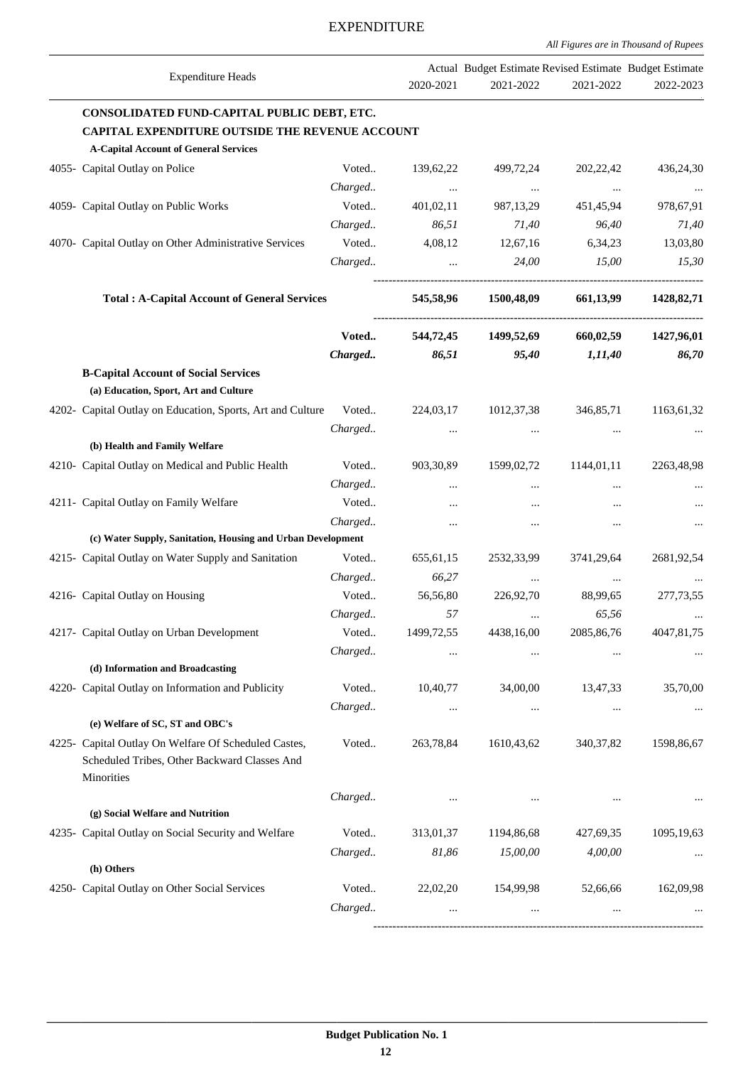# EXPENDITURE

*All Figures are in Thousand of Rupees*

| Expenditure Heads | | Actual 2020-2021 | Budget Estimate 2021-2022 | Revised Estimate 2021-2022 | Budget Estimate 2022-2023 |
|---|---|---|---|---|---|
| **CONSOLIDATED FUND-CAPITAL PUBLIC DEBT, ETC.** | | | | | |
| **CAPITAL EXPENDITURE OUTSIDE THE REVENUE ACCOUNT** | | | | | |
| **A-Capital Account of General Services** | | | | | |
| 4055- Capital Outlay on Police | Voted.. | 139,62,22 | 499,72,24 | 202,22,42 | 436,24,30 |
| | *Charged..* | ... | ... | ... | ... |
| 4059- Capital Outlay on Public Works | Voted.. | 401,02,11 | 987,13,29 | 451,45,94 | 978,67,91 |
| | *Charged..* | *86,51* | *71,40* | *96,40* | *71,40* |
| 4070- Capital Outlay on Other Administrative Services | Voted.. | 4,08,12 | 12,67,16 | 6,34,23 | 13,03,80 |
| | *Charged..* | ... | *24,00* | *15,00* | *15,30* |
| **Total : A-Capital Account of General Services** | | **545,58,96** | **1500,48,09** | **661,13,99** | **1428,82,71** |
| | **Voted..** | **544,72,45** | **1499,52,69** | **660,02,59** | **1427,96,01** |
| | ***Charged..*** | ***86,51*** | ***95,40*** | ***1,11,40*** | ***86,70*** |
| **B-Capital Account of Social Services** | | | | | |
| **(a) Education, Sport, Art and Culture** | | | | | |
| 4202- Capital Outlay on Education, Sports, Art and Culture | Voted.. | 224,03,17 | 1012,37,38 | 346,85,71 | 1163,61,32 |
| | *Charged..* | ... | ... | ... | ... |
| **(b) Health and Family Welfare** | | | | | |
| 4210- Capital Outlay on Medical and Public Health | Voted.. | 903,30,89 | 1599,02,72 | 1144,01,11 | 2263,48,98 |
| | *Charged..* | ... | ... | ... | ... |
| 4211- Capital Outlay on Family Welfare | Voted.. | ... | ... | ... | ... |
| | *Charged..* | ... | ... | ... | ... |
| **(c) Water Supply, Sanitation, Housing and Urban Development** | | | | | |
| 4215- Capital Outlay on Water Supply and Sanitation | Voted.. | 655,61,15 | 2532,33,99 | 3741,29,64 | 2681,92,54 |
| | *Charged..* | *66,27* | ... | ... | ... |
| 4216- Capital Outlay on Housing | Voted.. | 56,56,80 | 226,92,70 | 88,99,65 | 277,73,55 |
| | *Charged..* | *57* | ... | *65,56* | ... |
| 4217- Capital Outlay on Urban Development | Voted.. | 1499,72,55 | 4438,16,00 | 2085,86,76 | 4047,81,75 |
| | *Charged..* | ... | ... | ... | ... |
| **(d) Information and Broadcasting** | | | | | |
| 4220- Capital Outlay on Information and Publicity | Voted.. | 10,40,77 | 34,00,00 | 13,47,33 | 35,70,00 |
| | *Charged..* | ... | ... | ... | ... |
| **(e) Welfare of SC, ST and OBC's** | | | | | |
| 4225- Capital Outlay On Welfare Of Scheduled Castes, Scheduled Tribes, Other Backward Classes And Minorities | Voted.. | 263,78,84 | 1610,43,62 | 340,37,82 | 1598,86,67 |
| | *Charged..* | ... | ... | ... | ... |
| **(g) Social Welfare and Nutrition** | | | | | |
| 4235- Capital Outlay on Social Security and Welfare | Voted.. | 313,01,37 | 1194,86,68 | 427,69,35 | 1095,19,63 |
| | *Charged..* | *81,86* | *15,00,00* | *4,00,00* | ... |
| **(h) Others** | | | | | |
| 4250- Capital Outlay on Other Social Services | Voted.. | 22,02,20 | 154,99,98 | 52,66,66 | 162,09,98 |
| | *Charged..* | ... | ... | ... | ... |

**Budget Publication No. 1**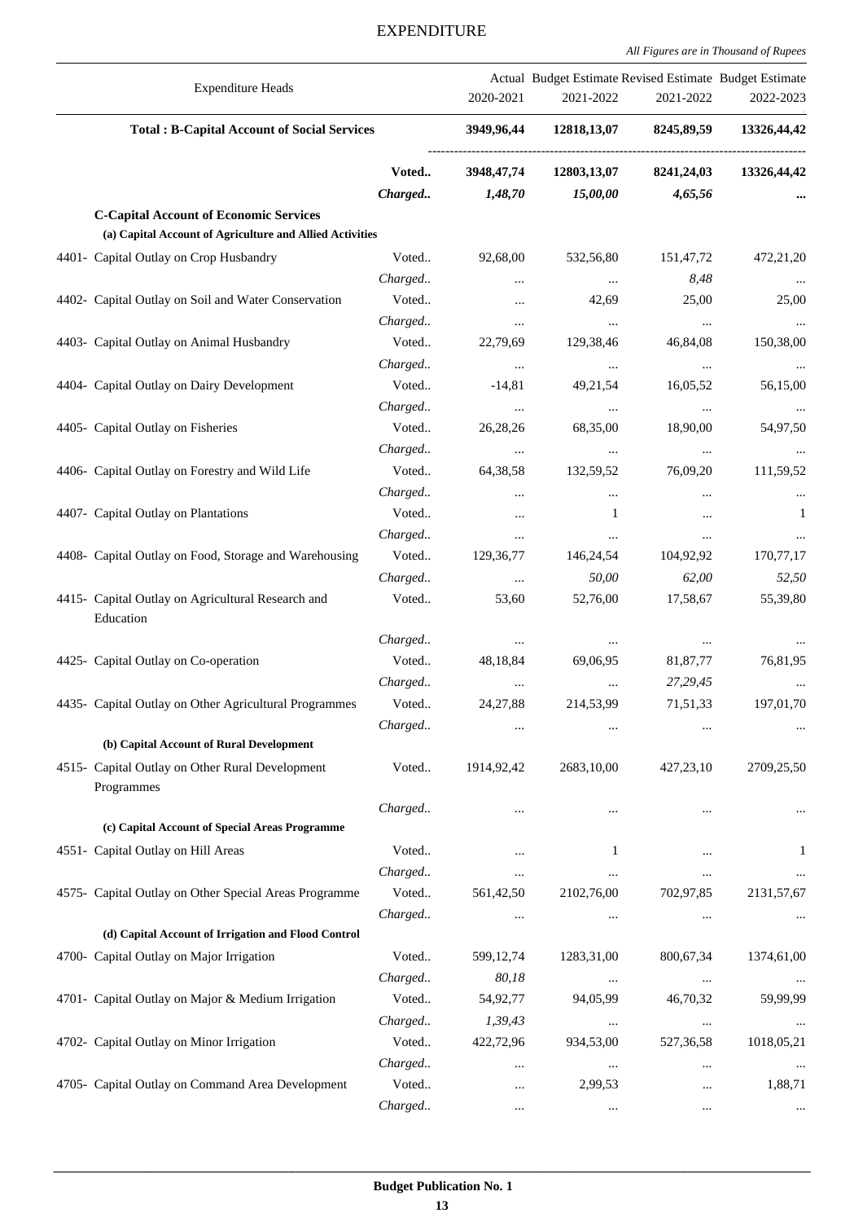# EXPENDITURE

*All Figures are in Thousand of Rupees*

| Expenditure Heads | | Actual 2020-2021 | Budget Estimate 2021-2022 | Revised Estimate 2021-2022 | Budget Estimate 2022-2023 |
|---|---|---|---|---|---|
| **Total : B-Capital Account of Social Services** | | **3949,96,44** | **12818,13,07** | **8245,89,59** | **13326,44,42** |
| | **Voted..** | **3948,47,74** | **12803,13,07** | **8241,24,03** | **13326,44,42** |
| | ***Charged..*** | ***1,48,70*** | ***15,00,00*** | ***4,65,56*** | **...** |
| **C-Capital Account of Economic Services** | | | | | |
| **(a) Capital Account of Agriculture and Allied Activities** | | | | | |
| 4401- Capital Outlay on Crop Husbandry | Voted.. | 92,68,00 | 532,56,80 | 151,47,72 | 472,21,20 |
| | *Charged..* | ... | ... | *8,48* | ... |
| 4402- Capital Outlay on Soil and Water Conservation | Voted.. | ... | 42,69 | 25,00 | 25,00 |
| | *Charged..* | ... | ... | ... | ... |
| 4403- Capital Outlay on Animal Husbandry | Voted.. | 22,79,69 | 129,38,46 | 46,84,08 | 150,38,00 |
| | *Charged..* | ... | ... | ... | ... |
| 4404- Capital Outlay on Dairy Development | Voted.. | -14,81 | 49,21,54 | 16,05,52 | 56,15,00 |
| | *Charged..* | ... | ... | ... | ... |
| 4405- Capital Outlay on Fisheries | Voted.. | 26,28,26 | 68,35,00 | 18,90,00 | 54,97,50 |
| | *Charged..* | ... | ... | ... | ... |
| 4406- Capital Outlay on Forestry and Wild Life | Voted.. | 64,38,58 | 132,59,52 | 76,09,20 | 111,59,52 |
| | *Charged..* | ... | ... | ... | ... |
| 4407- Capital Outlay on Plantations | Voted.. | ... | 1 | ... | 1 |
| | *Charged..* | ... | ... | ... | ... |
| 4408- Capital Outlay on Food, Storage and Warehousing | Voted.. | 129,36,77 | 146,24,54 | 104,92,92 | 170,77,17 |
| | *Charged..* | ... | *50,00* | *62,00* | *52,50* |
| 4415- Capital Outlay on Agricultural Research and Education | Voted.. | 53,60 | 52,76,00 | 17,58,67 | 55,39,80 |
| | *Charged..* | ... | ... | ... | ... |
| 4425- Capital Outlay on Co-operation | Voted.. | 48,18,84 | 69,06,95 | 81,87,77 | 76,81,95 |
| | *Charged..* | ... | ... | *27,29,45* | ... |
| 4435- Capital Outlay on Other Agricultural Programmes | Voted.. | 24,27,88 | 214,53,99 | 71,51,33 | 197,01,70 |
| | *Charged..* | ... | ... | ... | ... |
| **(b) Capital Account of Rural Development** | | | | | |
| 4515- Capital Outlay on Other Rural Development Programmes | Voted.. | 1914,92,42 | 2683,10,00 | 427,23,10 | 2709,25,50 |
| | *Charged..* | ... | ... | ... | ... |
| **(c) Capital Account of Special Areas Programme** | | | | | |
| 4551- Capital Outlay on Hill Areas | Voted.. | ... | 1 | ... | 1 |
| | *Charged..* | ... | ... | ... | ... |
| 4575- Capital Outlay on Other Special Areas Programme | Voted.. | 561,42,50 | 2102,76,00 | 702,97,85 | 2131,57,67 |
| | *Charged..* | ... | ... | ... | ... |
| **(d) Capital Account of Irrigation and Flood Control** | | | | | |
| 4700- Capital Outlay on Major Irrigation | Voted.. | 599,12,74 | 1283,31,00 | 800,67,34 | 1374,61,00 |
| | *Charged..* | *80,18* | ... | ... | ... |
| 4701- Capital Outlay on Major & Medium Irrigation | Voted.. | 54,92,77 | 94,05,99 | 46,70,32 | 59,99,99 |
| | *Charged..* | *1,39,43* | ... | ... | ... |
| 4702- Capital Outlay on Minor Irrigation | Voted.. | 422,72,96 | 934,53,00 | 527,36,58 | 1018,05,21 |
| | *Charged..* | ... | ... | ... | ... |
| 4705- Capital Outlay on Command Area Development | Voted.. | ... | 2,99,53 | ... | 1,88,71 |
| | *Charged..* | ... | ... | ... | ... |

**Budget Publication No. 1**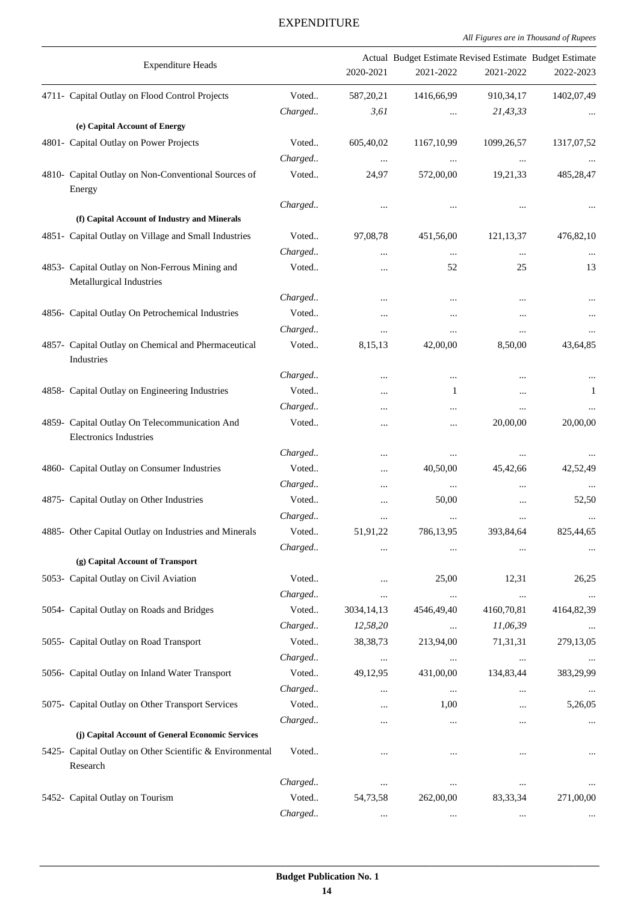# EXPENDITURE

*All Figures are in Thousand of Rupees*

| Expenditure Heads | | Actual 2020-2021 | Budget Estimate 2021-2022 | Revised Estimate 2021-2022 | Budget Estimate 2022-2023 |
|---|---|---|---|---|---|
| 4711- Capital Outlay on Flood Control Projects | Voted.. | 587,20,21 | 1416,66,99 | 910,34,17 | 1402,07,49 |
| | *Charged..* | *3,61* | ... | *21,43,33* | ... |
| **(e) Capital Account of Energy** | | | | | |
| 4801- Capital Outlay on Power Projects | Voted.. | 605,40,02 | 1167,10,99 | 1099,26,57 | 1317,07,52 |
| | *Charged..* | ... | ... | ... | ... |
| 4810- Capital Outlay on Non-Conventional Sources of Energy | Voted.. | 24,97 | 572,00,00 | 19,21,33 | 485,28,47 |
| | *Charged..* | ... | ... | ... | ... |
| **(f) Capital Account of Industry and Minerals** | | | | | |
| 4851- Capital Outlay on Village and Small Industries | Voted.. | 97,08,78 | 451,56,00 | 121,13,37 | 476,82,10 |
| | *Charged..* | ... | ... | ... | ... |
| 4853- Capital Outlay on Non-Ferrous Mining and Metallurgical Industries | Voted.. | ... | 52 | 25 | 13 |
| | *Charged..* | ... | ... | ... | ... |
| 4856- Capital Outlay On Petrochemical Industries | Voted.. | ... | ... | ... | ... |
| | *Charged..* | ... | ... | ... | ... |
| 4857- Capital Outlay on Chemical and Phermaceutical Industries | Voted.. | 8,15,13 | 42,00,00 | 8,50,00 | 43,64,85 |
| | *Charged..* | ... | ... | ... | ... |
| 4858- Capital Outlay on Engineering Industries | Voted.. | ... | 1 | ... | 1 |
| | *Charged..* | ... | ... | ... | ... |
| 4859- Capital Outlay On Telecommunication And Electronics Industries | Voted.. | ... | ... | 20,00,00 | 20,00,00 |
| | *Charged..* | ... | ... | ... | ... |
| 4860- Capital Outlay on Consumer Industries | Voted.. | ... | 40,50,00 | 45,42,66 | 42,52,49 |
| | *Charged..* | ... | ... | ... | ... |
| 4875- Capital Outlay on Other Industries | Voted.. | ... | 50,00 | ... | 52,50 |
| | *Charged..* | ... | ... | ... | ... |
| 4885- Other Capital Outlay on Industries and Minerals | Voted.. | 51,91,22 | 786,13,95 | 393,84,64 | 825,44,65 |
| | *Charged..* | ... | ... | ... | ... |
| **(g) Capital Account of Transport** | | | | | |
| 5053- Capital Outlay on Civil Aviation | Voted.. | ... | 25,00 | 12,31 | 26,25 |
| | *Charged..* | ... | ... | ... | ... |
| 5054- Capital Outlay on Roads and Bridges | Voted.. | 3034,14,13 | 4546,49,40 | 4160,70,81 | 4164,82,39 |
| | *Charged..* | *12,58,20* | ... | *11,06,39* | ... |
| 5055- Capital Outlay on Road Transport | Voted.. | 38,38,73 | 213,94,00 | 71,31,31 | 279,13,05 |
| | *Charged..* | ... | ... | ... | ... |
| 5056- Capital Outlay on Inland Water Transport | Voted.. | 49,12,95 | 431,00,00 | 134,83,44 | 383,29,99 |
| | *Charged..* | ... | ... | ... | ... |
| 5075- Capital Outlay on Other Transport Services | Voted.. | ... | 1,00 | ... | 5,26,05 |
| | *Charged..* | ... | ... | ... | ... |
| **(j) Capital Account of General Economic Services** | | | | | |
| 5425- Capital Outlay on Other Scientific & Environmental Research | Voted.. | ... | ... | ... | ... |
| | *Charged..* | ... | ... | ... | ... |
| 5452- Capital Outlay on Tourism | Voted.. | 54,73,58 | 262,00,00 | 83,33,34 | 271,00,00 |
| | *Charged..* | ... | ... | ... | ... |

**Budget Publication No. 1**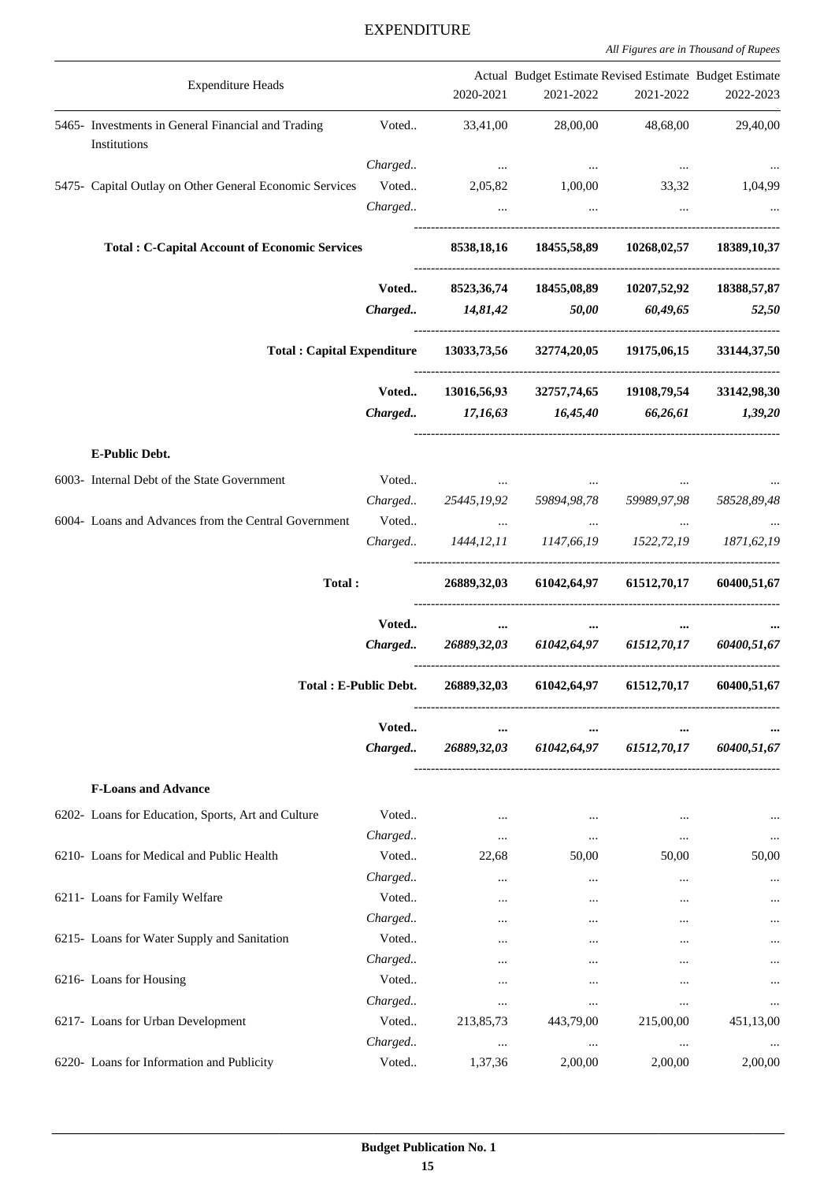# EXPENDITURE

*All Figures are in Thousand of Rupees*

| Expenditure Heads | | Actual 2020-2021 | Budget Estimate 2021-2022 | Revised Estimate 2021-2022 | Budget Estimate 2022-2023 |
|---|---|---|---|---|---|
| 5465- Investments in General Financial and Trading Institutions | Voted.. | 33,41,00 | 28,00,00 | 48,68,00 | 29,40,00 |
| | Charged.. | ... | ... | ... | ... |
| 5475- Capital Outlay on Other General Economic Services | Voted.. | 2,05,82 | 1,00,00 | 33,32 | 1,04,99 |
| | Charged.. | ... | ... | ... | ... |
| **Total : C-Capital Account of Economic Services** | | **8538,18,16** | **18455,58,89** | **10268,02,57** | **18389,10,37** |
| | **Voted..** | **8523,36,74** | **18455,08,89** | **10207,52,92** | **18388,57,87** |
| | ***Charged..*** | ***14,81,42*** | ***50,00*** | ***60,49,65*** | ***52,50*** |
| **Total : Capital Expenditure** | | **13033,73,56** | **32774,20,05** | **19175,06,15** | **33144,37,50** |
| | **Voted..** | **13016,56,93** | **32757,74,65** | **19108,79,54** | **33142,98,30** |
| | ***Charged..*** | ***17,16,63*** | ***16,45,40*** | ***66,26,61*** | ***1,39,20*** |
| **E-Public Debt.** | | | | | |
| 6003- Internal Debt of the State Government | Voted.. | ... | ... | ... | ... |
| | Charged.. | *25445,19,92* | *59894,98,78* | *59989,97,98* | *58528,89,48* |
| 6004- Loans and Advances from the Central Government | Voted.. | ... | ... | ... | ... |
| | Charged.. | *1444,12,11* | *1147,66,19* | *1522,72,19* | *1871,62,19* |
| **Total :** | | **26889,32,03** | **61042,64,97** | **61512,70,17** | **60400,51,67** |
| | **Voted..** | **...** | **...** | **...** | **...** |
| | ***Charged..*** | ***26889,32,03*** | ***61042,64,97*** | ***61512,70,17*** | ***60400,51,67*** |
| **Total : E-Public Debt.** | | **26889,32,03** | **61042,64,97** | **61512,70,17** | **60400,51,67** |
| | **Voted..** | **...** | **...** | **...** | **...** |
| | ***Charged..*** | ***26889,32,03*** | ***61042,64,97*** | ***61512,70,17*** | ***60400,51,67*** |
| **F-Loans and Advance** | | | | | |
| 6202- Loans for Education, Sports, Art and Culture | Voted.. | ... | ... | ... | ... |
| | Charged.. | ... | ... | ... | ... |
| 6210- Loans for Medical and Public Health | Voted.. | 22,68 | 50,00 | 50,00 | 50,00 |
| | Charged.. | ... | ... | ... | ... |
| 6211- Loans for Family Welfare | Voted.. | ... | ... | ... | ... |
| | Charged.. | ... | ... | ... | ... |
| 6215- Loans for Water Supply and Sanitation | Voted.. | ... | ... | ... | ... |
| | Charged.. | ... | ... | ... | ... |
| 6216- Loans for Housing | Voted.. | ... | ... | ... | ... |
| | Charged.. | ... | ... | ... | ... |
| 6217- Loans for Urban Development | Voted.. | 213,85,73 | 443,79,00 | 215,00,00 | 451,13,00 |
| | Charged.. | ... | ... | ... | ... |
| 6220- Loans for Information and Publicity | Voted.. | 1,37,36 | 2,00,00 | 2,00,00 | 2,00,00 |

**Budget Publication No. 1**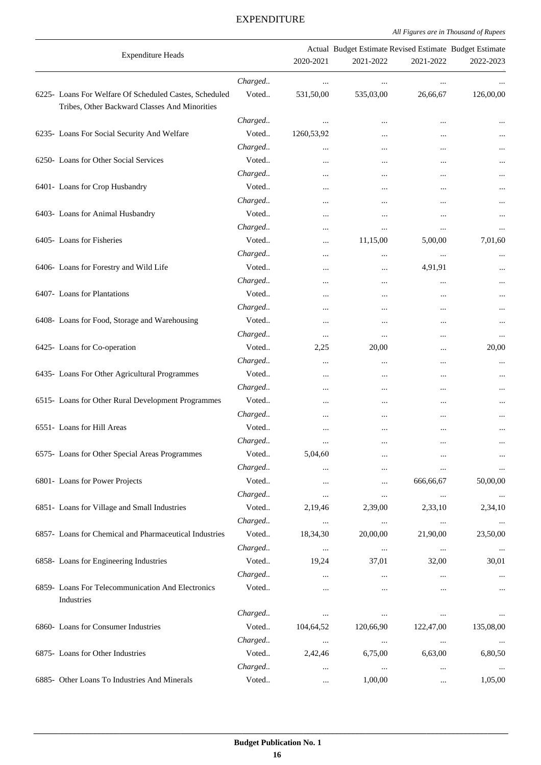# EXPENDITURE

*All Figures are in Thousand of Rupees*

| Expenditure Heads | | Actual 2020-2021 | Budget Estimate 2021-2022 | Revised Estimate 2021-2022 | Budget Estimate 2022-2023 |
|---|---|---|---|---|---|
| | *Charged..* | ... | ... | ... | ... |
| 6225- Loans For Welfare Of Scheduled Castes, Scheduled Tribes, Other Backward Classes And Minorities | Voted.. | 531,50,00 | 535,03,00 | 26,66,67 | 126,00,00 |
| | *Charged..* | ... | ... | ... | ... |
| 6235- Loans For Social Security And Welfare | Voted.. | 1260,53,92 | ... | ... | ... |
| | *Charged..* | ... | ... | ... | ... |
| 6250- Loans for Other Social Services | Voted.. | ... | ... | ... | ... |
| | *Charged..* | ... | ... | ... | ... |
| 6401- Loans for Crop Husbandry | Voted.. | ... | ... | ... | ... |
| | *Charged..* | ... | ... | ... | ... |
| 6403- Loans for Animal Husbandry | Voted.. | ... | ... | ... | ... |
| | *Charged..* | ... | ... | ... | ... |
| 6405- Loans for Fisheries | Voted.. | ... | 11,15,00 | 5,00,00 | 7,01,60 |
| | *Charged..* | ... | ... | ... | ... |
| 6406- Loans for Forestry and Wild Life | Voted.. | ... | ... | 4,91,91 | ... |
| | *Charged..* | ... | ... | ... | ... |
| 6407- Loans for Plantations | Voted.. | ... | ... | ... | ... |
| | *Charged..* | ... | ... | ... | ... |
| 6408- Loans for Food, Storage and Warehousing | Voted.. | ... | ... | ... | ... |
| | *Charged..* | ... | ... | ... | ... |
| 6425- Loans for Co-operation | Voted.. | 2,25 | 20,00 | ... | 20,00 |
| | *Charged..* | ... | ... | ... | ... |
| 6435- Loans For Other Agricultural Programmes | Voted.. | ... | ... | ... | ... |
| | *Charged..* | ... | ... | ... | ... |
| 6515- Loans for Other Rural Development Programmes | Voted.. | ... | ... | ... | ... |
| | *Charged..* | ... | ... | ... | ... |
| 6551- Loans for Hill Areas | Voted.. | ... | ... | ... | ... |
| | *Charged..* | ... | ... | ... | ... |
| 6575- Loans for Other Special Areas Programmes | Voted.. | 5,04,60 | ... | ... | ... |
| | *Charged..* | ... | ... | ... | ... |
| 6801- Loans for Power Projects | Voted.. | ... | ... | 666,66,67 | 50,00,00 |
| | *Charged..* | ... | ... | ... | ... |
| 6851- Loans for Village and Small Industries | Voted.. | 2,19,46 | 2,39,00 | 2,33,10 | 2,34,10 |
| | *Charged..* | ... | ... | ... | ... |
| 6857- Loans for Chemical and Pharmaceutical Industries | Voted.. | 18,34,30 | 20,00,00 | 21,90,00 | 23,50,00 |
| | *Charged..* | ... | ... | ... | ... |
| 6858- Loans for Engineering Industries | Voted.. | 19,24 | 37,01 | 32,00 | 30,01 |
| | *Charged..* | ... | ... | ... | ... |
| 6859- Loans For Telecommunication And Electronics Industries | Voted.. | ... | ... | ... | ... |
| | *Charged..* | ... | ... | ... | ... |
| 6860- Loans for Consumer Industries | Voted.. | 104,64,52 | 120,66,90 | 122,47,00 | 135,08,00 |
| | *Charged..* | ... | ... | ... | ... |
| 6875- Loans for Other Industries | Voted.. | 2,42,46 | 6,75,00 | 6,63,00 | 6,80,50 |
| | *Charged..* | ... | ... | ... | ... |
| 6885- Other Loans To Industries And Minerals | Voted.. | ... | 1,00,00 | ... | 1,05,00 |

**Budget Publication No. 1**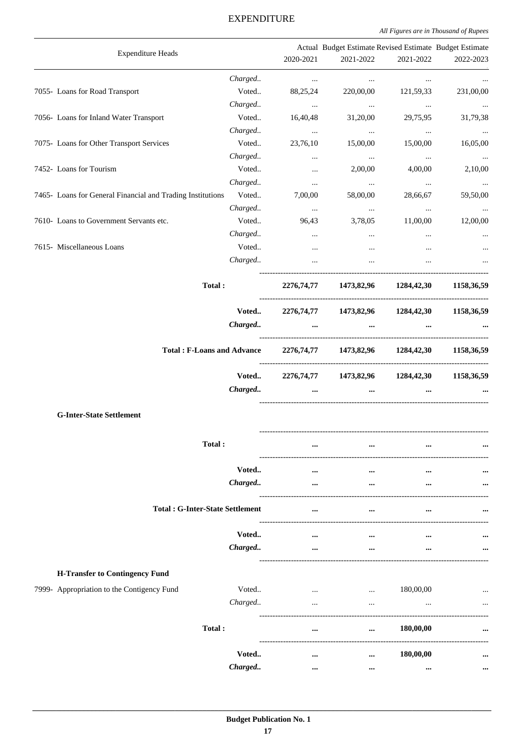# EXPENDITURE

*All Figures are in Thousand of Rupees*

| Expenditure Heads | | Actual 2020-2021 | Budget Estimate 2021-2022 | Revised Estimate 2021-2022 | Budget Estimate 2022-2023 |
|---|---|---|---|---|---|
| | *Charged..* | ... | ... | ... | ... |
| 7055- Loans for Road Transport | Voted.. | 88,25,24 | 220,00,00 | 121,59,33 | 231,00,00 |
| | *Charged..* | ... | ... | ... | ... |
| 7056- Loans for Inland Water Transport | Voted.. | 16,40,48 | 31,20,00 | 29,75,95 | 31,79,38 |
| | *Charged..* | ... | ... | ... | ... |
| 7075- Loans for Other Transport Services | Voted.. | 23,76,10 | 15,00,00 | 15,00,00 | 16,05,00 |
| | *Charged..* | ... | ... | ... | ... |
| 7452- Loans for Tourism | Voted.. | ... | 2,00,00 | 4,00,00 | 2,10,00 |
| | *Charged..* | ... | ... | ... | ... |
| 7465- Loans for General Financial and Trading Institutions | Voted.. | 7,00,00 | 58,00,00 | 28,66,67 | 59,50,00 |
| | *Charged..* | ... | ... | ... | ... |
| 7610- Loans to Government Servants etc. | Voted.. | 96,43 | 3,78,05 | 11,00,00 | 12,00,00 |
| | *Charged..* | ... | ... | ... | ... |
| 7615- Miscellaneous Loans | Voted.. | ... | ... | ... | ... |
| | *Charged..* | ... | ... | ... | ... |
| **Total :** | | **2276,74,77** | **1473,82,96** | **1284,42,30** | **1158,36,59** |
| | **Voted..** | **2276,74,77** | **1473,82,96** | **1284,42,30** | **1158,36,59** |
| | ***Charged..*** | **...** | **...** | **...** | **...** |
| **Total : F-Loans and Advance** | | **2276,74,77** | **1473,82,96** | **1284,42,30** | **1158,36,59** |
| | **Voted..** | **2276,74,77** | **1473,82,96** | **1284,42,30** | **1158,36,59** |
| | ***Charged..*** | **...** | **...** | **...** | **...** |
| **G-Inter-State Settlement** | | | | | |
| **Total :** | | **...** | **...** | **...** | **...** |
| | **Voted..** | **...** | **...** | **...** | **...** |
| | ***Charged..*** | **...** | **...** | **...** | **...** |
| **Total : G-Inter-State Settlement** | | **...** | **...** | **...** | **...** |
| | **Voted..** | **...** | **...** | **...** | **...** |
| | ***Charged..*** | **...** | **...** | **...** | **...** |
| **H-Transfer to Contingency Fund** | | | | | |
| 7999- Appropriation to the Contigency Fund | Voted.. | ... | ... | 180,00,00 | ... |
| | *Charged..* | ... | ... | ... | ... |
| **Total :** | | **...** | **...** | **180,00,00** | **...** |
| | **Voted..** | **...** | **...** | **180,00,00** | **...** |
| | ***Charged..*** | **...** | **...** | **...** | **...** |

**Budget Publication No. 1**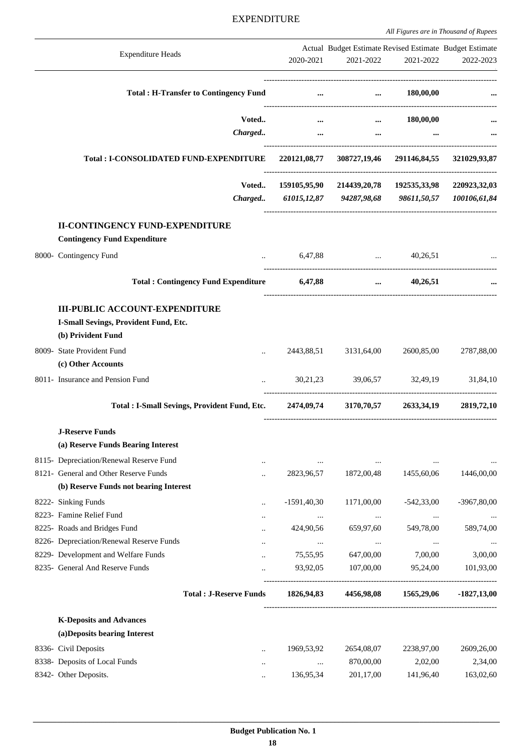# EXPENDITURE

*All Figures are in Thousand of Rupees*

| Expenditure Heads | | Actual 2020-2021 | Budget Estimate 2021-2022 | Revised Estimate 2021-2022 | Budget Estimate 2022-2023 |
|---|---|---|---|---|---|
| **Total : H-Transfer to Contingency Fund** | | **...** | **...** | **180,00,00** | **...** |
| | **Voted..** | **...** | **...** | **180,00,00** | **...** |
| | ***Charged..*** | **...** | **...** | **...** | **...** |
| **Total : I-CONSOLIDATED FUND-EXPENDITURE** | | **220121,08,77** | **308727,19,46** | **291146,84,55** | **321029,93,87** |
| | **Voted..** | **159105,95,90** | **214439,20,78** | **192535,33,98** | **220923,32,03** |
| | ***Charged..*** | ***61015,12,87*** | ***94287,98,68*** | ***98611,50,57*** | ***100106,61,84*** |
| **II-CONTINGENCY FUND-EXPENDITURE** | | | | | |
| **Contingency Fund Expenditure** | | | | | |
| 8000- Contingency Fund | .. | 6,47,88 | ... | 40,26,51 | ... |
| **Total : Contingency Fund Expenditure** | | **6,47,88** | **...** | **40,26,51** | **...** |
| **III-PUBLIC ACCOUNT-EXPENDITURE** | | | | | |
| **I-Small Sevings, Provident Fund, Etc.** | | | | | |
| **(b) Provident Fund** | | | | | |
| 8009- State Provident Fund | .. | 2443,88,51 | 3131,64,00 | 2600,85,00 | 2787,88,00 |
| **(c) Other Accounts** | | | | | |
| 8011- Insurance and Pension Fund | .. | 30,21,23 | 39,06,57 | 32,49,19 | 31,84,10 |
| **Total : I-Small Sevings, Provident Fund, Etc.** | | **2474,09,74** | **3170,70,57** | **2633,34,19** | **2819,72,10** |
| **J-Reserve Funds** | | | | | |
| **(a) Reserve Funds Bearing Interest** | | | | | |
| 8115- Depreciation/Renewal Reserve Fund | .. | ... | ... | ... | ... |
| 8121- General and Other Reserve Funds | .. | 2823,96,57 | 1872,00,48 | 1455,60,06 | 1446,00,00 |
| **(b) Reserve Funds not bearing Interest** | | | | | |
| 8222- Sinking Funds | .. | -1591,40,30 | 1171,00,00 | -542,33,00 | -3967,80,00 |
| 8223- Famine Relief Fund | .. | ... | ... | ... | ... |
| 8225- Roads and Bridges Fund | .. | 424,90,56 | 659,97,60 | 549,78,00 | 589,74,00 |
| 8226- Depreciation/Renewal Reserve Funds | .. | ... | ... | ... | ... |
| 8229- Development and Welfare Funds | .. | 75,55,95 | 647,00,00 | 7,00,00 | 3,00,00 |
| 8235- General And Reserve Funds | .. | 93,92,05 | 107,00,00 | 95,24,00 | 101,93,00 |
| **Total : J-Reserve Funds** | | **1826,94,83** | **4456,98,08** | **1565,29,06** | **-1827,13,00** |
| **K-Deposits and Advances** | | | | | |
| **(a)Deposits bearing Interest** | | | | | |
| 8336- Civil Deposits | .. | 1969,53,92 | 2654,08,07 | 2238,97,00 | 2609,26,00 |
| 8338- Deposits of Local Funds | .. | ... | 870,00,00 | 2,02,00 | 2,34,00 |
| 8342- Other Deposits. | .. | 136,95,34 | 201,17,00 | 141,96,40 | 163,02,60 |

**Budget Publication No. 1**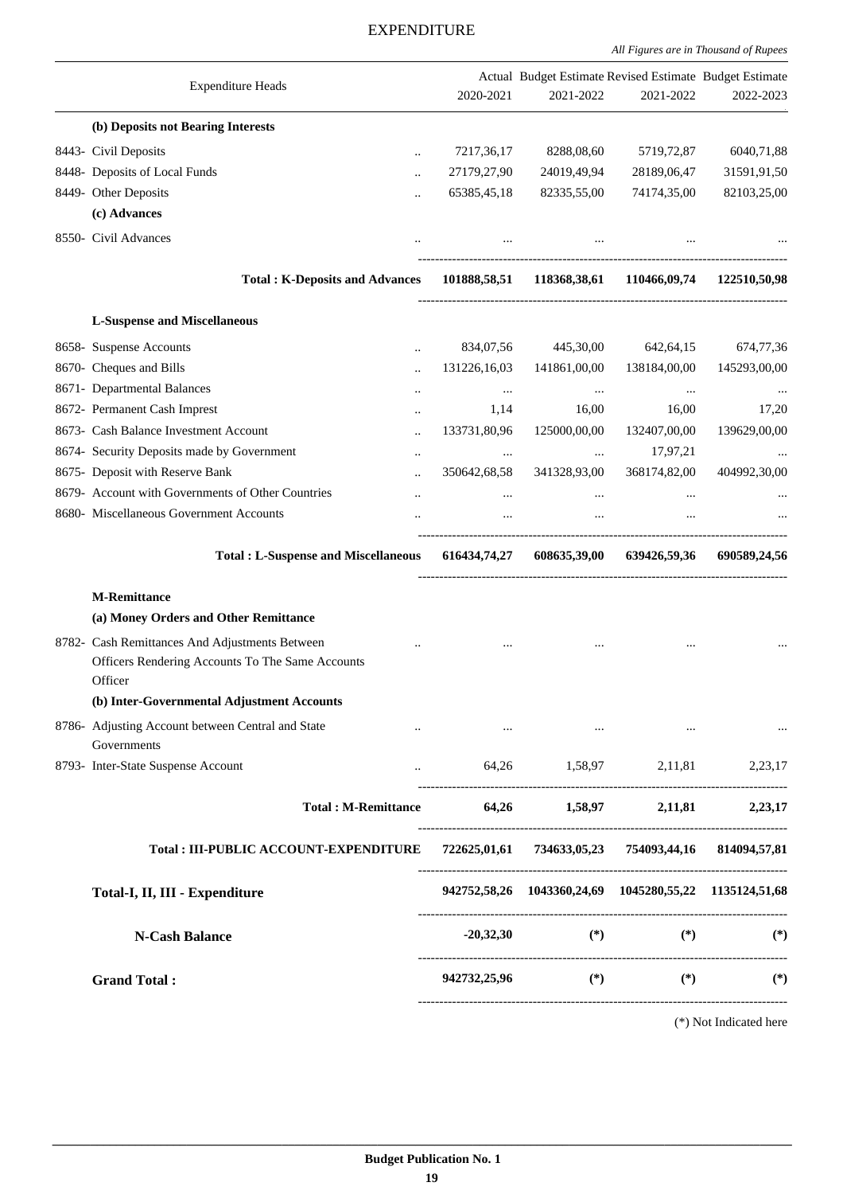# EXPENDITURE

*All Figures are in Thousand of Rupees*

| Expenditure Heads | Actual 2020-2021 | Budget Estimate 2021-2022 | Revised Estimate 2021-2022 | Budget Estimate 2022-2023 |
|---|---|---|---|---|
| **(b) Deposits not Bearing Interests** | | | | |
| 8443- Civil Deposits .. | 7217,36,17 | 8288,08,60 | 5719,72,87 | 6040,71,88 |
| 8448- Deposits of Local Funds .. | 27179,27,90 | 24019,49,94 | 28189,06,47 | 31591,91,50 |
| 8449- Other Deposits .. | 65385,45,18 | 82335,55,00 | 74174,35,00 | 82103,25,00 |
| **(c) Advances** | | | | |
| 8550- Civil Advances .. | ... | ... | ... | ... |
| **Total : K-Deposits and Advances** | **101888,58,51** | **118368,38,61** | **110466,09,74** | **122510,50,98** |
| **L-Suspense and Miscellaneous** | | | | |
| 8658- Suspense Accounts .. | 834,07,56 | 445,30,00 | 642,64,15 | 674,77,36 |
| 8670- Cheques and Bills .. | 131226,16,03 | 141861,00,00 | 138184,00,00 | 145293,00,00 |
| 8671- Departmental Balances .. | ... | ... | ... | ... |
| 8672- Permanent Cash Imprest .. | 1,14 | 16,00 | 16,00 | 17,20 |
| 8673- Cash Balance Investment Account .. | 133731,80,96 | 125000,00,00 | 132407,00,00 | 139629,00,00 |
| 8674- Security Deposits made by Government .. | ... | ... | 17,97,21 | ... |
| 8675- Deposit with Reserve Bank .. | 350642,68,58 | 341328,93,00 | 368174,82,00 | 404992,30,00 |
| 8679- Account with Governments of Other Countries .. | ... | ... | ... | ... |
| 8680- Miscellaneous Government Accounts .. | ... | ... | ... | ... |
| **Total : L-Suspense and Miscellaneous** | **616434,74,27** | **608635,39,00** | **639426,59,36** | **690589,24,56** |
| **M-Remittance** | | | | |
| **(a) Money Orders and Other Remittance** | | | | |
| 8782- Cash Remittances And Adjustments Between Officers Rendering Accounts To The Same Accounts Officer .. | ... | ... | ... | ... |
| **(b) Inter-Governmental Adjustment Accounts** | | | | |
| 8786- Adjusting Account between Central and State Governments .. | ... | ... | ... | ... |
| 8793- Inter-State Suspense Account .. | 64,26 | 1,58,97 | 2,11,81 | 2,23,17 |
| **Total : M-Remittance** | **64,26** | **1,58,97** | **2,11,81** | **2,23,17** |
| **Total : III-PUBLIC ACCOUNT-EXPENDITURE** | **722625,01,61** | **734633,05,23** | **754093,44,16** | **814094,57,81** |
| **Total-I, II, III - Expenditure** | **942752,58,26** | **1043360,24,69** | **1045280,55,22** | **1135124,51,68** |
| **N-Cash Balance** | **-20,32,30** | **(*)** | **(*)** | **(*)** |
| **Grand Total :** | **942732,25,96** | **(*)** | **(*)** | **(*)** |

(*) Not Indicated here

**Budget Publication No. 1**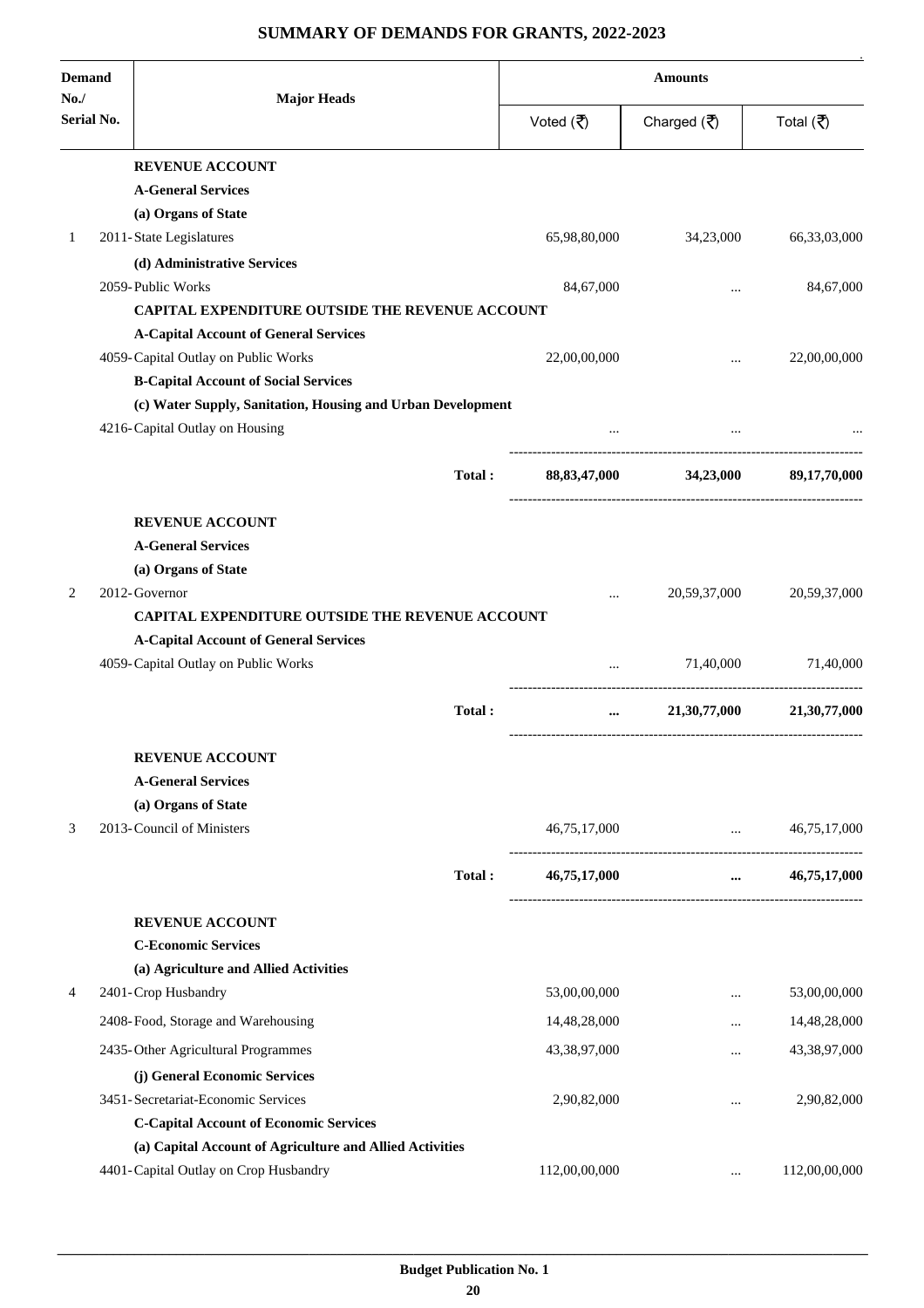# SUMMARY OF DEMANDS FOR GRANTS, 2022-2023

| Demand No./ Serial No. | Major Heads | Amounts | | |
|---|---|---|---|---|
| | | Voted (₹) | Charged (₹) | Total (₹) |
| | **REVENUE ACCOUNT** | | | |
| | **A-General Services** | | | |
| | **(a) Organs of State** | | | |
| 1 | 2011-State Legislatures | 65,98,80,000 | 34,23,000 | 66,33,03,000 |
| | **(d) Administrative Services** | | | |
| | 2059-Public Works | 84,67,000 | ... | 84,67,000 |
| | **CAPITAL EXPENDITURE OUTSIDE THE REVENUE ACCOUNT** | | | |
| | **A-Capital Account of General Services** | | | |
| | 4059-Capital Outlay on Public Works | 22,00,00,000 | ... | 22,00,00,000 |
| | **B-Capital Account of Social Services** | | | |
| | **(c) Water Supply, Sanitation, Housing and Urban Development** | | | |
| | 4216-Capital Outlay on Housing | ... | ... | ... |
| | **Total :** | **88,83,47,000** | **34,23,000** | **89,17,70,000** |
| | **REVENUE ACCOUNT** | | | |
| | **A-General Services** | | | |
| | **(a) Organs of State** | | | |
| 2 | 2012-Governor | ... | 20,59,37,000 | 20,59,37,000 |
| | **CAPITAL EXPENDITURE OUTSIDE THE REVENUE ACCOUNT** | | | |
| | **A-Capital Account of General Services** | | | |
| | 4059-Capital Outlay on Public Works | ... | 71,40,000 | 71,40,000 |
| | **Total :** | **...** | **21,30,77,000** | **21,30,77,000** |
| | **REVENUE ACCOUNT** | | | |
| | **A-General Services** | | | |
| | **(a) Organs of State** | | | |
| 3 | 2013-Council of Ministers | 46,75,17,000 | ... | 46,75,17,000 |
| | **Total :** | **46,75,17,000** | **...** | **46,75,17,000** |
| | **REVENUE ACCOUNT** | | | |
| | **C-Economic Services** | | | |
| | **(a) Agriculture and Allied Activities** | | | |
| 4 | 2401-Crop Husbandry | 53,00,00,000 | ... | 53,00,00,000 |
| | 2408-Food, Storage and Warehousing | 14,48,28,000 | ... | 14,48,28,000 |
| | 2435-Other Agricultural Programmes | 43,38,97,000 | ... | 43,38,97,000 |
| | **(j) General Economic Services** | | | |
| | 3451-Secretariat-Economic Services | 2,90,82,000 | ... | 2,90,82,000 |
| | **C-Capital Account of Economic Services** | | | |
| | **(a) Capital Account of Agriculture and Allied Activities** | | | |
| | 4401-Capital Outlay on Crop Husbandry | 112,00,00,000 | ... | 112,00,00,000 |

**Budget Publication No. 1**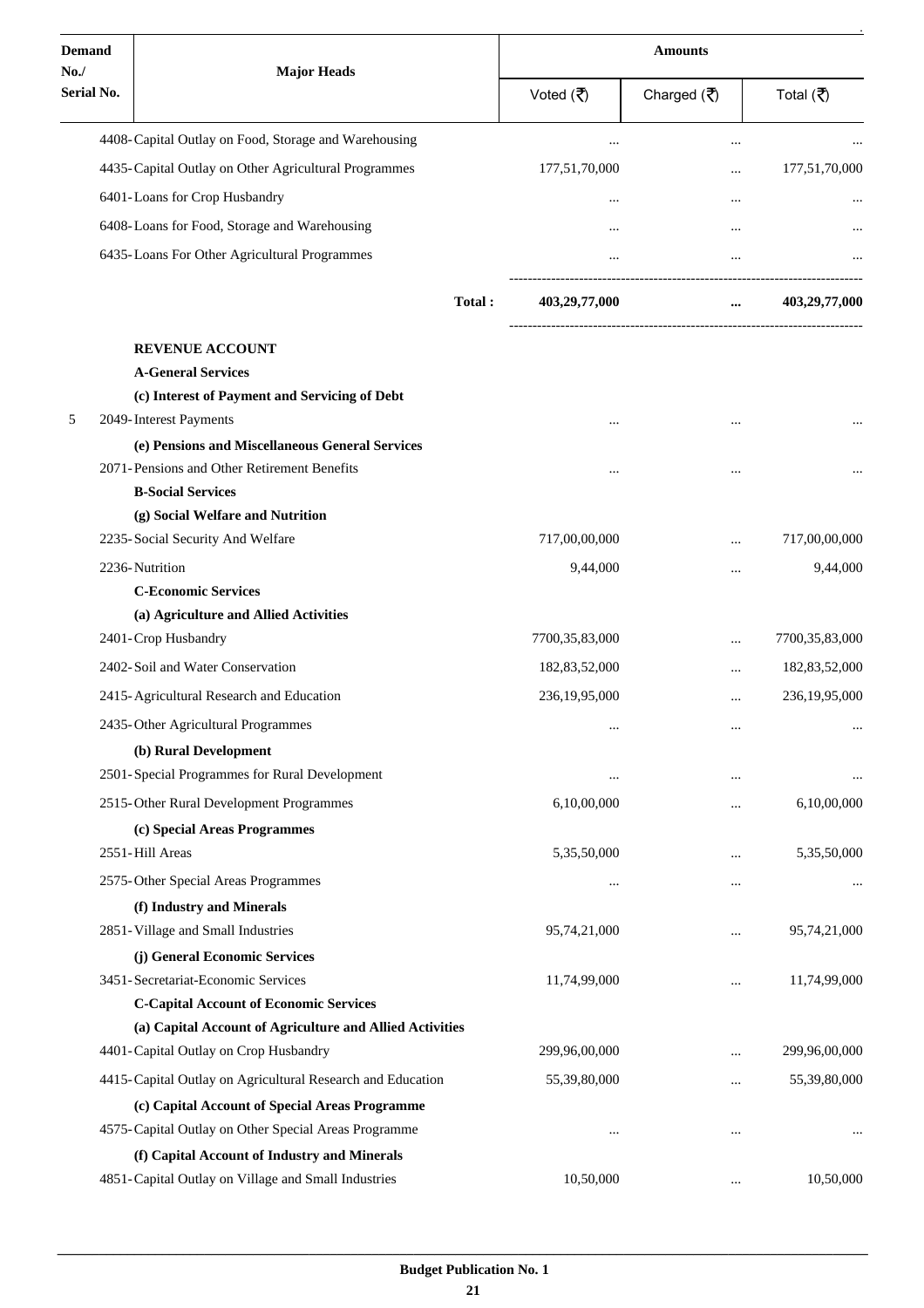| Demand No./ Serial No. | Major Heads | Amounts | | |
|---|---|---|---|---|
| | | Voted (₹) | Charged (₹) | Total (₹) |
| | 4408-Capital Outlay on Food, Storage and Warehousing | ... | ... | ... |
| | 4435-Capital Outlay on Other Agricultural Programmes | 177,51,70,000 | ... | 177,51,70,000 |
| | 6401-Loans for Crop Husbandry | ... | ... | ... |
| | 6408-Loans for Food, Storage and Warehousing | ... | ... | ... |
| | 6435-Loans For Other Agricultural Programmes | ... | ... | ... |
| | **Total :** | **403,29,77,000** | **...** | **403,29,77,000** |
| | **REVENUE ACCOUNT** | | | |
| | **A-General Services** | | | |
| | **(c) Interest of Payment and Servicing of Debt** | | | |
| 5 | 2049-Interest Payments | ... | ... | ... |
| | **(e) Pensions and Miscellaneous General Services** | | | |
| | 2071-Pensions and Other Retirement Benefits | ... | ... | ... |
| | **B-Social Services** | | | |
| | **(g) Social Welfare and Nutrition** | | | |
| | 2235-Social Security And Welfare | 717,00,00,000 | ... | 717,00,00,000 |
| | 2236-Nutrition | 9,44,000 | ... | 9,44,000 |
| | **C-Economic Services** | | | |
| | **(a) Agriculture and Allied Activities** | | | |
| | 2401-Crop Husbandry | 7700,35,83,000 | ... | 7700,35,83,000 |
| | 2402-Soil and Water Conservation | 182,83,52,000 | ... | 182,83,52,000 |
| | 2415-Agricultural Research and Education | 236,19,95,000 | ... | 236,19,95,000 |
| | 2435-Other Agricultural Programmes | ... | ... | ... |
| | **(b) Rural Development** | | | |
| | 2501-Special Programmes for Rural Development | ... | ... | ... |
| | 2515-Other Rural Development Programmes | 6,10,00,000 | ... | 6,10,00,000 |
| | **(c) Special Areas Programmes** | | | |
| | 2551-Hill Areas | 5,35,50,000 | ... | 5,35,50,000 |
| | 2575-Other Special Areas Programmes | ... | ... | ... |
| | **(f) Industry and Minerals** | | | |
| | 2851-Village and Small Industries | 95,74,21,000 | ... | 95,74,21,000 |
| | **(j) General Economic Services** | | | |
| | 3451-Secretariat-Economic Services | 11,74,99,000 | ... | 11,74,99,000 |
| | **C-Capital Account of Economic Services** | | | |
| | **(a) Capital Account of Agriculture and Allied Activities** | | | |
| | 4401-Capital Outlay on Crop Husbandry | 299,96,00,000 | ... | 299,96,00,000 |
| | 4415-Capital Outlay on Agricultural Research and Education | 55,39,80,000 | ... | 55,39,80,000 |
| | **(c) Capital Account of Special Areas Programme** | | | |
| | 4575-Capital Outlay on Other Special Areas Programme | ... | ... | ... |
| | **(f) Capital Account of Industry and Minerals** | | | |
| | 4851-Capital Outlay on Village and Small Industries | 10,50,000 | ... | 10,50,000 |

**Budget Publication No. 1**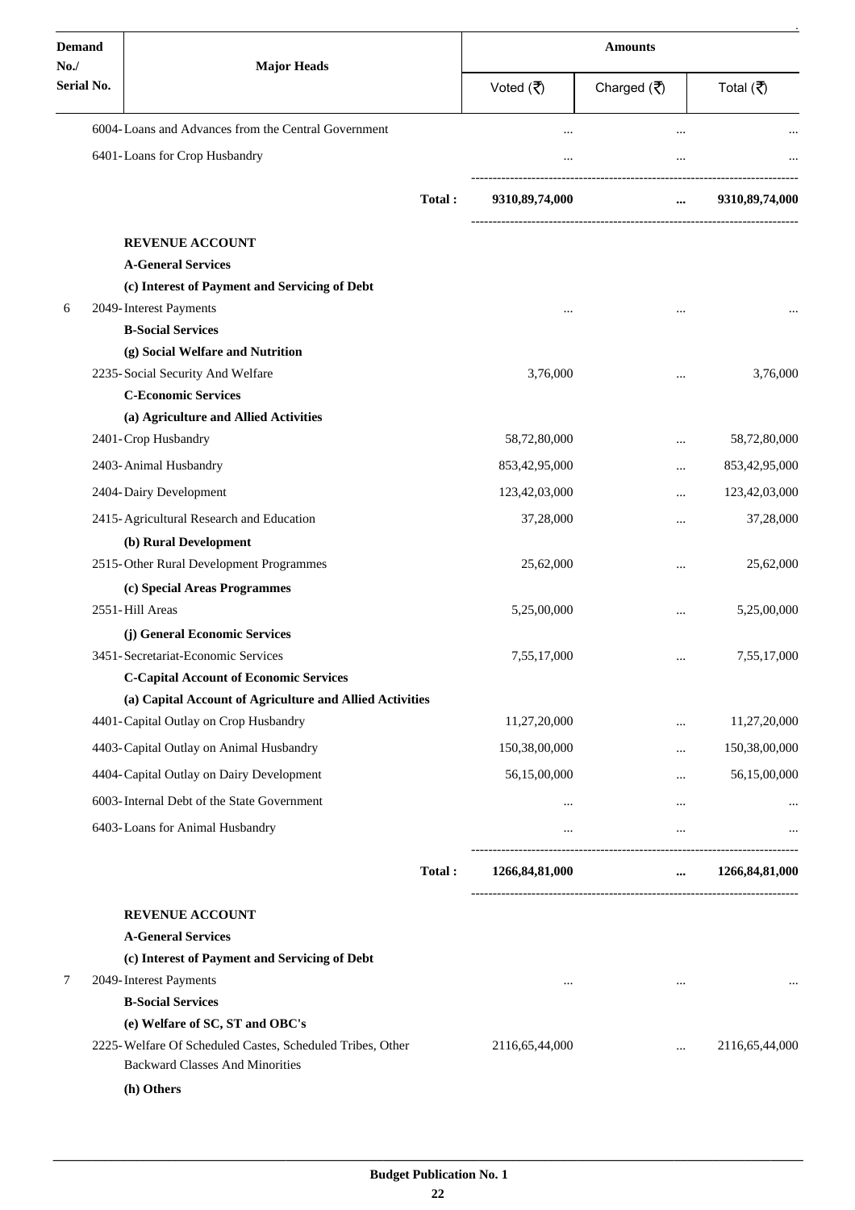| Demand No./ Serial No. | Major Heads | Amounts | | |
|---|---|---|---|---|
| | | Voted (₹) | Charged (₹) | Total (₹) |
| | 6004-Loans and Advances from the Central Government | ... | ... | ... |
| | 6401-Loans for Crop Husbandry | ... | ... | ... |
| | **Total :** | **9310,89,74,000** | **...** | **9310,89,74,000** |
| | **REVENUE ACCOUNT** | | | |
| | **A-General Services** | | | |
| | **(c) Interest of Payment and Servicing of Debt** | | | |
| 6 | 2049-Interest Payments | ... | ... | ... |
| | **B-Social Services** | | | |
| | **(g) Social Welfare and Nutrition** | | | |
| | 2235-Social Security And Welfare | 3,76,000 | ... | 3,76,000 |
| | **C-Economic Services** | | | |
| | **(a) Agriculture and Allied Activities** | | | |
| | 2401-Crop Husbandry | 58,72,80,000 | ... | 58,72,80,000 |
| | 2403-Animal Husbandry | 853,42,95,000 | ... | 853,42,95,000 |
| | 2404-Dairy Development | 123,42,03,000 | ... | 123,42,03,000 |
| | 2415-Agricultural Research and Education | 37,28,000 | ... | 37,28,000 |
| | **(b) Rural Development** | | | |
| | 2515-Other Rural Development Programmes | 25,62,000 | ... | 25,62,000 |
| | **(c) Special Areas Programmes** | | | |
| | 2551-Hill Areas | 5,25,00,000 | ... | 5,25,00,000 |
| | **(j) General Economic Services** | | | |
| | 3451-Secretariat-Economic Services | 7,55,17,000 | ... | 7,55,17,000 |
| | **C-Capital Account of Economic Services** | | | |
| | **(a) Capital Account of Agriculture and Allied Activities** | | | |
| | 4401-Capital Outlay on Crop Husbandry | 11,27,20,000 | ... | 11,27,20,000 |
| | 4403-Capital Outlay on Animal Husbandry | 150,38,00,000 | ... | 150,38,00,000 |
| | 4404-Capital Outlay on Dairy Development | 56,15,00,000 | ... | 56,15,00,000 |
| | 6003-Internal Debt of the State Government | ... | ... | ... |
| | 6403-Loans for Animal Husbandry | ... | ... | ... |
| | **Total :** | **1266,84,81,000** | **...** | **1266,84,81,000** |
| | **REVENUE ACCOUNT** | | | |
| | **A-General Services** | | | |
| | **(c) Interest of Payment and Servicing of Debt** | | | |
| 7 | 2049-Interest Payments | ... | ... | ... |
| | **B-Social Services** | | | |
| | **(e) Welfare of SC, ST and OBC's** | | | |
| | 2225-Welfare Of Scheduled Castes, Scheduled Tribes, Other Backward Classes And Minorities | 2116,65,44,000 | ... | 2116,65,44,000 |
| | **(h) Others** | | | |

Budget Publication No. 1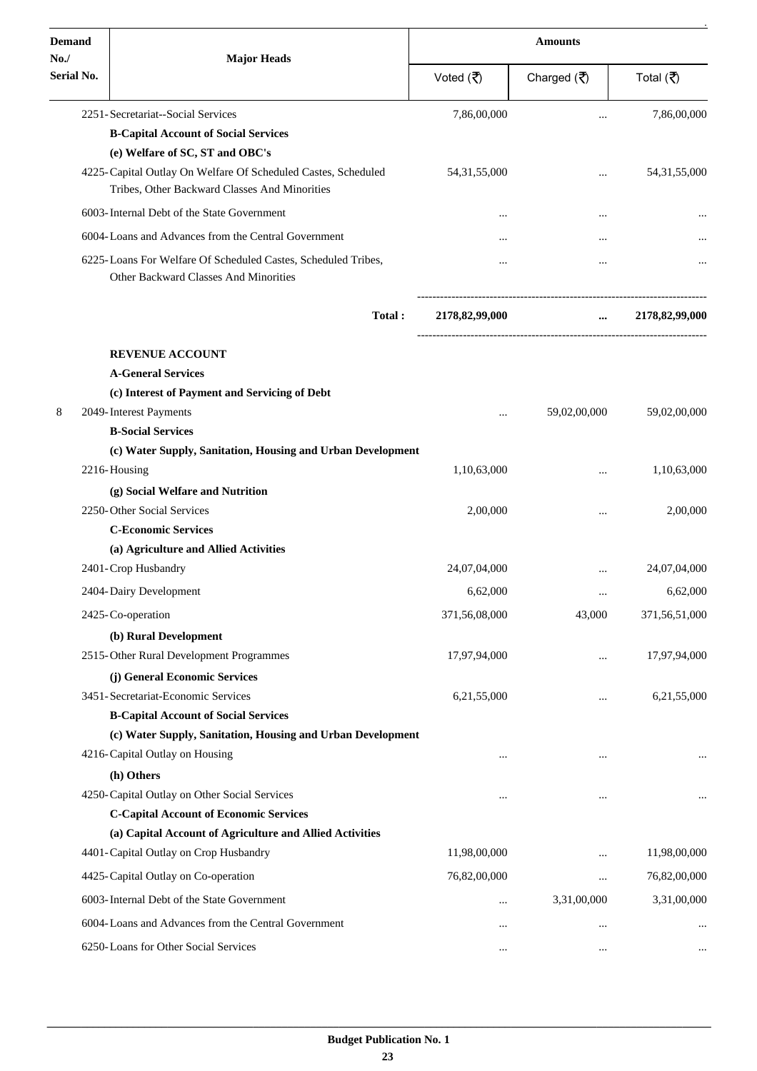| Demand No./ Serial No. | Major Heads | Amounts | | |
|---|---|---|---|---|
| | | Voted (₹) | Charged (₹) | Total (₹) |
| | 2251- Secretariat--Social Services | 7,86,00,000 | ... | 7,86,00,000 |
| | **B-Capital Account of Social Services** | | | |
| | **(e) Welfare of SC, ST and OBC's** | | | |
| | 4225- Capital Outlay On Welfare Of Scheduled Castes, Scheduled Tribes, Other Backward Classes And Minorities | 54,31,55,000 | ... | 54,31,55,000 |
| | 6003- Internal Debt of the State Government | ... | ... | ... |
| | 6004- Loans and Advances from the Central Government | ... | ... | ... |
| | 6225- Loans For Welfare Of Scheduled Castes, Scheduled Tribes, Other Backward Classes And Minorities | ... | ... | ... |
| | **Total :** | **2178,82,99,000** | **...** | **2178,82,99,000** |
| | **REVENUE ACCOUNT** | | | |
| | **A-General Services** | | | |
| | **(c) Interest of Payment and Servicing of Debt** | | | |
| 8 | 2049- Interest Payments | ... | 59,02,00,000 | 59,02,00,000 |
| | **B-Social Services** | | | |
| | **(c) Water Supply, Sanitation, Housing and Urban Development** | | | |
| | 2216- Housing | 1,10,63,000 | ... | 1,10,63,000 |
| | **(g) Social Welfare and Nutrition** | | | |
| | 2250- Other Social Services | 2,00,000 | ... | 2,00,000 |
| | **C-Economic Services** | | | |
| | **(a) Agriculture and Allied Activities** | | | |
| | 2401- Crop Husbandry | 24,07,04,000 | ... | 24,07,04,000 |
| | 2404- Dairy Development | 6,62,000 | ... | 6,62,000 |
| | 2425- Co-operation | 371,56,08,000 | 43,000 | 371,56,51,000 |
| | **(b) Rural Development** | | | |
| | 2515- Other Rural Development Programmes | 17,97,94,000 | ... | 17,97,94,000 |
| | **(j) General Economic Services** | | | |
| | 3451- Secretariat-Economic Services | 6,21,55,000 | ... | 6,21,55,000 |
| | **B-Capital Account of Social Services** | | | |
| | **(c) Water Supply, Sanitation, Housing and Urban Development** | | | |
| | 4216- Capital Outlay on Housing | ... | ... | ... |
| | **(h) Others** | | | |
| | 4250- Capital Outlay on Other Social Services | ... | ... | ... |
| | **C-Capital Account of Economic Services** | | | |
| | **(a) Capital Account of Agriculture and Allied Activities** | | | |
| | 4401- Capital Outlay on Crop Husbandry | 11,98,00,000 | ... | 11,98,00,000 |
| | 4425- Capital Outlay on Co-operation | 76,82,00,000 | ... | 76,82,00,000 |
| | 6003- Internal Debt of the State Government | ... | 3,31,00,000 | 3,31,00,000 |
| | 6004- Loans and Advances from the Central Government | ... | ... | ... |
| | 6250- Loans for Other Social Services | ... | ... | ... |

**Budget Publication No. 1**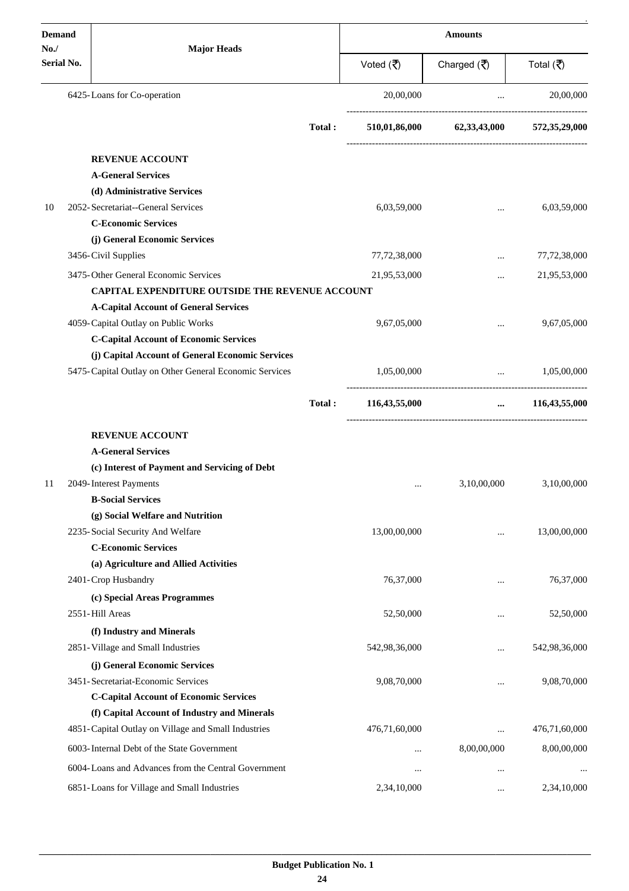| Demand No./ Serial No. | Major Heads | Amounts | | |
|---|---|---|---|---|
| | | Voted (₹) | Charged (₹) | Total (₹) |
| | 6425-Loans for Co-operation | 20,00,000 | ... | 20,00,000 |
| | **Total :** | **510,01,86,000** | **62,33,43,000** | **572,35,29,000** |
| | **REVENUE ACCOUNT** | | | |
| | **A-General Services** | | | |
| | **(d) Administrative Services** | | | |
| 10 | 2052-Secretariat--General Services | 6,03,59,000 | ... | 6,03,59,000 |
| | **C-Economic Services** | | | |
| | **(j) General Economic Services** | | | |
| | 3456-Civil Supplies | 77,72,38,000 | ... | 77,72,38,000 |
| | 3475-Other General Economic Services | 21,95,53,000 | ... | 21,95,53,000 |
| | **CAPITAL EXPENDITURE OUTSIDE THE REVENUE ACCOUNT** | | | |
| | **A-Capital Account of General Services** | | | |
| | 4059-Capital Outlay on Public Works | 9,67,05,000 | ... | 9,67,05,000 |
| | **C-Capital Account of Economic Services** | | | |
| | **(j) Capital Account of General Economic Services** | | | |
| | 5475-Capital Outlay on Other General Economic Services | 1,05,00,000 | ... | 1,05,00,000 |
| | **Total :** | **116,43,55,000** | **...** | **116,43,55,000** |
| | **REVENUE ACCOUNT** | | | |
| | **A-General Services** | | | |
| | **(c) Interest of Payment and Servicing of Debt** | | | |
| 11 | 2049-Interest Payments | ... | 3,10,00,000 | 3,10,00,000 |
| | **B-Social Services** | | | |
| | **(g) Social Welfare and Nutrition** | | | |
| | 2235-Social Security And Welfare | 13,00,00,000 | ... | 13,00,00,000 |
| | **C-Economic Services** | | | |
| | **(a) Agriculture and Allied Activities** | | | |
| | 2401-Crop Husbandry | 76,37,000 | ... | 76,37,000 |
| | **(c) Special Areas Programmes** | | | |
| | 2551-Hill Areas | 52,50,000 | ... | 52,50,000 |
| | **(f) Industry and Minerals** | | | |
| | 2851-Village and Small Industries | 542,98,36,000 | ... | 542,98,36,000 |
| | **(j) General Economic Services** | | | |
| | 3451-Secretariat-Economic Services | 9,08,70,000 | ... | 9,08,70,000 |
| | **C-Capital Account of Economic Services** | | | |
| | **(f) Capital Account of Industry and Minerals** | | | |
| | 4851-Capital Outlay on Village and Small Industries | 476,71,60,000 | ... | 476,71,60,000 |
| | 6003-Internal Debt of the State Government | ... | 8,00,00,000 | 8,00,00,000 |
| | 6004-Loans and Advances from the Central Government | ... | ... | ... |
| | 6851-Loans for Village and Small Industries | 2,34,10,000 | ... | 2,34,10,000 |

**Budget Publication No. 1**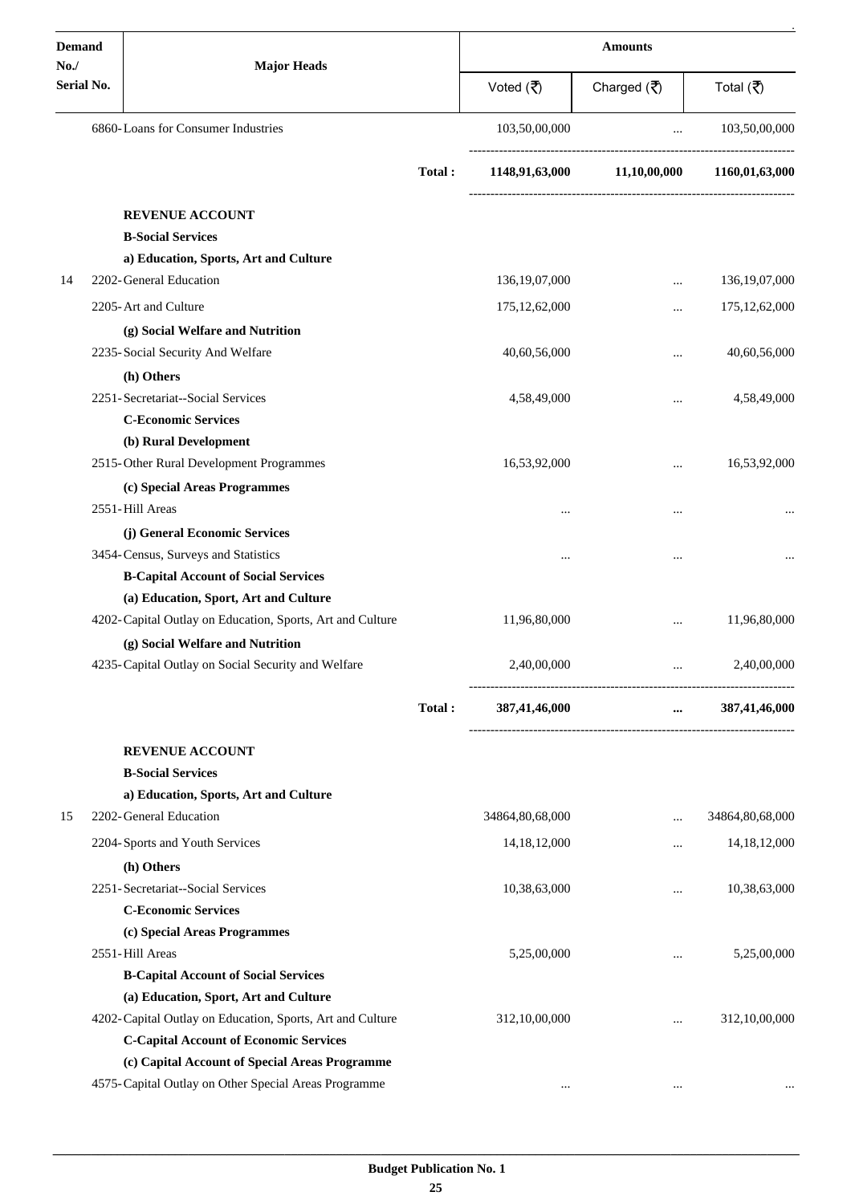| Demand No./ Serial No. | Major Heads | | Amounts | | |
|---|---|---|---|---|---|
| | | | Voted (₹) | Charged (₹) | Total (₹) |
| | 6860-Loans for Consumer Industries | | 103,50,00,000 | ... | 103,50,00,000 |
| | | **Total :** | **1148,91,63,000** | **11,10,00,000** | **1160,01,63,000** |
| | **REVENUE ACCOUNT** | | | | |
| | **B-Social Services** | | | | |
| | **a) Education, Sports, Art and Culture** | | | | |
| 14 | 2202-General Education | | 136,19,07,000 | ... | 136,19,07,000 |
| | 2205-Art and Culture | | 175,12,62,000 | ... | 175,12,62,000 |
| | **(g) Social Welfare and Nutrition** | | | | |
| | 2235-Social Security And Welfare | | 40,60,56,000 | ... | 40,60,56,000 |
| | **(h) Others** | | | | |
| | 2251-Secretariat--Social Services | | 4,58,49,000 | ... | 4,58,49,000 |
| | **C-Economic Services** | | | | |
| | **(b) Rural Development** | | | | |
| | 2515-Other Rural Development Programmes | | 16,53,92,000 | ... | 16,53,92,000 |
| | **(c) Special Areas Programmes** | | | | |
| | 2551-Hill Areas | | ... | ... | ... |
| | **(j) General Economic Services** | | | | |
| | 3454-Census, Surveys and Statistics | | ... | ... | ... |
| | **B-Capital Account of Social Services** | | | | |
| | **(a) Education, Sport, Art and Culture** | | | | |
| | 4202-Capital Outlay on Education, Sports, Art and Culture | | 11,96,80,000 | ... | 11,96,80,000 |
| | **(g) Social Welfare and Nutrition** | | | | |
| | 4235-Capital Outlay on Social Security and Welfare | | 2,40,00,000 | ... | 2,40,00,000 |
| | | **Total :** | **387,41,46,000** | **...** | **387,41,46,000** |
| | **REVENUE ACCOUNT** | | | | |
| | **B-Social Services** | | | | |
| | **a) Education, Sports, Art and Culture** | | | | |
| 15 | 2202-General Education | | 34864,80,68,000 | ... | 34864,80,68,000 |
| | 2204-Sports and Youth Services | | 14,18,12,000 | ... | 14,18,12,000 |
| | **(h) Others** | | | | |
| | 2251-Secretariat--Social Services | | 10,38,63,000 | ... | 10,38,63,000 |
| | **C-Economic Services** | | | | |
| | **(c) Special Areas Programmes** | | | | |
| | 2551-Hill Areas | | 5,25,00,000 | ... | 5,25,00,000 |
| | **B-Capital Account of Social Services** | | | | |
| | **(a) Education, Sport, Art and Culture** | | | | |
| | 4202-Capital Outlay on Education, Sports, Art and Culture | | 312,10,00,000 | ... | 312,10,00,000 |
| | **C-Capital Account of Economic Services** | | | | |
| | **(c) Capital Account of Special Areas Programme** | | | | |
| | 4575-Capital Outlay on Other Special Areas Programme | | ... | ... | ... |

**Budget Publication No. 1**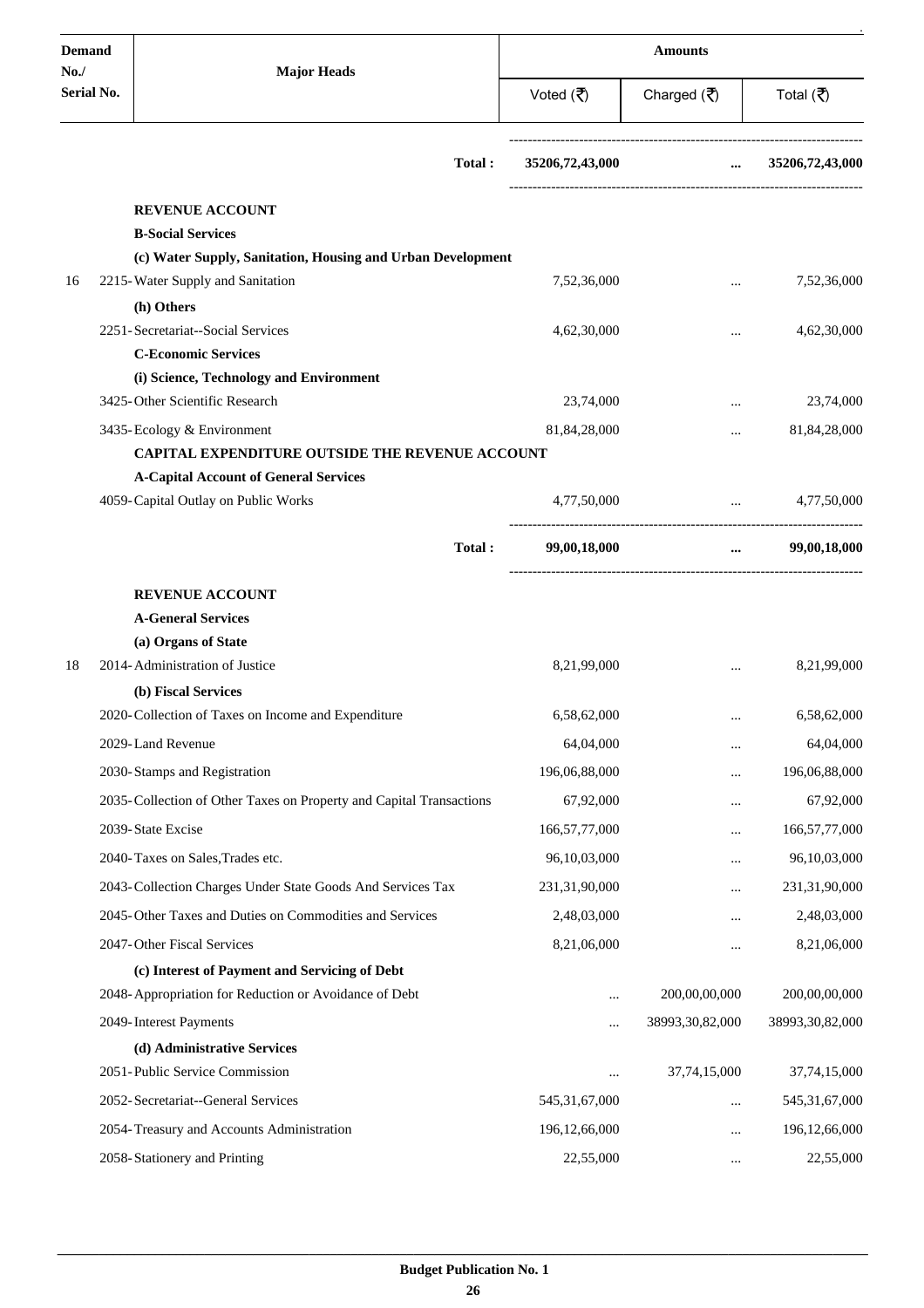| Demand No./ Serial No. | Major Heads | Voted (₹) | Charged (₹) | Total (₹) |
|---|---|---|---|---|
| | **Total :** | **35206,72,43,000** | **...** | **35206,72,43,000** |
| | **REVENUE ACCOUNT** | | | |
| | **B-Social Services** | | | |
| | **(c) Water Supply, Sanitation, Housing and Urban Development** | | | |
| 16 | 2215-Water Supply and Sanitation | 7,52,36,000 | ... | 7,52,36,000 |
| | **(h) Others** | | | |
| | 2251-Secretariat--Social Services | 4,62,30,000 | ... | 4,62,30,000 |
| | **C-Economic Services** | | | |
| | **(i) Science, Technology and Environment** | | | |
| | 3425-Other Scientific Research | 23,74,000 | ... | 23,74,000 |
| | 3435-Ecology & Environment | 81,84,28,000 | ... | 81,84,28,000 |
| | **CAPITAL EXPENDITURE OUTSIDE THE REVENUE ACCOUNT** | | | |
| | **A-Capital Account of General Services** | | | |
| | 4059-Capital Outlay on Public Works | 4,77,50,000 | ... | 4,77,50,000 |
| | **Total :** | **99,00,18,000** | **...** | **99,00,18,000** |
| | **REVENUE ACCOUNT** | | | |
| | **A-General Services** | | | |
| | **(a) Organs of State** | | | |
| 18 | 2014-Administration of Justice | 8,21,99,000 | ... | 8,21,99,000 |
| | **(b) Fiscal Services** | | | |
| | 2020-Collection of Taxes on Income and Expenditure | 6,58,62,000 | ... | 6,58,62,000 |
| | 2029-Land Revenue | 64,04,000 | ... | 64,04,000 |
| | 2030-Stamps and Registration | 196,06,88,000 | ... | 196,06,88,000 |
| | 2035-Collection of Other Taxes on Property and Capital Transactions | 67,92,000 | ... | 67,92,000 |
| | 2039-State Excise | 166,57,77,000 | ... | 166,57,77,000 |
| | 2040-Taxes on Sales,Trades etc. | 96,10,03,000 | ... | 96,10,03,000 |
| | 2043-Collection Charges Under State Goods And Services Tax | 231,31,90,000 | ... | 231,31,90,000 |
| | 2045-Other Taxes and Duties on Commodities and Services | 2,48,03,000 | ... | 2,48,03,000 |
| | 2047-Other Fiscal Services | 8,21,06,000 | ... | 8,21,06,000 |
| | **(c) Interest of Payment and Servicing of Debt** | | | |
| | 2048-Appropriation for Reduction or Avoidance of Debt | ... | 200,00,00,000 | 200,00,00,000 |
| | 2049-Interest Payments | ... | 38993,30,82,000 | 38993,30,82,000 |
| | **(d) Administrative Services** | | | |
| | 2051-Public Service Commission | ... | 37,74,15,000 | 37,74,15,000 |
| | 2052-Secretariat--General Services | 545,31,67,000 | ... | 545,31,67,000 |
| | 2054-Treasury and Accounts Administration | 196,12,66,000 | ... | 196,12,66,000 |
| | 2058-Stationery and Printing | 22,55,000 | ... | 22,55,000 |

**Budget Publication No. 1**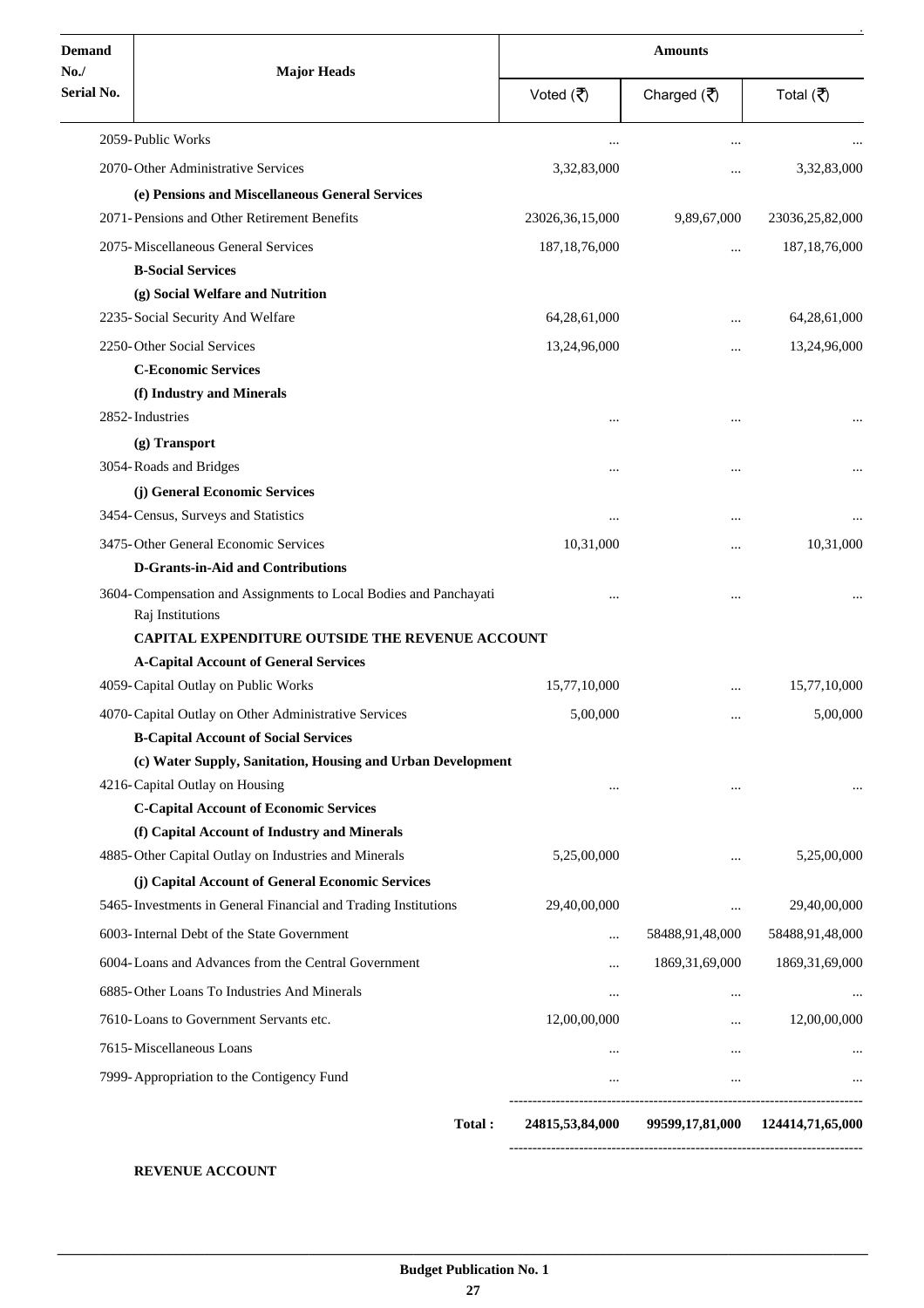| Demand No./ Serial No. | Major Heads | Amounts | | |
|---|---|---|---|---|
| | | Voted (₹) | Charged (₹) | Total (₹) |
| | 2059-Public Works | ... | ... | ... |
| | 2070-Other Administrative Services | 3,32,83,000 | ... | 3,32,83,000 |
| | **(e) Pensions and Miscellaneous General Services** | | | |
| | 2071-Pensions and Other Retirement Benefits | 23026,36,15,000 | 9,89,67,000 | 23036,25,82,000 |
| | 2075-Miscellaneous General Services | 187,18,76,000 | ... | 187,18,76,000 |
| | **B-Social Services** | | | |
| | **(g) Social Welfare and Nutrition** | | | |
| | 2235-Social Security And Welfare | 64,28,61,000 | ... | 64,28,61,000 |
| | 2250-Other Social Services | 13,24,96,000 | ... | 13,24,96,000 |
| | **C-Economic Services** | | | |
| | **(f) Industry and Minerals** | | | |
| | 2852-Industries | ... | ... | ... |
| | **(g) Transport** | | | |
| | 3054-Roads and Bridges | ... | ... | ... |
| | **(j) General Economic Services** | | | |
| | 3454-Census, Surveys and Statistics | ... | ... | ... |
| | 3475-Other General Economic Services | 10,31,000 | ... | 10,31,000 |
| | **D-Grants-in-Aid and Contributions** | | | |
| | 3604-Compensation and Assignments to Local Bodies and Panchayati Raj Institutions | ... | ... | ... |
| | **CAPITAL EXPENDITURE OUTSIDE THE REVENUE ACCOUNT** | | | |
| | **A-Capital Account of General Services** | | | |
| | 4059-Capital Outlay on Public Works | 15,77,10,000 | ... | 15,77,10,000 |
| | 4070-Capital Outlay on Other Administrative Services | 5,00,000 | ... | 5,00,000 |
| | **B-Capital Account of Social Services** | | | |
| | **(c) Water Supply, Sanitation, Housing and Urban Development** | | | |
| | 4216-Capital Outlay on Housing | ... | ... | ... |
| | **C-Capital Account of Economic Services** | | | |
| | **(f) Capital Account of Industry and Minerals** | | | |
| | 4885-Other Capital Outlay on Industries and Minerals | 5,25,00,000 | ... | 5,25,00,000 |
| | **(j) Capital Account of General Economic Services** | | | |
| | 5465-Investments in General Financial and Trading Institutions | 29,40,00,000 | ... | 29,40,00,000 |
| | 6003-Internal Debt of the State Government | ... | 58488,91,48,000 | 58488,91,48,000 |
| | 6004-Loans and Advances from the Central Government | ... | 1869,31,69,000 | 1869,31,69,000 |
| | 6885-Other Loans To Industries And Minerals | ... | ... | ... |
| | 7610-Loans to Government Servants etc. | 12,00,00,000 | ... | 12,00,00,000 |
| | 7615-Miscellaneous Loans | ... | ... | ... |
| | 7999-Appropriation to the Contigency Fund | ... | ... | ... |
| | **Total :** | **24815,53,84,000** | **99599,17,81,000** | **124414,71,65,000** |

**REVENUE ACCOUNT**

**Budget Publication No. 1**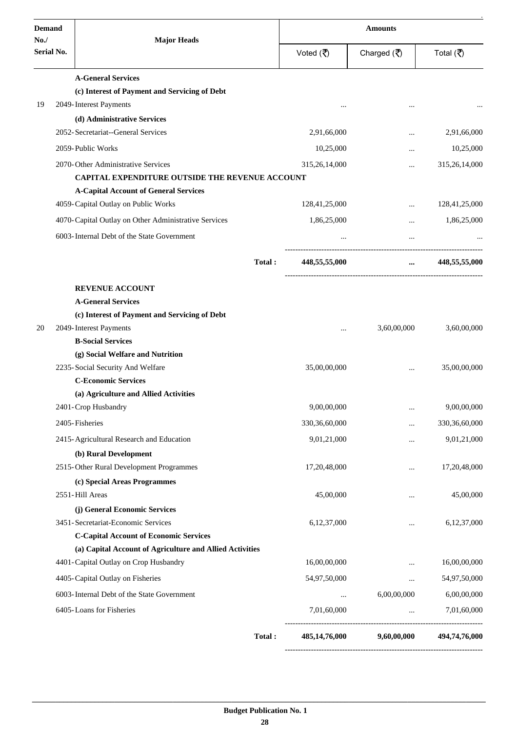| Demand No./ Serial No. | Major Heads | Amounts | | |
|---|---|---|---|---|
| | | Voted (₹) | Charged (₹) | Total (₹) |
| | **A-General Services** | | | |
| | **(c) Interest of Payment and Servicing of Debt** | | | |
| 19 | 2049-Interest Payments | ... | ... | ... |
| | **(d) Administrative Services** | | | |
| | 2052-Secretariat--General Services | 2,91,66,000 | ... | 2,91,66,000 |
| | 2059-Public Works | 10,25,000 | ... | 10,25,000 |
| | 2070-Other Administrative Services | 315,26,14,000 | ... | 315,26,14,000 |
| | **CAPITAL EXPENDITURE OUTSIDE THE REVENUE ACCOUNT** | | | |
| | **A-Capital Account of General Services** | | | |
| | 4059-Capital Outlay on Public Works | 128,41,25,000 | ... | 128,41,25,000 |
| | 4070-Capital Outlay on Other Administrative Services | 1,86,25,000 | ... | 1,86,25,000 |
| | 6003-Internal Debt of the State Government | ... | ... | ... |
| | **Total :** | **448,55,55,000** | **...** | **448,55,55,000** |
| | **REVENUE ACCOUNT** | | | |
| | **A-General Services** | | | |
| | **(c) Interest of Payment and Servicing of Debt** | | | |
| 20 | 2049-Interest Payments | ... | 3,60,00,000 | 3,60,00,000 |
| | **B-Social Services** | | | |
| | **(g) Social Welfare and Nutrition** | | | |
| | 2235-Social Security And Welfare | 35,00,00,000 | ... | 35,00,00,000 |
| | **C-Economic Services** | | | |
| | **(a) Agriculture and Allied Activities** | | | |
| | 2401-Crop Husbandry | 9,00,00,000 | ... | 9,00,00,000 |
| | 2405-Fisheries | 330,36,60,000 | ... | 330,36,60,000 |
| | 2415-Agricultural Research and Education | 9,01,21,000 | ... | 9,01,21,000 |
| | **(b) Rural Development** | | | |
| | 2515-Other Rural Development Programmes | 17,20,48,000 | ... | 17,20,48,000 |
| | **(c) Special Areas Programmes** | | | |
| | 2551-Hill Areas | 45,00,000 | ... | 45,00,000 |
| | **(j) General Economic Services** | | | |
| | 3451-Secretariat-Economic Services | 6,12,37,000 | ... | 6,12,37,000 |
| | **C-Capital Account of Economic Services** | | | |
| | **(a) Capital Account of Agriculture and Allied Activities** | | | |
| | 4401-Capital Outlay on Crop Husbandry | 16,00,00,000 | ... | 16,00,00,000 |
| | 4405-Capital Outlay on Fisheries | 54,97,50,000 | ... | 54,97,50,000 |
| | 6003-Internal Debt of the State Government | ... | 6,00,00,000 | 6,00,00,000 |
| | 6405-Loans for Fisheries | 7,01,60,000 | ... | 7,01,60,000 |
| | **Total :** | **485,14,76,000** | **9,60,00,000** | **494,74,76,000** |

**Budget Publication No. 1**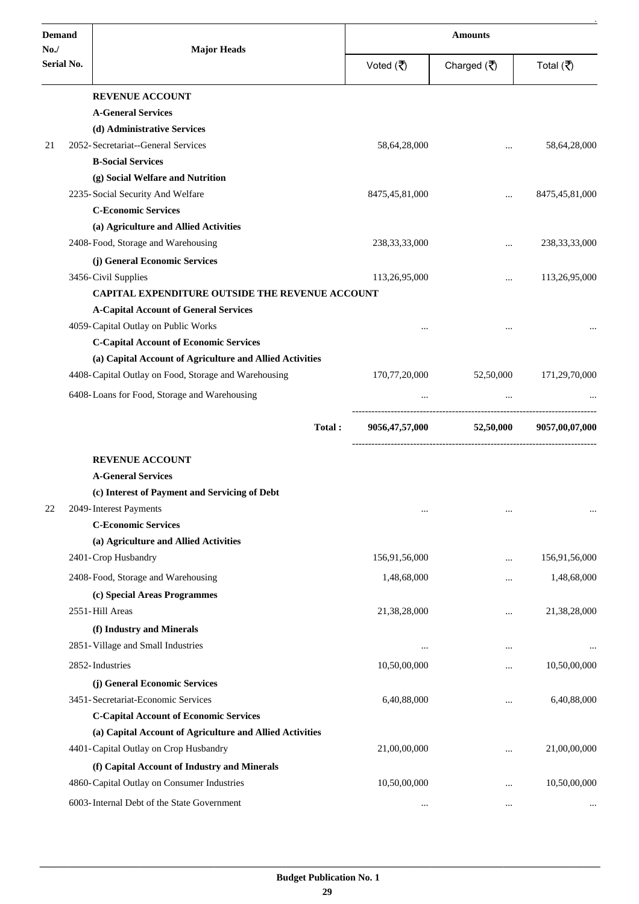| Demand No./ Serial No. | Major Heads | Amounts | | |
|---|---|---|---|---|
| | | Voted (₹) | Charged (₹) | Total (₹) |
| | **REVENUE ACCOUNT** | | | |
| | **A-General Services** | | | |
| | **(d) Administrative Services** | | | |
| 21 | 2052- Secretariat--General Services | 58,64,28,000 | ... | 58,64,28,000 |
| | **B-Social Services** | | | |
| | **(g) Social Welfare and Nutrition** | | | |
| | 2235- Social Security And Welfare | 8475,45,81,000 | ... | 8475,45,81,000 |
| | **C-Economic Services** | | | |
| | **(a) Agriculture and Allied Activities** | | | |
| | 2408- Food, Storage and Warehousing | 238,33,33,000 | ... | 238,33,33,000 |
| | **(j) General Economic Services** | | | |
| | 3456- Civil Supplies | 113,26,95,000 | ... | 113,26,95,000 |
| | **CAPITAL EXPENDITURE OUTSIDE THE REVENUE ACCOUNT** | | | |
| | **A-Capital Account of General Services** | | | |
| | 4059- Capital Outlay on Public Works | ... | ... | ... |
| | **C-Capital Account of Economic Services** | | | |
| | **(a) Capital Account of Agriculture and Allied Activities** | | | |
| | 4408- Capital Outlay on Food, Storage and Warehousing | 170,77,20,000 | 52,50,000 | 171,29,70,000 |
| | 6408- Loans for Food, Storage and Warehousing | ... | ... | ... |
| | **Total :** | **9056,47,57,000** | **52,50,000** | **9057,00,07,000** |
| | **REVENUE ACCOUNT** | | | |
| | **A-General Services** | | | |
| | **(c) Interest of Payment and Servicing of Debt** | | | |
| 22 | 2049- Interest Payments | ... | ... | ... |
| | **C-Economic Services** | | | |
| | **(a) Agriculture and Allied Activities** | | | |
| | 2401- Crop Husbandry | 156,91,56,000 | ... | 156,91,56,000 |
| | 2408- Food, Storage and Warehousing | 1,48,68,000 | ... | 1,48,68,000 |
| | **(c) Special Areas Programmes** | | | |
| | 2551- Hill Areas | 21,38,28,000 | ... | 21,38,28,000 |
| | **(f) Industry and Minerals** | | | |
| | 2851- Village and Small Industries | ... | ... | ... |
| | 2852- Industries | 10,50,00,000 | ... | 10,50,00,000 |
| | **(j) General Economic Services** | | | |
| | 3451- Secretariat-Economic Services | 6,40,88,000 | ... | 6,40,88,000 |
| | **C-Capital Account of Economic Services** | | | |
| | **(a) Capital Account of Agriculture and Allied Activities** | | | |
| | 4401- Capital Outlay on Crop Husbandry | 21,00,00,000 | ... | 21,00,00,000 |
| | **(f) Capital Account of Industry and Minerals** | | | |
| | 4860- Capital Outlay on Consumer Industries | 10,50,00,000 | ... | 10,50,00,000 |
| | 6003- Internal Debt of the State Government | ... | ... | ... |

**Budget Publication No. 1**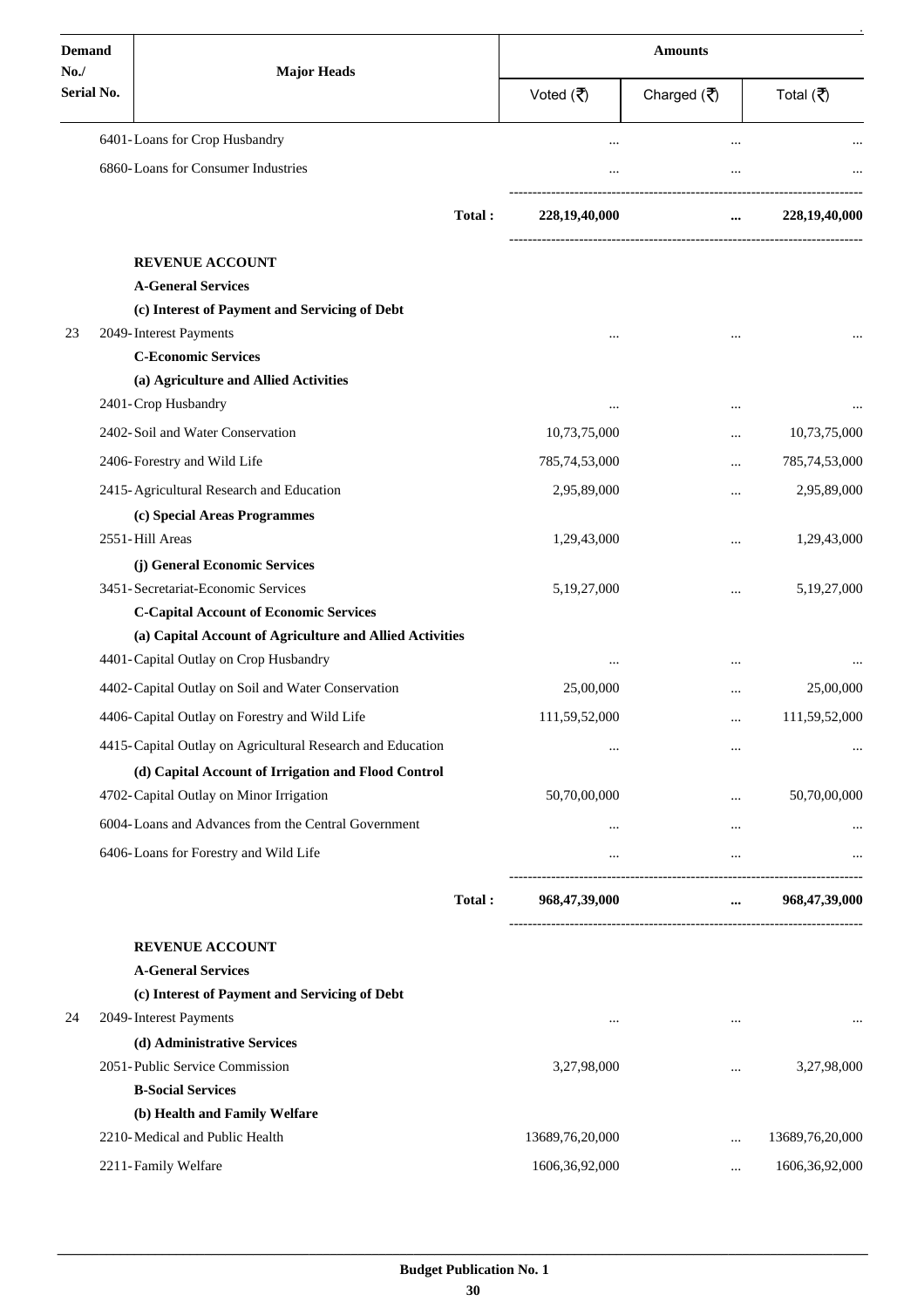| Demand No./ Serial No. | Major Heads | Amounts | | |
|---|---|---|---|---|
| | | Voted (₹) | Charged (₹) | Total (₹) |
| | 6401-Loans for Crop Husbandry | ... | ... | ... |
| | 6860-Loans for Consumer Industries | ... | ... | ... |
| | **Total :** | **228,19,40,000** | **...** | **228,19,40,000** |
| | **REVENUE ACCOUNT** | | | |
| | **A-General Services** | | | |
| | **(c) Interest of Payment and Servicing of Debt** | | | |
| 23 | 2049-Interest Payments | ... | ... | ... |
| | **C-Economic Services** | | | |
| | **(a) Agriculture and Allied Activities** | | | |
| | 2401-Crop Husbandry | ... | ... | ... |
| | 2402-Soil and Water Conservation | 10,73,75,000 | ... | 10,73,75,000 |
| | 2406-Forestry and Wild Life | 785,74,53,000 | ... | 785,74,53,000 |
| | 2415-Agricultural Research and Education | 2,95,89,000 | ... | 2,95,89,000 |
| | **(c) Special Areas Programmes** | | | |
| | 2551-Hill Areas | 1,29,43,000 | ... | 1,29,43,000 |
| | **(j) General Economic Services** | | | |
| | 3451-Secretariat-Economic Services | 5,19,27,000 | ... | 5,19,27,000 |
| | **C-Capital Account of Economic Services** | | | |
| | **(a) Capital Account of Agriculture and Allied Activities** | | | |
| | 4401-Capital Outlay on Crop Husbandry | ... | ... | ... |
| | 4402-Capital Outlay on Soil and Water Conservation | 25,00,000 | ... | 25,00,000 |
| | 4406-Capital Outlay on Forestry and Wild Life | 111,59,52,000 | ... | 111,59,52,000 |
| | 4415-Capital Outlay on Agricultural Research and Education | ... | ... | ... |
| | **(d) Capital Account of Irrigation and Flood Control** | | | |
| | 4702-Capital Outlay on Minor Irrigation | 50,70,00,000 | ... | 50,70,00,000 |
| | 6004-Loans and Advances from the Central Government | ... | ... | ... |
| | 6406-Loans for Forestry and Wild Life | ... | ... | ... |
| | **Total :** | **968,47,39,000** | **...** | **968,47,39,000** |
| | **REVENUE ACCOUNT** | | | |
| | **A-General Services** | | | |
| | **(c) Interest of Payment and Servicing of Debt** | | | |
| 24 | 2049-Interest Payments | ... | ... | ... |
| | **(d) Administrative Services** | | | |
| | 2051-Public Service Commission | 3,27,98,000 | ... | 3,27,98,000 |
| | **B-Social Services** | | | |
| | **(b) Health and Family Welfare** | | | |
| | 2210-Medical and Public Health | 13689,76,20,000 | ... | 13689,76,20,000 |
| | 2211-Family Welfare | 1606,36,92,000 | ... | 1606,36,92,000 |

**Budget Publication No. 1**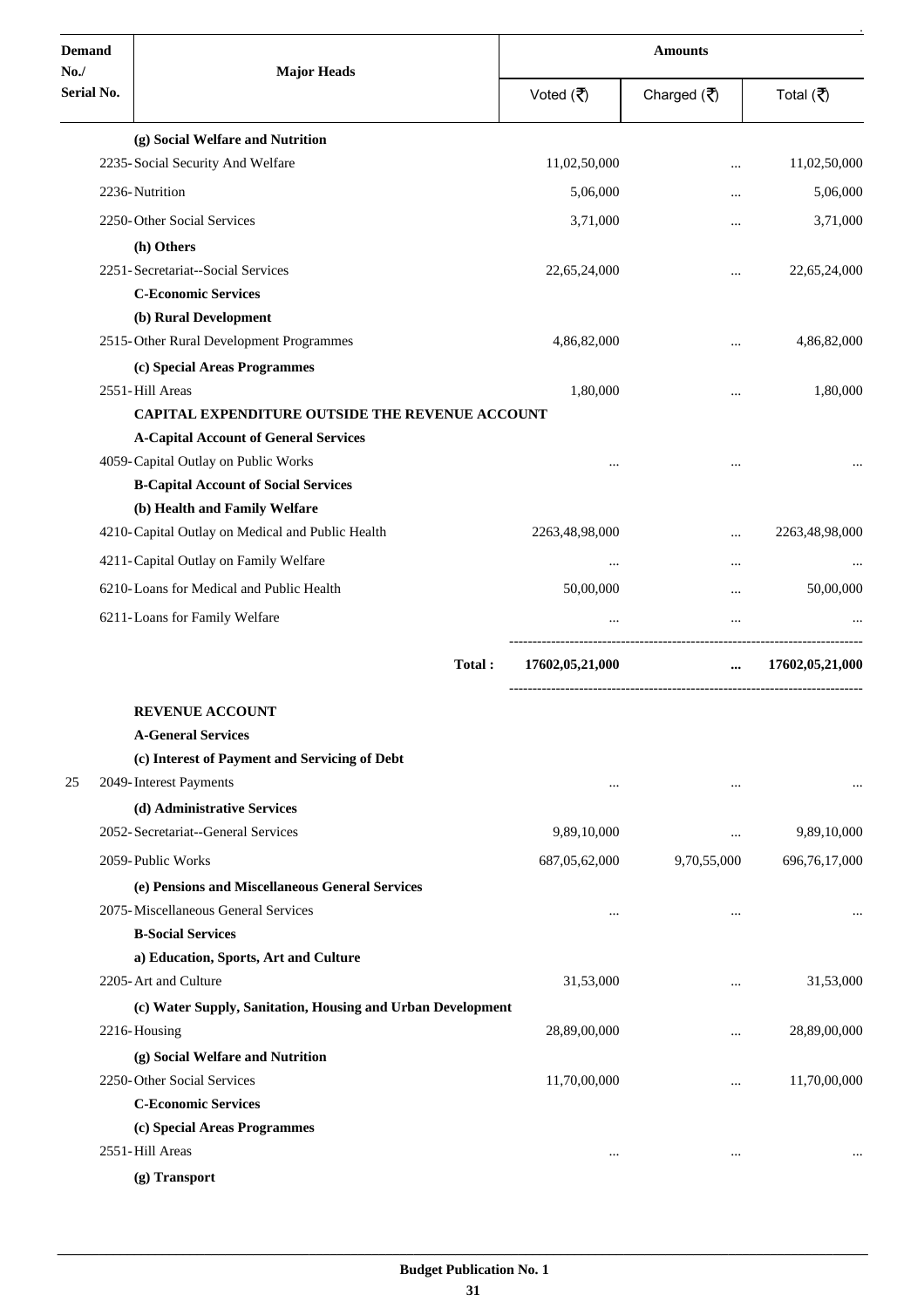| Demand No./ Serial No. | Major Heads | Amounts | | |
|---|---|---|---|---|
| | | Voted (₹) | Charged (₹) | Total (₹) |
| | **(g) Social Welfare and Nutrition** | | | |
| | 2235- Social Security And Welfare | 11,02,50,000 | ... | 11,02,50,000 |
| | 2236- Nutrition | 5,06,000 | ... | 5,06,000 |
| | 2250- Other Social Services | 3,71,000 | ... | 3,71,000 |
| | **(h) Others** | | | |
| | 2251- Secretariat--Social Services | 22,65,24,000 | ... | 22,65,24,000 |
| | **C-Economic Services** | | | |
| | **(b) Rural Development** | | | |
| | 2515- Other Rural Development Programmes | 4,86,82,000 | ... | 4,86,82,000 |
| | **(c) Special Areas Programmes** | | | |
| | 2551- Hill Areas | 1,80,000 | ... | 1,80,000 |
| | **CAPITAL EXPENDITURE OUTSIDE THE REVENUE ACCOUNT** | | | |
| | **A-Capital Account of General Services** | | | |
| | 4059- Capital Outlay on Public Works | ... | ... | ... |
| | **B-Capital Account of Social Services** | | | |
| | **(b) Health and Family Welfare** | | | |
| | 4210- Capital Outlay on Medical and Public Health | 2263,48,98,000 | ... | 2263,48,98,000 |
| | 4211- Capital Outlay on Family Welfare | ... | ... | ... |
| | 6210- Loans for Medical and Public Health | 50,00,000 | ... | 50,00,000 |
| | 6211- Loans for Family Welfare | ... | ... | ... |
| | **Total :** | **17602,05,21,000** | **...** | **17602,05,21,000** |
| | **REVENUE ACCOUNT** | | | |
| | **A-General Services** | | | |
| | **(c) Interest of Payment and Servicing of Debt** | | | |
| 25 | 2049- Interest Payments | ... | ... | ... |
| | **(d) Administrative Services** | | | |
| | 2052- Secretariat--General Services | 9,89,10,000 | ... | 9,89,10,000 |
| | 2059- Public Works | 687,05,62,000 | 9,70,55,000 | 696,76,17,000 |
| | **(e) Pensions and Miscellaneous General Services** | | | |
| | 2075- Miscellaneous General Services | ... | ... | ... |
| | **B-Social Services** | | | |
| | **a) Education, Sports, Art and Culture** | | | |
| | 2205- Art and Culture | 31,53,000 | ... | 31,53,000 |
| | **(c) Water Supply, Sanitation, Housing and Urban Development** | | | |
| | 2216- Housing | 28,89,00,000 | ... | 28,89,00,000 |
| | **(g) Social Welfare and Nutrition** | | | |
| | 2250- Other Social Services | 11,70,00,000 | ... | 11,70,00,000 |
| | **C-Economic Services** | | | |
| | **(c) Special Areas Programmes** | | | |
| | 2551- Hill Areas | ... | ... | ... |
| | **(g) Transport** | | | |

Budget Publication No. 1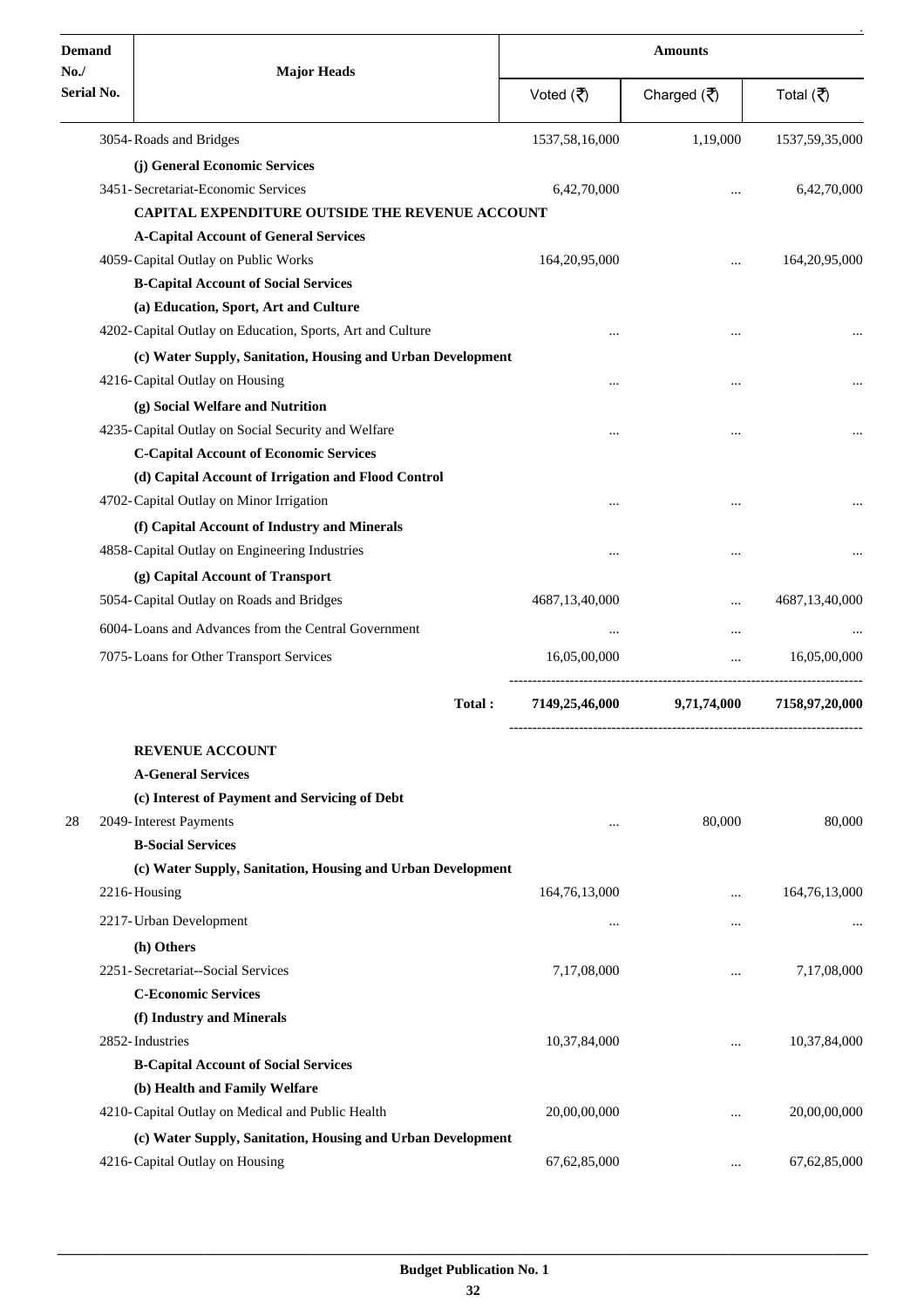| Demand No./ Serial No. | Major Heads | Amounts | | |
|---|---|---|---|---|
| | | Voted (₹) | Charged (₹) | Total (₹) |
| | 3054-Roads and Bridges | 1537,58,16,000 | 1,19,000 | 1537,59,35,000 |
| | **(j) General Economic Services** | | | |
| | 3451-Secretariat-Economic Services | 6,42,70,000 | ... | 6,42,70,000 |
| | **CAPITAL EXPENDITURE OUTSIDE THE REVENUE ACCOUNT** | | | |
| | **A-Capital Account of General Services** | | | |
| | 4059-Capital Outlay on Public Works | 164,20,95,000 | ... | 164,20,95,000 |
| | **B-Capital Account of Social Services** | | | |
| | **(a) Education, Sport, Art and Culture** | | | |
| | 4202-Capital Outlay on Education, Sports, Art and Culture | ... | ... | ... |
| | **(c) Water Supply, Sanitation, Housing and Urban Development** | | | |
| | 4216-Capital Outlay on Housing | ... | ... | ... |
| | **(g) Social Welfare and Nutrition** | | | |
| | 4235-Capital Outlay on Social Security and Welfare | ... | ... | ... |
| | **C-Capital Account of Economic Services** | | | |
| | **(d) Capital Account of Irrigation and Flood Control** | | | |
| | 4702-Capital Outlay on Minor Irrigation | ... | ... | ... |
| | **(f) Capital Account of Industry and Minerals** | | | |
| | 4858-Capital Outlay on Engineering Industries | ... | ... | ... |
| | **(g) Capital Account of Transport** | | | |
| | 5054-Capital Outlay on Roads and Bridges | 4687,13,40,000 | ... | 4687,13,40,000 |
| | 6004-Loans and Advances from the Central Government | ... | ... | ... |
| | 7075-Loans for Other Transport Services | 16,05,00,000 | ... | 16,05,00,000 |
| | **Total :** | **7149,25,46,000** | **9,71,74,000** | **7158,97,20,000** |
| | **REVENUE ACCOUNT** | | | |
| | **A-General Services** | | | |
| | **(c) Interest of Payment and Servicing of Debt** | | | |
| 28 | 2049-Interest Payments | ... | 80,000 | 80,000 |
| | **B-Social Services** | | | |
| | **(c) Water Supply, Sanitation, Housing and Urban Development** | | | |
| | 2216-Housing | 164,76,13,000 | ... | 164,76,13,000 |
| | 2217-Urban Development | ... | ... | ... |
| | **(h) Others** | | | |
| | 2251-Secretariat--Social Services | 7,17,08,000 | ... | 7,17,08,000 |
| | **C-Economic Services** | | | |
| | **(f) Industry and Minerals** | | | |
| | 2852-Industries | 10,37,84,000 | ... | 10,37,84,000 |
| | **B-Capital Account of Social Services** | | | |
| | **(b) Health and Family Welfare** | | | |
| | 4210-Capital Outlay on Medical and Public Health | 20,00,00,000 | ... | 20,00,00,000 |
| | **(c) Water Supply, Sanitation, Housing and Urban Development** | | | |
| | 4216-Capital Outlay on Housing | 67,62,85,000 | ... | 67,62,85,000 |

**Budget Publication No. 1**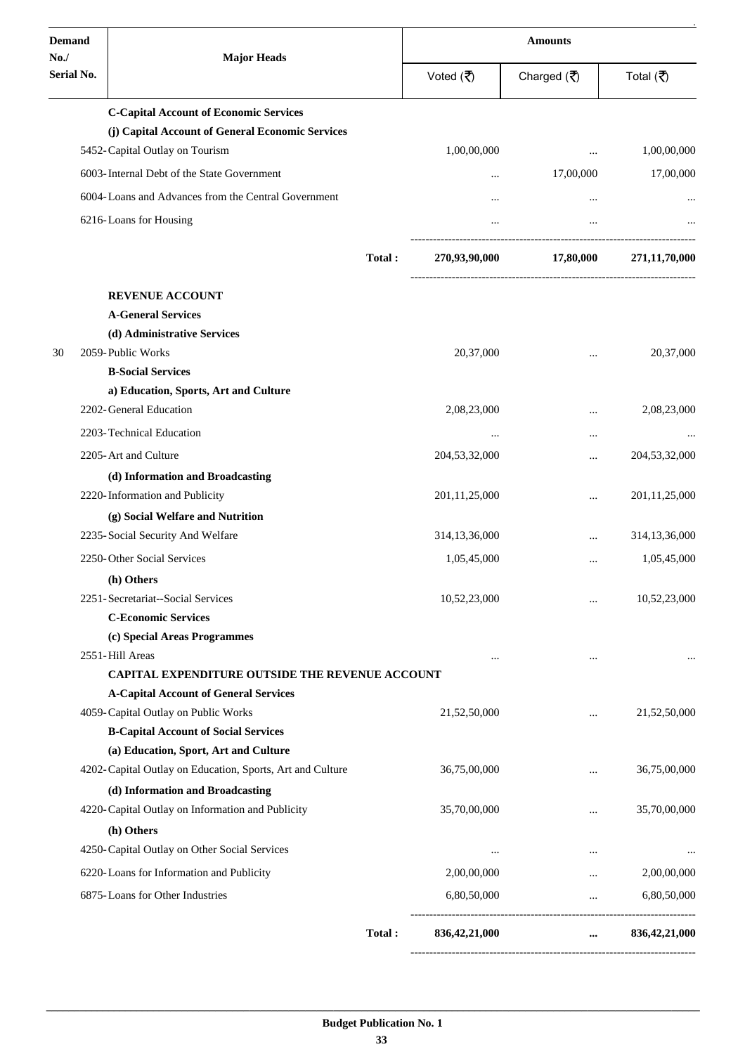| Demand No./ Serial No. | Major Heads | Amounts | | |
|---|---|---|---|---|
| | | Voted (₹) | Charged (₹) | Total (₹) |
| | **C-Capital Account of Economic Services** | | | |
| | **(j) Capital Account of General Economic Services** | | | |
| | 5452-Capital Outlay on Tourism | 1,00,00,000 | ... | 1,00,00,000 |
| | 6003-Internal Debt of the State Government | ... | 17,00,000 | 17,00,000 |
| | 6004-Loans and Advances from the Central Government | ... | ... | ... |
| | 6216-Loans for Housing | ... | ... | ... |
| | **Total :** | **270,93,90,000** | **17,80,000** | **271,11,70,000** |
| | **REVENUE ACCOUNT** | | | |
| | **A-General Services** | | | |
| | **(d) Administrative Services** | | | |
| 30 | 2059-Public Works | 20,37,000 | ... | 20,37,000 |
| | **B-Social Services** | | | |
| | **a) Education, Sports, Art and Culture** | | | |
| | 2202-General Education | 2,08,23,000 | ... | 2,08,23,000 |
| | 2203-Technical Education | ... | ... | ... |
| | 2205-Art and Culture | 204,53,32,000 | ... | 204,53,32,000 |
| | **(d) Information and Broadcasting** | | | |
| | 2220-Information and Publicity | 201,11,25,000 | ... | 201,11,25,000 |
| | **(g) Social Welfare and Nutrition** | | | |
| | 2235-Social Security And Welfare | 314,13,36,000 | ... | 314,13,36,000 |
| | 2250-Other Social Services | 1,05,45,000 | ... | 1,05,45,000 |
| | **(h) Others** | | | |
| | 2251-Secretariat--Social Services | 10,52,23,000 | ... | 10,52,23,000 |
| | **C-Economic Services** | | | |
| | **(c) Special Areas Programmes** | | | |
| | 2551-Hill Areas | ... | ... | ... |
| | **CAPITAL EXPENDITURE OUTSIDE THE REVENUE ACCOUNT** | | | |
| | **A-Capital Account of General Services** | | | |
| | 4059-Capital Outlay on Public Works | 21,52,50,000 | ... | 21,52,50,000 |
| | **B-Capital Account of Social Services** | | | |
| | **(a) Education, Sport, Art and Culture** | | | |
| | 4202-Capital Outlay on Education, Sports, Art and Culture | 36,75,00,000 | ... | 36,75,00,000 |
| | **(d) Information and Broadcasting** | | | |
| | 4220-Capital Outlay on Information and Publicity | 35,70,00,000 | ... | 35,70,00,000 |
| | **(h) Others** | | | |
| | 4250-Capital Outlay on Other Social Services | ... | ... | ... |
| | 6220-Loans for Information and Publicity | 2,00,00,000 | ... | 2,00,00,000 |
| | 6875-Loans for Other Industries | 6,80,50,000 | ... | 6,80,50,000 |
| | **Total :** | **836,42,21,000** | **...** | **836,42,21,000** |

**Budget Publication No. 1**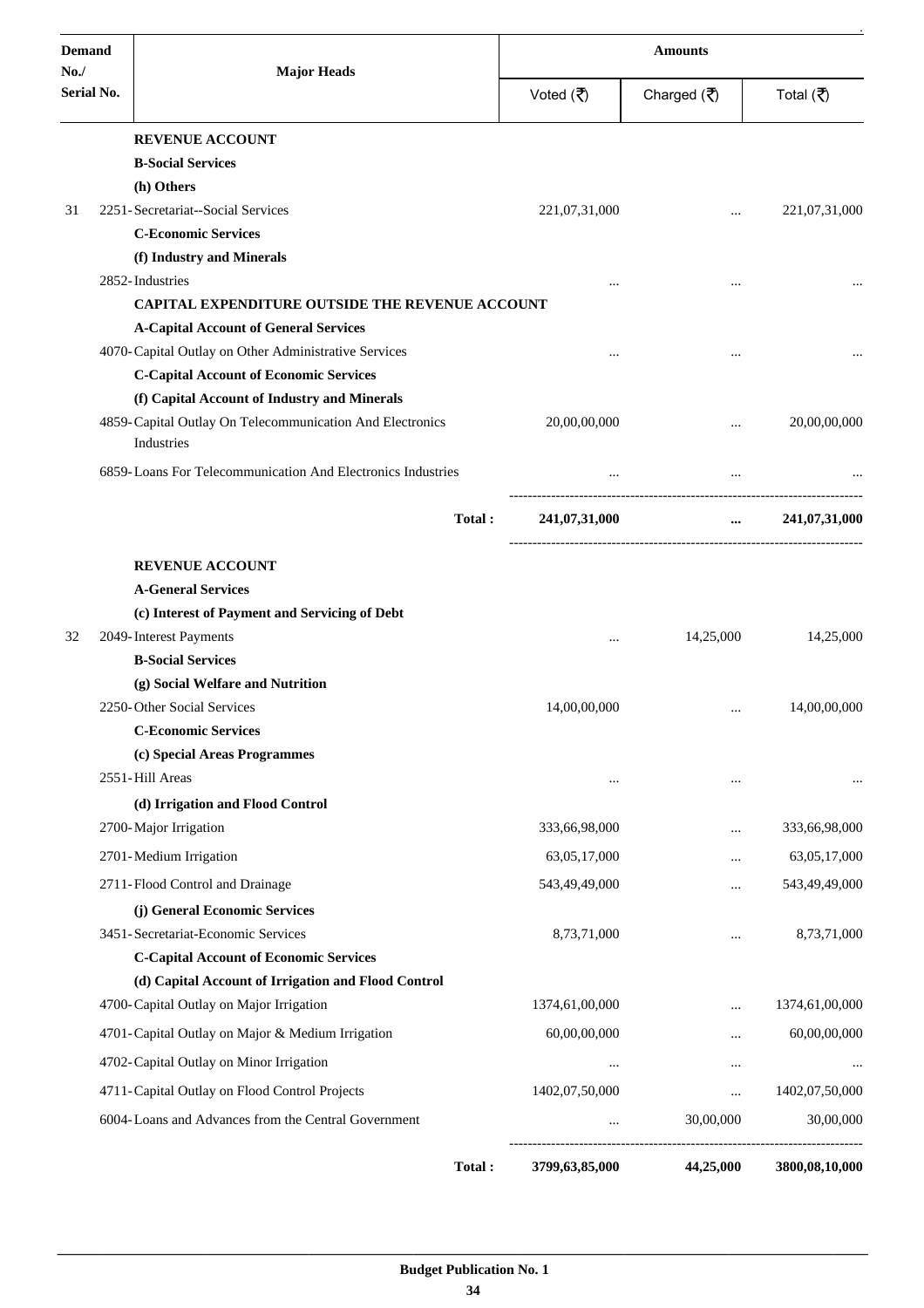| Demand No./ Serial No. | Major Heads | Amounts | | |
|---|---|---|---|---|
| | | Voted (₹) | Charged (₹) | Total (₹) |
| | **REVENUE ACCOUNT** | | | |
| | **B-Social Services** | | | |
| | **(h) Others** | | | |
| 31 | 2251-Secretariat--Social Services | 221,07,31,000 | ... | 221,07,31,000 |
| | **C-Economic Services** | | | |
| | **(f) Industry and Minerals** | | | |
| | 2852-Industries | ... | ... | ... |
| | **CAPITAL EXPENDITURE OUTSIDE THE REVENUE ACCOUNT** | | | |
| | **A-Capital Account of General Services** | | | |
| | 4070-Capital Outlay on Other Administrative Services | ... | ... | ... |
| | **C-Capital Account of Economic Services** | | | |
| | **(f) Capital Account of Industry and Minerals** | | | |
| | 4859-Capital Outlay On Telecommunication And Electronics Industries | 20,00,00,000 | ... | 20,00,00,000 |
| | 6859-Loans For Telecommunication And Electronics Industries | ... | ... | ... |
| | **Total :** | **241,07,31,000** | **...** | **241,07,31,000** |
| | **REVENUE ACCOUNT** | | | |
| | **A-General Services** | | | |
| | **(c) Interest of Payment and Servicing of Debt** | | | |
| 32 | 2049-Interest Payments | ... | 14,25,000 | 14,25,000 |
| | **B-Social Services** | | | |
| | **(g) Social Welfare and Nutrition** | | | |
| | 2250-Other Social Services | 14,00,00,000 | ... | 14,00,00,000 |
| | **C-Economic Services** | | | |
| | **(c) Special Areas Programmes** | | | |
| | 2551-Hill Areas | ... | ... | ... |
| | **(d) Irrigation and Flood Control** | | | |
| | 2700-Major Irrigation | 333,66,98,000 | ... | 333,66,98,000 |
| | 2701-Medium Irrigation | 63,05,17,000 | ... | 63,05,17,000 |
| | 2711-Flood Control and Drainage | 543,49,49,000 | ... | 543,49,49,000 |
| | **(j) General Economic Services** | | | |
| | 3451-Secretariat-Economic Services | 8,73,71,000 | ... | 8,73,71,000 |
| | **C-Capital Account of Economic Services** | | | |
| | **(d) Capital Account of Irrigation and Flood Control** | | | |
| | 4700-Capital Outlay on Major Irrigation | 1374,61,00,000 | ... | 1374,61,00,000 |
| | 4701-Capital Outlay on Major & Medium Irrigation | 60,00,00,000 | ... | 60,00,00,000 |
| | 4702-Capital Outlay on Minor Irrigation | ... | ... | ... |
| | 4711-Capital Outlay on Flood Control Projects | 1402,07,50,000 | ... | 1402,07,50,000 |
| | 6004-Loans and Advances from the Central Government | ... | 30,00,000 | 30,00,000 |
| | **Total :** | **3799,63,85,000** | **44,25,000** | **3800,08,10,000** |

**Budget Publication No. 1**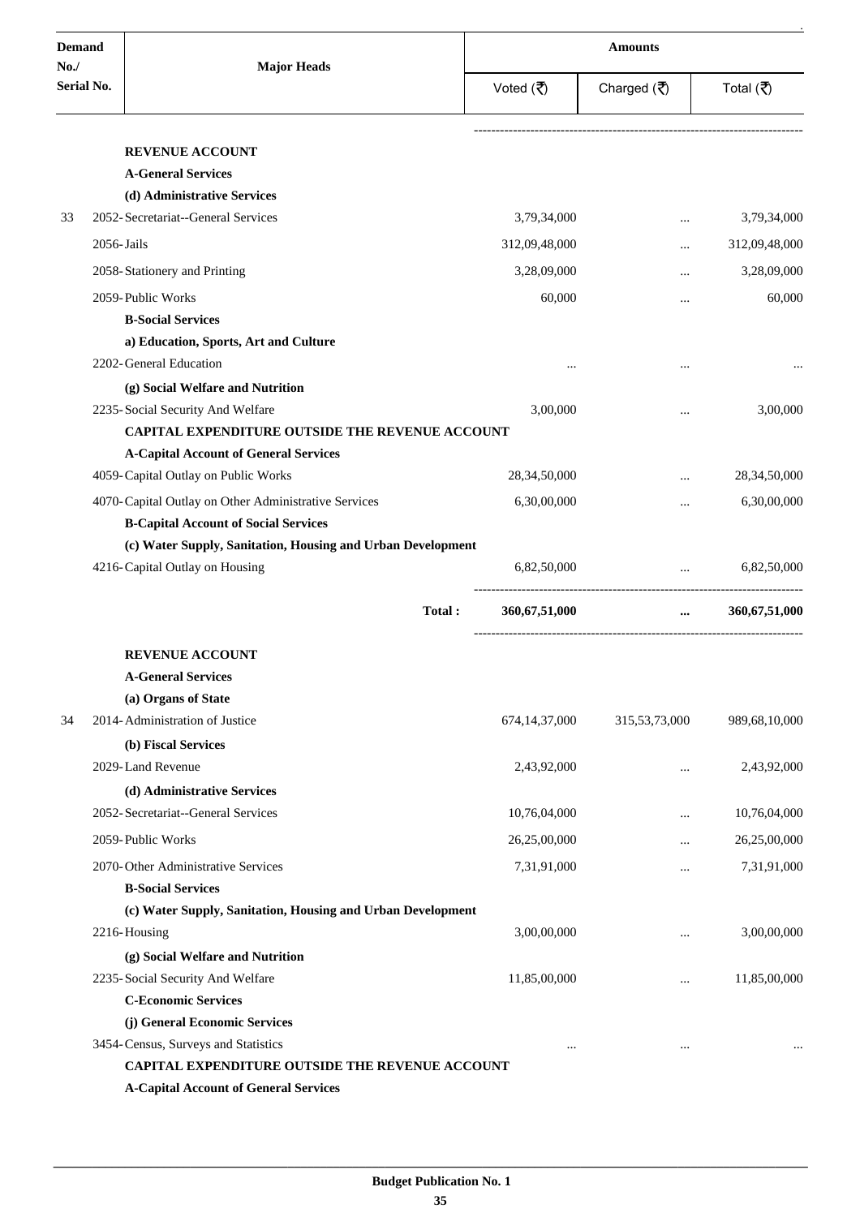| Demand No./ Serial No. | Major Heads | Amounts | | |
|---|---|---|---|---|
| | | Voted (₹) | Charged (₹) | Total (₹) |
| | **REVENUE ACCOUNT** | | | |
| | **A-General Services** | | | |
| | **(d) Administrative Services** | | | |
| 33 | 2052- Secretariat--General Services | 3,79,34,000 | ... | 3,79,34,000 |
| | 2056- Jails | 312,09,48,000 | ... | 312,09,48,000 |
| | 2058- Stationery and Printing | 3,28,09,000 | ... | 3,28,09,000 |
| | 2059- Public Works | 60,000 | ... | 60,000 |
| | **B-Social Services** | | | |
| | **a) Education, Sports, Art and Culture** | | | |
| | 2202- General Education | ... | ... | ... |
| | **(g) Social Welfare and Nutrition** | | | |
| | 2235- Social Security And Welfare | 3,00,000 | ... | 3,00,000 |
| | **CAPITAL EXPENDITURE OUTSIDE THE REVENUE ACCOUNT** | | | |
| | **A-Capital Account of General Services** | | | |
| | 4059- Capital Outlay on Public Works | 28,34,50,000 | ... | 28,34,50,000 |
| | 4070- Capital Outlay on Other Administrative Services | 6,30,00,000 | ... | 6,30,00,000 |
| | **B-Capital Account of Social Services** | | | |
| | **(c) Water Supply, Sanitation, Housing and Urban Development** | | | |
| | 4216- Capital Outlay on Housing | 6,82,50,000 | ... | 6,82,50,000 |
| | **Total :** | **360,67,51,000** | **...** | **360,67,51,000** |
| | **REVENUE ACCOUNT** | | | |
| | **A-General Services** | | | |
| | **(a) Organs of State** | | | |
| 34 | 2014- Administration of Justice | 674,14,37,000 | 315,53,73,000 | 989,68,10,000 |
| | **(b) Fiscal Services** | | | |
| | 2029- Land Revenue | 2,43,92,000 | ... | 2,43,92,000 |
| | **(d) Administrative Services** | | | |
| | 2052- Secretariat--General Services | 10,76,04,000 | ... | 10,76,04,000 |
| | 2059- Public Works | 26,25,00,000 | ... | 26,25,00,000 |
| | 2070- Other Administrative Services | 7,31,91,000 | ... | 7,31,91,000 |
| | **B-Social Services** | | | |
| | **(c) Water Supply, Sanitation, Housing and Urban Development** | | | |
| | 2216- Housing | 3,00,00,000 | ... | 3,00,00,000 |
| | **(g) Social Welfare and Nutrition** | | | |
| | 2235- Social Security And Welfare | 11,85,00,000 | ... | 11,85,00,000 |
| | **C-Economic Services** | | | |
| | **(j) General Economic Services** | | | |
| | 3454- Census, Surveys and Statistics | ... | ... | ... |
| | **CAPITAL EXPENDITURE OUTSIDE THE REVENUE ACCOUNT** | | | |
| | **A-Capital Account of General Services** | | | |

**Budget Publication No. 1**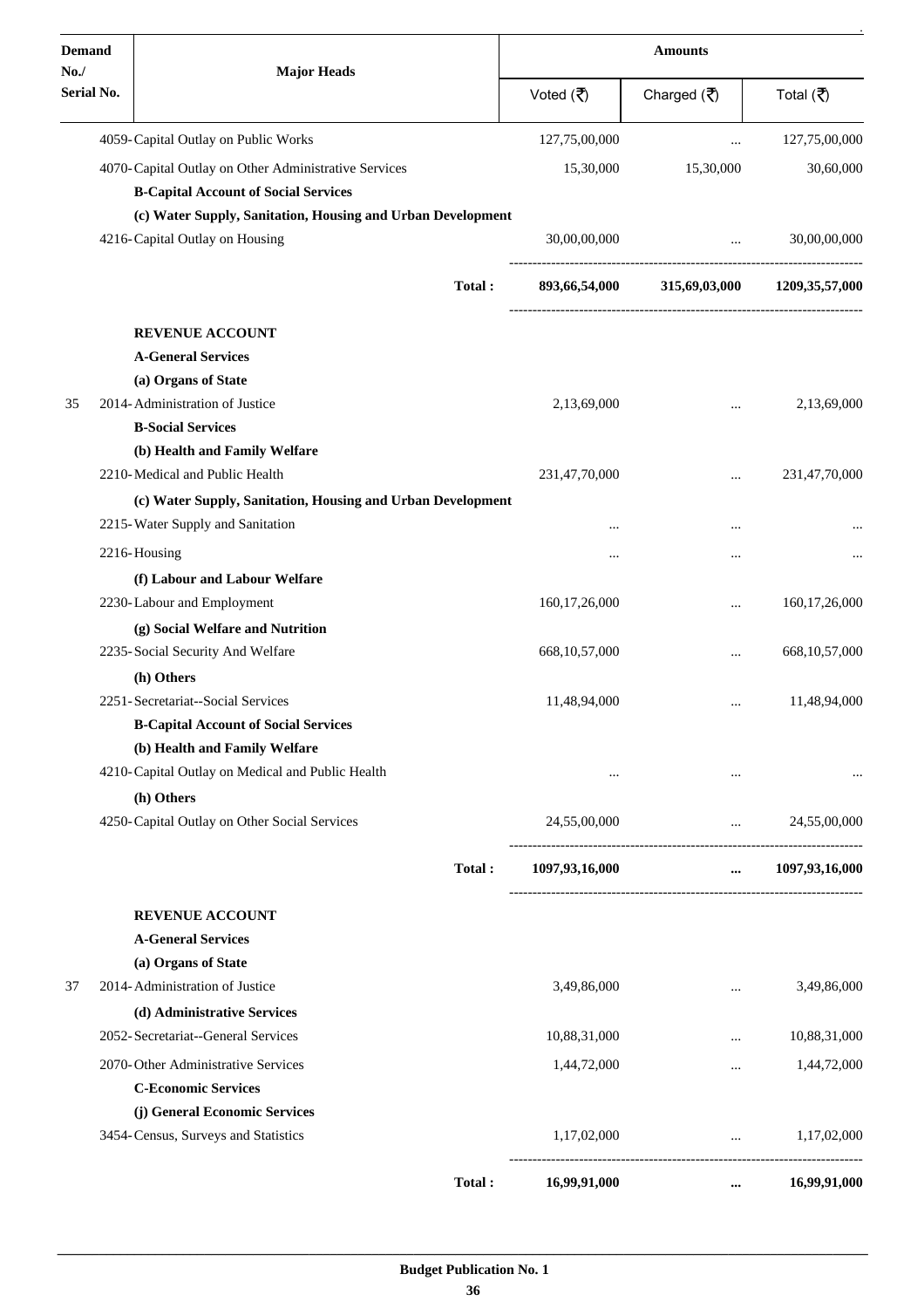| Demand No./ Serial No. | Major Heads | Amounts | | |
|---|---|---|---|---|
| | | Voted (₹) | Charged (₹) | Total (₹) |
| | 4059-Capital Outlay on Public Works | 127,75,00,000 | ... | 127,75,00,000 |
| | 4070-Capital Outlay on Other Administrative Services | 15,30,000 | 15,30,000 | 30,60,000 |
| | **B-Capital Account of Social Services** | | | |
| | **(c) Water Supply, Sanitation, Housing and Urban Development** | | | |
| | 4216-Capital Outlay on Housing | 30,00,00,000 | ... | 30,00,00,000 |
| | **Total :** | **893,66,54,000** | **315,69,03,000** | **1209,35,57,000** |
| | **REVENUE ACCOUNT** | | | |
| | **A-General Services** | | | |
| | **(a) Organs of State** | | | |
| 35 | 2014-Administration of Justice | 2,13,69,000 | ... | 2,13,69,000 |
| | **B-Social Services** | | | |
| | **(b) Health and Family Welfare** | | | |
| | 2210-Medical and Public Health | 231,47,70,000 | ... | 231,47,70,000 |
| | **(c) Water Supply, Sanitation, Housing and Urban Development** | | | |
| | 2215-Water Supply and Sanitation | ... | ... | ... |
| | 2216-Housing | ... | ... | ... |
| | **(f) Labour and Labour Welfare** | | | |
| | 2230-Labour and Employment | 160,17,26,000 | ... | 160,17,26,000 |
| | **(g) Social Welfare and Nutrition** | | | |
| | 2235-Social Security And Welfare | 668,10,57,000 | ... | 668,10,57,000 |
| | **(h) Others** | | | |
| | 2251-Secretariat--Social Services | 11,48,94,000 | ... | 11,48,94,000 |
| | **B-Capital Account of Social Services** | | | |
| | **(b) Health and Family Welfare** | | | |
| | 4210-Capital Outlay on Medical and Public Health | ... | ... | ... |
| | **(h) Others** | | | |
| | 4250-Capital Outlay on Other Social Services | 24,55,00,000 | ... | 24,55,00,000 |
| | **Total :** | **1097,93,16,000** | **...** | **1097,93,16,000** |
| | **REVENUE ACCOUNT** | | | |
| | **A-General Services** | | | |
| | **(a) Organs of State** | | | |
| 37 | 2014-Administration of Justice | 3,49,86,000 | ... | 3,49,86,000 |
| | **(d) Administrative Services** | | | |
| | 2052-Secretariat--General Services | 10,88,31,000 | ... | 10,88,31,000 |
| | 2070-Other Administrative Services | 1,44,72,000 | ... | 1,44,72,000 |
| | **C-Economic Services** | | | |
| | **(j) General Economic Services** | | | |
| | 3454-Census, Surveys and Statistics | 1,17,02,000 | ... | 1,17,02,000 |
| | **Total :** | **16,99,91,000** | **...** | **16,99,91,000** |

**Budget Publication No. 1**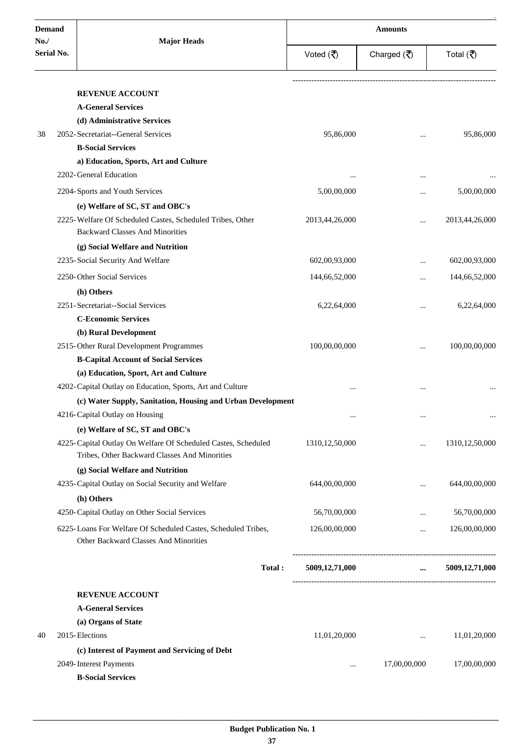| Demand No./ Serial No. | Major Heads | Amounts | | |
|---|---|---|---|---|
| | | Voted (₹) | Charged (₹) | Total (₹) |
| | **REVENUE ACCOUNT** | | | |
| | **A-General Services** | | | |
| | **(d) Administrative Services** | | | |
| 38 | 2052- Secretariat--General Services | 95,86,000 | ... | 95,86,000 |
| | **B-Social Services** | | | |
| | **a) Education, Sports, Art and Culture** | | | |
| | 2202- General Education | ... | ... | ... |
| | 2204- Sports and Youth Services | 5,00,00,000 | ... | 5,00,00,000 |
| | **(e) Welfare of SC, ST and OBC's** | | | |
| | 2225- Welfare Of Scheduled Castes, Scheduled Tribes, Other Backward Classes And Minorities | 2013,44,26,000 | ... | 2013,44,26,000 |
| | **(g) Social Welfare and Nutrition** | | | |
| | 2235- Social Security And Welfare | 602,00,93,000 | ... | 602,00,93,000 |
| | 2250- Other Social Services | 144,66,52,000 | ... | 144,66,52,000 |
| | **(h) Others** | | | |
| | 2251- Secretariat--Social Services | 6,22,64,000 | ... | 6,22,64,000 |
| | **C-Economic Services** | | | |
| | **(b) Rural Development** | | | |
| | 2515- Other Rural Development Programmes | 100,00,00,000 | ... | 100,00,00,000 |
| | **B-Capital Account of Social Services** | | | |
| | **(a) Education, Sport, Art and Culture** | | | |
| | 4202- Capital Outlay on Education, Sports, Art and Culture | ... | ... | ... |
| | **(c) Water Supply, Sanitation, Housing and Urban Development** | | | |
| | 4216- Capital Outlay on Housing | ... | ... | ... |
| | **(e) Welfare of SC, ST and OBC's** | | | |
| | 4225- Capital Outlay On Welfare Of Scheduled Castes, Scheduled Tribes, Other Backward Classes And Minorities | 1310,12,50,000 | ... | 1310,12,50,000 |
| | **(g) Social Welfare and Nutrition** | | | |
| | 4235- Capital Outlay on Social Security and Welfare | 644,00,00,000 | ... | 644,00,00,000 |
| | **(h) Others** | | | |
| | 4250- Capital Outlay on Other Social Services | 56,70,00,000 | ... | 56,70,00,000 |
| | 6225- Loans For Welfare Of Scheduled Castes, Scheduled Tribes, Other Backward Classes And Minorities | 126,00,00,000 | ... | 126,00,00,000 |
| | **Total :** | **5009,12,71,000** | **...** | **5009,12,71,000** |
| | **REVENUE ACCOUNT** | | | |
| | **A-General Services** | | | |
| | **(a) Organs of State** | | | |
| 40 | 2015- Elections | 11,01,20,000 | ... | 11,01,20,000 |
| | **(c) Interest of Payment and Servicing of Debt** | | | |
| | 2049- Interest Payments | ... | 17,00,00,000 | 17,00,00,000 |
| | **B-Social Services** | | | |

**Budget Publication No. 1**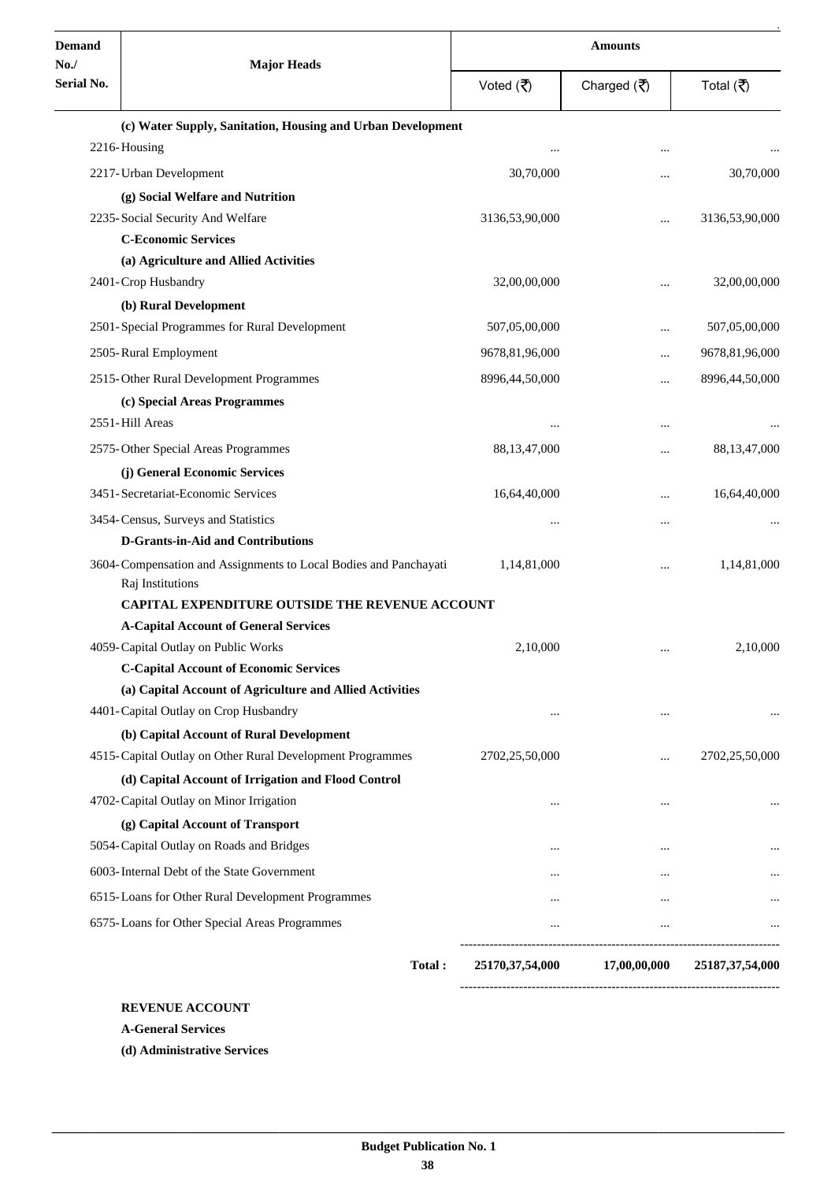| Demand No./ Serial No. | Major Heads | Amounts | | |
|---|---|---|---|---|
| | | Voted (₹) | Charged (₹) | Total (₹) |
| | **(c) Water Supply, Sanitation, Housing and Urban Development** | | | |
| | 2216-Housing | ... | ... | ... |
| | 2217-Urban Development | 30,70,000 | ... | 30,70,000 |
| | **(g) Social Welfare and Nutrition** | | | |
| | 2235-Social Security And Welfare | 3136,53,90,000 | ... | 3136,53,90,000 |
| | **C-Economic Services** | | | |
| | **(a) Agriculture and Allied Activities** | | | |
| | 2401-Crop Husbandry | 32,00,00,000 | ... | 32,00,00,000 |
| | **(b) Rural Development** | | | |
| | 2501-Special Programmes for Rural Development | 507,05,00,000 | ... | 507,05,00,000 |
| | 2505-Rural Employment | 9678,81,96,000 | ... | 9678,81,96,000 |
| | 2515-Other Rural Development Programmes | 8996,44,50,000 | ... | 8996,44,50,000 |
| | **(c) Special Areas Programmes** | | | |
| | 2551-Hill Areas | ... | ... | ... |
| | 2575-Other Special Areas Programmes | 88,13,47,000 | ... | 88,13,47,000 |
| | **(j) General Economic Services** | | | |
| | 3451-Secretariat-Economic Services | 16,64,40,000 | ... | 16,64,40,000 |
| | 3454-Census, Surveys and Statistics | ... | ... | ... |
| | **D-Grants-in-Aid and Contributions** | | | |
| | 3604-Compensation and Assignments to Local Bodies and Panchayati Raj Institutions | 1,14,81,000 | ... | 1,14,81,000 |
| | **CAPITAL EXPENDITURE OUTSIDE THE REVENUE ACCOUNT** | | | |
| | **A-Capital Account of General Services** | | | |
| | 4059-Capital Outlay on Public Works | 2,10,000 | ... | 2,10,000 |
| | **C-Capital Account of Economic Services** | | | |
| | **(a) Capital Account of Agriculture and Allied Activities** | | | |
| | 4401-Capital Outlay on Crop Husbandry | ... | ... | ... |
| | **(b) Capital Account of Rural Development** | | | |
| | 4515-Capital Outlay on Other Rural Development Programmes | 2702,25,50,000 | ... | 2702,25,50,000 |
| | **(d) Capital Account of Irrigation and Flood Control** | | | |
| | 4702-Capital Outlay on Minor Irrigation | ... | ... | ... |
| | **(g) Capital Account of Transport** | | | |
| | 5054-Capital Outlay on Roads and Bridges | ... | ... | ... |
| | 6003-Internal Debt of the State Government | ... | ... | ... |
| | 6515-Loans for Other Rural Development Programmes | ... | ... | ... |
| | 6575-Loans for Other Special Areas Programmes | ... | ... | ... |
| | **Total :** | **25170,37,54,000** | **17,00,00,000** | **25187,37,54,000** |

**REVENUE ACCOUNT**

**A-General Services**

**(d) Administrative Services**

**Budget Publication No. 1**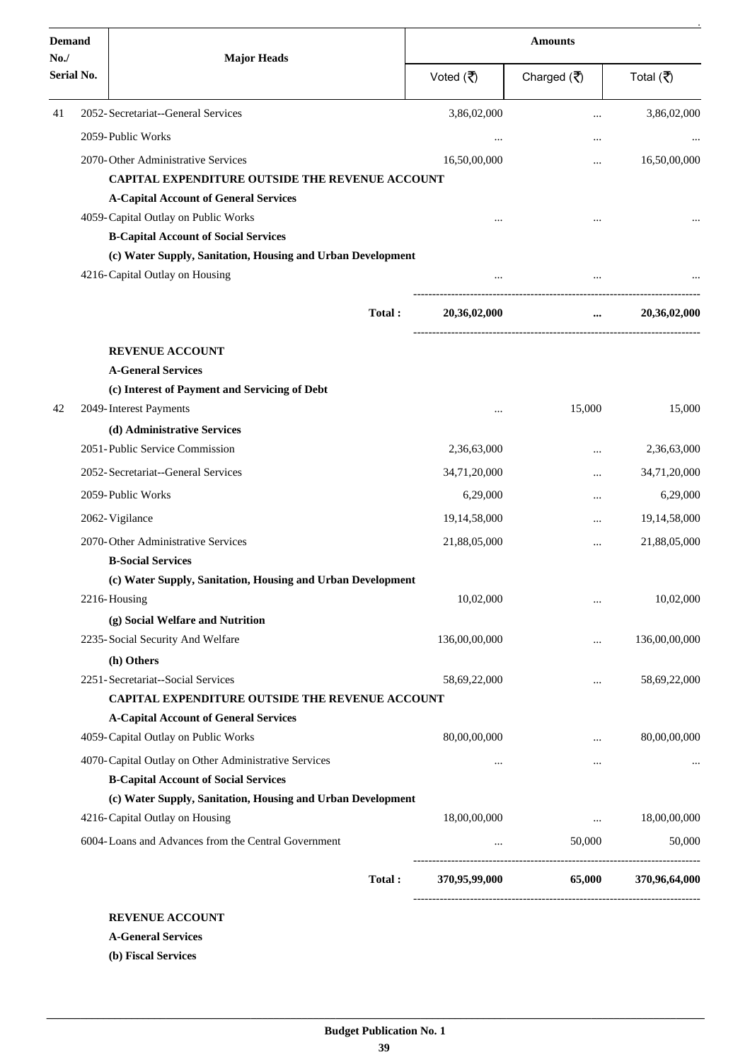| Demand No./ Serial No. | Major Heads | Amounts | | |
|---|---|---|---|---|
| | | Voted (₹) | Charged (₹) | Total (₹) |
| 41 | 2052-Secretariat--General Services | 3,86,02,000 | ... | 3,86,02,000 |
| | 2059-Public Works | ... | ... | ... |
| | 2070-Other Administrative Services | 16,50,00,000 | ... | 16,50,00,000 |
| | **CAPITAL EXPENDITURE OUTSIDE THE REVENUE ACCOUNT** | | | |
| | **A-Capital Account of General Services** | | | |
| | 4059-Capital Outlay on Public Works | ... | ... | ... |
| | **B-Capital Account of Social Services** | | | |
| | **(c) Water Supply, Sanitation, Housing and Urban Development** | | | |
| | 4216-Capital Outlay on Housing | ... | ... | ... |
| | **Total :** | **20,36,02,000** | **...** | **20,36,02,000** |
| | **REVENUE ACCOUNT** | | | |
| | **A-General Services** | | | |
| | **(c) Interest of Payment and Servicing of Debt** | | | |
| 42 | 2049-Interest Payments | ... | 15,000 | 15,000 |
| | **(d) Administrative Services** | | | |
| | 2051-Public Service Commission | 2,36,63,000 | ... | 2,36,63,000 |
| | 2052-Secretariat--General Services | 34,71,20,000 | ... | 34,71,20,000 |
| | 2059-Public Works | 6,29,000 | ... | 6,29,000 |
| | 2062-Vigilance | 19,14,58,000 | ... | 19,14,58,000 |
| | 2070-Other Administrative Services | 21,88,05,000 | ... | 21,88,05,000 |
| | **B-Social Services** | | | |
| | **(c) Water Supply, Sanitation, Housing and Urban Development** | | | |
| | 2216-Housing | 10,02,000 | ... | 10,02,000 |
| | **(g) Social Welfare and Nutrition** | | | |
| | 2235-Social Security And Welfare | 136,00,00,000 | ... | 136,00,00,000 |
| | **(h) Others** | | | |
| | 2251-Secretariat--Social Services | 58,69,22,000 | ... | 58,69,22,000 |
| | **CAPITAL EXPENDITURE OUTSIDE THE REVENUE ACCOUNT** | | | |
| | **A-Capital Account of General Services** | | | |
| | 4059-Capital Outlay on Public Works | 80,00,00,000 | ... | 80,00,00,000 |
| | 4070-Capital Outlay on Other Administrative Services | ... | ... | ... |
| | **B-Capital Account of Social Services** | | | |
| | **(c) Water Supply, Sanitation, Housing and Urban Development** | | | |
| | 4216-Capital Outlay on Housing | 18,00,00,000 | ... | 18,00,00,000 |
| | 6004-Loans and Advances from the Central Government | ... | 50,000 | 50,000 |
| | **Total :** | **370,95,99,000** | **65,000** | **370,96,64,000** |

**REVENUE ACCOUNT**

**A-General Services**

**(b) Fiscal Services**

**Budget Publication No. 1**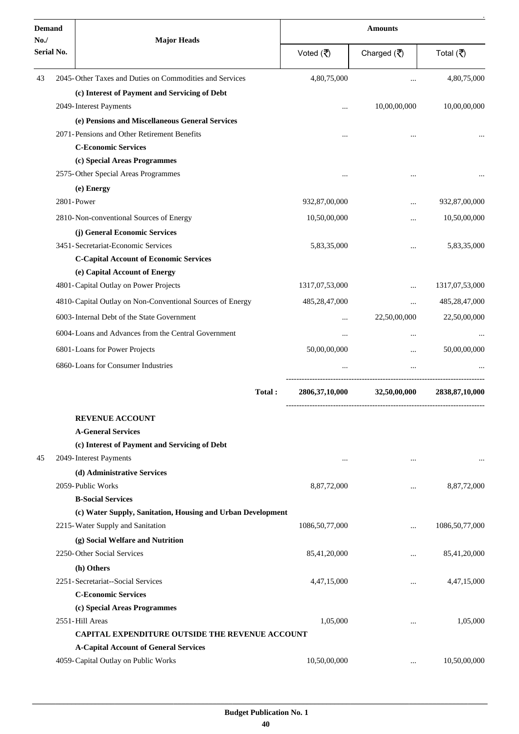| Demand No./ Serial No. | Major Heads | Amounts | | |
|---|---|---|---|---|
| | | Voted (₹) | Charged (₹) | Total (₹) |
| 43 | 2045- Other Taxes and Duties on Commodities and Services | 4,80,75,000 | ... | 4,80,75,000 |
| | **(c) Interest of Payment and Servicing of Debt** | | | |
| | 2049- Interest Payments | ... | 10,00,00,000 | 10,00,00,000 |
| | **(e) Pensions and Miscellaneous General Services** | | | |
| | 2071- Pensions and Other Retirement Benefits | ... | ... | ... |
| | **C-Economic Services** | | | |
| | **(c) Special Areas Programmes** | | | |
| | 2575- Other Special Areas Programmes | ... | ... | ... |
| | **(e) Energy** | | | |
| | 2801- Power | 932,87,00,000 | ... | 932,87,00,000 |
| | 2810- Non-conventional Sources of Energy | 10,50,00,000 | ... | 10,50,00,000 |
| | **(j) General Economic Services** | | | |
| | 3451- Secretariat-Economic Services | 5,83,35,000 | ... | 5,83,35,000 |
| | **C-Capital Account of Economic Services** | | | |
| | **(e) Capital Account of Energy** | | | |
| | 4801- Capital Outlay on Power Projects | 1317,07,53,000 | ... | 1317,07,53,000 |
| | 4810- Capital Outlay on Non-Conventional Sources of Energy | 485,28,47,000 | ... | 485,28,47,000 |
| | 6003- Internal Debt of the State Government | ... | 22,50,00,000 | 22,50,00,000 |
| | 6004- Loans and Advances from the Central Government | ... | ... | ... |
| | 6801- Loans for Power Projects | 50,00,00,000 | ... | 50,00,00,000 |
| | 6860- Loans for Consumer Industries | ... | ... | ... |
| | **Total :** | **2806,37,10,000** | **32,50,00,000** | **2838,87,10,000** |
| | **REVENUE ACCOUNT** | | | |
| | **A-General Services** | | | |
| | **(c) Interest of Payment and Servicing of Debt** | | | |
| 45 | 2049- Interest Payments | ... | ... | ... |
| | **(d) Administrative Services** | | | |
| | 2059- Public Works | 8,87,72,000 | ... | 8,87,72,000 |
| | **B-Social Services** | | | |
| | **(c) Water Supply, Sanitation, Housing and Urban Development** | | | |
| | 2215- Water Supply and Sanitation | 1086,50,77,000 | ... | 1086,50,77,000 |
| | **(g) Social Welfare and Nutrition** | | | |
| | 2250- Other Social Services | 85,41,20,000 | ... | 85,41,20,000 |
| | **(h) Others** | | | |
| | 2251- Secretariat--Social Services | 4,47,15,000 | ... | 4,47,15,000 |
| | **C-Economic Services** | | | |
| | **(c) Special Areas Programmes** | | | |
| | 2551- Hill Areas | 1,05,000 | ... | 1,05,000 |
| | **CAPITAL EXPENDITURE OUTSIDE THE REVENUE ACCOUNT** | | | |
| | **A-Capital Account of General Services** | | | |
| | 4059- Capital Outlay on Public Works | 10,50,00,000 | ... | 10,50,00,000 |

**Budget Publication No. 1**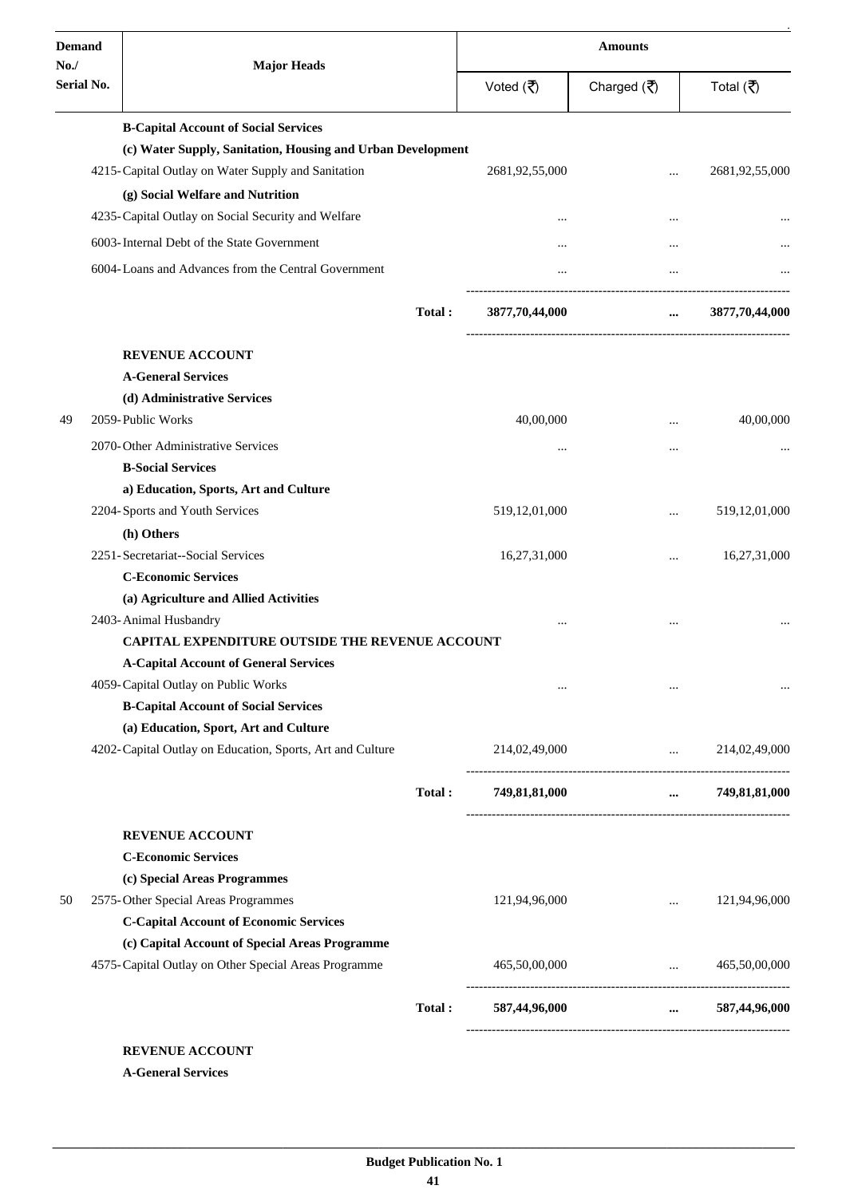| Demand No./ Serial No. | Major Heads | Amounts | | |
|---|---|---|---|---|
| | | Voted (₹) | Charged (₹) | Total (₹) |
| | **B-Capital Account of Social Services** | | | |
| | **(c) Water Supply, Sanitation, Housing and Urban Development** | | | |
| | 4215-Capital Outlay on Water Supply and Sanitation | 2681,92,55,000 | ... | 2681,92,55,000 |
| | **(g) Social Welfare and Nutrition** | | | |
| | 4235-Capital Outlay on Social Security and Welfare | ... | ... | ... |
| | 6003-Internal Debt of the State Government | ... | ... | ... |
| | 6004-Loans and Advances from the Central Government | ... | ... | ... |
| | **Total :** | **3877,70,44,000** | **...** | **3877,70,44,000** |
| | **REVENUE ACCOUNT** | | | |
| | **A-General Services** | | | |
| | **(d) Administrative Services** | | | |
| 49 | 2059-Public Works | 40,00,000 | ... | 40,00,000 |
| | 2070-Other Administrative Services | ... | ... | ... |
| | **B-Social Services** | | | |
| | **a) Education, Sports, Art and Culture** | | | |
| | 2204-Sports and Youth Services | 519,12,01,000 | ... | 519,12,01,000 |
| | **(h) Others** | | | |
| | 2251-Secretariat--Social Services | 16,27,31,000 | ... | 16,27,31,000 |
| | **C-Economic Services** | | | |
| | **(a) Agriculture and Allied Activities** | | | |
| | 2403-Animal Husbandry | ... | ... | ... |
| | **CAPITAL EXPENDITURE OUTSIDE THE REVENUE ACCOUNT** | | | |
| | **A-Capital Account of General Services** | | | |
| | 4059-Capital Outlay on Public Works | ... | ... | ... |
| | **B-Capital Account of Social Services** | | | |
| | **(a) Education, Sport, Art and Culture** | | | |
| | 4202-Capital Outlay on Education, Sports, Art and Culture | 214,02,49,000 | ... | 214,02,49,000 |
| | **Total :** | **749,81,81,000** | **...** | **749,81,81,000** |
| | **REVENUE ACCOUNT** | | | |
| | **C-Economic Services** | | | |
| | **(c) Special Areas Programmes** | | | |
| 50 | 2575-Other Special Areas Programmes | 121,94,96,000 | ... | 121,94,96,000 |
| | **C-Capital Account of Economic Services** | | | |
| | **(c) Capital Account of Special Areas Programme** | | | |
| | 4575-Capital Outlay on Other Special Areas Programme | 465,50,00,000 | ... | 465,50,00,000 |
| | **Total :** | **587,44,96,000** | **...** | **587,44,96,000** |
| | **REVENUE ACCOUNT** | | | |
| | **A-General Services** | | | |

**Budget Publication No. 1**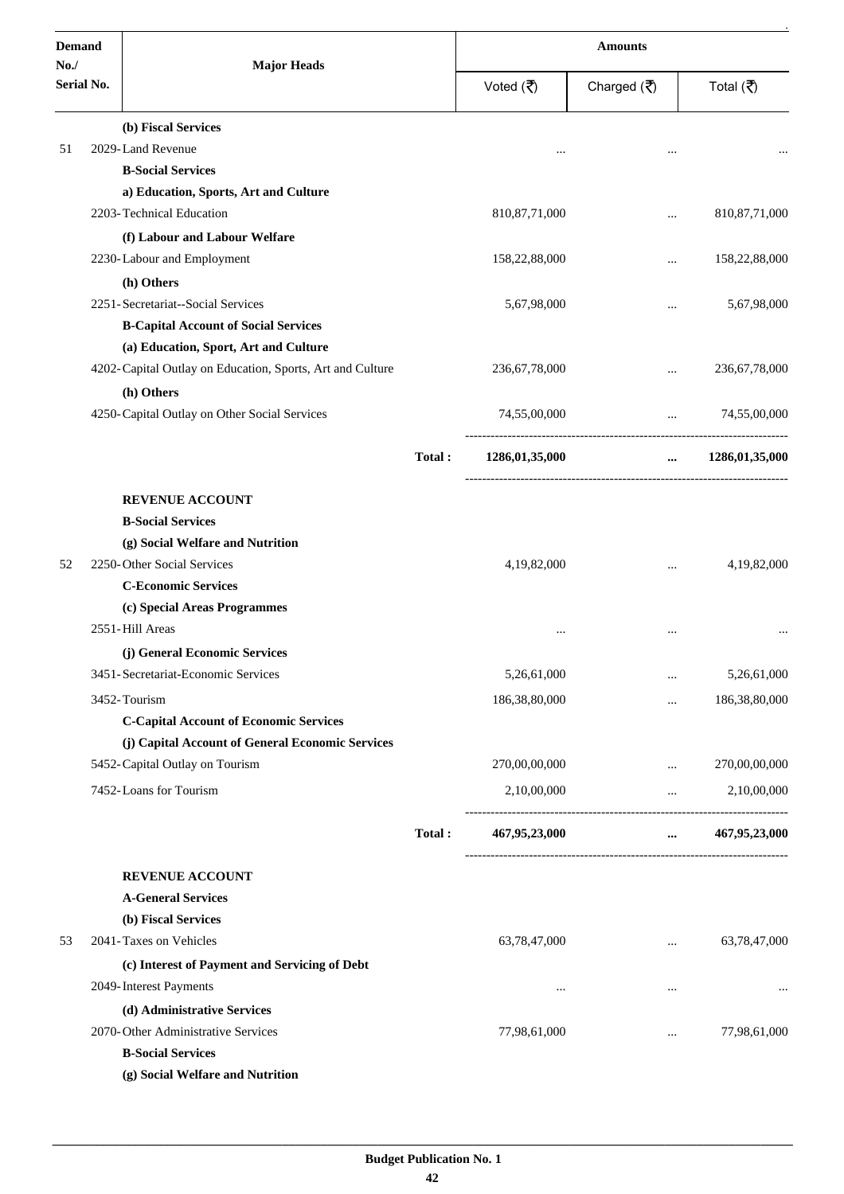| Demand No./ Serial No. | Major Heads | | Amounts | | |
|---|---|---|---|---|---|
| | | | Voted (₹) | Charged (₹) | Total (₹) |
| | **(b) Fiscal Services** | | | | |
| 51 | 2029-Land Revenue | | ... | ... | ... |
| | **B-Social Services** | | | | |
| | **a) Education, Sports, Art and Culture** | | | | |
| | 2203-Technical Education | | 810,87,71,000 | ... | 810,87,71,000 |
| | **(f) Labour and Labour Welfare** | | | | |
| | 2230-Labour and Employment | | 158,22,88,000 | ... | 158,22,88,000 |
| | **(h) Others** | | | | |
| | 2251-Secretariat--Social Services | | 5,67,98,000 | ... | 5,67,98,000 |
| | **B-Capital Account of Social Services** | | | | |
| | **(a) Education, Sport, Art and Culture** | | | | |
| | 4202-Capital Outlay on Education, Sports, Art and Culture | | 236,67,78,000 | ... | 236,67,78,000 |
| | **(h) Others** | | | | |
| | 4250-Capital Outlay on Other Social Services | | 74,55,00,000 | ... | 74,55,00,000 |
| | | **Total :** | **1286,01,35,000** | **...** | **1286,01,35,000** |
| | **REVENUE ACCOUNT** | | | | |
| | **B-Social Services** | | | | |
| | **(g) Social Welfare and Nutrition** | | | | |
| 52 | 2250-Other Social Services | | 4,19,82,000 | ... | 4,19,82,000 |
| | **C-Economic Services** | | | | |
| | **(c) Special Areas Programmes** | | | | |
| | 2551-Hill Areas | | ... | ... | ... |
| | **(j) General Economic Services** | | | | |
| | 3451-Secretariat-Economic Services | | 5,26,61,000 | ... | 5,26,61,000 |
| | 3452-Tourism | | 186,38,80,000 | ... | 186,38,80,000 |
| | **C-Capital Account of Economic Services** | | | | |
| | **(j) Capital Account of General Economic Services** | | | | |
| | 5452-Capital Outlay on Tourism | | 270,00,00,000 | ... | 270,00,00,000 |
| | 7452-Loans for Tourism | | 2,10,00,000 | ... | 2,10,00,000 |
| | | **Total :** | **467,95,23,000** | **...** | **467,95,23,000** |
| | **REVENUE ACCOUNT** | | | | |
| | **A-General Services** | | | | |
| | **(b) Fiscal Services** | | | | |
| 53 | 2041-Taxes on Vehicles | | 63,78,47,000 | ... | 63,78,47,000 |
| | **(c) Interest of Payment and Servicing of Debt** | | | | |
| | 2049-Interest Payments | | ... | ... | ... |
| | **(d) Administrative Services** | | | | |
| | 2070-Other Administrative Services | | 77,98,61,000 | ... | 77,98,61,000 |
| | **B-Social Services** | | | | |
| | **(g) Social Welfare and Nutrition** | | | | |

Budget Publication No. 1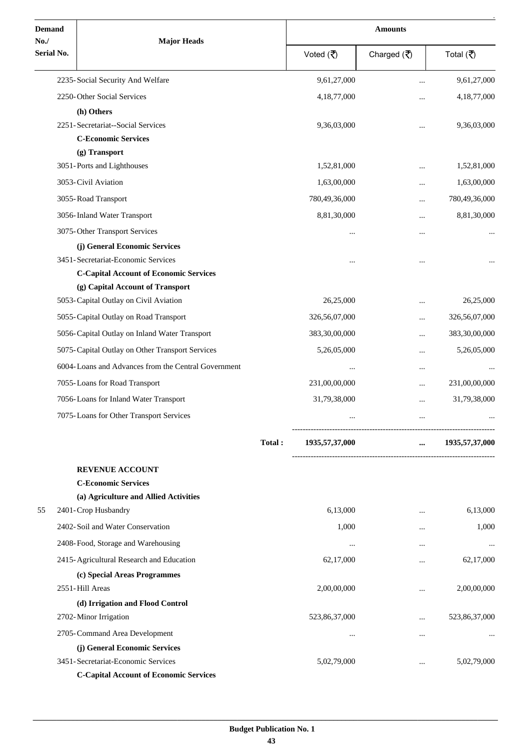| Demand No./ Serial No. | Major Heads | Amounts | | |
|---|---|---|---|---|
| | | Voted (₹) | Charged (₹) | Total (₹) |
| | 2235- Social Security And Welfare | 9,61,27,000 | ... | 9,61,27,000 |
| | 2250- Other Social Services | 4,18,77,000 | ... | 4,18,77,000 |
| | **(h) Others** | | | |
| | 2251- Secretariat--Social Services | 9,36,03,000 | ... | 9,36,03,000 |
| | **C-Economic Services** | | | |
| | **(g) Transport** | | | |
| | 3051- Ports and Lighthouses | 1,52,81,000 | ... | 1,52,81,000 |
| | 3053- Civil Aviation | 1,63,00,000 | ... | 1,63,00,000 |
| | 3055- Road Transport | 780,49,36,000 | ... | 780,49,36,000 |
| | 3056- Inland Water Transport | 8,81,30,000 | ... | 8,81,30,000 |
| | 3075- Other Transport Services | ... | ... | ... |
| | **(j) General Economic Services** | | | |
| | 3451- Secretariat-Economic Services | ... | ... | ... |
| | **C-Capital Account of Economic Services** | | | |
| | **(g) Capital Account of Transport** | | | |
| | 5053- Capital Outlay on Civil Aviation | 26,25,000 | ... | 26,25,000 |
| | 5055- Capital Outlay on Road Transport | 326,56,07,000 | ... | 326,56,07,000 |
| | 5056- Capital Outlay on Inland Water Transport | 383,30,00,000 | ... | 383,30,00,000 |
| | 5075- Capital Outlay on Other Transport Services | 5,26,05,000 | ... | 5,26,05,000 |
| | 6004- Loans and Advances from the Central Government | ... | ... | ... |
| | 7055- Loans for Road Transport | 231,00,00,000 | ... | 231,00,00,000 |
| | 7056- Loans for Inland Water Transport | 31,79,38,000 | ... | 31,79,38,000 |
| | 7075- Loans for Other Transport Services | ... | ... | ... |
| | **Total :** | **1935,57,37,000** | **...** | **1935,57,37,000** |
| | **REVENUE ACCOUNT** | | | |
| | **C-Economic Services** | | | |
| | **(a) Agriculture and Allied Activities** | | | |
| 55 | 2401- Crop Husbandry | 6,13,000 | ... | 6,13,000 |
| | 2402- Soil and Water Conservation | 1,000 | ... | 1,000 |
| | 2408- Food, Storage and Warehousing | ... | ... | ... |
| | 2415- Agricultural Research and Education | 62,17,000 | ... | 62,17,000 |
| | **(c) Special Areas Programmes** | | | |
| | 2551- Hill Areas | 2,00,00,000 | ... | 2,00,00,000 |
| | **(d) Irrigation and Flood Control** | | | |
| | 2702- Minor Irrigation | 523,86,37,000 | ... | 523,86,37,000 |
| | 2705- Command Area Development | ... | ... | ... |
| | **(j) General Economic Services** | | | |
| | 3451- Secretariat-Economic Services | 5,02,79,000 | ... | 5,02,79,000 |
| | **C-Capital Account of Economic Services** | | | |

**Budget Publication No. 1**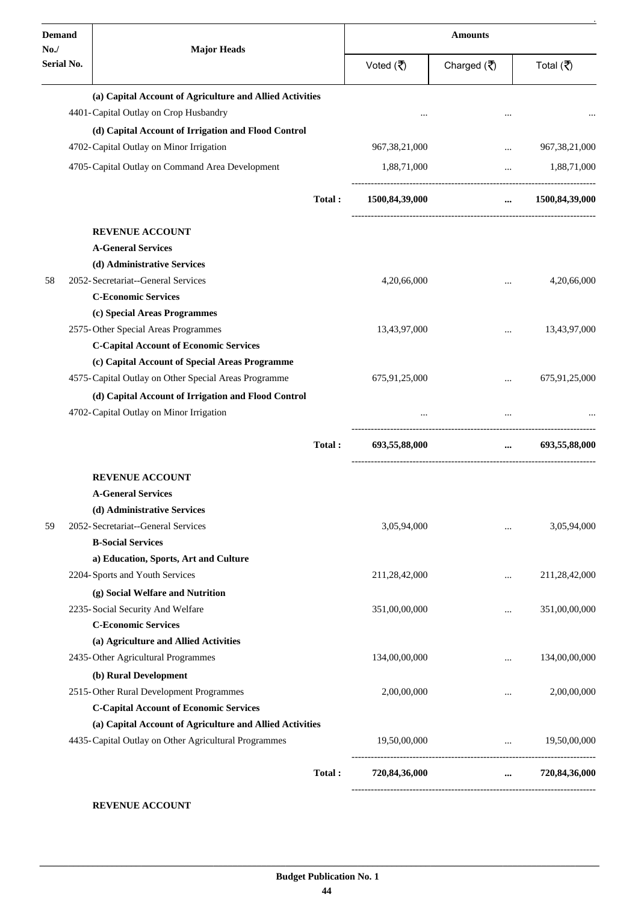| Demand No./ Serial No. | Major Heads | Amounts | | |
|---|---|---|---|---|
| | | Voted (₹) | Charged (₹) | Total (₹) |
| | **(a) Capital Account of Agriculture and Allied Activities** | | | |
| | 4401-Capital Outlay on Crop Husbandry | ... | ... | ... |
| | **(d) Capital Account of Irrigation and Flood Control** | | | |
| | 4702-Capital Outlay on Minor Irrigation | 967,38,21,000 | ... | 967,38,21,000 |
| | 4705-Capital Outlay on Command Area Development | 1,88,71,000 | ... | 1,88,71,000 |
| | **Total :** | **1500,84,39,000** | **...** | **1500,84,39,000** |
| | **REVENUE ACCOUNT** | | | |
| | **A-General Services** | | | |
| | **(d) Administrative Services** | | | |
| 58 | 2052-Secretariat--General Services | 4,20,66,000 | ... | 4,20,66,000 |
| | **C-Economic Services** | | | |
| | **(c) Special Areas Programmes** | | | |
| | 2575-Other Special Areas Programmes | 13,43,97,000 | ... | 13,43,97,000 |
| | **C-Capital Account of Economic Services** | | | |
| | **(c) Capital Account of Special Areas Programme** | | | |
| | 4575-Capital Outlay on Other Special Areas Programme | 675,91,25,000 | ... | 675,91,25,000 |
| | **(d) Capital Account of Irrigation and Flood Control** | | | |
| | 4702-Capital Outlay on Minor Irrigation | ... | ... | ... |
| | **Total :** | **693,55,88,000** | **...** | **693,55,88,000** |
| | **REVENUE ACCOUNT** | | | |
| | **A-General Services** | | | |
| | **(d) Administrative Services** | | | |
| 59 | 2052-Secretariat--General Services | 3,05,94,000 | ... | 3,05,94,000 |
| | **B-Social Services** | | | |
| | **a) Education, Sports, Art and Culture** | | | |
| | 2204-Sports and Youth Services | 211,28,42,000 | ... | 211,28,42,000 |
| | **(g) Social Welfare and Nutrition** | | | |
| | 2235-Social Security And Welfare | 351,00,00,000 | ... | 351,00,00,000 |
| | **C-Economic Services** | | | |
| | **(a) Agriculture and Allied Activities** | | | |
| | 2435-Other Agricultural Programmes | 134,00,00,000 | ... | 134,00,00,000 |
| | **(b) Rural Development** | | | |
| | 2515-Other Rural Development Programmes | 2,00,00,000 | ... | 2,00,00,000 |
| | **C-Capital Account of Economic Services** | | | |
| | **(a) Capital Account of Agriculture and Allied Activities** | | | |
| | 4435-Capital Outlay on Other Agricultural Programmes | 19,50,00,000 | ... | 19,50,00,000 |
| | **Total :** | **720,84,36,000** | **...** | **720,84,36,000** |

**REVENUE ACCOUNT**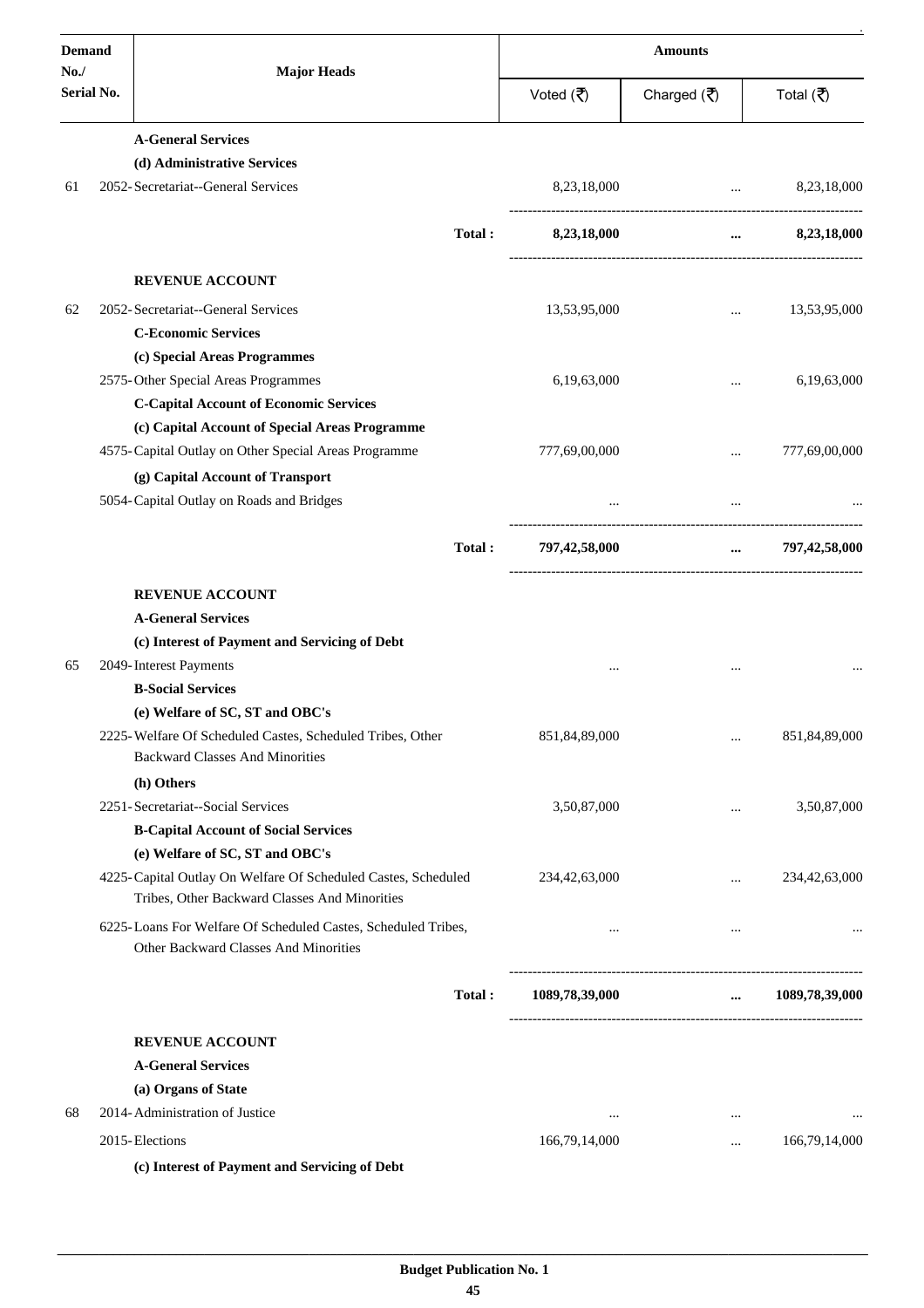| Demand No./ Serial No. | Major Heads | Amounts | | |
|---|---|---|---|---|
| | | Voted (₹) | Charged (₹) | Total (₹) |
| | **A-General Services** | | | |
| | **(d) Administrative Services** | | | |
| 61 | 2052-Secretariat--General Services | 8,23,18,000 | ... | 8,23,18,000 |
| | **Total :** | **8,23,18,000** | **...** | **8,23,18,000** |
| | **REVENUE ACCOUNT** | | | |
| 62 | 2052-Secretariat--General Services | 13,53,95,000 | ... | 13,53,95,000 |
| | **C-Economic Services** | | | |
| | **(c) Special Areas Programmes** | | | |
| | 2575-Other Special Areas Programmes | 6,19,63,000 | ... | 6,19,63,000 |
| | **C-Capital Account of Economic Services** | | | |
| | **(c) Capital Account of Special Areas Programme** | | | |
| | 4575-Capital Outlay on Other Special Areas Programme | 777,69,00,000 | ... | 777,69,00,000 |
| | **(g) Capital Account of Transport** | | | |
| | 5054-Capital Outlay on Roads and Bridges | ... | ... | ... |
| | **Total :** | **797,42,58,000** | **...** | **797,42,58,000** |
| | **REVENUE ACCOUNT** | | | |
| | **A-General Services** | | | |
| | **(c) Interest of Payment and Servicing of Debt** | | | |
| 65 | 2049-Interest Payments | ... | ... | ... |
| | **B-Social Services** | | | |
| | **(e) Welfare of SC, ST and OBC's** | | | |
| | 2225-Welfare Of Scheduled Castes, Scheduled Tribes, Other Backward Classes And Minorities | 851,84,89,000 | ... | 851,84,89,000 |
| | **(h) Others** | | | |
| | 2251-Secretariat--Social Services | 3,50,87,000 | ... | 3,50,87,000 |
| | **B-Capital Account of Social Services** | | | |
| | **(e) Welfare of SC, ST and OBC's** | | | |
| | 4225-Capital Outlay On Welfare Of Scheduled Castes, Scheduled Tribes, Other Backward Classes And Minorities | 234,42,63,000 | ... | 234,42,63,000 |
| | 6225-Loans For Welfare Of Scheduled Castes, Scheduled Tribes, Other Backward Classes And Minorities | ... | ... | ... |
| | **Total :** | **1089,78,39,000** | **...** | **1089,78,39,000** |
| | **REVENUE ACCOUNT** | | | |
| | **A-General Services** | | | |
| | **(a) Organs of State** | | | |
| 68 | 2014-Administration of Justice | ... | ... | ... |
| | 2015-Elections | 166,79,14,000 | ... | 166,79,14,000 |
| | **(c) Interest of Payment and Servicing of Debt** | | | |

**Budget Publication No. 1**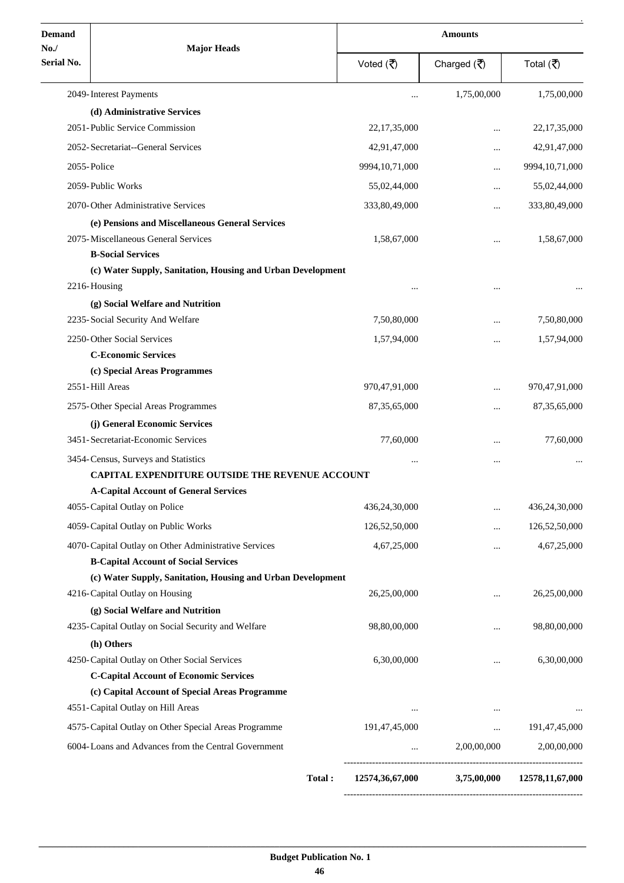| Demand No./ Serial No. | Major Heads | Amounts | | |
|---|---|---|---|---|
| | | Voted (₹) | Charged (₹) | Total (₹) |
| | 2049-Interest Payments | ... | 1,75,00,000 | 1,75,00,000 |
| | **(d) Administrative Services** | | | |
| | 2051-Public Service Commission | 22,17,35,000 | ... | 22,17,35,000 |
| | 2052-Secretariat--General Services | 42,91,47,000 | ... | 42,91,47,000 |
| | 2055-Police | 9994,10,71,000 | ... | 9994,10,71,000 |
| | 2059-Public Works | 55,02,44,000 | ... | 55,02,44,000 |
| | 2070-Other Administrative Services | 333,80,49,000 | ... | 333,80,49,000 |
| | **(e) Pensions and Miscellaneous General Services** | | | |
| | 2075-Miscellaneous General Services | 1,58,67,000 | ... | 1,58,67,000 |
| | **B-Social Services** | | | |
| | **(c) Water Supply, Sanitation, Housing and Urban Development** | | | |
| | 2216-Housing | ... | ... | ... |
| | **(g) Social Welfare and Nutrition** | | | |
| | 2235-Social Security And Welfare | 7,50,80,000 | ... | 7,50,80,000 |
| | 2250-Other Social Services | 1,57,94,000 | ... | 1,57,94,000 |
| | **C-Economic Services** | | | |
| | **(c) Special Areas Programmes** | | | |
| | 2551-Hill Areas | 970,47,91,000 | ... | 970,47,91,000 |
| | 2575-Other Special Areas Programmes | 87,35,65,000 | ... | 87,35,65,000 |
| | **(j) General Economic Services** | | | |
| | 3451-Secretariat-Economic Services | 77,60,000 | ... | 77,60,000 |
| | 3454-Census, Surveys and Statistics | ... | ... | ... |
| | **CAPITAL EXPENDITURE OUTSIDE THE REVENUE ACCOUNT** | | | |
| | **A-Capital Account of General Services** | | | |
| | 4055-Capital Outlay on Police | 436,24,30,000 | ... | 436,24,30,000 |
| | 4059-Capital Outlay on Public Works | 126,52,50,000 | ... | 126,52,50,000 |
| | 4070-Capital Outlay on Other Administrative Services | 4,67,25,000 | ... | 4,67,25,000 |
| | **B-Capital Account of Social Services** | | | |
| | **(c) Water Supply, Sanitation, Housing and Urban Development** | | | |
| | 4216-Capital Outlay on Housing | 26,25,00,000 | ... | 26,25,00,000 |
| | **(g) Social Welfare and Nutrition** | | | |
| | 4235-Capital Outlay on Social Security and Welfare | 98,80,00,000 | ... | 98,80,00,000 |
| | **(h) Others** | | | |
| | 4250-Capital Outlay on Other Social Services | 6,30,00,000 | ... | 6,30,00,000 |
| | **C-Capital Account of Economic Services** | | | |
| | **(c) Capital Account of Special Areas Programme** | | | |
| | 4551-Capital Outlay on Hill Areas | ... | ... | ... |
| | 4575-Capital Outlay on Other Special Areas Programme | 191,47,45,000 | ... | 191,47,45,000 |
| | 6004-Loans and Advances from the Central Government | ... | 2,00,00,000 | 2,00,00,000 |
| | **Total :** | **12574,36,67,000** | **3,75,00,000** | **12578,11,67,000** |

**Budget Publication No. 1**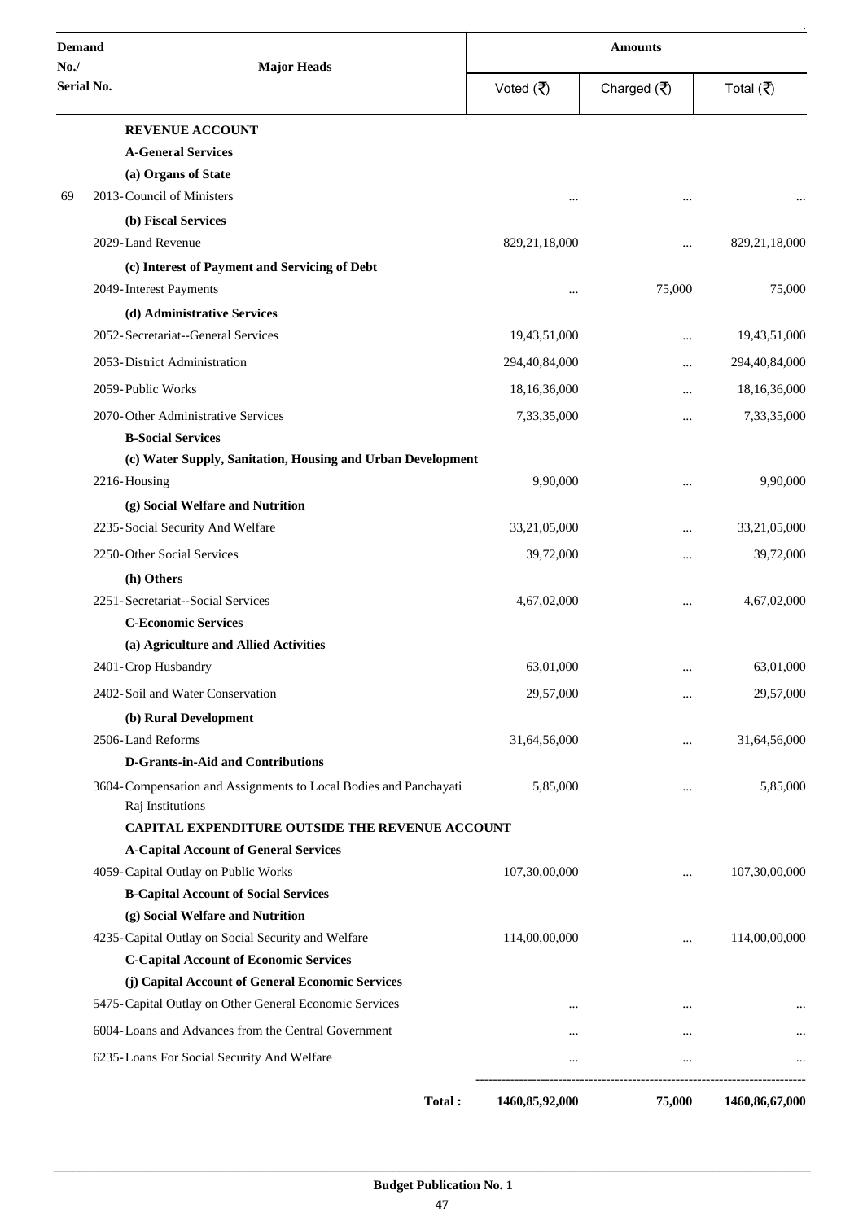| Demand No./ Serial No. | Major Heads | Amounts | | |
|---|---|---|---|---|
| | | Voted (₹) | Charged (₹) | Total (₹) |
| | **REVENUE ACCOUNT** | | | |
| | **A-General Services** | | | |
| | **(a) Organs of State** | | | |
| 69 | 2013-Council of Ministers | ... | ... | ... |
| | **(b) Fiscal Services** | | | |
| | 2029-Land Revenue | 829,21,18,000 | ... | 829,21,18,000 |
| | **(c) Interest of Payment and Servicing of Debt** | | | |
| | 2049-Interest Payments | ... | 75,000 | 75,000 |
| | **(d) Administrative Services** | | | |
| | 2052-Secretariat--General Services | 19,43,51,000 | ... | 19,43,51,000 |
| | 2053-District Administration | 294,40,84,000 | ... | 294,40,84,000 |
| | 2059-Public Works | 18,16,36,000 | ... | 18,16,36,000 |
| | 2070-Other Administrative Services | 7,33,35,000 | ... | 7,33,35,000 |
| | **B-Social Services** | | | |
| | **(c) Water Supply, Sanitation, Housing and Urban Development** | | | |
| | 2216-Housing | 9,90,000 | ... | 9,90,000 |
| | **(g) Social Welfare and Nutrition** | | | |
| | 2235-Social Security And Welfare | 33,21,05,000 | ... | 33,21,05,000 |
| | 2250-Other Social Services | 39,72,000 | ... | 39,72,000 |
| | **(h) Others** | | | |
| | 2251-Secretariat--Social Services | 4,67,02,000 | ... | 4,67,02,000 |
| | **C-Economic Services** | | | |
| | **(a) Agriculture and Allied Activities** | | | |
| | 2401-Crop Husbandry | 63,01,000 | ... | 63,01,000 |
| | 2402-Soil and Water Conservation | 29,57,000 | ... | 29,57,000 |
| | **(b) Rural Development** | | | |
| | 2506-Land Reforms | 31,64,56,000 | ... | 31,64,56,000 |
| | **D-Grants-in-Aid and Contributions** | | | |
| | 3604-Compensation and Assignments to Local Bodies and Panchayati Raj Institutions | 5,85,000 | ... | 5,85,000 |
| | **CAPITAL EXPENDITURE OUTSIDE THE REVENUE ACCOUNT** | | | |
| | **A-Capital Account of General Services** | | | |
| | 4059-Capital Outlay on Public Works | 107,30,00,000 | ... | 107,30,00,000 |
| | **B-Capital Account of Social Services** | | | |
| | **(g) Social Welfare and Nutrition** | | | |
| | 4235-Capital Outlay on Social Security and Welfare | 114,00,00,000 | ... | 114,00,00,000 |
| | **C-Capital Account of Economic Services** | | | |
| | **(j) Capital Account of General Economic Services** | | | |
| | 5475-Capital Outlay on Other General Economic Services | ... | ... | ... |
| | 6004-Loans and Advances from the Central Government | ... | ... | ... |
| | 6235-Loans For Social Security And Welfare | ... | ... | ... |
| | **Total :** | **1460,85,92,000** | **75,000** | **1460,86,67,000** |

**Budget Publication No. 1**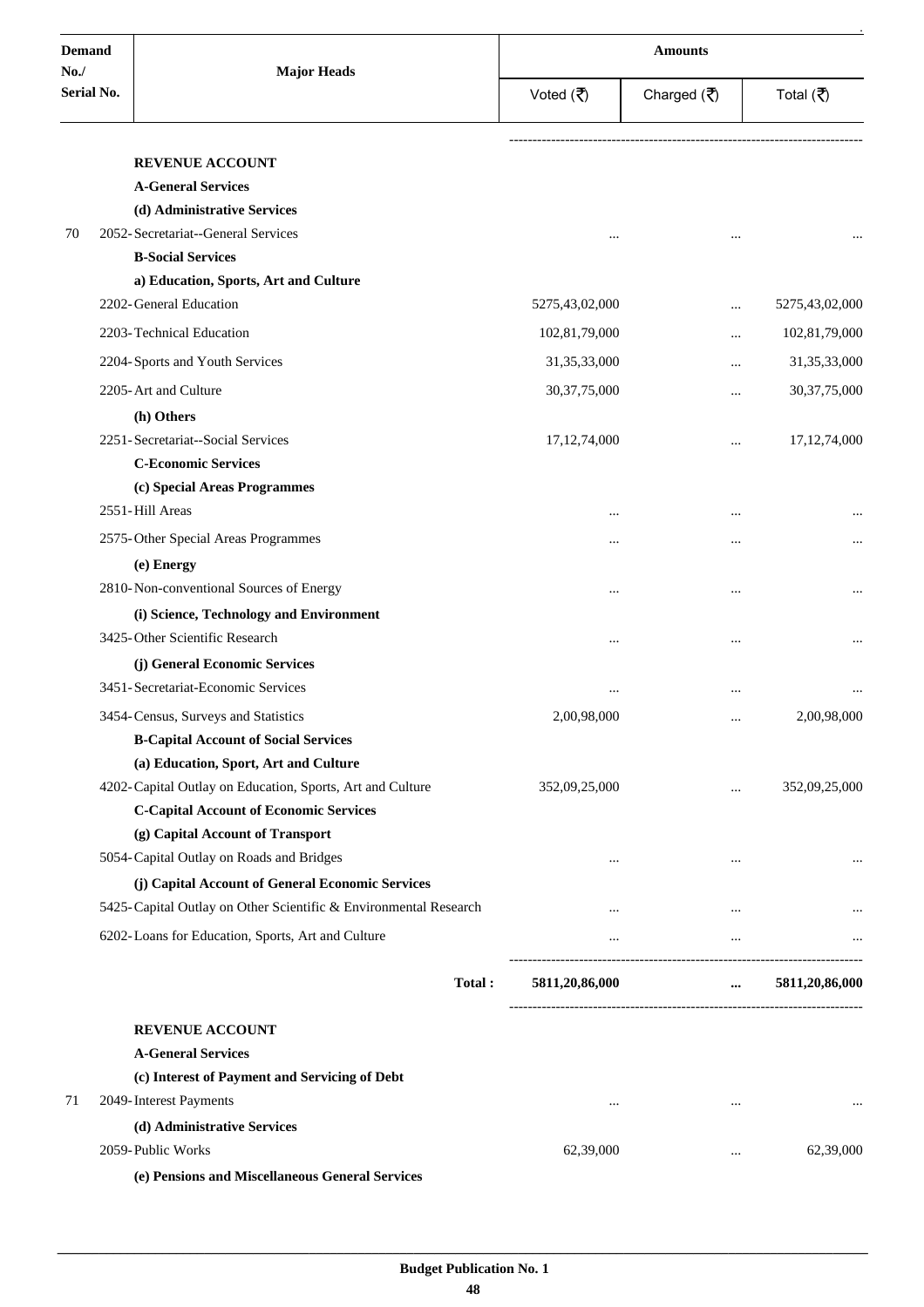| Demand No./ Serial No. | Major Heads | Amounts | | |
|---|---|---|---|---|
| | | Voted (₹) | Charged (₹) | Total (₹) |
| | **REVENUE ACCOUNT** | | | |
| | **A-General Services** | | | |
| | **(d) Administrative Services** | | | |
| 70 | 2052-Secretariat--General Services | ... | ... | ... |
| | **B-Social Services** | | | |
| | **a) Education, Sports, Art and Culture** | | | |
| | 2202-General Education | 5275,43,02,000 | ... | 5275,43,02,000 |
| | 2203-Technical Education | 102,81,79,000 | ... | 102,81,79,000 |
| | 2204-Sports and Youth Services | 31,35,33,000 | ... | 31,35,33,000 |
| | 2205-Art and Culture | 30,37,75,000 | ... | 30,37,75,000 |
| | **(h) Others** | | | |
| | 2251-Secretariat--Social Services | 17,12,74,000 | ... | 17,12,74,000 |
| | **C-Economic Services** | | | |
| | **(c) Special Areas Programmes** | | | |
| | 2551-Hill Areas | ... | ... | ... |
| | 2575-Other Special Areas Programmes | ... | ... | ... |
| | **(e) Energy** | | | |
| | 2810-Non-conventional Sources of Energy | ... | ... | ... |
| | **(i) Science, Technology and Environment** | | | |
| | 3425-Other Scientific Research | ... | ... | ... |
| | **(j) General Economic Services** | | | |
| | 3451-Secretariat-Economic Services | ... | ... | ... |
| | 3454-Census, Surveys and Statistics | 2,00,98,000 | ... | 2,00,98,000 |
| | **B-Capital Account of Social Services** | | | |
| | **(a) Education, Sport, Art and Culture** | | | |
| | 4202-Capital Outlay on Education, Sports, Art and Culture | 352,09,25,000 | ... | 352,09,25,000 |
| | **C-Capital Account of Economic Services** | | | |
| | **(g) Capital Account of Transport** | | | |
| | 5054-Capital Outlay on Roads and Bridges | ... | ... | ... |
| | **(j) Capital Account of General Economic Services** | | | |
| | 5425-Capital Outlay on Other Scientific & Environmental Research | ... | ... | ... |
| | 6202-Loans for Education, Sports, Art and Culture | ... | ... | ... |
| | **Total :** | **5811,20,86,000** | **...** | **5811,20,86,000** |
| | **REVENUE ACCOUNT** | | | |
| | **A-General Services** | | | |
| | **(c) Interest of Payment and Servicing of Debt** | | | |
| 71 | 2049-Interest Payments | ... | ... | ... |
| | **(d) Administrative Services** | | | |
| | 2059-Public Works | 62,39,000 | ... | 62,39,000 |
| | **(e) Pensions and Miscellaneous General Services** | | | |

Budget Publication No. 1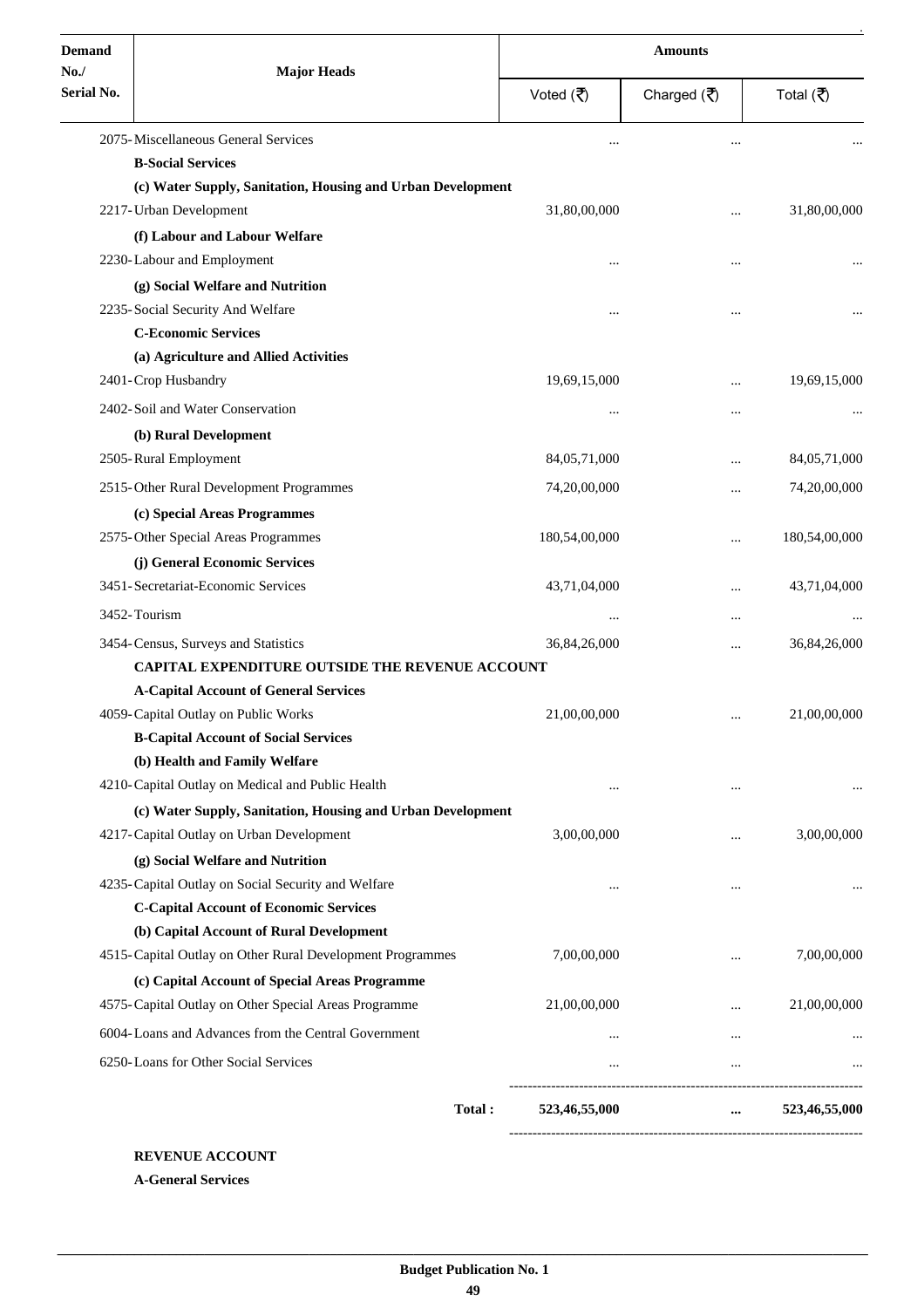| Demand No./ Serial No. | Major Heads | Amounts | | |
|---|---|---|---|---|
| | | Voted (₹) | Charged (₹) | Total (₹) |
| | 2075-Miscellaneous General Services | ... | ... | ... |
| | **B-Social Services** | | | |
| | **(c) Water Supply, Sanitation, Housing and Urban Development** | | | |
| | 2217-Urban Development | 31,80,00,000 | ... | 31,80,00,000 |
| | **(f) Labour and Labour Welfare** | | | |
| | 2230-Labour and Employment | ... | ... | ... |
| | **(g) Social Welfare and Nutrition** | | | |
| | 2235-Social Security And Welfare | ... | ... | ... |
| | **C-Economic Services** | | | |
| | **(a) Agriculture and Allied Activities** | | | |
| | 2401-Crop Husbandry | 19,69,15,000 | ... | 19,69,15,000 |
| | 2402-Soil and Water Conservation | ... | ... | ... |
| | **(b) Rural Development** | | | |
| | 2505-Rural Employment | 84,05,71,000 | ... | 84,05,71,000 |
| | 2515-Other Rural Development Programmes | 74,20,00,000 | ... | 74,20,00,000 |
| | **(c) Special Areas Programmes** | | | |
| | 2575-Other Special Areas Programmes | 180,54,00,000 | ... | 180,54,00,000 |
| | **(j) General Economic Services** | | | |
| | 3451-Secretariat-Economic Services | 43,71,04,000 | ... | 43,71,04,000 |
| | 3452-Tourism | ... | ... | ... |
| | 3454-Census, Surveys and Statistics | 36,84,26,000 | ... | 36,84,26,000 |
| | **CAPITAL EXPENDITURE OUTSIDE THE REVENUE ACCOUNT** | | | |
| | **A-Capital Account of General Services** | | | |
| | 4059-Capital Outlay on Public Works | 21,00,00,000 | ... | 21,00,00,000 |
| | **B-Capital Account of Social Services** | | | |
| | **(b) Health and Family Welfare** | | | |
| | 4210-Capital Outlay on Medical and Public Health | ... | ... | ... |
| | **(c) Water Supply, Sanitation, Housing and Urban Development** | | | |
| | 4217-Capital Outlay on Urban Development | 3,00,00,000 | ... | 3,00,00,000 |
| | **(g) Social Welfare and Nutrition** | | | |
| | 4235-Capital Outlay on Social Security and Welfare | ... | ... | ... |
| | **C-Capital Account of Economic Services** | | | |
| | **(b) Capital Account of Rural Development** | | | |
| | 4515-Capital Outlay on Other Rural Development Programmes | 7,00,00,000 | ... | 7,00,00,000 |
| | **(c) Capital Account of Special Areas Programme** | | | |
| | 4575-Capital Outlay on Other Special Areas Programme | 21,00,00,000 | ... | 21,00,00,000 |
| | 6004-Loans and Advances from the Central Government | ... | ... | ... |
| | 6250-Loans for Other Social Services | ... | ... | ... |
| | **Total :** | **523,46,55,000** | **...** | **523,46,55,000** |

**REVENUE ACCOUNT**

**A-General Services**

Budget Publication No. 1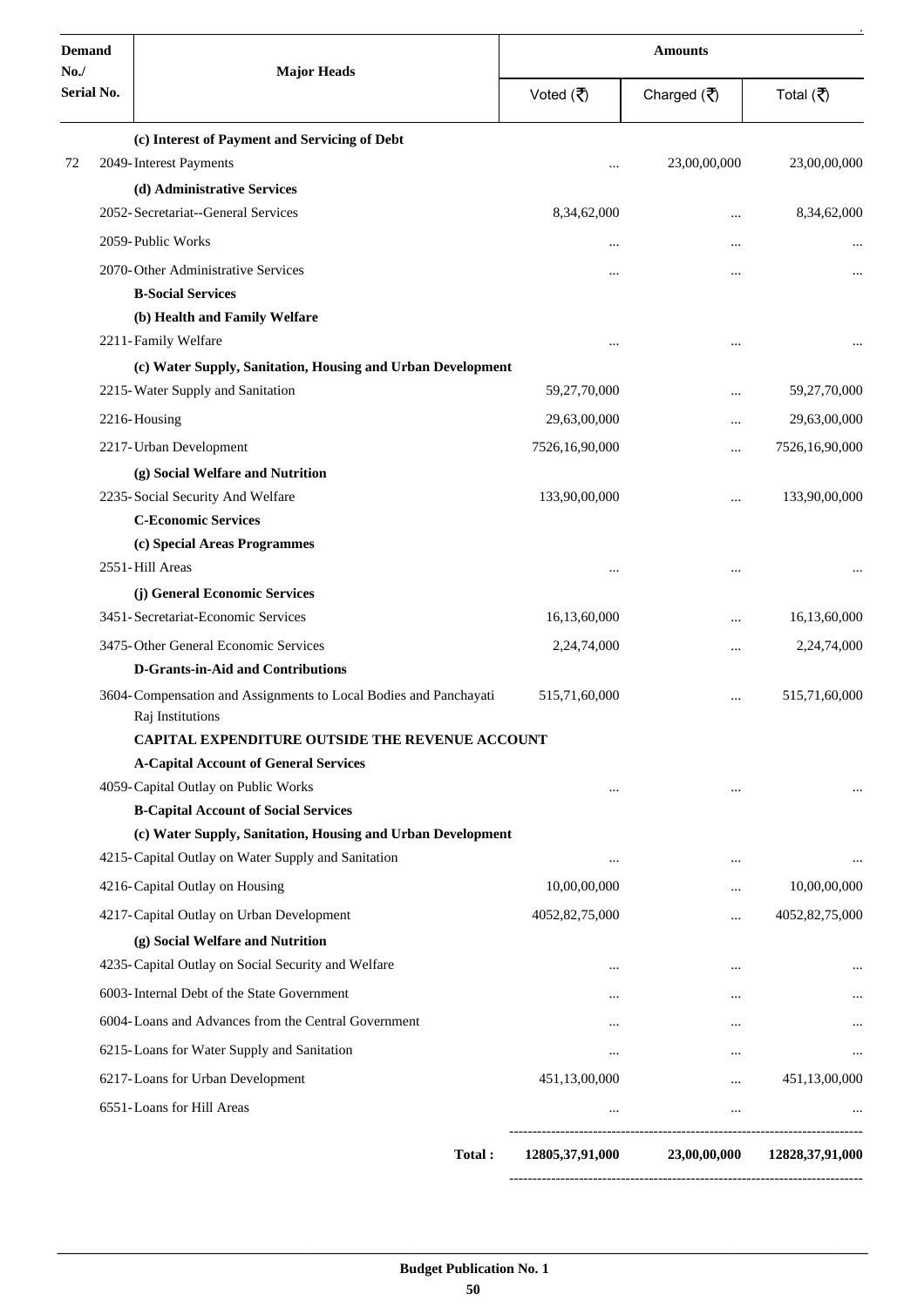| Demand No./ Serial No. | Major Heads | Amounts | | |
|---|---|---|---|---|
| | | Voted (₹) | Charged (₹) | Total (₹) |
| | **(c) Interest of Payment and Servicing of Debt** | | | |
| 72 | 2049-Interest Payments | ... | 23,00,00,000 | 23,00,00,000 |
| | **(d) Administrative Services** | | | |
| | 2052-Secretariat--General Services | 8,34,62,000 | ... | 8,34,62,000 |
| | 2059-Public Works | ... | ... | ... |
| | 2070-Other Administrative Services | ... | ... | ... |
| | **B-Social Services** | | | |
| | **(b) Health and Family Welfare** | | | |
| | 2211-Family Welfare | ... | ... | ... |
| | **(c) Water Supply, Sanitation, Housing and Urban Development** | | | |
| | 2215-Water Supply and Sanitation | 59,27,70,000 | ... | 59,27,70,000 |
| | 2216-Housing | 29,63,00,000 | ... | 29,63,00,000 |
| | 2217-Urban Development | 7526,16,90,000 | ... | 7526,16,90,000 |
| | **(g) Social Welfare and Nutrition** | | | |
| | 2235-Social Security And Welfare | 133,90,00,000 | ... | 133,90,00,000 |
| | **C-Economic Services** | | | |
| | **(c) Special Areas Programmes** | | | |
| | 2551-Hill Areas | ... | ... | ... |
| | **(j) General Economic Services** | | | |
| | 3451-Secretariat-Economic Services | 16,13,60,000 | ... | 16,13,60,000 |
| | 3475-Other General Economic Services | 2,24,74,000 | ... | 2,24,74,000 |
| | **D-Grants-in-Aid and Contributions** | | | |
| | 3604-Compensation and Assignments to Local Bodies and Panchayati Raj Institutions | 515,71,60,000 | ... | 515,71,60,000 |
| | **CAPITAL EXPENDITURE OUTSIDE THE REVENUE ACCOUNT** | | | |
| | **A-Capital Account of General Services** | | | |
| | 4059-Capital Outlay on Public Works | ... | ... | ... |
| | **B-Capital Account of Social Services** | | | |
| | **(c) Water Supply, Sanitation, Housing and Urban Development** | | | |
| | 4215-Capital Outlay on Water Supply and Sanitation | ... | ... | ... |
| | 4216-Capital Outlay on Housing | 10,00,00,000 | ... | 10,00,00,000 |
| | 4217-Capital Outlay on Urban Development | 4052,82,75,000 | ... | 4052,82,75,000 |
| | **(g) Social Welfare and Nutrition** | | | |
| | 4235-Capital Outlay on Social Security and Welfare | ... | ... | ... |
| | 6003-Internal Debt of the State Government | ... | ... | ... |
| | 6004-Loans and Advances from the Central Government | ... | ... | ... |
| | 6215-Loans for Water Supply and Sanitation | ... | ... | ... |
| | 6217-Loans for Urban Development | 451,13,00,000 | ... | 451,13,00,000 |
| | 6551-Loans for Hill Areas | ... | ... | ... |
| | **Total :** | **12805,37,91,000** | **23,00,00,000** | **12828,37,91,000** |

**Budget Publication No. 1**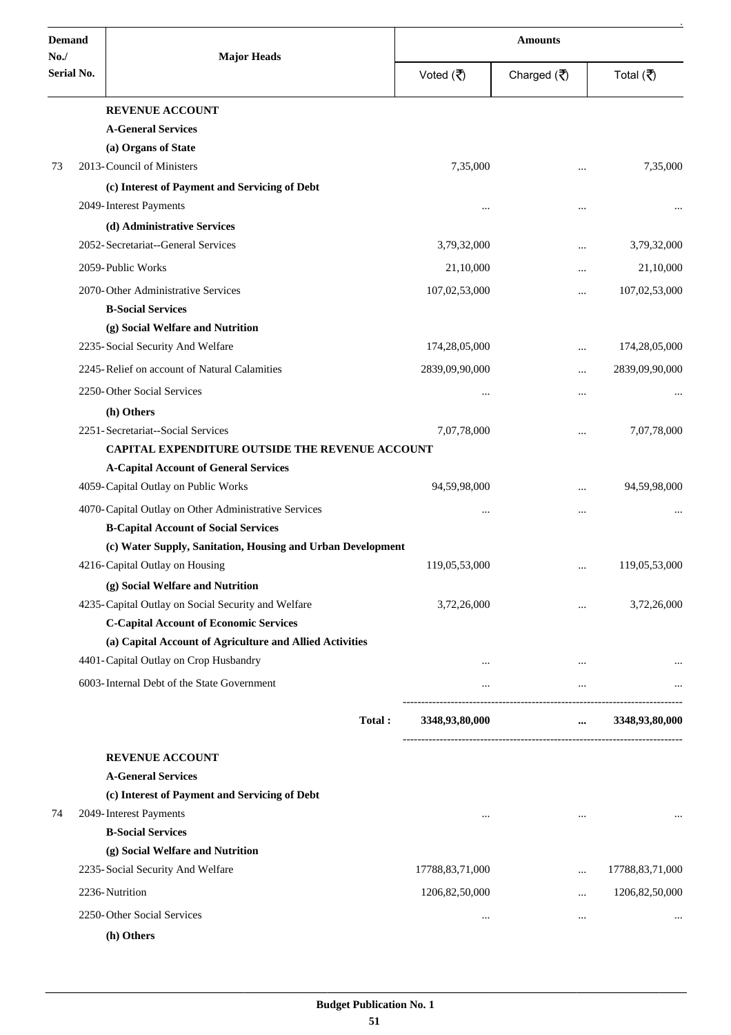| Demand No./ Serial No. | Major Heads | Amounts | | |
|---|---|---|---|---|
| | | Voted (₹) | Charged (₹) | Total (₹) |
| | **REVENUE ACCOUNT** | | | |
| | **A-General Services** | | | |
| | **(a) Organs of State** | | | |
| 73 | 2013-Council of Ministers | 7,35,000 | ... | 7,35,000 |
| | **(c) Interest of Payment and Servicing of Debt** | | | |
| | 2049-Interest Payments | ... | ... | ... |
| | **(d) Administrative Services** | | | |
| | 2052-Secretariat--General Services | 3,79,32,000 | ... | 3,79,32,000 |
| | 2059-Public Works | 21,10,000 | ... | 21,10,000 |
| | 2070-Other Administrative Services | 107,02,53,000 | ... | 107,02,53,000 |
| | **B-Social Services** | | | |
| | **(g) Social Welfare and Nutrition** | | | |
| | 2235-Social Security And Welfare | 174,28,05,000 | ... | 174,28,05,000 |
| | 2245-Relief on account of Natural Calamities | 2839,09,90,000 | ... | 2839,09,90,000 |
| | 2250-Other Social Services | ... | ... | ... |
| | **(h) Others** | | | |
| | 2251-Secretariat--Social Services | 7,07,78,000 | ... | 7,07,78,000 |
| | **CAPITAL EXPENDITURE OUTSIDE THE REVENUE ACCOUNT** | | | |
| | **A-Capital Account of General Services** | | | |
| | 4059-Capital Outlay on Public Works | 94,59,98,000 | ... | 94,59,98,000 |
| | 4070-Capital Outlay on Other Administrative Services | ... | ... | ... |
| | **B-Capital Account of Social Services** | | | |
| | **(c) Water Supply, Sanitation, Housing and Urban Development** | | | |
| | 4216-Capital Outlay on Housing | 119,05,53,000 | ... | 119,05,53,000 |
| | **(g) Social Welfare and Nutrition** | | | |
| | 4235-Capital Outlay on Social Security and Welfare | 3,72,26,000 | ... | 3,72,26,000 |
| | **C-Capital Account of Economic Services** | | | |
| | **(a) Capital Account of Agriculture and Allied Activities** | | | |
| | 4401-Capital Outlay on Crop Husbandry | ... | ... | ... |
| | 6003-Internal Debt of the State Government | ... | ... | ... |
| | **Total :** | **3348,93,80,000** | **...** | **3348,93,80,000** |
| | **REVENUE ACCOUNT** | | | |
| | **A-General Services** | | | |
| | **(c) Interest of Payment and Servicing of Debt** | | | |
| 74 | 2049-Interest Payments | ... | ... | ... |
| | **B-Social Services** | | | |
| | **(g) Social Welfare and Nutrition** | | | |
| | 2235-Social Security And Welfare | 17788,83,71,000 | ... | 17788,83,71,000 |
| | 2236-Nutrition | 1206,82,50,000 | ... | 1206,82,50,000 |
| | 2250-Other Social Services | ... | ... | ... |
| | **(h) Others** | | | |

**Budget Publication No. 1**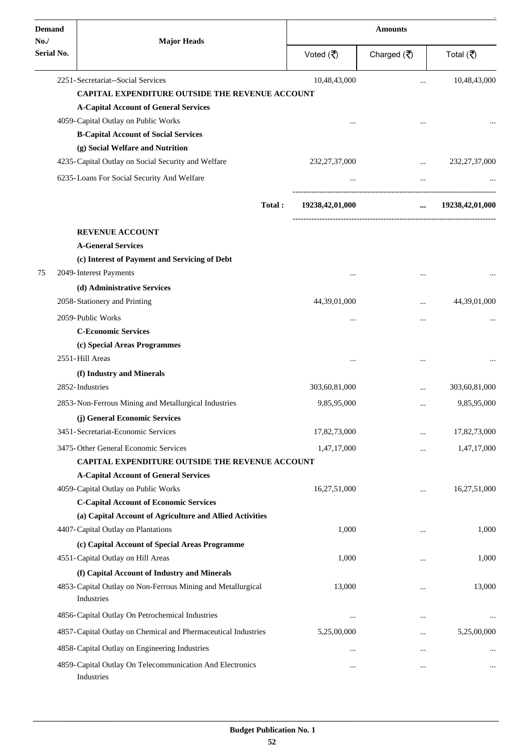| Demand No./ Serial No. | Major Heads | Amounts | | |
|---|---|---|---|---|
| | | Voted (₹) | Charged (₹) | Total (₹) |
| | 2251-Secretariat--Social Services | 10,48,43,000 | ... | 10,48,43,000 |
| | **CAPITAL EXPENDITURE OUTSIDE THE REVENUE ACCOUNT** | | | |
| | **A-Capital Account of General Services** | | | |
| | 4059-Capital Outlay on Public Works | ... | ... | ... |
| | **B-Capital Account of Social Services** | | | |
| | **(g) Social Welfare and Nutrition** | | | |
| | 4235-Capital Outlay on Social Security and Welfare | 232,27,37,000 | ... | 232,27,37,000 |
| | 6235-Loans For Social Security And Welfare | ... | ... | ... |
| | **Total :** | **19238,42,01,000** | **...** | **19238,42,01,000** |
| | **REVENUE ACCOUNT** | | | |
| | **A-General Services** | | | |
| | **(c) Interest of Payment and Servicing of Debt** | | | |
| 75 | 2049-Interest Payments | ... | ... | ... |
| | **(d) Administrative Services** | | | |
| | 2058-Stationery and Printing | 44,39,01,000 | ... | 44,39,01,000 |
| | 2059-Public Works | ... | ... | ... |
| | **C-Economic Services** | | | |
| | **(c) Special Areas Programmes** | | | |
| | 2551-Hill Areas | ... | ... | ... |
| | **(f) Industry and Minerals** | | | |
| | 2852-Industries | 303,60,81,000 | ... | 303,60,81,000 |
| | 2853-Non-Ferrous Mining and Metallurgical Industries | 9,85,95,000 | ... | 9,85,95,000 |
| | **(j) General Economic Services** | | | |
| | 3451-Secretariat-Economic Services | 17,82,73,000 | ... | 17,82,73,000 |
| | 3475-Other General Economic Services | 1,47,17,000 | ... | 1,47,17,000 |
| | **CAPITAL EXPENDITURE OUTSIDE THE REVENUE ACCOUNT** | | | |
| | **A-Capital Account of General Services** | | | |
| | 4059-Capital Outlay on Public Works | 16,27,51,000 | ... | 16,27,51,000 |
| | **C-Capital Account of Economic Services** | | | |
| | **(a) Capital Account of Agriculture and Allied Activities** | | | |
| | 4407-Capital Outlay on Plantations | 1,000 | ... | 1,000 |
| | **(c) Capital Account of Special Areas Programme** | | | |
| | 4551-Capital Outlay on Hill Areas | 1,000 | ... | 1,000 |
| | **(f) Capital Account of Industry and Minerals** | | | |
| | 4853-Capital Outlay on Non-Ferrous Mining and Metallurgical Industries | 13,000 | ... | 13,000 |
| | 4856-Capital Outlay On Petrochemical Industries | ... | ... | ... |
| | 4857-Capital Outlay on Chemical and Pharmaceutical Industries | 5,25,00,000 | ... | 5,25,00,000 |
| | 4858-Capital Outlay on Engineering Industries | ... | ... | ... |
| | 4859-Capital Outlay On Telecommunication And Electronics Industries | ... | ... | ... |

Budget Publication No. 1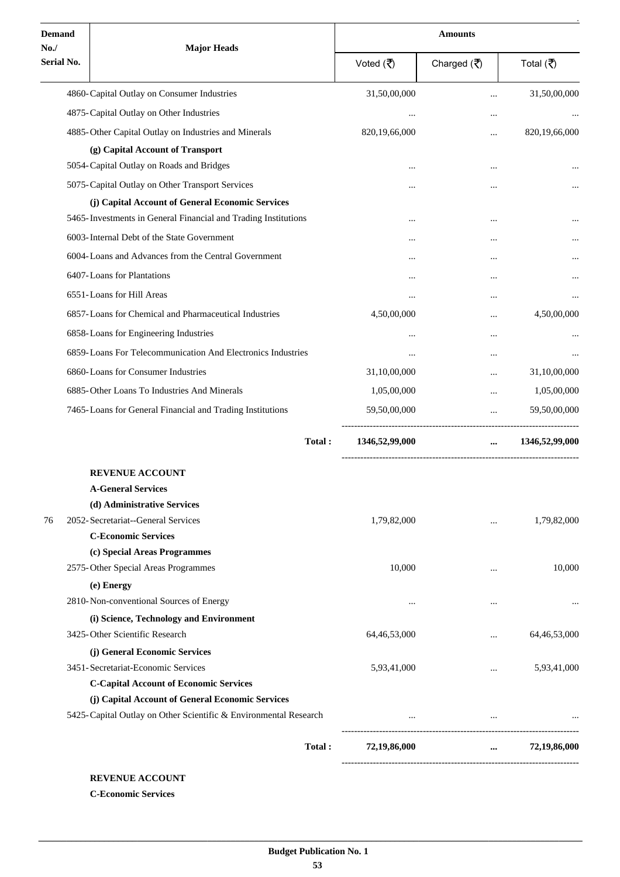| Demand No./ Serial No. | Major Heads | Amounts | | |
|---|---|---|---|---|
| | | Voted (₹) | Charged (₹) | Total (₹) |
| | 4860-Capital Outlay on Consumer Industries | 31,50,00,000 | ... | 31,50,00,000 |
| | 4875-Capital Outlay on Other Industries | ... | ... | ... |
| | 4885-Other Capital Outlay on Industries and Minerals | 820,19,66,000 | ... | 820,19,66,000 |
| | **(g) Capital Account of Transport** | | | |
| | 5054-Capital Outlay on Roads and Bridges | ... | ... | ... |
| | 5075-Capital Outlay on Other Transport Services | ... | ... | ... |
| | **(j) Capital Account of General Economic Services** | | | |
| | 5465-Investments in General Financial and Trading Institutions | ... | ... | ... |
| | 6003-Internal Debt of the State Government | ... | ... | ... |
| | 6004-Loans and Advances from the Central Government | ... | ... | ... |
| | 6407-Loans for Plantations | ... | ... | ... |
| | 6551-Loans for Hill Areas | ... | ... | ... |
| | 6857-Loans for Chemical and Pharmaceutical Industries | 4,50,00,000 | ... | 4,50,00,000 |
| | 6858-Loans for Engineering Industries | ... | ... | ... |
| | 6859-Loans For Telecommunication And Electronics Industries | ... | ... | ... |
| | 6860-Loans for Consumer Industries | 31,10,00,000 | ... | 31,10,00,000 |
| | 6885-Other Loans To Industries And Minerals | 1,05,00,000 | ... | 1,05,00,000 |
| | 7465-Loans for General Financial and Trading Institutions | 59,50,00,000 | ... | 59,50,00,000 |
| | **Total :** | **1346,52,99,000** | **...** | **1346,52,99,000** |
| | **REVENUE ACCOUNT** | | | |
| | **A-General Services** | | | |
| | **(d) Administrative Services** | | | |
| 76 | 2052-Secretariat--General Services | 1,79,82,000 | ... | 1,79,82,000 |
| | **C-Economic Services** | | | |
| | **(c) Special Areas Programmes** | | | |
| | 2575-Other Special Areas Programmes | 10,000 | ... | 10,000 |
| | **(e) Energy** | | | |
| | 2810-Non-conventional Sources of Energy | ... | ... | ... |
| | **(i) Science, Technology and Environment** | | | |
| | 3425-Other Scientific Research | 64,46,53,000 | ... | 64,46,53,000 |
| | **(j) General Economic Services** | | | |
| | 3451-Secretariat-Economic Services | 5,93,41,000 | ... | 5,93,41,000 |
| | **C-Capital Account of Economic Services** | | | |
| | **(j) Capital Account of General Economic Services** | | | |
| | 5425-Capital Outlay on Other Scientific & Environmental Research | ... | ... | ... |
| | **Total :** | **72,19,86,000** | **...** | **72,19,86,000** |

**REVENUE ACCOUNT**

**C-Economic Services**

**Budget Publication No. 1**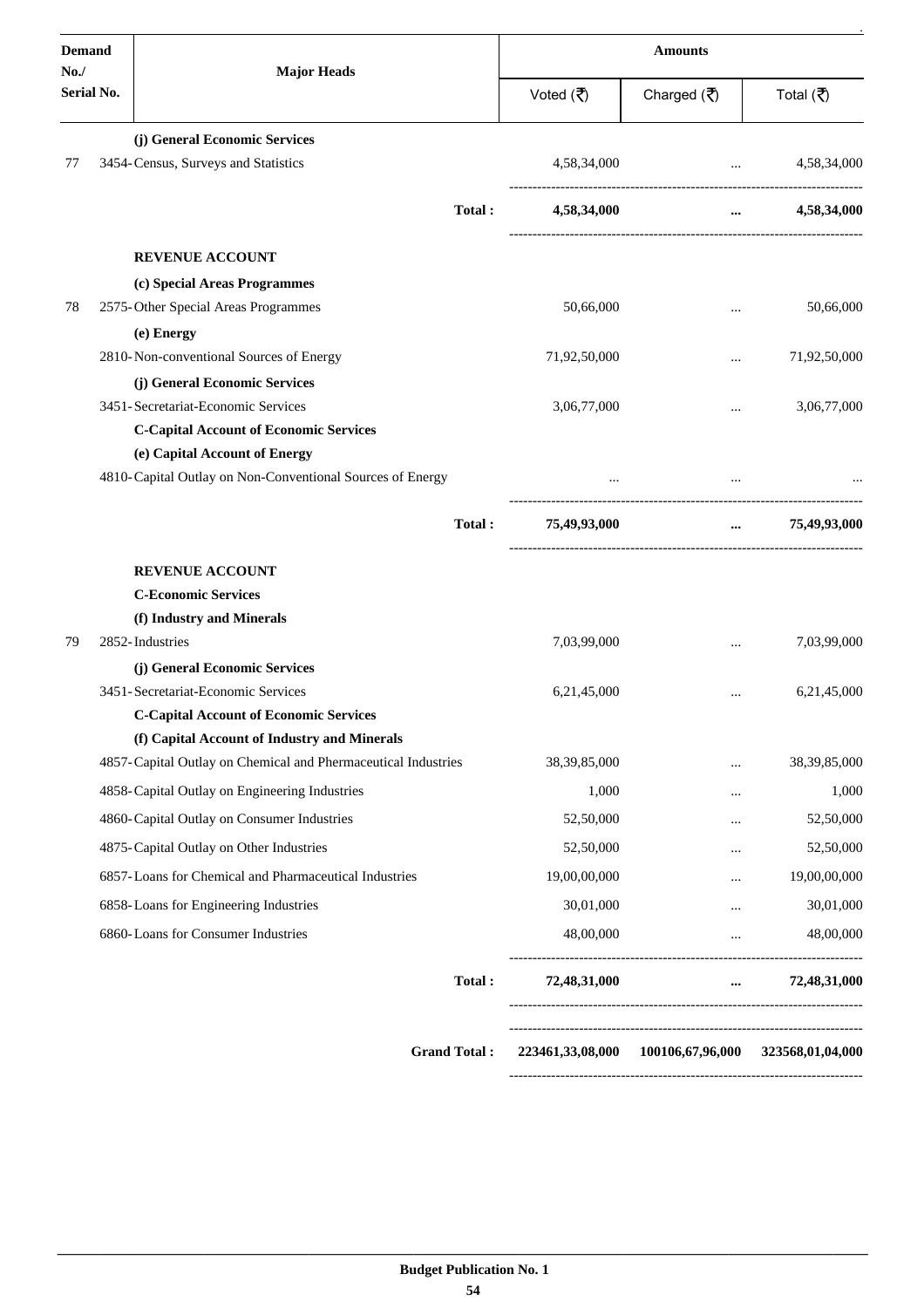| Demand No./ Serial No. | Major Heads | Amounts | | |
|---|---|---|---|---|
| | | Voted (₹) | Charged (₹) | Total (₹) |
| | **(j) General Economic Services** | | | |
| 77 | 3454-Census, Surveys and Statistics | 4,58,34,000 | ... | 4,58,34,000 |
| | **Total :** | **4,58,34,000** | **...** | **4,58,34,000** |
| | **REVENUE ACCOUNT** | | | |
| | **(c) Special Areas Programmes** | | | |
| 78 | 2575-Other Special Areas Programmes | 50,66,000 | ... | 50,66,000 |
| | **(e) Energy** | | | |
| | 2810-Non-conventional Sources of Energy | 71,92,50,000 | ... | 71,92,50,000 |
| | **(j) General Economic Services** | | | |
| | 3451-Secretariat-Economic Services | 3,06,77,000 | ... | 3,06,77,000 |
| | **C-Capital Account of Economic Services** | | | |
| | **(e) Capital Account of Energy** | | | |
| | 4810-Capital Outlay on Non-Conventional Sources of Energy | ... | ... | ... |
| | **Total :** | **75,49,93,000** | **...** | **75,49,93,000** |
| | **REVENUE ACCOUNT** | | | |
| | **C-Economic Services** | | | |
| | **(f) Industry and Minerals** | | | |
| 79 | 2852-Industries | 7,03,99,000 | ... | 7,03,99,000 |
| | **(j) General Economic Services** | | | |
| | 3451-Secretariat-Economic Services | 6,21,45,000 | ... | 6,21,45,000 |
| | **C-Capital Account of Economic Services** | | | |
| | **(f) Capital Account of Industry and Minerals** | | | |
| | 4857-Capital Outlay on Chemical and Pharmaceutical Industries | 38,39,85,000 | ... | 38,39,85,000 |
| | 4858-Capital Outlay on Engineering Industries | 1,000 | ... | 1,000 |
| | 4860-Capital Outlay on Consumer Industries | 52,50,000 | ... | 52,50,000 |
| | 4875-Capital Outlay on Other Industries | 52,50,000 | ... | 52,50,000 |
| | 6857-Loans for Chemical and Pharmaceutical Industries | 19,00,00,000 | ... | 19,00,00,000 |
| | 6858-Loans for Engineering Industries | 30,01,000 | ... | 30,01,000 |
| | 6860-Loans for Consumer Industries | 48,00,000 | ... | 48,00,000 |
| | **Total :** | **72,48,31,000** | **...** | **72,48,31,000** |
| | **Grand Total :** | **223461,33,08,000** | **100106,67,96,000** | **323568,01,04,000** |

**Budget Publication No. 1**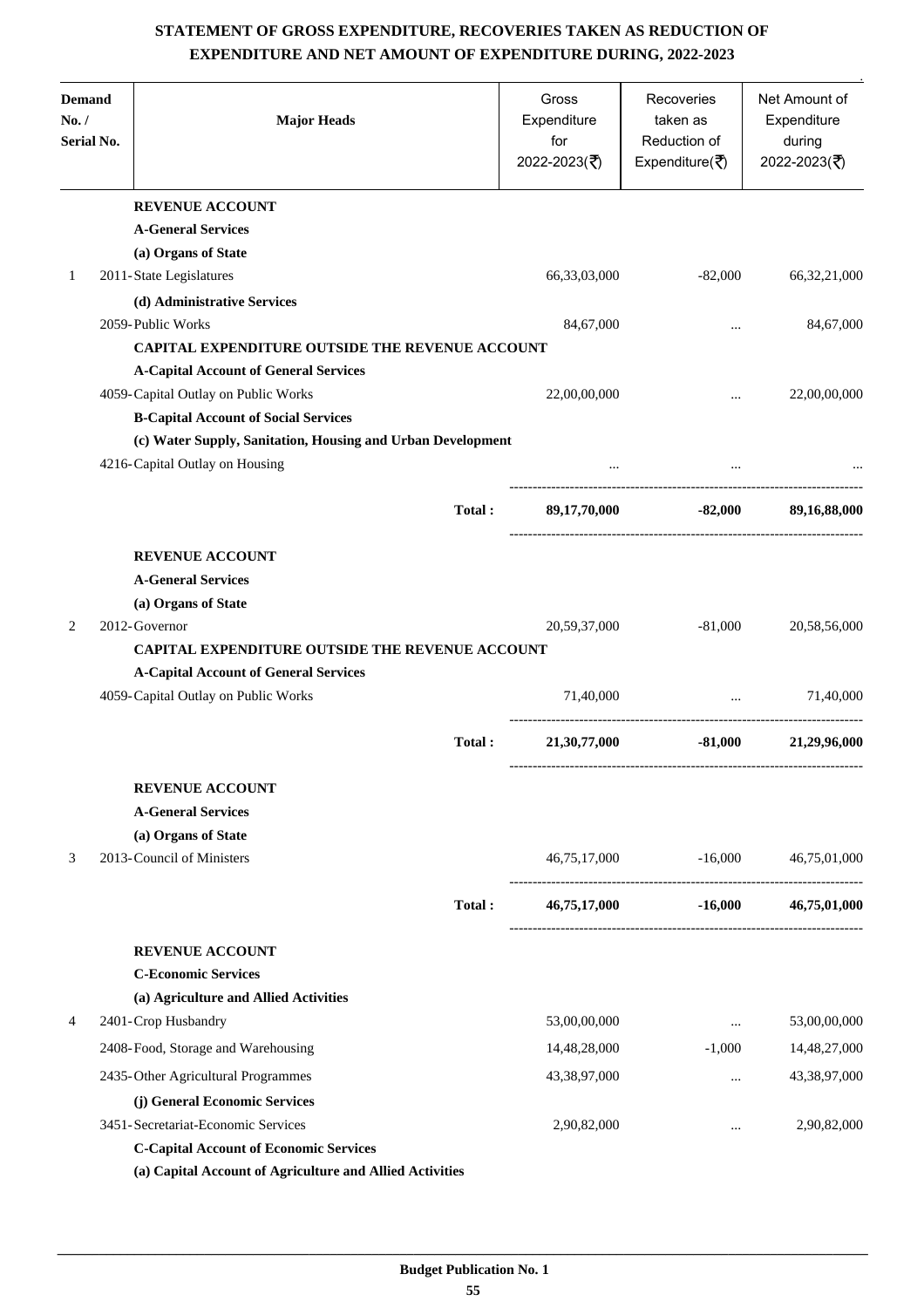# STATEMENT OF GROSS EXPENDITURE, RECOVERIES TAKEN AS REDUCTION OF EXPENDITURE AND NET AMOUNT OF EXPENDITURE DURING, 2022-2023

| Demand No. / Serial No. | Major Heads | Gross Expenditure for 2022-2023(₹) | Recoveries taken as Reduction of Expenditure(₹) | Net Amount of Expenditure during 2022-2023(₹) |
|---|---|---|---|---|
| | **REVENUE ACCOUNT** | | | |
| | **A-General Services** | | | |
| | **(a) Organs of State** | | | |
| 1 | 2011-State Legislatures | 66,33,03,000 | -82,000 | 66,32,21,000 |
| | **(d) Administrative Services** | | | |
| | 2059-Public Works | 84,67,000 | ... | 84,67,000 |
| | **CAPITAL EXPENDITURE OUTSIDE THE REVENUE ACCOUNT** | | | |
| | **A-Capital Account of General Services** | | | |
| | 4059-Capital Outlay on Public Works | 22,00,00,000 | ... | 22,00,00,000 |
| | **B-Capital Account of Social Services** | | | |
| | **(c) Water Supply, Sanitation, Housing and Urban Development** | | | |
| | 4216-Capital Outlay on Housing | ... | ... | ... |
| | **Total :** | **89,17,70,000** | **-82,000** | **89,16,88,000** |
| | **REVENUE ACCOUNT** | | | |
| | **A-General Services** | | | |
| | **(a) Organs of State** | | | |
| 2 | 2012-Governor | 20,59,37,000 | -81,000 | 20,58,56,000 |
| | **CAPITAL EXPENDITURE OUTSIDE THE REVENUE ACCOUNT** | | | |
| | **A-Capital Account of General Services** | | | |
| | 4059-Capital Outlay on Public Works | 71,40,000 | ... | 71,40,000 |
| | **Total :** | **21,30,77,000** | **-81,000** | **21,29,96,000** |
| | **REVENUE ACCOUNT** | | | |
| | **A-General Services** | | | |
| | **(a) Organs of State** | | | |
| 3 | 2013-Council of Ministers | 46,75,17,000 | -16,000 | 46,75,01,000 |
| | **Total :** | **46,75,17,000** | **-16,000** | **46,75,01,000** |
| | **REVENUE ACCOUNT** | | | |
| | **C-Economic Services** | | | |
| | **(a) Agriculture and Allied Activities** | | | |
| 4 | 2401-Crop Husbandry | 53,00,00,000 | ... | 53,00,00,000 |
| | 2408-Food, Storage and Warehousing | 14,48,28,000 | -1,000 | 14,48,27,000 |
| | 2435-Other Agricultural Programmes | 43,38,97,000 | ... | 43,38,97,000 |
| | **(j) General Economic Services** | | | |
| | 3451-Secretariat-Economic Services | 2,90,82,000 | ... | 2,90,82,000 |
| | **C-Capital Account of Economic Services** | | | |
| | **(a) Capital Account of Agriculture and Allied Activities** | | | |

**Budget Publication No. 1**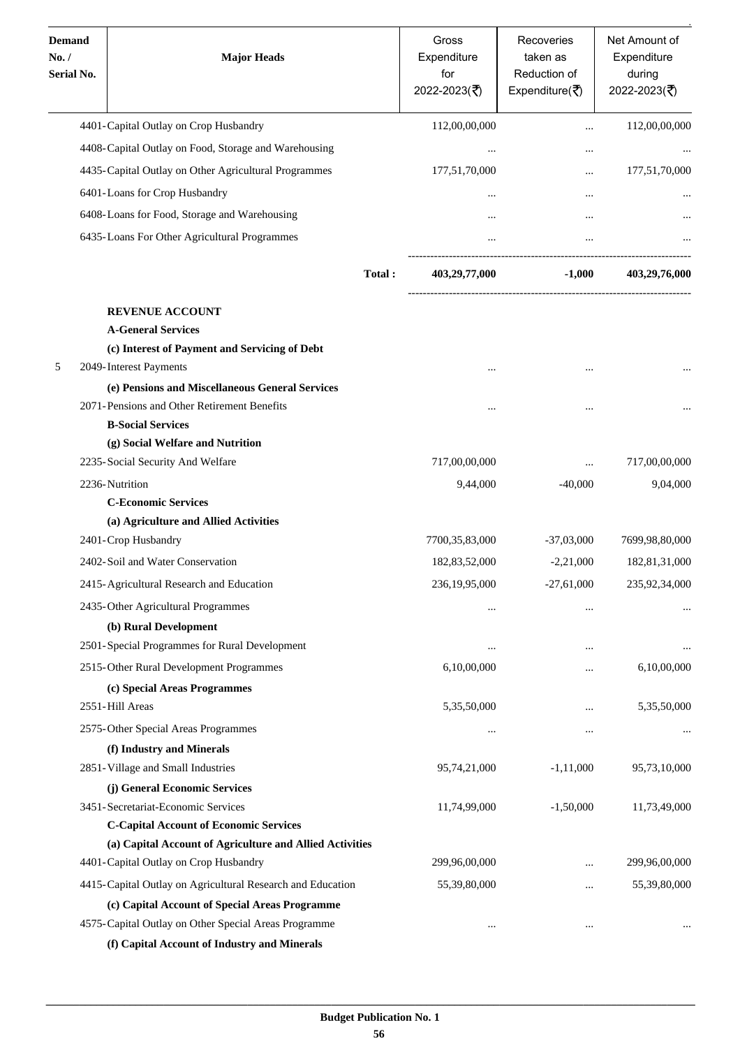| Demand No. / Serial No. | Major Heads | Gross Expenditure for 2022-2023(₹) | Recoveries taken as Reduction of Expenditure(₹) | Net Amount of Expenditure during 2022-2023(₹) |
|---|---|---|---|---|
| | 4401-Capital Outlay on Crop Husbandry | 112,00,00,000 | ... | 112,00,00,000 |
| | 4408-Capital Outlay on Food, Storage and Warehousing | ... | ... | ... |
| | 4435-Capital Outlay on Other Agricultural Programmes | 177,51,70,000 | ... | 177,51,70,000 |
| | 6401-Loans for Crop Husbandry | ... | ... | ... |
| | 6408-Loans for Food, Storage and Warehousing | ... | ... | ... |
| | 6435-Loans For Other Agricultural Programmes | ... | ... | ... |
| | **Total :** | **403,29,77,000** | **-1,000** | **403,29,76,000** |
| | **REVENUE ACCOUNT** | | | |
| | **A-General Services** | | | |
| | **(c) Interest of Payment and Servicing of Debt** | | | |
| 5 | 2049-Interest Payments | ... | ... | ... |
| | **(e) Pensions and Miscellaneous General Services** | | | |
| | 2071-Pensions and Other Retirement Benefits | ... | ... | ... |
| | **B-Social Services** | | | |
| | **(g) Social Welfare and Nutrition** | | | |
| | 2235-Social Security And Welfare | 717,00,00,000 | ... | 717,00,00,000 |
| | 2236-Nutrition | 9,44,000 | -40,000 | 9,04,000 |
| | **C-Economic Services** | | | |
| | **(a) Agriculture and Allied Activities** | | | |
| | 2401-Crop Husbandry | 7700,35,83,000 | -37,03,000 | 7699,98,80,000 |
| | 2402-Soil and Water Conservation | 182,83,52,000 | -2,21,000 | 182,81,31,000 |
| | 2415-Agricultural Research and Education | 236,19,95,000 | -27,61,000 | 235,92,34,000 |
| | 2435-Other Agricultural Programmes | ... | ... | ... |
| | **(b) Rural Development** | | | |
| | 2501-Special Programmes for Rural Development | ... | ... | ... |
| | 2515-Other Rural Development Programmes | 6,10,00,000 | ... | 6,10,00,000 |
| | **(c) Special Areas Programmes** | | | |
| | 2551-Hill Areas | 5,35,50,000 | ... | 5,35,50,000 |
| | 2575-Other Special Areas Programmes | ... | ... | ... |
| | **(f) Industry and Minerals** | | | |
| | 2851-Village and Small Industries | 95,74,21,000 | -1,11,000 | 95,73,10,000 |
| | **(j) General Economic Services** | | | |
| | 3451-Secretariat-Economic Services | 11,74,99,000 | -1,50,000 | 11,73,49,000 |
| | **C-Capital Account of Economic Services** | | | |
| | **(a) Capital Account of Agriculture and Allied Activities** | | | |
| | 4401-Capital Outlay on Crop Husbandry | 299,96,00,000 | ... | 299,96,00,000 |
| | 4415-Capital Outlay on Agricultural Research and Education | 55,39,80,000 | ... | 55,39,80,000 |
| | **(c) Capital Account of Special Areas Programme** | | | |
| | 4575-Capital Outlay on Other Special Areas Programme | ... | ... | ... |
| | **(f) Capital Account of Industry and Minerals** | | | |

**Budget Publication No. 1**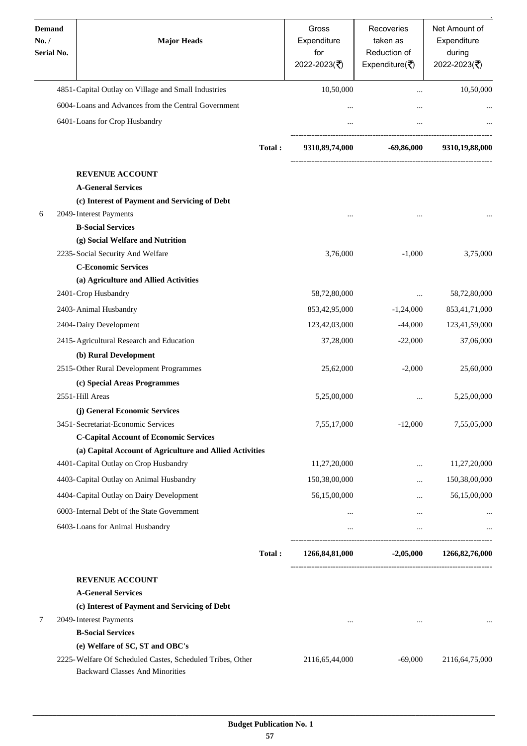| Demand No. / Serial No. | Major Heads | Gross Expenditure for 2022-2023(₹) | Recoveries taken as Reduction of Expenditure(₹) | Net Amount of Expenditure during 2022-2023(₹) |
|---|---|---|---|---|
| | 4851-Capital Outlay on Village and Small Industries | 10,50,000 | ... | 10,50,000 |
| | 6004-Loans and Advances from the Central Government | ... | ... | ... |
| | 6401-Loans for Crop Husbandry | ... | ... | ... |
| | **Total :** | **9310,89,74,000** | **-69,86,000** | **9310,19,88,000** |
| | **REVENUE ACCOUNT** | | | |
| | **A-General Services** | | | |
| | **(c) Interest of Payment and Servicing of Debt** | | | |
| 6 | 2049-Interest Payments | ... | ... | ... |
| | **B-Social Services** | | | |
| | **(g) Social Welfare and Nutrition** | | | |
| | 2235-Social Security And Welfare | 3,76,000 | -1,000 | 3,75,000 |
| | **C-Economic Services** | | | |
| | **(a) Agriculture and Allied Activities** | | | |
| | 2401-Crop Husbandry | 58,72,80,000 | ... | 58,72,80,000 |
| | 2403-Animal Husbandry | 853,42,95,000 | -1,24,000 | 853,41,71,000 |
| | 2404-Dairy Development | 123,42,03,000 | -44,000 | 123,41,59,000 |
| | 2415-Agricultural Research and Education | 37,28,000 | -22,000 | 37,06,000 |
| | **(b) Rural Development** | | | |
| | 2515-Other Rural Development Programmes | 25,62,000 | -2,000 | 25,60,000 |
| | **(c) Special Areas Programmes** | | | |
| | 2551-Hill Areas | 5,25,00,000 | ... | 5,25,00,000 |
| | **(j) General Economic Services** | | | |
| | 3451-Secretariat-Economic Services | 7,55,17,000 | -12,000 | 7,55,05,000 |
| | **C-Capital Account of Economic Services** | | | |
| | **(a) Capital Account of Agriculture and Allied Activities** | | | |
| | 4401-Capital Outlay on Crop Husbandry | 11,27,20,000 | ... | 11,27,20,000 |
| | 4403-Capital Outlay on Animal Husbandry | 150,38,00,000 | ... | 150,38,00,000 |
| | 4404-Capital Outlay on Dairy Development | 56,15,00,000 | ... | 56,15,00,000 |
| | 6003-Internal Debt of the State Government | ... | ... | ... |
| | 6403-Loans for Animal Husbandry | ... | ... | ... |
| | **Total :** | **1266,84,81,000** | **-2,05,000** | **1266,82,76,000** |
| | **REVENUE ACCOUNT** | | | |
| | **A-General Services** | | | |
| | **(c) Interest of Payment and Servicing of Debt** | | | |
| 7 | 2049-Interest Payments | ... | ... | ... |
| | **B-Social Services** | | | |
| | **(e) Welfare of SC, ST and OBC's** | | | |
| | 2225-Welfare Of Scheduled Castes, Scheduled Tribes, Other Backward Classes And Minorities | 2116,65,44,000 | -69,000 | 2116,64,75,000 |

**Budget Publication No. 1**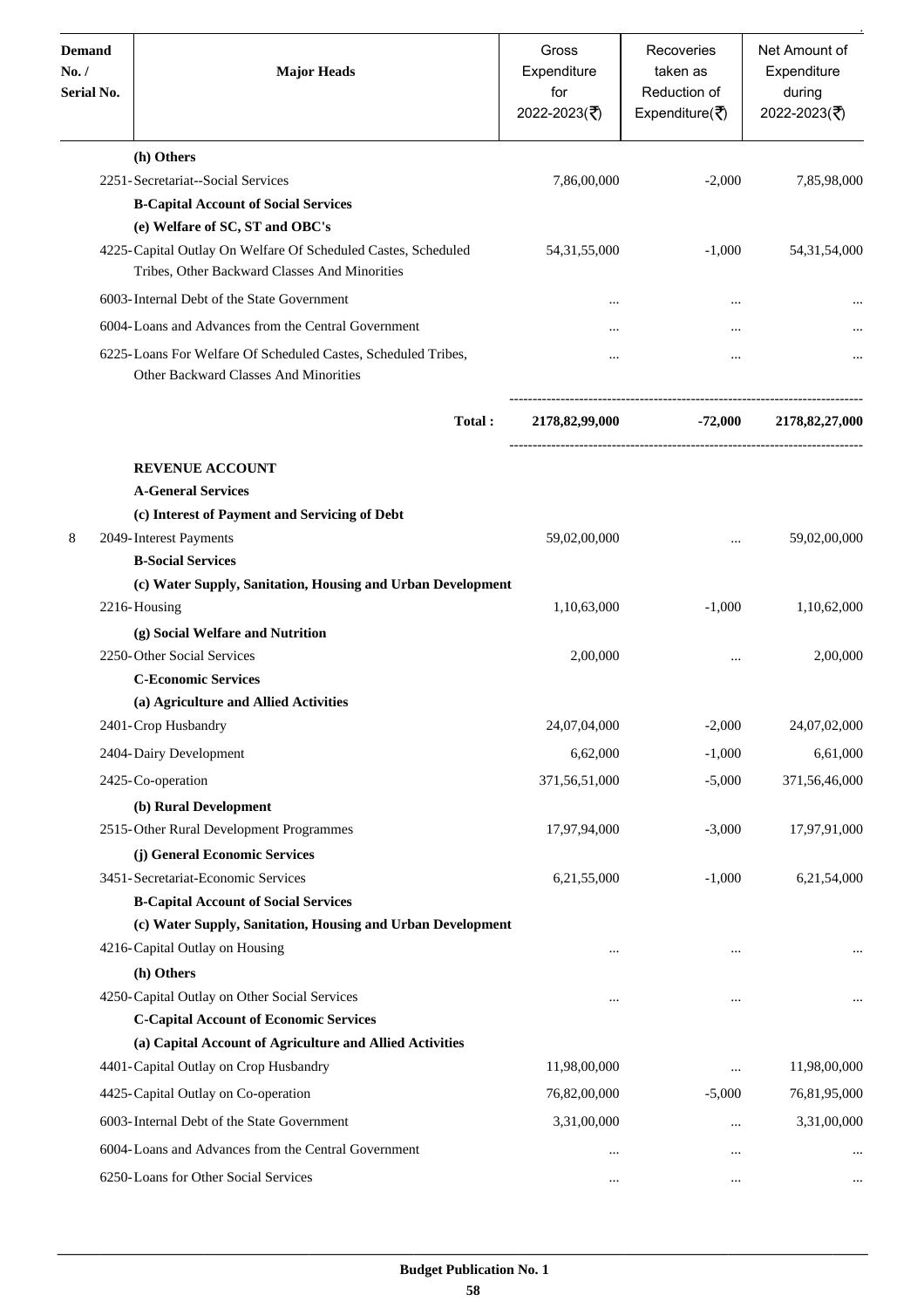| Demand No. / Serial No. | Major Heads | Gross Expenditure for 2022-2023(₹) | Recoveries taken as Reduction of Expenditure(₹) | Net Amount of Expenditure during 2022-2023(₹) |
|---|---|---|---|---|
| | **(h) Others** | | | |
| | 2251-Secretariat--Social Services | 7,86,00,000 | -2,000 | 7,85,98,000 |
| | **B-Capital Account of Social Services** | | | |
| | **(e) Welfare of SC, ST and OBC's** | | | |
| | 4225-Capital Outlay On Welfare Of Scheduled Castes, Scheduled Tribes, Other Backward Classes And Minorities | 54,31,55,000 | -1,000 | 54,31,54,000 |
| | 6003-Internal Debt of the State Government | ... | ... | ... |
| | 6004-Loans and Advances from the Central Government | ... | ... | ... |
| | 6225-Loans For Welfare Of Scheduled Castes, Scheduled Tribes, Other Backward Classes And Minorities | ... | ... | ... |
| | **Total :** | **2178,82,99,000** | **-72,000** | **2178,82,27,000** |
| | **REVENUE ACCOUNT** | | | |
| | **A-General Services** | | | |
| | **(c) Interest of Payment and Servicing of Debt** | | | |
| 8 | 2049-Interest Payments | 59,02,00,000 | ... | 59,02,00,000 |
| | **B-Social Services** | | | |
| | **(c) Water Supply, Sanitation, Housing and Urban Development** | | | |
| | 2216-Housing | 1,10,63,000 | -1,000 | 1,10,62,000 |
| | **(g) Social Welfare and Nutrition** | | | |
| | 2250-Other Social Services | 2,00,000 | ... | 2,00,000 |
| | **C-Economic Services** | | | |
| | **(a) Agriculture and Allied Activities** | | | |
| | 2401-Crop Husbandry | 24,07,04,000 | -2,000 | 24,07,02,000 |
| | 2404-Dairy Development | 6,62,000 | -1,000 | 6,61,000 |
| | 2425-Co-operation | 371,56,51,000 | -5,000 | 371,56,46,000 |
| | **(b) Rural Development** | | | |
| | 2515-Other Rural Development Programmes | 17,97,94,000 | -3,000 | 17,97,91,000 |
| | **(j) General Economic Services** | | | |
| | 3451-Secretariat-Economic Services | 6,21,55,000 | -1,000 | 6,21,54,000 |
| | **B-Capital Account of Social Services** | | | |
| | **(c) Water Supply, Sanitation, Housing and Urban Development** | | | |
| | 4216-Capital Outlay on Housing | ... | ... | ... |
| | **(h) Others** | | | |
| | 4250-Capital Outlay on Other Social Services | ... | ... | ... |
| | **C-Capital Account of Economic Services** | | | |
| | **(a) Capital Account of Agriculture and Allied Activities** | | | |
| | 4401-Capital Outlay on Crop Husbandry | 11,98,00,000 | ... | 11,98,00,000 |
| | 4425-Capital Outlay on Co-operation | 76,82,00,000 | -5,000 | 76,81,95,000 |
| | 6003-Internal Debt of the State Government | 3,31,00,000 | ... | 3,31,00,000 |
| | 6004-Loans and Advances from the Central Government | ... | ... | ... |
| | 6250-Loans for Other Social Services | ... | ... | ... |

**Budget Publication No. 1**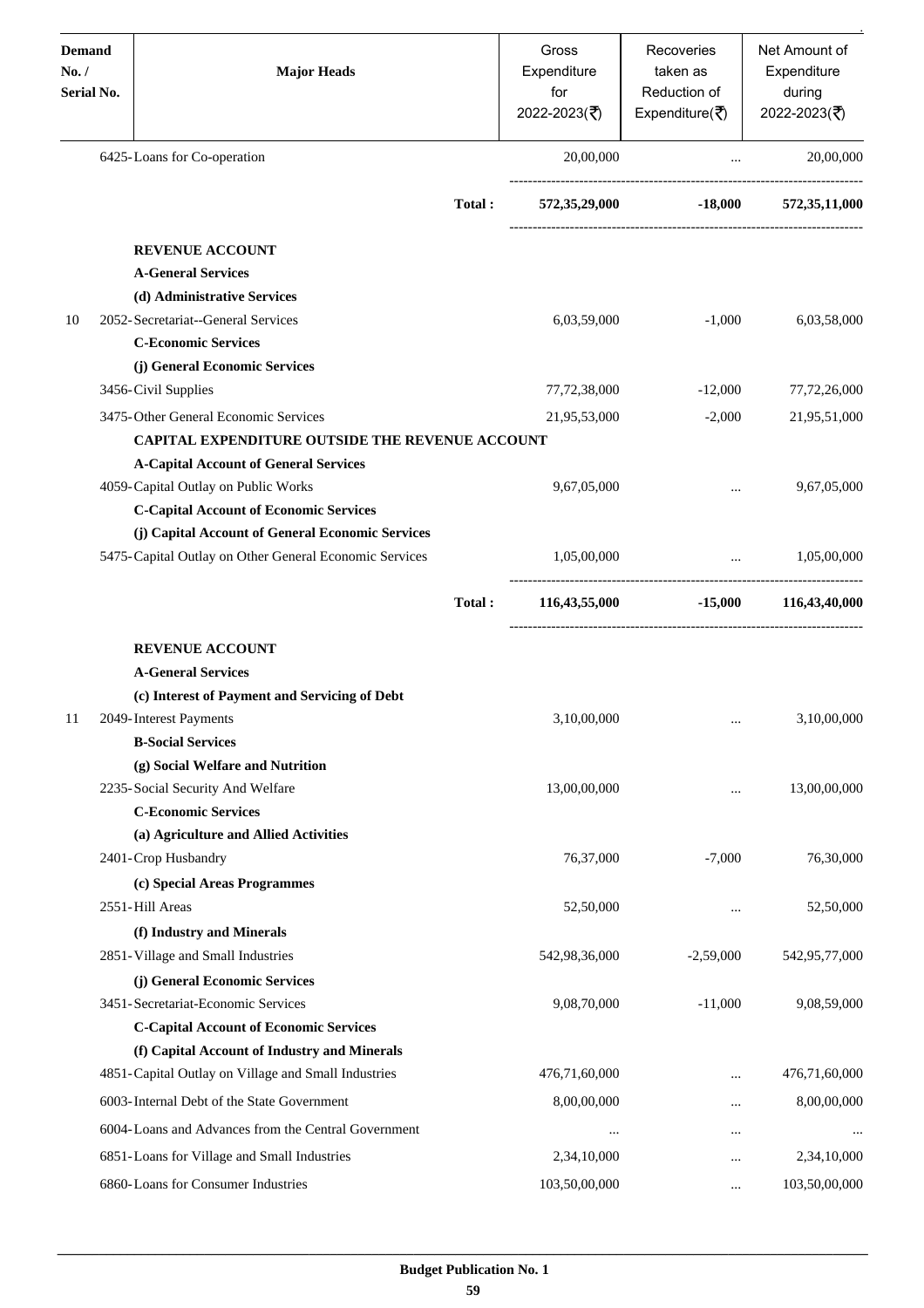| Demand No. / Serial No. | Major Heads | Gross Expenditure for 2022-2023(₹) | Recoveries taken as Reduction of Expenditure(₹) | Net Amount of Expenditure during 2022-2023(₹) |
|---|---|---|---|---|
| | 6425-Loans for Co-operation | 20,00,000 | ... | 20,00,000 |
| | **Total :** | **572,35,29,000** | **-18,000** | **572,35,11,000** |
| | **REVENUE ACCOUNT** | | | |
| | **A-General Services** | | | |
| | **(d) Administrative Services** | | | |
| 10 | 2052-Secretariat--General Services | 6,03,59,000 | -1,000 | 6,03,58,000 |
| | **C-Economic Services** | | | |
| | **(j) General Economic Services** | | | |
| | 3456-Civil Supplies | 77,72,38,000 | -12,000 | 77,72,26,000 |
| | 3475-Other General Economic Services | 21,95,53,000 | -2,000 | 21,95,51,000 |
| | **CAPITAL EXPENDITURE OUTSIDE THE REVENUE ACCOUNT** | | | |
| | **A-Capital Account of General Services** | | | |
| | 4059-Capital Outlay on Public Works | 9,67,05,000 | ... | 9,67,05,000 |
| | **C-Capital Account of Economic Services** | | | |
| | **(j) Capital Account of General Economic Services** | | | |
| | 5475-Capital Outlay on Other General Economic Services | 1,05,00,000 | ... | 1,05,00,000 |
| | **Total :** | **116,43,55,000** | **-15,000** | **116,43,40,000** |
| | **REVENUE ACCOUNT** | | | |
| | **A-General Services** | | | |
| | **(c) Interest of Payment and Servicing of Debt** | | | |
| 11 | 2049-Interest Payments | 3,10,00,000 | ... | 3,10,00,000 |
| | **B-Social Services** | | | |
| | **(g) Social Welfare and Nutrition** | | | |
| | 2235-Social Security And Welfare | 13,00,00,000 | ... | 13,00,00,000 |
| | **C-Economic Services** | | | |
| | **(a) Agriculture and Allied Activities** | | | |
| | 2401-Crop Husbandry | 76,37,000 | -7,000 | 76,30,000 |
| | **(c) Special Areas Programmes** | | | |
| | 2551-Hill Areas | 52,50,000 | ... | 52,50,000 |
| | **(f) Industry and Minerals** | | | |
| | 2851-Village and Small Industries | 542,98,36,000 | -2,59,000 | 542,95,77,000 |
| | **(j) General Economic Services** | | | |
| | 3451-Secretariat-Economic Services | 9,08,70,000 | -11,000 | 9,08,59,000 |
| | **C-Capital Account of Economic Services** | | | |
| | **(f) Capital Account of Industry and Minerals** | | | |
| | 4851-Capital Outlay on Village and Small Industries | 476,71,60,000 | ... | 476,71,60,000 |
| | 6003-Internal Debt of the State Government | 8,00,00,000 | ... | 8,00,00,000 |
| | 6004-Loans and Advances from the Central Government | ... | ... | ... |
| | 6851-Loans for Village and Small Industries | 2,34,10,000 | ... | 2,34,10,000 |
| | 6860-Loans for Consumer Industries | 103,50,00,000 | ... | 103,50,00,000 |

**Budget Publication No. 1**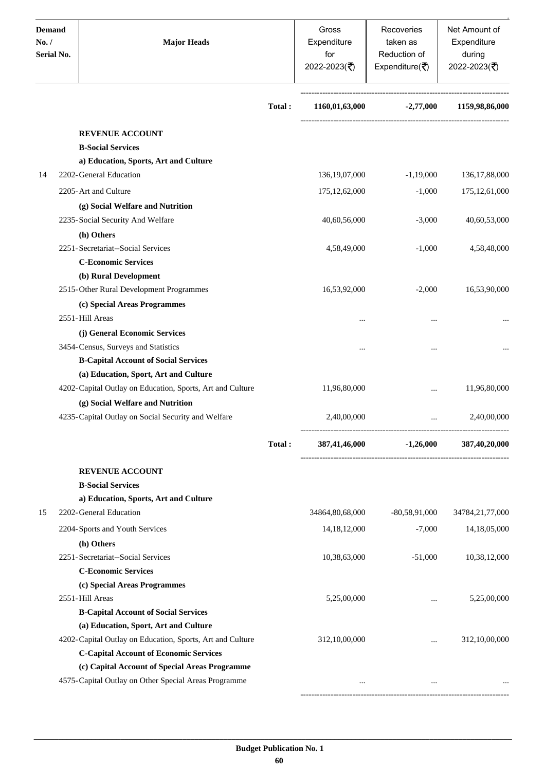| Demand No. / Serial No. | Major Heads | | Gross Expenditure for 2022-2023(₹) | Recoveries taken as Reduction of Expenditure(₹) | Net Amount of Expenditure during 2022-2023(₹) |
|---|---|---|---|---|---|
| | | **Total :** | **1160,01,63,000** | **-2,77,000** | **1159,98,86,000** |
| | **REVENUE ACCOUNT** | | | | |
| | **B-Social Services** | | | | |
| | **a) Education, Sports, Art and Culture** | | | | |
| 14 | 2202-General Education | | 136,19,07,000 | -1,19,000 | 136,17,88,000 |
| | 2205-Art and Culture | | 175,12,62,000 | -1,000 | 175,12,61,000 |
| | **(g) Social Welfare and Nutrition** | | | | |
| | 2235-Social Security And Welfare | | 40,60,56,000 | -3,000 | 40,60,53,000 |
| | **(h) Others** | | | | |
| | 2251-Secretariat--Social Services | | 4,58,49,000 | -1,000 | 4,58,48,000 |
| | **C-Economic Services** | | | | |
| | **(b) Rural Development** | | | | |
| | 2515-Other Rural Development Programmes | | 16,53,92,000 | -2,000 | 16,53,90,000 |
| | **(c) Special Areas Programmes** | | | | |
| | 2551-Hill Areas | | ... | ... | ... |
| | **(j) General Economic Services** | | | | |
| | 3454-Census, Surveys and Statistics | | ... | ... | ... |
| | **B-Capital Account of Social Services** | | | | |
| | **(a) Education, Sport, Art and Culture** | | | | |
| | 4202-Capital Outlay on Education, Sports, Art and Culture | | 11,96,80,000 | ... | 11,96,80,000 |
| | **(g) Social Welfare and Nutrition** | | | | |
| | 4235-Capital Outlay on Social Security and Welfare | | 2,40,00,000 | ... | 2,40,00,000 |
| | | **Total :** | **387,41,46,000** | **-1,26,000** | **387,40,20,000** |
| | **REVENUE ACCOUNT** | | | | |
| | **B-Social Services** | | | | |
| | **a) Education, Sports, Art and Culture** | | | | |
| 15 | 2202-General Education | | 34864,80,68,000 | -80,58,91,000 | 34784,21,77,000 |
| | 2204-Sports and Youth Services | | 14,18,12,000 | -7,000 | 14,18,05,000 |
| | **(h) Others** | | | | |
| | 2251-Secretariat--Social Services | | 10,38,63,000 | -51,000 | 10,38,12,000 |
| | **C-Economic Services** | | | | |
| | **(c) Special Areas Programmes** | | | | |
| | 2551-Hill Areas | | 5,25,00,000 | ... | 5,25,00,000 |
| | **B-Capital Account of Social Services** | | | | |
| | **(a) Education, Sport, Art and Culture** | | | | |
| | 4202-Capital Outlay on Education, Sports, Art and Culture | | 312,10,00,000 | ... | 312,10,00,000 |
| | **C-Capital Account of Economic Services** | | | | |
| | **(c) Capital Account of Special Areas Programme** | | | | |
| | 4575-Capital Outlay on Other Special Areas Programme | | ... | ... | ... |

**Budget Publication No. 1**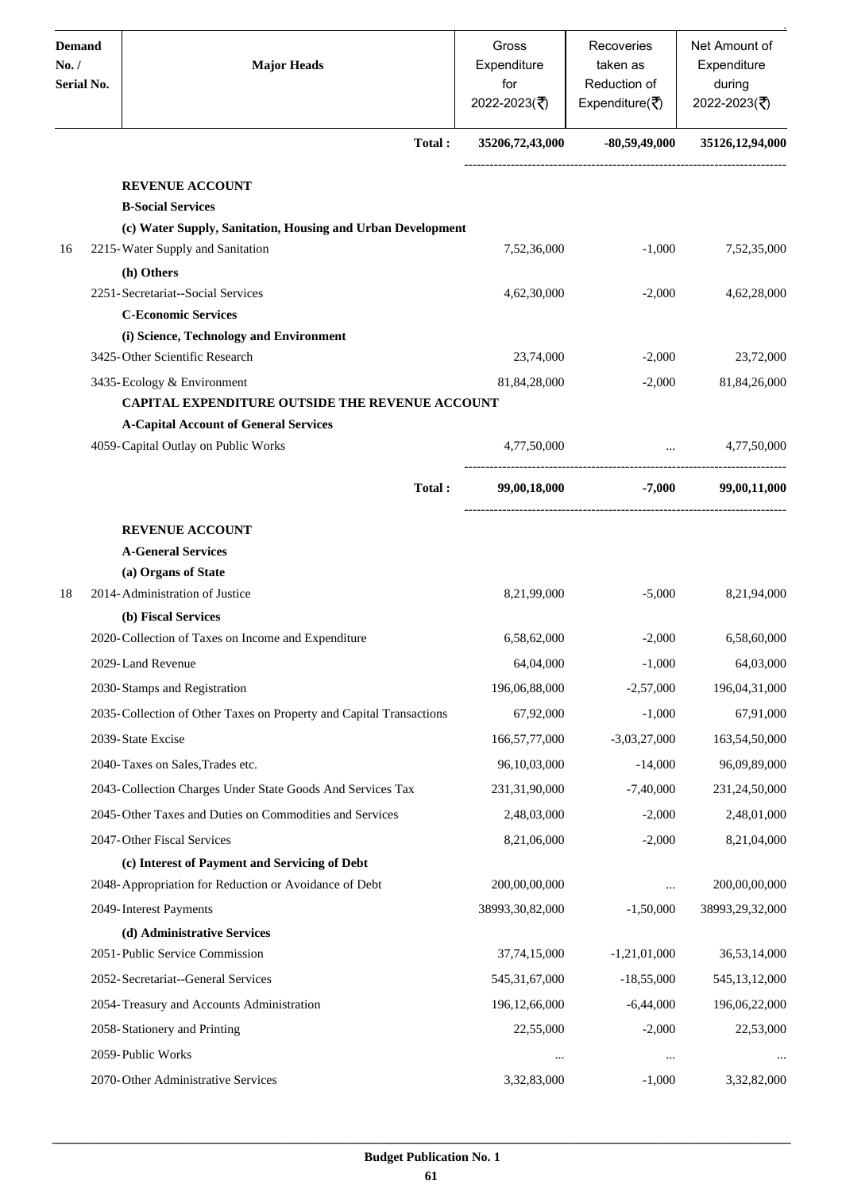| Demand No. / Serial No. | Major Heads | Gross Expenditure for 2022-2023(₹) | Recoveries taken as Reduction of Expenditure(₹) | Net Amount of Expenditure during 2022-2023(₹) |
|---|---|---|---|---|
| | **Total :** | **35206,72,43,000** | **-80,59,49,000** | **35126,12,94,000** |
| | **REVENUE ACCOUNT** | | | |
| | **B-Social Services** | | | |
| | **(c) Water Supply, Sanitation, Housing and Urban Development** | | | |
| 16 | 2215-Water Supply and Sanitation | 7,52,36,000 | -1,000 | 7,52,35,000 |
| | **(h) Others** | | | |
| | 2251-Secretariat--Social Services | 4,62,30,000 | -2,000 | 4,62,28,000 |
| | **C-Economic Services** | | | |
| | **(i) Science, Technology and Environment** | | | |
| | 3425-Other Scientific Research | 23,74,000 | -2,000 | 23,72,000 |
| | 3435-Ecology & Environment | 81,84,28,000 | -2,000 | 81,84,26,000 |
| | **CAPITAL EXPENDITURE OUTSIDE THE REVENUE ACCOUNT** | | | |
| | **A-Capital Account of General Services** | | | |
| | 4059-Capital Outlay on Public Works | 4,77,50,000 | ... | 4,77,50,000 |
| | **Total :** | **99,00,18,000** | **-7,000** | **99,00,11,000** |
| | **REVENUE ACCOUNT** | | | |
| | **A-General Services** | | | |
| | **(a) Organs of State** | | | |
| 18 | 2014-Administration of Justice | 8,21,99,000 | -5,000 | 8,21,94,000 |
| | **(b) Fiscal Services** | | | |
| | 2020-Collection of Taxes on Income and Expenditure | 6,58,62,000 | -2,000 | 6,58,60,000 |
| | 2029-Land Revenue | 64,04,000 | -1,000 | 64,03,000 |
| | 2030-Stamps and Registration | 196,06,88,000 | -2,57,000 | 196,04,31,000 |
| | 2035-Collection of Other Taxes on Property and Capital Transactions | 67,92,000 | -1,000 | 67,91,000 |
| | 2039-State Excise | 166,57,77,000 | -3,03,27,000 | 163,54,50,000 |
| | 2040-Taxes on Sales,Trades etc. | 96,10,03,000 | -14,000 | 96,09,89,000 |
| | 2043-Collection Charges Under State Goods And Services Tax | 231,31,90,000 | -7,40,000 | 231,24,50,000 |
| | 2045-Other Taxes and Duties on Commodities and Services | 2,48,03,000 | -2,000 | 2,48,01,000 |
| | 2047-Other Fiscal Services | 8,21,06,000 | -2,000 | 8,21,04,000 |
| | **(c) Interest of Payment and Servicing of Debt** | | | |
| | 2048-Appropriation for Reduction or Avoidance of Debt | 200,00,00,000 | ... | 200,00,00,000 |
| | 2049-Interest Payments | 38993,30,82,000 | -1,50,000 | 38993,29,32,000 |
| | **(d) Administrative Services** | | | |
| | 2051-Public Service Commission | 37,74,15,000 | -1,21,01,000 | 36,53,14,000 |
| | 2052-Secretariat--General Services | 545,31,67,000 | -18,55,000 | 545,13,12,000 |
| | 2054-Treasury and Accounts Administration | 196,12,66,000 | -6,44,000 | 196,06,22,000 |
| | 2058-Stationery and Printing | 22,55,000 | -2,000 | 22,53,000 |
| | 2059-Public Works | ... | ... | ... |
| | 2070-Other Administrative Services | 3,32,83,000 | -1,000 | 3,32,82,000 |

**Budget Publication No. 1**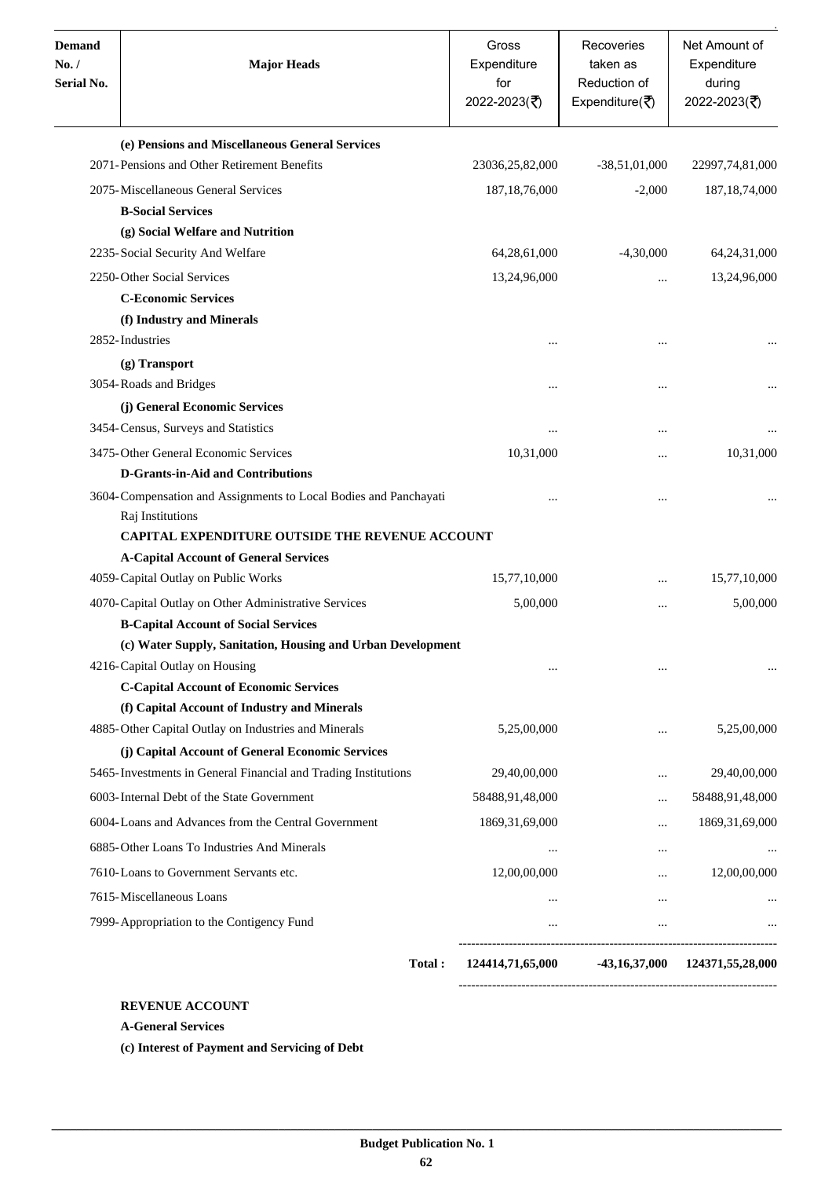| Demand No. / Serial No. | Major Heads | Gross Expenditure for 2022-2023(₹) | Recoveries taken as Reduction of Expenditure(₹) | Net Amount of Expenditure during 2022-2023(₹) |
|---|---|---|---|---|
| | **(e) Pensions and Miscellaneous General Services** | | | |
| | 2071-Pensions and Other Retirement Benefits | 23036,25,82,000 | -38,51,01,000 | 22997,74,81,000 |
| | 2075-Miscellaneous General Services | 187,18,76,000 | -2,000 | 187,18,74,000 |
| | **B-Social Services** | | | |
| | **(g) Social Welfare and Nutrition** | | | |
| | 2235-Social Security And Welfare | 64,28,61,000 | -4,30,000 | 64,24,31,000 |
| | 2250-Other Social Services | 13,24,96,000 | ... | 13,24,96,000 |
| | **C-Economic Services** | | | |
| | **(f) Industry and Minerals** | | | |
| | 2852-Industries | ... | ... | ... |
| | **(g) Transport** | | | |
| | 3054-Roads and Bridges | ... | ... | ... |
| | **(j) General Economic Services** | | | |
| | 3454-Census, Surveys and Statistics | ... | ... | ... |
| | 3475-Other General Economic Services | 10,31,000 | ... | 10,31,000 |
| | **D-Grants-in-Aid and Contributions** | | | |
| | 3604-Compensation and Assignments to Local Bodies and Panchayati Raj Institutions | ... | ... | ... |
| | **CAPITAL EXPENDITURE OUTSIDE THE REVENUE ACCOUNT** | | | |
| | **A-Capital Account of General Services** | | | |
| | 4059-Capital Outlay on Public Works | 15,77,10,000 | ... | 15,77,10,000 |
| | 4070-Capital Outlay on Other Administrative Services | 5,00,000 | ... | 5,00,000 |
| | **B-Capital Account of Social Services** | | | |
| | **(c) Water Supply, Sanitation, Housing and Urban Development** | | | |
| | 4216-Capital Outlay on Housing | ... | ... | ... |
| | **C-Capital Account of Economic Services** | | | |
| | **(f) Capital Account of Industry and Minerals** | | | |
| | 4885-Other Capital Outlay on Industries and Minerals | 5,25,00,000 | ... | 5,25,00,000 |
| | **(j) Capital Account of General Economic Services** | | | |
| | 5465-Investments in General Financial and Trading Institutions | 29,40,00,000 | ... | 29,40,00,000 |
| | 6003-Internal Debt of the State Government | 58488,91,48,000 | ... | 58488,91,48,000 |
| | 6004-Loans and Advances from the Central Government | 1869,31,69,000 | ... | 1869,31,69,000 |
| | 6885-Other Loans To Industries And Minerals | ... | ... | ... |
| | 7610-Loans to Government Servants etc. | 12,00,00,000 | ... | 12,00,00,000 |
| | 7615-Miscellaneous Loans | ... | ... | ... |
| | 7999-Appropriation to the Contigency Fund | ... | ... | ... |
| | **Total :** | **124414,71,65,000** | **-43,16,37,000** | **124371,55,28,000** |

**REVENUE ACCOUNT**

**A-General Services**

**(c) Interest of Payment and Servicing of Debt**

**Budget Publication No. 1**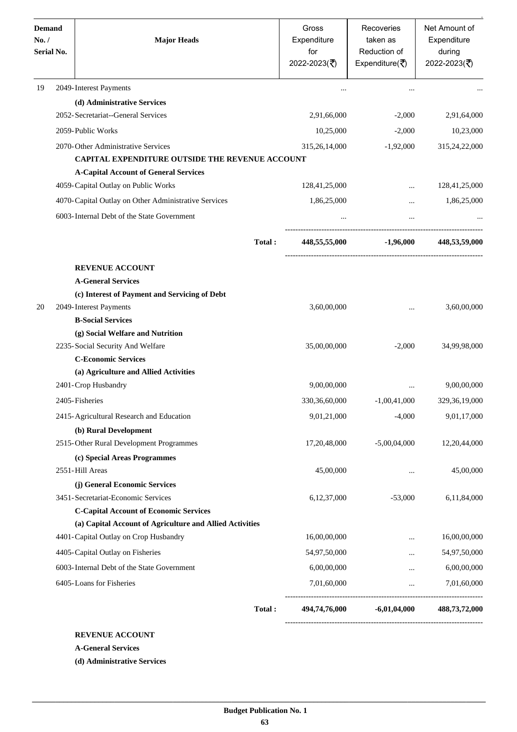| Demand No. / Serial No. | Major Heads | Gross Expenditure for 2022-2023(₹) | Recoveries taken as Reduction of Expenditure(₹) | Net Amount of Expenditure during 2022-2023(₹) |
|---|---|---|---|---|
| 19 | 2049-Interest Payments | ... | ... | ... |
| | **(d) Administrative Services** | | | |
| | 2052-Secretariat--General Services | 2,91,66,000 | -2,000 | 2,91,64,000 |
| | 2059-Public Works | 10,25,000 | -2,000 | 10,23,000 |
| | 2070-Other Administrative Services | 315,26,14,000 | -1,92,000 | 315,24,22,000 |
| | **CAPITAL EXPENDITURE OUTSIDE THE REVENUE ACCOUNT** | | | |
| | **A-Capital Account of General Services** | | | |
| | 4059-Capital Outlay on Public Works | 128,41,25,000 | ... | 128,41,25,000 |
| | 4070-Capital Outlay on Other Administrative Services | 1,86,25,000 | ... | 1,86,25,000 |
| | 6003-Internal Debt of the State Government | ... | ... | ... |
| | **Total :** | **448,55,55,000** | **-1,96,000** | **448,53,59,000** |
| | **REVENUE ACCOUNT** | | | |
| | **A-General Services** | | | |
| | **(c) Interest of Payment and Servicing of Debt** | | | |
| 20 | 2049-Interest Payments | 3,60,00,000 | ... | 3,60,00,000 |
| | **B-Social Services** | | | |
| | **(g) Social Welfare and Nutrition** | | | |
| | 2235-Social Security And Welfare | 35,00,00,000 | -2,000 | 34,99,98,000 |
| | **C-Economic Services** | | | |
| | **(a) Agriculture and Allied Activities** | | | |
| | 2401-Crop Husbandry | 9,00,00,000 | ... | 9,00,00,000 |
| | 2405-Fisheries | 330,36,60,000 | -1,00,41,000 | 329,36,19,000 |
| | 2415-Agricultural Research and Education | 9,01,21,000 | -4,000 | 9,01,17,000 |
| | **(b) Rural Development** | | | |
| | 2515-Other Rural Development Programmes | 17,20,48,000 | -5,00,04,000 | 12,20,44,000 |
| | **(c) Special Areas Programmes** | | | |
| | 2551-Hill Areas | 45,00,000 | ... | 45,00,000 |
| | **(j) General Economic Services** | | | |
| | 3451-Secretariat-Economic Services | 6,12,37,000 | -53,000 | 6,11,84,000 |
| | **C-Capital Account of Economic Services** | | | |
| | **(a) Capital Account of Agriculture and Allied Activities** | | | |
| | 4401-Capital Outlay on Crop Husbandry | 16,00,00,000 | ... | 16,00,00,000 |
| | 4405-Capital Outlay on Fisheries | 54,97,50,000 | ... | 54,97,50,000 |
| | 6003-Internal Debt of the State Government | 6,00,00,000 | ... | 6,00,00,000 |
| | 6405-Loans for Fisheries | 7,01,60,000 | ... | 7,01,60,000 |
| | **Total :** | **494,74,76,000** | **-6,01,04,000** | **488,73,72,000** |

**REVENUE ACCOUNT**

**A-General Services**

**(d) Administrative Services**

**Budget Publication No. 1**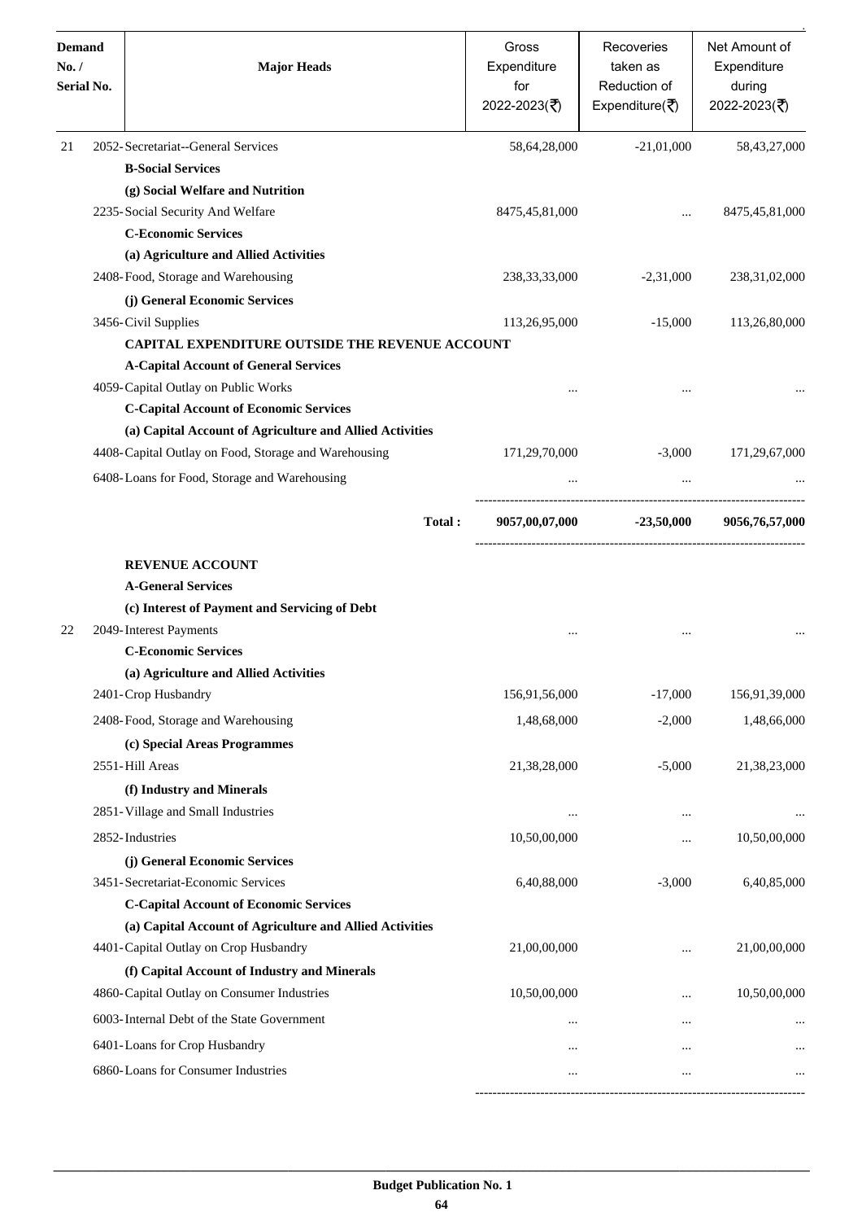| Demand No. / Serial No. | Major Heads | Gross Expenditure for 2022-2023(₹) | Recoveries taken as Reduction of Expenditure(₹) | Net Amount of Expenditure during 2022-2023(₹) |
|---|---|---|---|---|
| 21 | 2052-Secretariat--General Services | 58,64,28,000 | -21,01,000 | 58,43,27,000 |
| | **B-Social Services** | | | |
| | **(g) Social Welfare and Nutrition** | | | |
| | 2235-Social Security And Welfare | 8475,45,81,000 | ... | 8475,45,81,000 |
| | **C-Economic Services** | | | |
| | **(a) Agriculture and Allied Activities** | | | |
| | 2408-Food, Storage and Warehousing | 238,33,33,000 | -2,31,000 | 238,31,02,000 |
| | **(j) General Economic Services** | | | |
| | 3456-Civil Supplies | 113,26,95,000 | -15,000 | 113,26,80,000 |
| | **CAPITAL EXPENDITURE OUTSIDE THE REVENUE ACCOUNT** | | | |
| | **A-Capital Account of General Services** | | | |
| | 4059-Capital Outlay on Public Works | ... | ... | ... |
| | **C-Capital Account of Economic Services** | | | |
| | **(a) Capital Account of Agriculture and Allied Activities** | | | |
| | 4408-Capital Outlay on Food, Storage and Warehousing | 171,29,70,000 | -3,000 | 171,29,67,000 |
| | 6408-Loans for Food, Storage and Warehousing | ... | ... | ... |
| | **Total :** | **9057,00,07,000** | **-23,50,000** | **9056,76,57,000** |
| | **REVENUE ACCOUNT** | | | |
| | **A-General Services** | | | |
| | **(c) Interest of Payment and Servicing of Debt** | | | |
| 22 | 2049-Interest Payments | ... | ... | ... |
| | **C-Economic Services** | | | |
| | **(a) Agriculture and Allied Activities** | | | |
| | 2401-Crop Husbandry | 156,91,56,000 | -17,000 | 156,91,39,000 |
| | 2408-Food, Storage and Warehousing | 1,48,68,000 | -2,000 | 1,48,66,000 |
| | **(c) Special Areas Programmes** | | | |
| | 2551-Hill Areas | 21,38,28,000 | -5,000 | 21,38,23,000 |
| | **(f) Industry and Minerals** | | | |
| | 2851-Village and Small Industries | ... | ... | ... |
| | 2852-Industries | 10,50,00,000 | ... | 10,50,00,000 |
| | **(j) General Economic Services** | | | |
| | 3451-Secretariat-Economic Services | 6,40,88,000 | -3,000 | 6,40,85,000 |
| | **C-Capital Account of Economic Services** | | | |
| | **(a) Capital Account of Agriculture and Allied Activities** | | | |
| | 4401-Capital Outlay on Crop Husbandry | 21,00,00,000 | ... | 21,00,00,000 |
| | **(f) Capital Account of Industry and Minerals** | | | |
| | 4860-Capital Outlay on Consumer Industries | 10,50,00,000 | ... | 10,50,00,000 |
| | 6003-Internal Debt of the State Government | ... | ... | ... |
| | 6401-Loans for Crop Husbandry | ... | ... | ... |
| | 6860-Loans for Consumer Industries | ... | ... | ... |

**Budget Publication No. 1**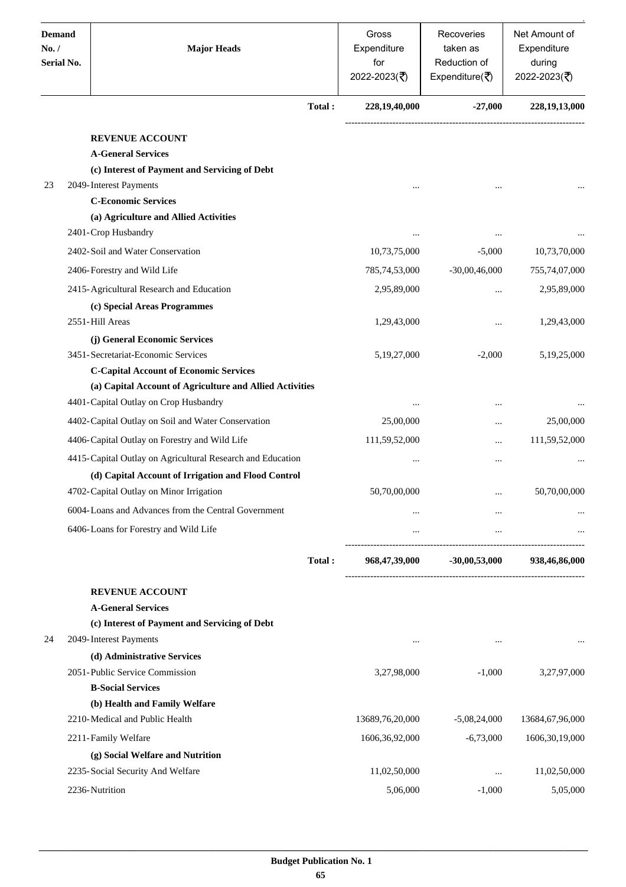| Demand No. / Serial No. | Major Heads | Gross Expenditure for 2022-2023(₹) | Recoveries taken as Reduction of Expenditure(₹) | Net Amount of Expenditure during 2022-2023(₹) |
|---|---|---|---|---|
| | **Total :** | **228,19,40,000** | **-27,000** | **228,19,13,000** |
| | **REVENUE ACCOUNT** | | | |
| | **A-General Services** | | | |
| | **(c) Interest of Payment and Servicing of Debt** | | | |
| 23 | 2049-Interest Payments | ... | ... | ... |
| | **C-Economic Services** | | | |
| | **(a) Agriculture and Allied Activities** | | | |
| | 2401-Crop Husbandry | ... | ... | ... |
| | 2402-Soil and Water Conservation | 10,73,75,000 | -5,000 | 10,73,70,000 |
| | 2406-Forestry and Wild Life | 785,74,53,000 | -30,00,46,000 | 755,74,07,000 |
| | 2415-Agricultural Research and Education | 2,95,89,000 | ... | 2,95,89,000 |
| | **(c) Special Areas Programmes** | | | |
| | 2551-Hill Areas | 1,29,43,000 | ... | 1,29,43,000 |
| | **(j) General Economic Services** | | | |
| | 3451-Secretariat-Economic Services | 5,19,27,000 | -2,000 | 5,19,25,000 |
| | **C-Capital Account of Economic Services** | | | |
| | **(a) Capital Account of Agriculture and Allied Activities** | | | |
| | 4401-Capital Outlay on Crop Husbandry | ... | ... | ... |
| | 4402-Capital Outlay on Soil and Water Conservation | 25,00,000 | ... | 25,00,000 |
| | 4406-Capital Outlay on Forestry and Wild Life | 111,59,52,000 | ... | 111,59,52,000 |
| | 4415-Capital Outlay on Agricultural Research and Education | ... | ... | ... |
| | **(d) Capital Account of Irrigation and Flood Control** | | | |
| | 4702-Capital Outlay on Minor Irrigation | 50,70,00,000 | ... | 50,70,00,000 |
| | 6004-Loans and Advances from the Central Government | ... | ... | ... |
| | 6406-Loans for Forestry and Wild Life | ... | ... | ... |
| | **Total :** | **968,47,39,000** | **-30,00,53,000** | **938,46,86,000** |
| | **REVENUE ACCOUNT** | | | |
| | **A-General Services** | | | |
| | **(c) Interest of Payment and Servicing of Debt** | | | |
| 24 | 2049-Interest Payments | ... | ... | ... |
| | **(d) Administrative Services** | | | |
| | 2051-Public Service Commission | 3,27,98,000 | -1,000 | 3,27,97,000 |
| | **B-Social Services** | | | |
| | **(b) Health and Family Welfare** | | | |
| | 2210-Medical and Public Health | 13689,76,20,000 | -5,08,24,000 | 13684,67,96,000 |
| | 2211-Family Welfare | 1606,36,92,000 | -6,73,000 | 1606,30,19,000 |
| | **(g) Social Welfare and Nutrition** | | | |
| | 2235-Social Security And Welfare | 11,02,50,000 | ... | 11,02,50,000 |
| | 2236-Nutrition | 5,06,000 | -1,000 | 5,05,000 |

**Budget Publication No. 1**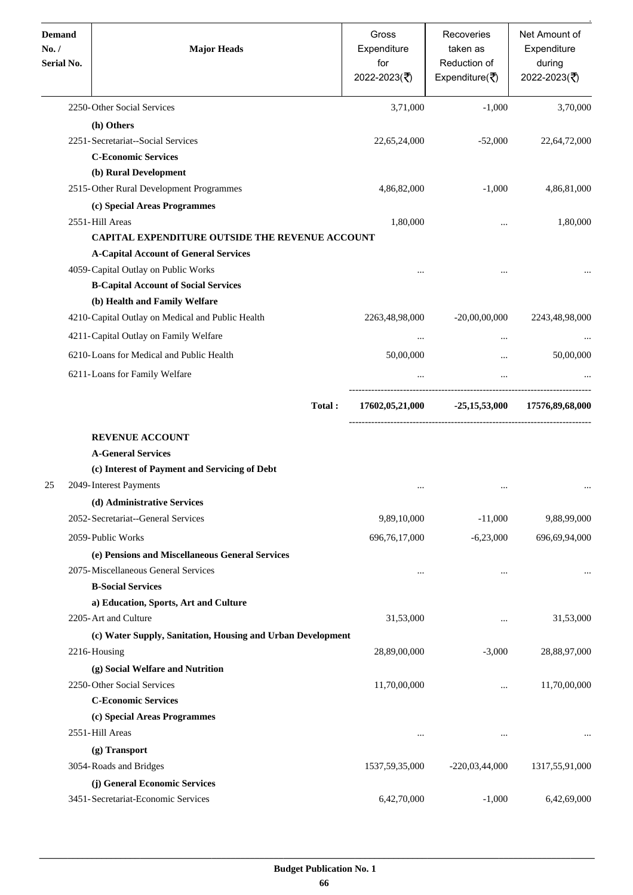| Demand No. / Serial No. | Major Heads | Gross Expenditure for 2022-2023(₹) | Recoveries taken as Reduction of Expenditure(₹) | Net Amount of Expenditure during 2022-2023(₹) |
|---|---|---|---|---|
| | 2250-Other Social Services | 3,71,000 | -1,000 | 3,70,000 |
| | **(h) Others** | | | |
| | 2251-Secretariat--Social Services | 22,65,24,000 | -52,000 | 22,64,72,000 |
| | **C-Economic Services** | | | |
| | **(b) Rural Development** | | | |
| | 2515-Other Rural Development Programmes | 4,86,82,000 | -1,000 | 4,86,81,000 |
| | **(c) Special Areas Programmes** | | | |
| | 2551-Hill Areas | 1,80,000 | ... | 1,80,000 |
| | **CAPITAL EXPENDITURE OUTSIDE THE REVENUE ACCOUNT** | | | |
| | **A-Capital Account of General Services** | | | |
| | 4059-Capital Outlay on Public Works | ... | ... | ... |
| | **B-Capital Account of Social Services** | | | |
| | **(b) Health and Family Welfare** | | | |
| | 4210-Capital Outlay on Medical and Public Health | 2263,48,98,000 | -20,00,00,000 | 2243,48,98,000 |
| | 4211-Capital Outlay on Family Welfare | ... | ... | ... |
| | 6210-Loans for Medical and Public Health | 50,00,000 | ... | 50,00,000 |
| | 6211-Loans for Family Welfare | ... | ... | ... |
| | **Total :** | **17602,05,21,000** | **-25,15,53,000** | **17576,89,68,000** |
| | **REVENUE ACCOUNT** | | | |
| | **A-General Services** | | | |
| | **(c) Interest of Payment and Servicing of Debt** | | | |
| 25 | 2049-Interest Payments | ... | ... | ... |
| | **(d) Administrative Services** | | | |
| | 2052-Secretariat--General Services | 9,89,10,000 | -11,000 | 9,88,99,000 |
| | 2059-Public Works | 696,76,17,000 | -6,23,000 | 696,69,94,000 |
| | **(e) Pensions and Miscellaneous General Services** | | | |
| | 2075-Miscellaneous General Services | ... | ... | ... |
| | **B-Social Services** | | | |
| | **a) Education, Sports, Art and Culture** | | | |
| | 2205-Art and Culture | 31,53,000 | ... | 31,53,000 |
| | **(c) Water Supply, Sanitation, Housing and Urban Development** | | | |
| | 2216-Housing | 28,89,00,000 | -3,000 | 28,88,97,000 |
| | **(g) Social Welfare and Nutrition** | | | |
| | 2250-Other Social Services | 11,70,00,000 | ... | 11,70,00,000 |
| | **C-Economic Services** | | | |
| | **(c) Special Areas Programmes** | | | |
| | 2551-Hill Areas | ... | ... | ... |
| | **(g) Transport** | | | |
| | 3054-Roads and Bridges | 1537,59,35,000 | -220,03,44,000 | 1317,55,91,000 |
| | **(j) General Economic Services** | | | |
| | 3451-Secretariat-Economic Services | 6,42,70,000 | -1,000 | 6,42,69,000 |

**Budget Publication No. 1**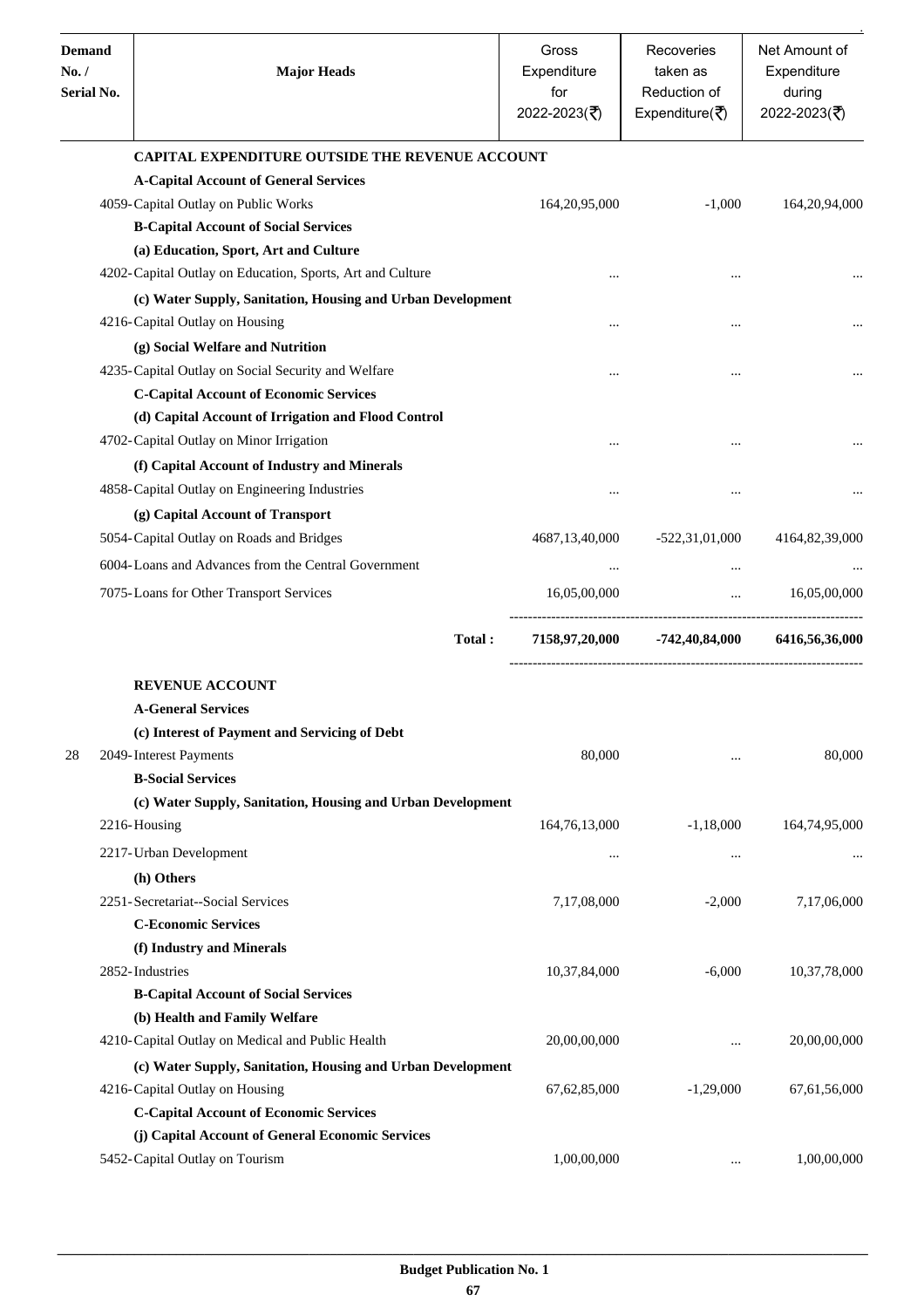| Demand No. / Serial No. | Major Heads | Gross Expenditure for 2022-2023(₹) | Recoveries taken as Reduction of Expenditure(₹) | Net Amount of Expenditure during 2022-2023(₹) |
|---|---|---|---|---|
| | **CAPITAL EXPENDITURE OUTSIDE THE REVENUE ACCOUNT** | | | |
| | **A-Capital Account of General Services** | | | |
| | 4059-Capital Outlay on Public Works | 164,20,95,000 | -1,000 | 164,20,94,000 |
| | **B-Capital Account of Social Services** | | | |
| | **(a) Education, Sport, Art and Culture** | | | |
| | 4202-Capital Outlay on Education, Sports, Art and Culture | ... | ... | ... |
| | **(c) Water Supply, Sanitation, Housing and Urban Development** | | | |
| | 4216-Capital Outlay on Housing | ... | ... | ... |
| | **(g) Social Welfare and Nutrition** | | | |
| | 4235-Capital Outlay on Social Security and Welfare | ... | ... | ... |
| | **C-Capital Account of Economic Services** | | | |
| | **(d) Capital Account of Irrigation and Flood Control** | | | |
| | 4702-Capital Outlay on Minor Irrigation | ... | ... | ... |
| | **(f) Capital Account of Industry and Minerals** | | | |
| | 4858-Capital Outlay on Engineering Industries | ... | ... | ... |
| | **(g) Capital Account of Transport** | | | |
| | 5054-Capital Outlay on Roads and Bridges | 4687,13,40,000 | -522,31,01,000 | 4164,82,39,000 |
| | 6004-Loans and Advances from the Central Government | ... | ... | ... |
| | 7075-Loans for Other Transport Services | 16,05,00,000 | ... | 16,05,00,000 |
| | **Total :** | **7158,97,20,000** | **-742,40,84,000** | **6416,56,36,000** |
| | **REVENUE ACCOUNT** | | | |
| | **A-General Services** | | | |
| | **(c) Interest of Payment and Servicing of Debt** | | | |
| 28 | 2049-Interest Payments | 80,000 | ... | 80,000 |
| | **B-Social Services** | | | |
| | **(c) Water Supply, Sanitation, Housing and Urban Development** | | | |
| | 2216-Housing | 164,76,13,000 | -1,18,000 | 164,74,95,000 |
| | 2217-Urban Development | ... | ... | ... |
| | **(h) Others** | | | |
| | 2251-Secretariat--Social Services | 7,17,08,000 | -2,000 | 7,17,06,000 |
| | **C-Economic Services** | | | |
| | **(f) Industry and Minerals** | | | |
| | 2852-Industries | 10,37,84,000 | -6,000 | 10,37,78,000 |
| | **B-Capital Account of Social Services** | | | |
| | **(b) Health and Family Welfare** | | | |
| | 4210-Capital Outlay on Medical and Public Health | 20,00,00,000 | ... | 20,00,00,000 |
| | **(c) Water Supply, Sanitation, Housing and Urban Development** | | | |
| | 4216-Capital Outlay on Housing | 67,62,85,000 | -1,29,000 | 67,61,56,000 |
| | **C-Capital Account of Economic Services** | | | |
| | **(j) Capital Account of General Economic Services** | | | |
| | 5452-Capital Outlay on Tourism | 1,00,00,000 | ... | 1,00,00,000 |

**Budget Publication No. 1**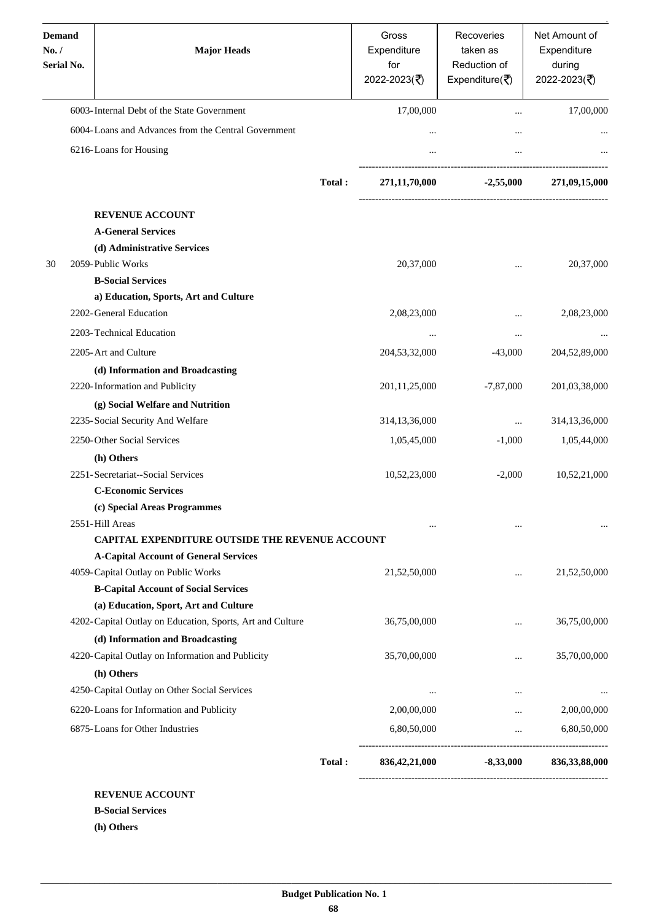| Demand No. / Serial No. | Major Heads | Gross Expenditure for 2022-2023(₹) | Recoveries taken as Reduction of Expenditure(₹) | Net Amount of Expenditure during 2022-2023(₹) |
|---|---|---|---|---|
| | 6003-Internal Debt of the State Government | 17,00,000 | ... | 17,00,000 |
| | 6004-Loans and Advances from the Central Government | ... | ... | ... |
| | 6216-Loans for Housing | ... | ... | ... |
| | **Total :** | **271,11,70,000** | **-2,55,000** | **271,09,15,000** |
| | **REVENUE ACCOUNT** | | | |
| | **A-General Services** | | | |
| | **(d) Administrative Services** | | | |
| 30 | 2059-Public Works | 20,37,000 | ... | 20,37,000 |
| | **B-Social Services** | | | |
| | **a) Education, Sports, Art and Culture** | | | |
| | 2202-General Education | 2,08,23,000 | ... | 2,08,23,000 |
| | 2203-Technical Education | ... | ... | ... |
| | 2205-Art and Culture | 204,53,32,000 | -43,000 | 204,52,89,000 |
| | **(d) Information and Broadcasting** | | | |
| | 2220-Information and Publicity | 201,11,25,000 | -7,87,000 | 201,03,38,000 |
| | **(g) Social Welfare and Nutrition** | | | |
| | 2235-Social Security And Welfare | 314,13,36,000 | ... | 314,13,36,000 |
| | 2250-Other Social Services | 1,05,45,000 | -1,000 | 1,05,44,000 |
| | **(h) Others** | | | |
| | 2251-Secretariat--Social Services | 10,52,23,000 | -2,000 | 10,52,21,000 |
| | **C-Economic Services** | | | |
| | **(c) Special Areas Programmes** | | | |
| | 2551-Hill Areas | ... | ... | ... |
| | **CAPITAL EXPENDITURE OUTSIDE THE REVENUE ACCOUNT** | | | |
| | **A-Capital Account of General Services** | | | |
| | 4059-Capital Outlay on Public Works | 21,52,50,000 | ... | 21,52,50,000 |
| | **B-Capital Account of Social Services** | | | |
| | **(a) Education, Sport, Art and Culture** | | | |
| | 4202-Capital Outlay on Education, Sports, Art and Culture | 36,75,00,000 | ... | 36,75,00,000 |
| | **(d) Information and Broadcasting** | | | |
| | 4220-Capital Outlay on Information and Publicity | 35,70,00,000 | ... | 35,70,00,000 |
| | **(h) Others** | | | |
| | 4250-Capital Outlay on Other Social Services | ... | ... | ... |
| | 6220-Loans for Information and Publicity | 2,00,00,000 | ... | 2,00,00,000 |
| | 6875-Loans for Other Industries | 6,80,50,000 | ... | 6,80,50,000 |
| | **Total :** | **836,42,21,000** | **-8,33,000** | **836,33,88,000** |

**REVENUE ACCOUNT**

**B-Social Services**

**(h) Others**

**Budget Publication No. 1**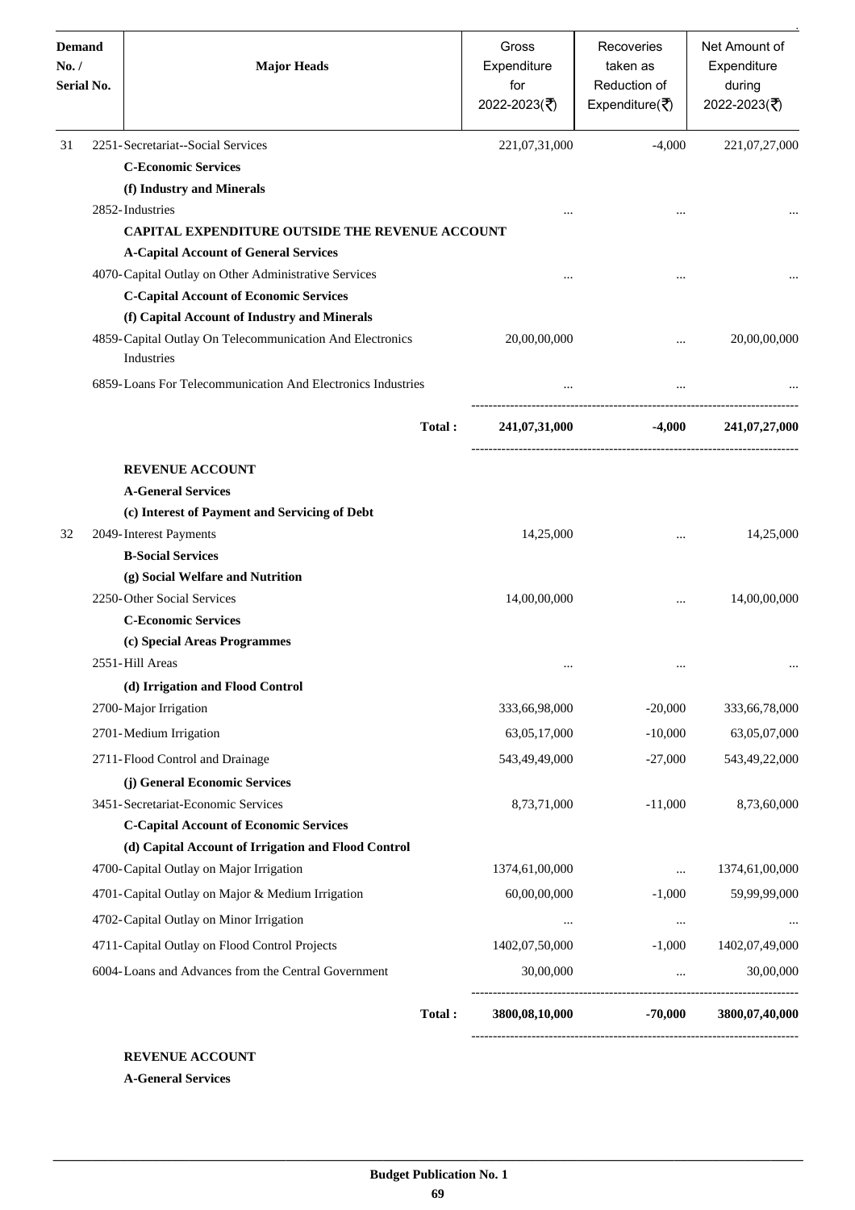| Demand No. / Serial No. | Major Heads | Gross Expenditure for 2022-2023(₹) | Recoveries taken as Reduction of Expenditure(₹) | Net Amount of Expenditure during 2022-2023(₹) |
|---|---|---|---|---|
| 31 | 2251-Secretariat--Social Services | 221,07,31,000 | -4,000 | 221,07,27,000 |
| | **C-Economic Services** | | | |
| | **(f) Industry and Minerals** | | | |
| | 2852-Industries | ... | ... | ... |
| | **CAPITAL EXPENDITURE OUTSIDE THE REVENUE ACCOUNT** | | | |
| | **A-Capital Account of General Services** | | | |
| | 4070-Capital Outlay on Other Administrative Services | ... | ... | ... |
| | **C-Capital Account of Economic Services** | | | |
| | **(f) Capital Account of Industry and Minerals** | | | |
| | 4859-Capital Outlay On Telecommunication And Electronics Industries | 20,00,00,000 | ... | 20,00,00,000 |
| | 6859-Loans For Telecommunication And Electronics Industries | ... | ... | ... |
| | **Total :** | **241,07,31,000** | **-4,000** | **241,07,27,000** |
| | **REVENUE ACCOUNT** | | | |
| | **A-General Services** | | | |
| | **(c) Interest of Payment and Servicing of Debt** | | | |
| 32 | 2049-Interest Payments | 14,25,000 | ... | 14,25,000 |
| | **B-Social Services** | | | |
| | **(g) Social Welfare and Nutrition** | | | |
| | 2250-Other Social Services | 14,00,00,000 | ... | 14,00,00,000 |
| | **C-Economic Services** | | | |
| | **(c) Special Areas Programmes** | | | |
| | 2551-Hill Areas | ... | ... | ... |
| | **(d) Irrigation and Flood Control** | | | |
| | 2700-Major Irrigation | 333,66,98,000 | -20,000 | 333,66,78,000 |
| | 2701-Medium Irrigation | 63,05,17,000 | -10,000 | 63,05,07,000 |
| | 2711-Flood Control and Drainage | 543,49,49,000 | -27,000 | 543,49,22,000 |
| | **(j) General Economic Services** | | | |
| | 3451-Secretariat-Economic Services | 8,73,71,000 | -11,000 | 8,73,60,000 |
| | **C-Capital Account of Economic Services** | | | |
| | **(d) Capital Account of Irrigation and Flood Control** | | | |
| | 4700-Capital Outlay on Major Irrigation | 1374,61,00,000 | ... | 1374,61,00,000 |
| | 4701-Capital Outlay on Major & Medium Irrigation | 60,00,00,000 | -1,000 | 59,99,99,000 |
| | 4702-Capital Outlay on Minor Irrigation | ... | ... | ... |
| | 4711-Capital Outlay on Flood Control Projects | 1402,07,50,000 | -1,000 | 1402,07,49,000 |
| | 6004-Loans and Advances from the Central Government | 30,00,000 | ... | 30,00,000 |
| | **Total :** | **3800,08,10,000** | **-70,000** | **3800,07,40,000** |

**REVENUE ACCOUNT**

**A-General Services**

**Budget Publication No. 1**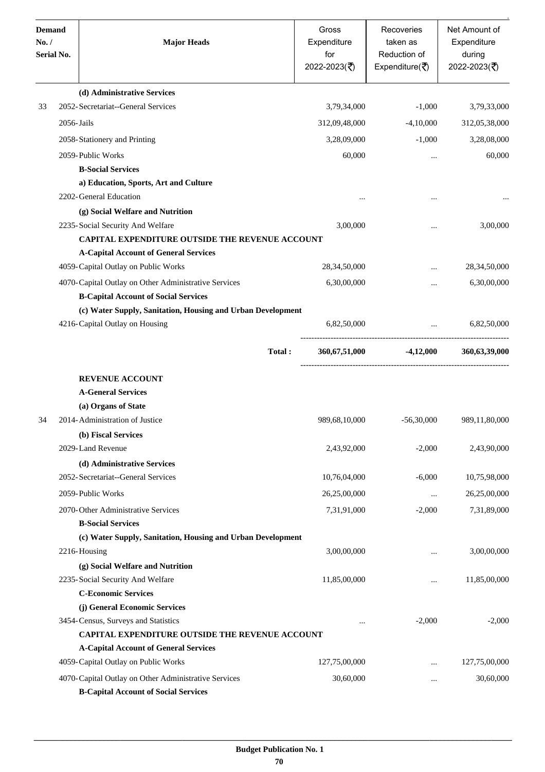| Demand No. / Serial No. | Major Heads | Gross Expenditure for 2022-2023(₹) | Recoveries taken as Reduction of Expenditure(₹) | Net Amount of Expenditure during 2022-2023(₹) |
|---|---|---|---|---|
| | **(d) Administrative Services** | | | |
| 33 | 2052-Secretariat--General Services | 3,79,34,000 | -1,000 | 3,79,33,000 |
| | 2056-Jails | 312,09,48,000 | -4,10,000 | 312,05,38,000 |
| | 2058-Stationery and Printing | 3,28,09,000 | -1,000 | 3,28,08,000 |
| | 2059-Public Works | 60,000 | ... | 60,000 |
| | **B-Social Services** | | | |
| | **a) Education, Sports, Art and Culture** | | | |
| | 2202-General Education | ... | ... | ... |
| | **(g) Social Welfare and Nutrition** | | | |
| | 2235-Social Security And Welfare | 3,00,000 | ... | 3,00,000 |
| | **CAPITAL EXPENDITURE OUTSIDE THE REVENUE ACCOUNT** | | | |
| | **A-Capital Account of General Services** | | | |
| | 4059-Capital Outlay on Public Works | 28,34,50,000 | ... | 28,34,50,000 |
| | 4070-Capital Outlay on Other Administrative Services | 6,30,00,000 | ... | 6,30,00,000 |
| | **B-Capital Account of Social Services** | | | |
| | **(c) Water Supply, Sanitation, Housing and Urban Development** | | | |
| | 4216-Capital Outlay on Housing | 6,82,50,000 | ... | 6,82,50,000 |
| | **Total :** | **360,67,51,000** | **-4,12,000** | **360,63,39,000** |
| | **REVENUE ACCOUNT** | | | |
| | **A-General Services** | | | |
| | **(a) Organs of State** | | | |
| 34 | 2014-Administration of Justice | 989,68,10,000 | -56,30,000 | 989,11,80,000 |
| | **(b) Fiscal Services** | | | |
| | 2029-Land Revenue | 2,43,92,000 | -2,000 | 2,43,90,000 |
| | **(d) Administrative Services** | | | |
| | 2052-Secretariat--General Services | 10,76,04,000 | -6,000 | 10,75,98,000 |
| | 2059-Public Works | 26,25,00,000 | ... | 26,25,00,000 |
| | 2070-Other Administrative Services | 7,31,91,000 | -2,000 | 7,31,89,000 |
| | **B-Social Services** | | | |
| | **(c) Water Supply, Sanitation, Housing and Urban Development** | | | |
| | 2216-Housing | 3,00,00,000 | ... | 3,00,00,000 |
| | **(g) Social Welfare and Nutrition** | | | |
| | 2235-Social Security And Welfare | 11,85,00,000 | ... | 11,85,00,000 |
| | **C-Economic Services** | | | |
| | **(j) General Economic Services** | | | |
| | 3454-Census, Surveys and Statistics | ... | -2,000 | -2,000 |
| | **CAPITAL EXPENDITURE OUTSIDE THE REVENUE ACCOUNT** | | | |
| | **A-Capital Account of General Services** | | | |
| | 4059-Capital Outlay on Public Works | 127,75,00,000 | ... | 127,75,00,000 |
| | 4070-Capital Outlay on Other Administrative Services | 30,60,000 | ... | 30,60,000 |
| | **B-Capital Account of Social Services** | | | |

**Budget Publication No. 1**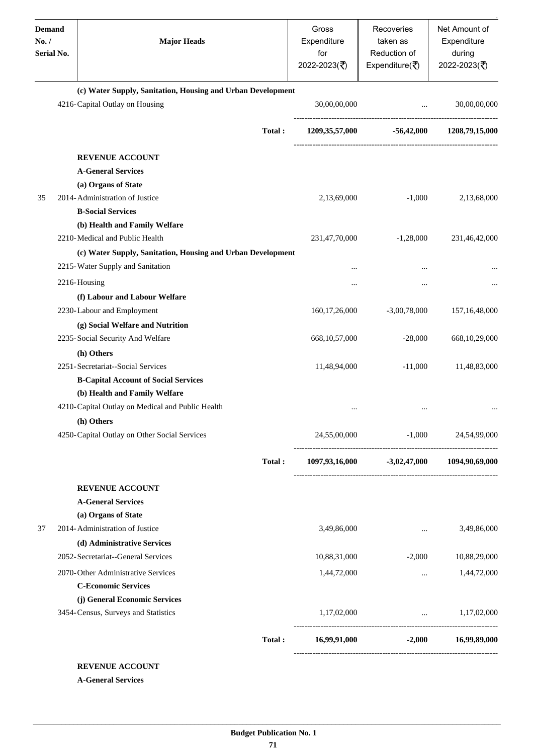| Demand No. / Serial No. | Major Heads | Gross Expenditure for 2022-2023(₹) | Recoveries taken as Reduction of Expenditure(₹) | Net Amount of Expenditure during 2022-2023(₹) |
|---|---|---|---|---|
| | **(c) Water Supply, Sanitation, Housing and Urban Development** | | | |
| | 4216-Capital Outlay on Housing | 30,00,00,000 | ... | 30,00,00,000 |
| | **Total :** | **1209,35,57,000** | **-56,42,000** | **1208,79,15,000** |
| | **REVENUE ACCOUNT** | | | |
| | **A-General Services** | | | |
| | **(a) Organs of State** | | | |
| 35 | 2014-Administration of Justice | 2,13,69,000 | -1,000 | 2,13,68,000 |
| | **B-Social Services** | | | |
| | **(b) Health and Family Welfare** | | | |
| | 2210-Medical and Public Health | 231,47,70,000 | -1,28,000 | 231,46,42,000 |
| | **(c) Water Supply, Sanitation, Housing and Urban Development** | | | |
| | 2215-Water Supply and Sanitation | ... | ... | ... |
| | 2216-Housing | ... | ... | ... |
| | **(f) Labour and Labour Welfare** | | | |
| | 2230-Labour and Employment | 160,17,26,000 | -3,00,78,000 | 157,16,48,000 |
| | **(g) Social Welfare and Nutrition** | | | |
| | 2235-Social Security And Welfare | 668,10,57,000 | -28,000 | 668,10,29,000 |
| | **(h) Others** | | | |
| | 2251-Secretariat--Social Services | 11,48,94,000 | -11,000 | 11,48,83,000 |
| | **B-Capital Account of Social Services** | | | |
| | **(b) Health and Family Welfare** | | | |
| | 4210-Capital Outlay on Medical and Public Health | ... | ... | ... |
| | **(h) Others** | | | |
| | 4250-Capital Outlay on Other Social Services | 24,55,00,000 | -1,000 | 24,54,99,000 |
| | **Total :** | **1097,93,16,000** | **-3,02,47,000** | **1094,90,69,000** |
| | **REVENUE ACCOUNT** | | | |
| | **A-General Services** | | | |
| | **(a) Organs of State** | | | |
| 37 | 2014-Administration of Justice | 3,49,86,000 | ... | 3,49,86,000 |
| | **(d) Administrative Services** | | | |
| | 2052-Secretariat--General Services | 10,88,31,000 | -2,000 | 10,88,29,000 |
| | 2070-Other Administrative Services | 1,44,72,000 | ... | 1,44,72,000 |
| | **C-Economic Services** | | | |
| | **(j) General Economic Services** | | | |
| | 3454-Census, Surveys and Statistics | 1,17,02,000 | ... | 1,17,02,000 |
| | **Total :** | **16,99,91,000** | **-2,000** | **16,99,89,000** |
| | **REVENUE ACCOUNT** | | | |
| | **A-General Services** | | | |

Budget Publication No. 1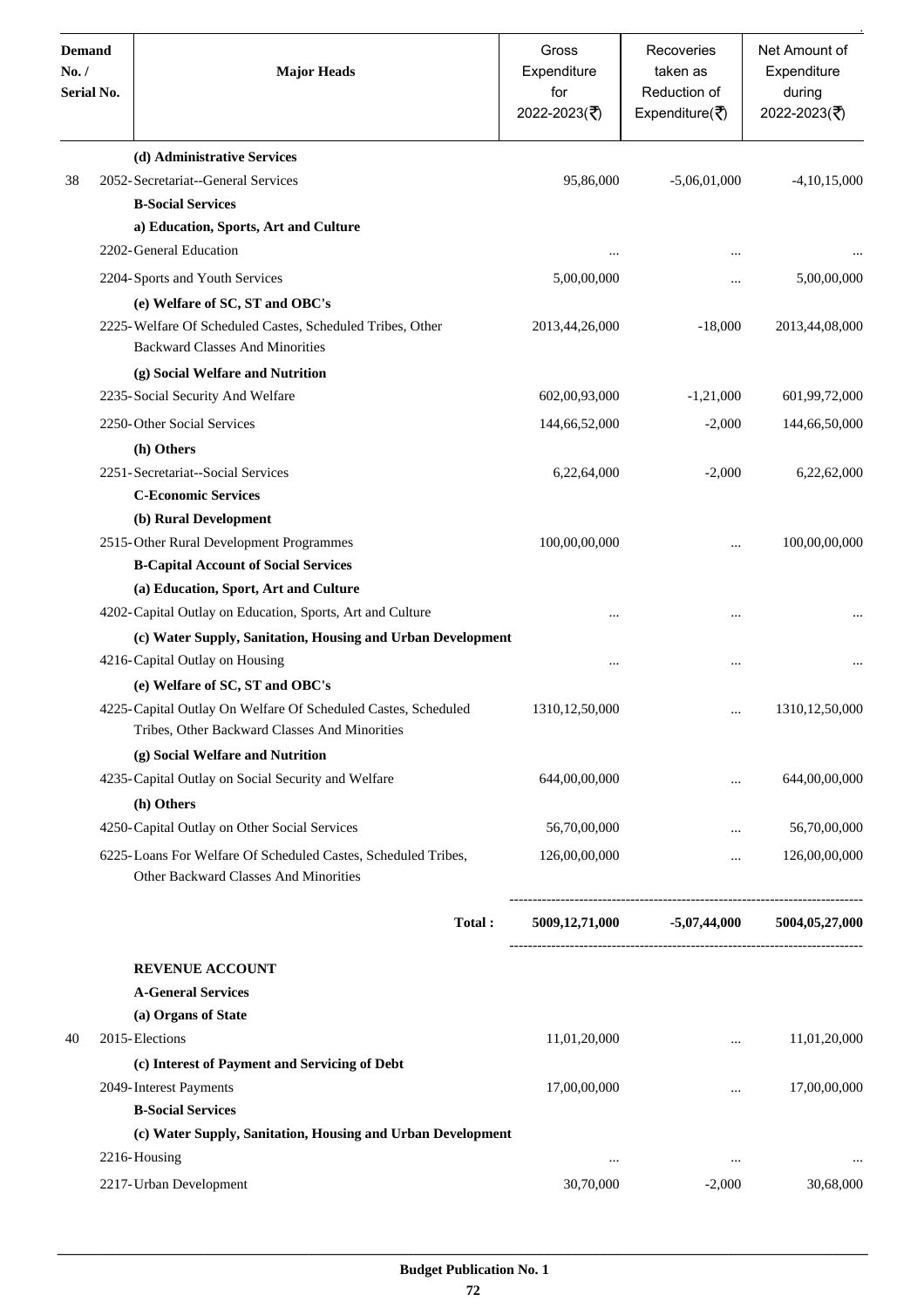| Demand No. / Serial No. | Major Heads | Gross Expenditure for 2022-2023(₹) | Recoveries taken as Reduction of Expenditure(₹) | Net Amount of Expenditure during 2022-2023(₹) |
|---|---|---|---|---|
| | **(d) Administrative Services** | | | |
| 38 | 2052-Secretariat--General Services | 95,86,000 | -5,06,01,000 | -4,10,15,000 |
| | **B-Social Services** | | | |
| | **a) Education, Sports, Art and Culture** | | | |
| | 2202-General Education | ... | ... | ... |
| | 2204-Sports and Youth Services | 5,00,00,000 | ... | 5,00,00,000 |
| | **(e) Welfare of SC, ST and OBC's** | | | |
| | 2225-Welfare Of Scheduled Castes, Scheduled Tribes, Other Backward Classes And Minorities | 2013,44,26,000 | -18,000 | 2013,44,08,000 |
| | **(g) Social Welfare and Nutrition** | | | |
| | 2235-Social Security And Welfare | 602,00,93,000 | -1,21,000 | 601,99,72,000 |
| | 2250-Other Social Services | 144,66,52,000 | -2,000 | 144,66,50,000 |
| | **(h) Others** | | | |
| | 2251-Secretariat--Social Services | 6,22,64,000 | -2,000 | 6,22,62,000 |
| | **C-Economic Services** | | | |
| | **(b) Rural Development** | | | |
| | 2515-Other Rural Development Programmes | 100,00,00,000 | ... | 100,00,00,000 |
| | **B-Capital Account of Social Services** | | | |
| | **(a) Education, Sport, Art and Culture** | | | |
| | 4202-Capital Outlay on Education, Sports, Art and Culture | ... | ... | ... |
| | **(c) Water Supply, Sanitation, Housing and Urban Development** | | | |
| | 4216-Capital Outlay on Housing | ... | ... | ... |
| | **(e) Welfare of SC, ST and OBC's** | | | |
| | 4225-Capital Outlay On Welfare Of Scheduled Castes, Scheduled Tribes, Other Backward Classes And Minorities | 1310,12,50,000 | ... | 1310,12,50,000 |
| | **(g) Social Welfare and Nutrition** | | | |
| | 4235-Capital Outlay on Social Security and Welfare | 644,00,00,000 | ... | 644,00,00,000 |
| | **(h) Others** | | | |
| | 4250-Capital Outlay on Other Social Services | 56,70,00,000 | ... | 56,70,00,000 |
| | 6225-Loans For Welfare Of Scheduled Castes, Scheduled Tribes, Other Backward Classes And Minorities | 126,00,00,000 | ... | 126,00,00,000 |
| | **Total :** | **5009,12,71,000** | **-5,07,44,000** | **5004,05,27,000** |
| | **REVENUE ACCOUNT** | | | |
| | **A-General Services** | | | |
| | **(a) Organs of State** | | | |
| 40 | 2015-Elections | 11,01,20,000 | ... | 11,01,20,000 |
| | **(c) Interest of Payment and Servicing of Debt** | | | |
| | 2049-Interest Payments | 17,00,00,000 | ... | 17,00,00,000 |
| | **B-Social Services** | | | |
| | **(c) Water Supply, Sanitation, Housing and Urban Development** | | | |
| | 2216-Housing | ... | ... | ... |
| | 2217-Urban Development | 30,70,000 | -2,000 | 30,68,000 |

**Budget Publication No. 1**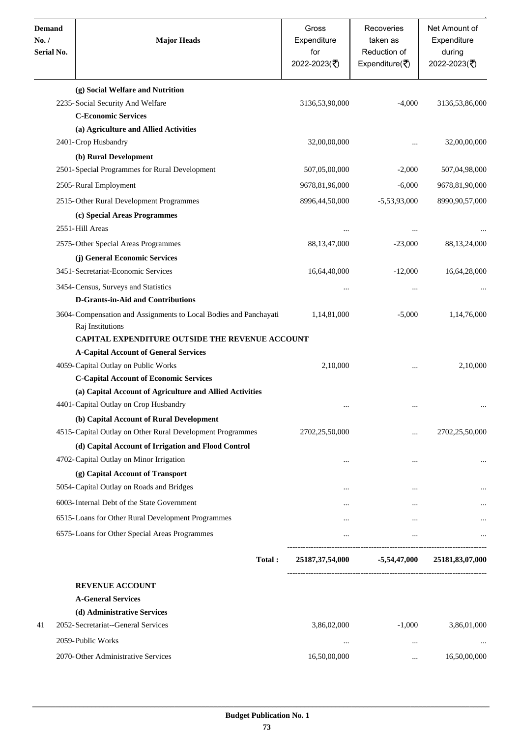| Demand No. / Serial No. | Major Heads | Gross Expenditure for 2022-2023(₹) | Recoveries taken as Reduction of Expenditure(₹) | Net Amount of Expenditure during 2022-2023(₹) |
|---|---|---|---|---|
| | **(g) Social Welfare and Nutrition** | | | |
| | 2235-Social Security And Welfare | 3136,53,90,000 | -4,000 | 3136,53,86,000 |
| | **C-Economic Services** | | | |
| | **(a) Agriculture and Allied Activities** | | | |
| | 2401-Crop Husbandry | 32,00,00,000 | ... | 32,00,00,000 |
| | **(b) Rural Development** | | | |
| | 2501-Special Programmes for Rural Development | 507,05,00,000 | -2,000 | 507,04,98,000 |
| | 2505-Rural Employment | 9678,81,96,000 | -6,000 | 9678,81,90,000 |
| | 2515-Other Rural Development Programmes | 8996,44,50,000 | -5,53,93,000 | 8990,90,57,000 |
| | **(c) Special Areas Programmes** | | | |
| | 2551-Hill Areas | ... | ... | ... |
| | 2575-Other Special Areas Programmes | 88,13,47,000 | -23,000 | 88,13,24,000 |
| | **(j) General Economic Services** | | | |
| | 3451-Secretariat-Economic Services | 16,64,40,000 | -12,000 | 16,64,28,000 |
| | 3454-Census, Surveys and Statistics | ... | ... | ... |
| | **D-Grants-in-Aid and Contributions** | | | |
| | 3604-Compensation and Assignments to Local Bodies and Panchayati Raj Institutions | 1,14,81,000 | -5,000 | 1,14,76,000 |
| | **CAPITAL EXPENDITURE OUTSIDE THE REVENUE ACCOUNT** | | | |
| | **A-Capital Account of General Services** | | | |
| | 4059-Capital Outlay on Public Works | 2,10,000 | ... | 2,10,000 |
| | **C-Capital Account of Economic Services** | | | |
| | **(a) Capital Account of Agriculture and Allied Activities** | | | |
| | 4401-Capital Outlay on Crop Husbandry | ... | ... | ... |
| | **(b) Capital Account of Rural Development** | | | |
| | 4515-Capital Outlay on Other Rural Development Programmes | 2702,25,50,000 | ... | 2702,25,50,000 |
| | **(d) Capital Account of Irrigation and Flood Control** | | | |
| | 4702-Capital Outlay on Minor Irrigation | ... | ... | ... |
| | **(g) Capital Account of Transport** | | | |
| | 5054-Capital Outlay on Roads and Bridges | ... | ... | ... |
| | 6003-Internal Debt of the State Government | ... | ... | ... |
| | 6515-Loans for Other Rural Development Programmes | ... | ... | ... |
| | 6575-Loans for Other Special Areas Programmes | ... | ... | ... |
| | **Total :** | **25187,37,54,000** | **-5,54,47,000** | **25181,83,07,000** |
| | **REVENUE ACCOUNT** | | | |
| | **A-General Services** | | | |
| | **(d) Administrative Services** | | | |
| 41 | 2052-Secretariat--General Services | 3,86,02,000 | -1,000 | 3,86,01,000 |
| | 2059-Public Works | ... | ... | ... |
| | 2070-Other Administrative Services | 16,50,00,000 | ... | 16,50,00,000 |

**Budget Publication No. 1**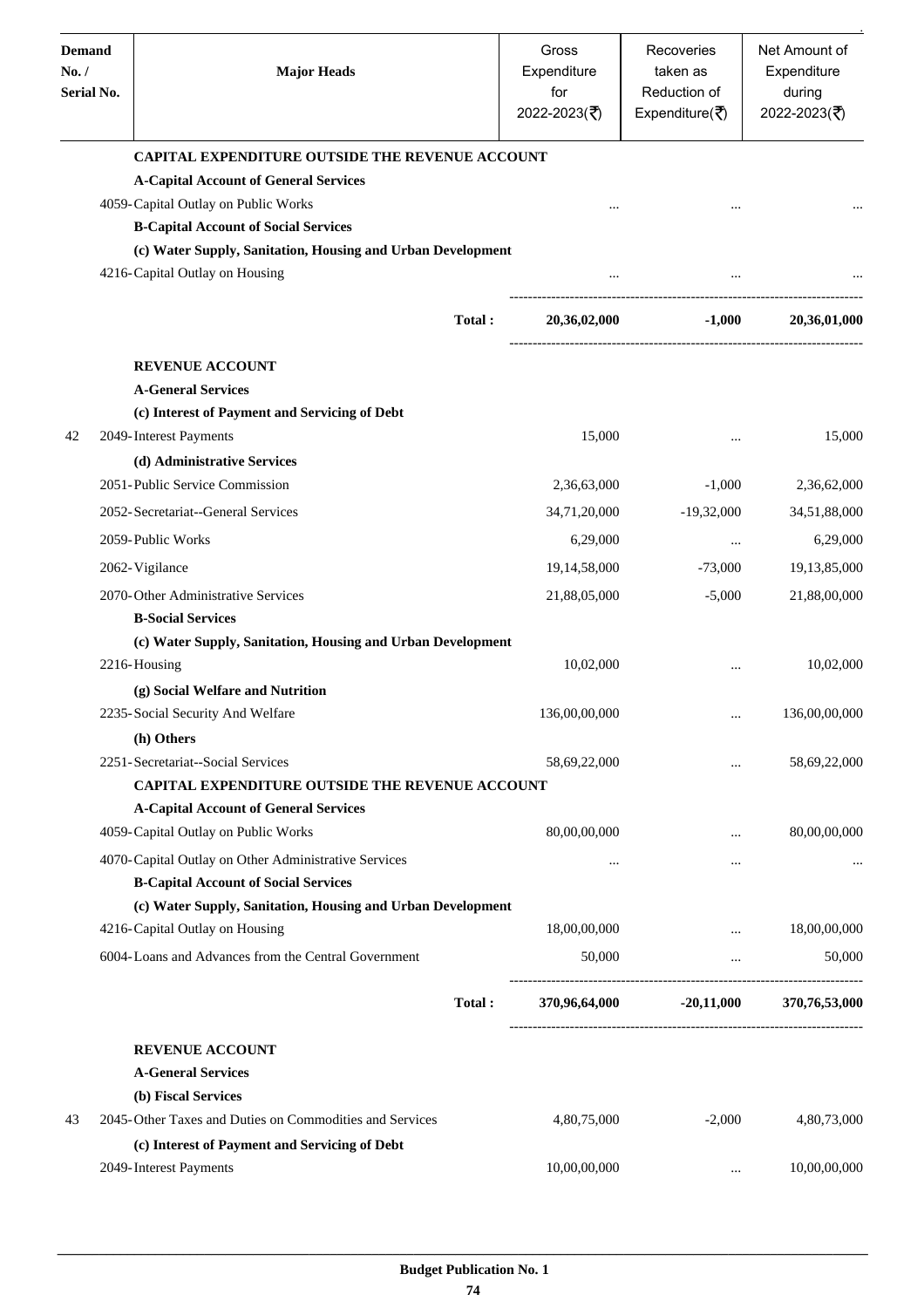| Demand No. / Serial No. | Major Heads | Gross Expenditure for 2022-2023(₹) | Recoveries taken as Reduction of Expenditure(₹) | Net Amount of Expenditure during 2022-2023(₹) |
|---|---|---|---|---|
| | **CAPITAL EXPENDITURE OUTSIDE THE REVENUE ACCOUNT** | | | |
| | **A-Capital Account of General Services** | | | |
| | 4059-Capital Outlay on Public Works | ... | ... | ... |
| | **B-Capital Account of Social Services** | | | |
| | **(c) Water Supply, Sanitation, Housing and Urban Development** | | | |
| | 4216-Capital Outlay on Housing | ... | ... | ... |
| | **Total :** | **20,36,02,000** | **-1,000** | **20,36,01,000** |
| | **REVENUE ACCOUNT** | | | |
| | **A-General Services** | | | |
| | **(c) Interest of Payment and Servicing of Debt** | | | |
| 42 | 2049-Interest Payments | 15,000 | ... | 15,000 |
| | **(d) Administrative Services** | | | |
| | 2051-Public Service Commission | 2,36,63,000 | -1,000 | 2,36,62,000 |
| | 2052-Secretariat--General Services | 34,71,20,000 | -19,32,000 | 34,51,88,000 |
| | 2059-Public Works | 6,29,000 | ... | 6,29,000 |
| | 2062-Vigilance | 19,14,58,000 | -73,000 | 19,13,85,000 |
| | 2070-Other Administrative Services | 21,88,05,000 | -5,000 | 21,88,00,000 |
| | **B-Social Services** | | | |
| | **(c) Water Supply, Sanitation, Housing and Urban Development** | | | |
| | 2216-Housing | 10,02,000 | ... | 10,02,000 |
| | **(g) Social Welfare and Nutrition** | | | |
| | 2235-Social Security And Welfare | 136,00,00,000 | ... | 136,00,00,000 |
| | **(h) Others** | | | |
| | 2251-Secretariat--Social Services | 58,69,22,000 | ... | 58,69,22,000 |
| | **CAPITAL EXPENDITURE OUTSIDE THE REVENUE ACCOUNT** | | | |
| | **A-Capital Account of General Services** | | | |
| | 4059-Capital Outlay on Public Works | 80,00,00,000 | ... | 80,00,00,000 |
| | 4070-Capital Outlay on Other Administrative Services | ... | ... | ... |
| | **B-Capital Account of Social Services** | | | |
| | **(c) Water Supply, Sanitation, Housing and Urban Development** | | | |
| | 4216-Capital Outlay on Housing | 18,00,00,000 | ... | 18,00,00,000 |
| | 6004-Loans and Advances from the Central Government | 50,000 | ... | 50,000 |
| | **Total :** | **370,96,64,000** | **-20,11,000** | **370,76,53,000** |
| | **REVENUE ACCOUNT** | | | |
| | **A-General Services** | | | |
| | **(b) Fiscal Services** | | | |
| 43 | 2045-Other Taxes and Duties on Commodities and Services | 4,80,75,000 | -2,000 | 4,80,73,000 |
| | **(c) Interest of Payment and Servicing of Debt** | | | |
| | 2049-Interest Payments | 10,00,00,000 | ... | 10,00,00,000 |

**Budget Publication No. 1**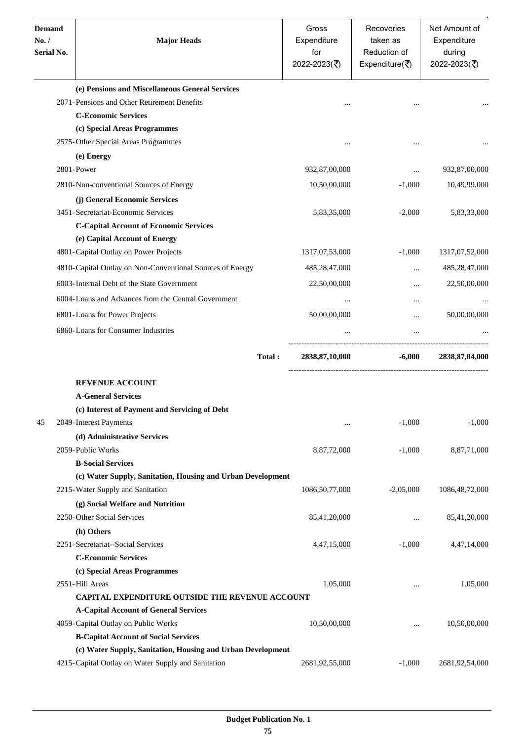| Demand No. / Serial No. | Major Heads | Gross Expenditure for 2022-2023(₹) | Recoveries taken as Reduction of Expenditure(₹) | Net Amount of Expenditure during 2022-2023(₹) |
|---|---|---|---|---|
| | **(e) Pensions and Miscellaneous General Services** | | | |
| | 2071-Pensions and Other Retirement Benefits | ... | ... | ... |
| | **C-Economic Services** | | | |
| | **(c) Special Areas Programmes** | | | |
| | 2575-Other Special Areas Programmes | ... | ... | ... |
| | **(e) Energy** | | | |
| | 2801-Power | 932,87,00,000 | ... | 932,87,00,000 |
| | 2810-Non-conventional Sources of Energy | 10,50,00,000 | -1,000 | 10,49,99,000 |
| | **(j) General Economic Services** | | | |
| | 3451-Secretariat-Economic Services | 5,83,35,000 | -2,000 | 5,83,33,000 |
| | **C-Capital Account of Economic Services** | | | |
| | **(e) Capital Account of Energy** | | | |
| | 4801-Capital Outlay on Power Projects | 1317,07,53,000 | -1,000 | 1317,07,52,000 |
| | 4810-Capital Outlay on Non-Conventional Sources of Energy | 485,28,47,000 | ... | 485,28,47,000 |
| | 6003-Internal Debt of the State Government | 22,50,00,000 | ... | 22,50,00,000 |
| | 6004-Loans and Advances from the Central Government | ... | ... | ... |
| | 6801-Loans for Power Projects | 50,00,00,000 | ... | 50,00,00,000 |
| | 6860-Loans for Consumer Industries | ... | ... | ... |
| | **Total :** | **2838,87,10,000** | **-6,000** | **2838,87,04,000** |
| | **REVENUE ACCOUNT** | | | |
| | **A-General Services** | | | |
| | **(c) Interest of Payment and Servicing of Debt** | | | |
| 45 | 2049-Interest Payments | ... | -1,000 | -1,000 |
| | **(d) Administrative Services** | | | |
| | 2059-Public Works | 8,87,72,000 | -1,000 | 8,87,71,000 |
| | **B-Social Services** | | | |
| | **(c) Water Supply, Sanitation, Housing and Urban Development** | | | |
| | 2215-Water Supply and Sanitation | 1086,50,77,000 | -2,05,000 | 1086,48,72,000 |
| | **(g) Social Welfare and Nutrition** | | | |
| | 2250-Other Social Services | 85,41,20,000 | ... | 85,41,20,000 |
| | **(h) Others** | | | |
| | 2251-Secretariat--Social Services | 4,47,15,000 | -1,000 | 4,47,14,000 |
| | **C-Economic Services** | | | |
| | **(c) Special Areas Programmes** | | | |
| | 2551-Hill Areas | 1,05,000 | ... | 1,05,000 |
| | **CAPITAL EXPENDITURE OUTSIDE THE REVENUE ACCOUNT** | | | |
| | **A-Capital Account of General Services** | | | |
| | 4059-Capital Outlay on Public Works | 10,50,00,000 | ... | 10,50,00,000 |
| | **B-Capital Account of Social Services** | | | |
| | **(c) Water Supply, Sanitation, Housing and Urban Development** | | | |
| | 4215-Capital Outlay on Water Supply and Sanitation | 2681,92,55,000 | -1,000 | 2681,92,54,000 |

**Budget Publication No. 1**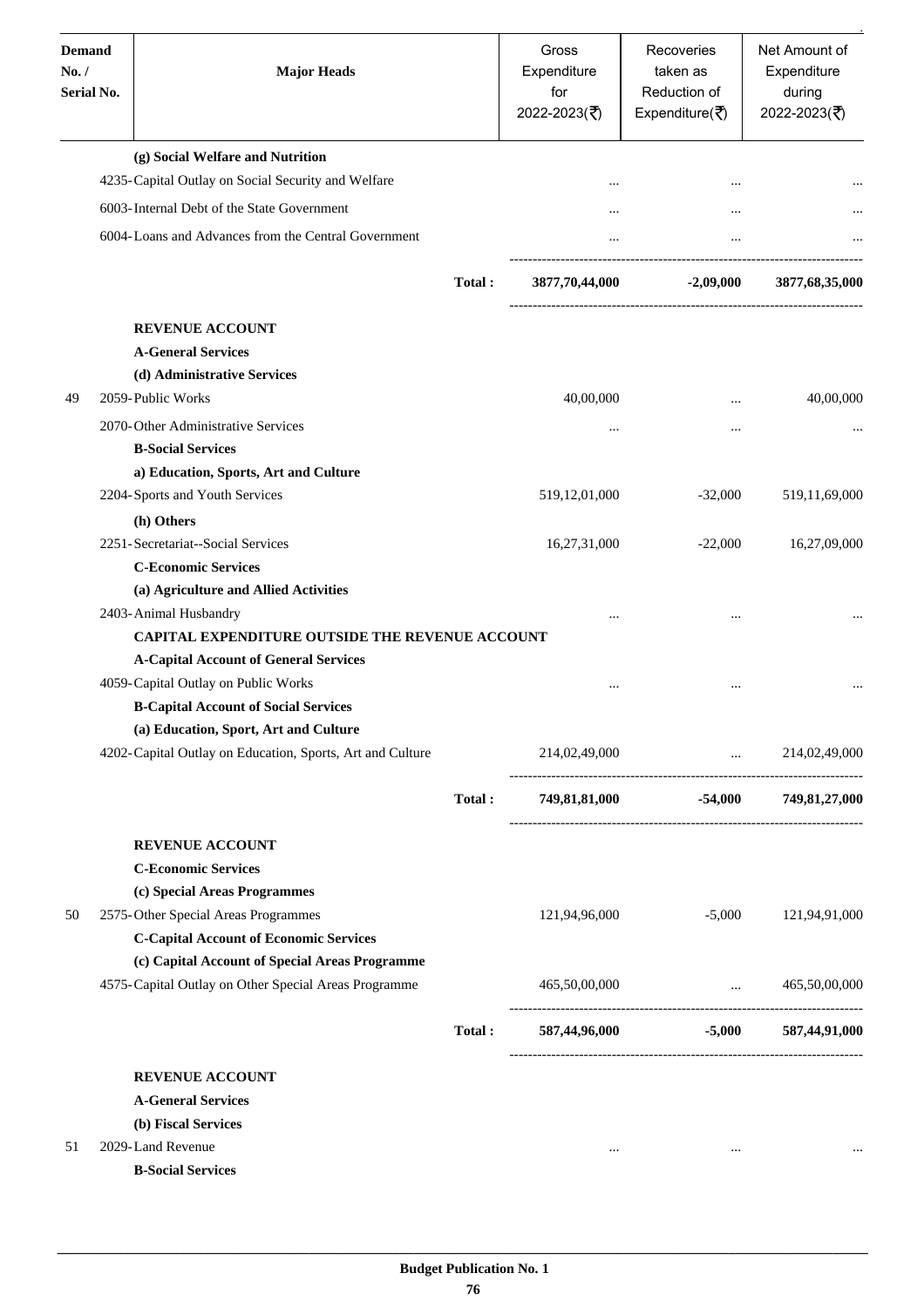| Demand No. / Serial No. | Major Heads | | Gross Expenditure for 2022-2023(₹) | Recoveries taken as Reduction of Expenditure(₹) | Net Amount of Expenditure during 2022-2023(₹) |
|---|---|---|---|---|---|
| | **(g) Social Welfare and Nutrition** | | | | |
| | 4235-Capital Outlay on Social Security and Welfare | | ... | ... | ... |
| | 6003-Internal Debt of the State Government | | ... | ... | ... |
| | 6004-Loans and Advances from the Central Government | | ... | ... | ... |
| | | **Total :** | **3877,70,44,000** | **-2,09,000** | **3877,68,35,000** |
| | **REVENUE ACCOUNT** | | | | |
| | **A-General Services** | | | | |
| | **(d) Administrative Services** | | | | |
| 49 | 2059-Public Works | | 40,00,000 | ... | 40,00,000 |
| | 2070-Other Administrative Services | | ... | ... | ... |
| | **B-Social Services** | | | | |
| | **a) Education, Sports, Art and Culture** | | | | |
| | 2204-Sports and Youth Services | | 519,12,01,000 | -32,000 | 519,11,69,000 |
| | **(h) Others** | | | | |
| | 2251-Secretariat--Social Services | | 16,27,31,000 | -22,000 | 16,27,09,000 |
| | **C-Economic Services** | | | | |
| | **(a) Agriculture and Allied Activities** | | | | |
| | 2403-Animal Husbandry | | ... | ... | ... |
| | **CAPITAL EXPENDITURE OUTSIDE THE REVENUE ACCOUNT** | | | | |
| | **A-Capital Account of General Services** | | | | |
| | 4059-Capital Outlay on Public Works | | ... | ... | ... |
| | **B-Capital Account of Social Services** | | | | |
| | **(a) Education, Sport, Art and Culture** | | | | |
| | 4202-Capital Outlay on Education, Sports, Art and Culture | | 214,02,49,000 | ... | 214,02,49,000 |
| | | **Total :** | **749,81,81,000** | **-54,000** | **749,81,27,000** |
| | **REVENUE ACCOUNT** | | | | |
| | **C-Economic Services** | | | | |
| | **(c) Special Areas Programmes** | | | | |
| 50 | 2575-Other Special Areas Programmes | | 121,94,96,000 | -5,000 | 121,94,91,000 |
| | **C-Capital Account of Economic Services** | | | | |
| | **(c) Capital Account of Special Areas Programme** | | | | |
| | 4575-Capital Outlay on Other Special Areas Programme | | 465,50,00,000 | ... | 465,50,00,000 |
| | | **Total :** | **587,44,96,000** | **-5,000** | **587,44,91,000** |
| | **REVENUE ACCOUNT** | | | | |
| | **A-General Services** | | | | |
| | **(b) Fiscal Services** | | | | |
| 51 | 2029-Land Revenue | | ... | ... | ... |
| | **B-Social Services** | | | | |

**Budget Publication No. 1**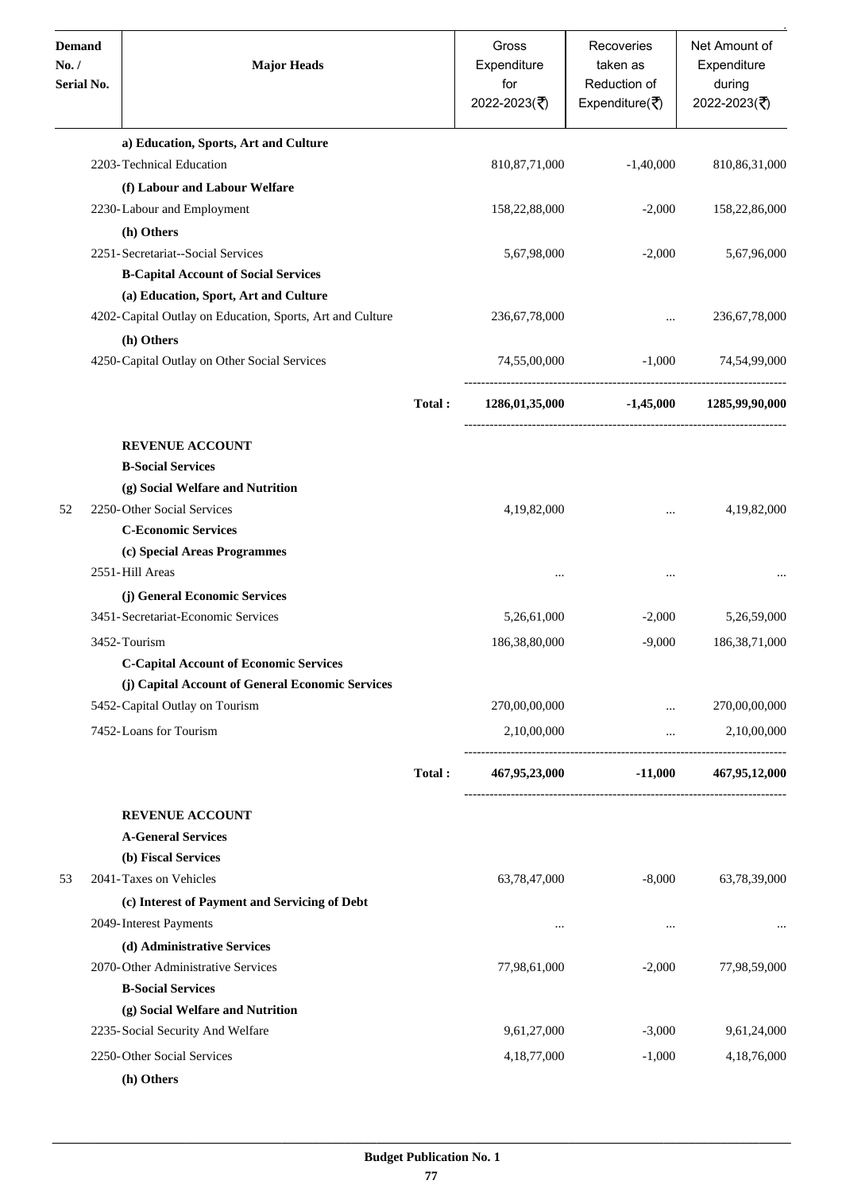| Demand No. / Serial No. | Major Heads | | Gross Expenditure for 2022-2023(₹) | Recoveries taken as Reduction of Expenditure(₹) | Net Amount of Expenditure during 2022-2023(₹) |
|---|---|---|---|---|---|
| | **a) Education, Sports, Art and Culture** | | | | |
| | 2203-Technical Education | | 810,87,71,000 | -1,40,000 | 810,86,31,000 |
| | **(f) Labour and Labour Welfare** | | | | |
| | 2230-Labour and Employment | | 158,22,88,000 | -2,000 | 158,22,86,000 |
| | **(h) Others** | | | | |
| | 2251-Secretariat--Social Services | | 5,67,98,000 | -2,000 | 5,67,96,000 |
| | **B-Capital Account of Social Services** | | | | |
| | **(a) Education, Sport, Art and Culture** | | | | |
| | 4202-Capital Outlay on Education, Sports, Art and Culture | | 236,67,78,000 | ... | 236,67,78,000 |
| | **(h) Others** | | | | |
| | 4250-Capital Outlay on Other Social Services | | 74,55,00,000 | -1,000 | 74,54,99,000 |
| | | **Total :** | **1286,01,35,000** | **-1,45,000** | **1285,99,90,000** |
| | **REVENUE ACCOUNT** | | | | |
| | **B-Social Services** | | | | |
| | **(g) Social Welfare and Nutrition** | | | | |
| 52 | 2250-Other Social Services | | 4,19,82,000 | ... | 4,19,82,000 |
| | **C-Economic Services** | | | | |
| | **(c) Special Areas Programmes** | | | | |
| | 2551-Hill Areas | | ... | ... | ... |
| | **(j) General Economic Services** | | | | |
| | 3451-Secretariat-Economic Services | | 5,26,61,000 | -2,000 | 5,26,59,000 |
| | 3452-Tourism | | 186,38,80,000 | -9,000 | 186,38,71,000 |
| | **C-Capital Account of Economic Services** | | | | |
| | **(j) Capital Account of General Economic Services** | | | | |
| | 5452-Capital Outlay on Tourism | | 270,00,00,000 | ... | 270,00,00,000 |
| | 7452-Loans for Tourism | | 2,10,00,000 | ... | 2,10,00,000 |
| | | **Total :** | **467,95,23,000** | **-11,000** | **467,95,12,000** |
| | **REVENUE ACCOUNT** | | | | |
| | **A-General Services** | | | | |
| | **(b) Fiscal Services** | | | | |
| 53 | 2041-Taxes on Vehicles | | 63,78,47,000 | -8,000 | 63,78,39,000 |
| | **(c) Interest of Payment and Servicing of Debt** | | | | |
| | 2049-Interest Payments | | ... | ... | ... |
| | **(d) Administrative Services** | | | | |
| | 2070-Other Administrative Services | | 77,98,61,000 | -2,000 | 77,98,59,000 |
| | **B-Social Services** | | | | |
| | **(g) Social Welfare and Nutrition** | | | | |
| | 2235-Social Security And Welfare | | 9,61,27,000 | -3,000 | 9,61,24,000 |
| | 2250-Other Social Services | | 4,18,77,000 | -1,000 | 4,18,76,000 |
| | **(h) Others** | | | | |

**Budget Publication No. 1**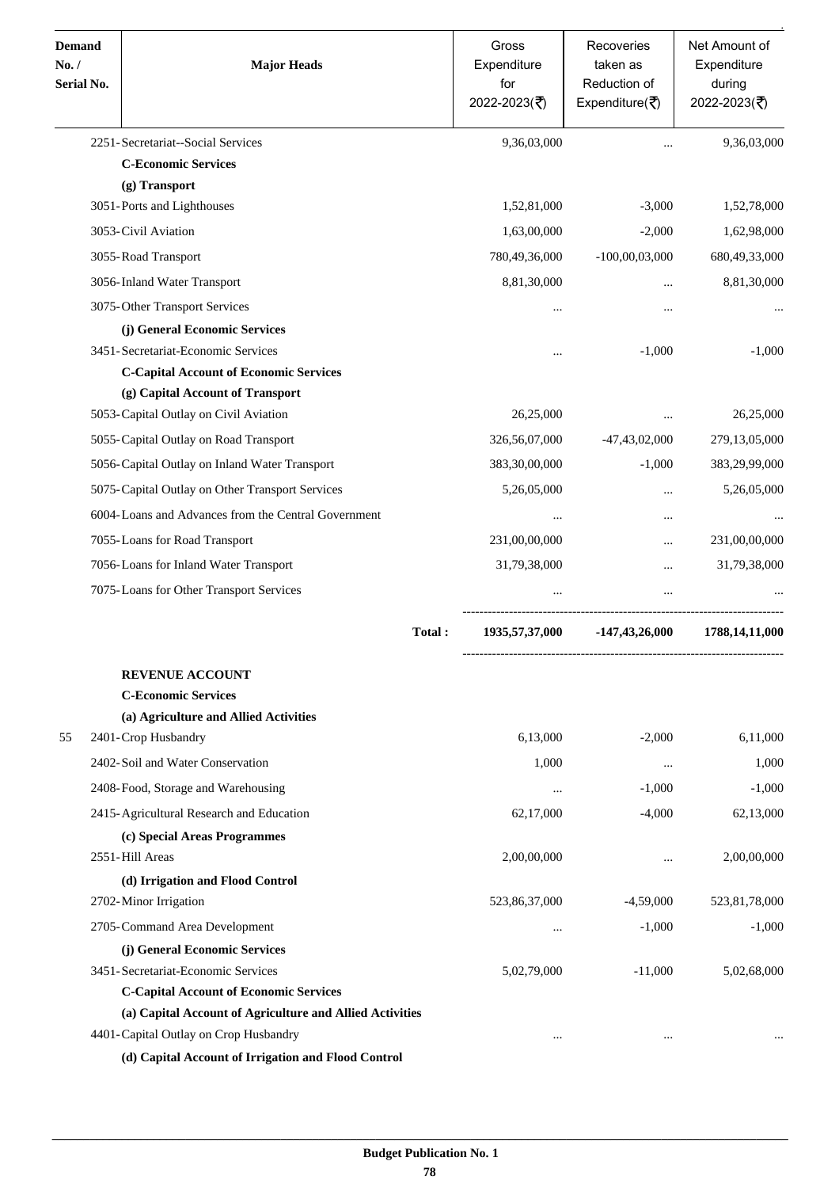| Demand No. / Serial No. | Major Heads | Gross Expenditure for 2022-2023(₹) | Recoveries taken as Reduction of Expenditure(₹) | Net Amount of Expenditure during 2022-2023(₹) |
|---|---|---|---|---|
| | 2251-Secretariat--Social Services | 9,36,03,000 | ... | 9,36,03,000 |
| | **C-Economic Services** | | | |
| | **(g) Transport** | | | |
| | 3051-Ports and Lighthouses | 1,52,81,000 | -3,000 | 1,52,78,000 |
| | 3053-Civil Aviation | 1,63,00,000 | -2,000 | 1,62,98,000 |
| | 3055-Road Transport | 780,49,36,000 | -100,00,03,000 | 680,49,33,000 |
| | 3056-Inland Water Transport | 8,81,30,000 | ... | 8,81,30,000 |
| | 3075-Other Transport Services | ... | ... | ... |
| | **(j) General Economic Services** | | | |
| | 3451-Secretariat-Economic Services | ... | -1,000 | -1,000 |
| | **C-Capital Account of Economic Services** | | | |
| | **(g) Capital Account of Transport** | | | |
| | 5053-Capital Outlay on Civil Aviation | 26,25,000 | ... | 26,25,000 |
| | 5055-Capital Outlay on Road Transport | 326,56,07,000 | -47,43,02,000 | 279,13,05,000 |
| | 5056-Capital Outlay on Inland Water Transport | 383,30,00,000 | -1,000 | 383,29,99,000 |
| | 5075-Capital Outlay on Other Transport Services | 5,26,05,000 | ... | 5,26,05,000 |
| | 6004-Loans and Advances from the Central Government | ... | ... | ... |
| | 7055-Loans for Road Transport | 231,00,00,000 | ... | 231,00,00,000 |
| | 7056-Loans for Inland Water Transport | 31,79,38,000 | ... | 31,79,38,000 |
| | 7075-Loans for Other Transport Services | ... | ... | ... |
| | **Total :** | **1935,57,37,000** | **-147,43,26,000** | **1788,14,11,000** |
| | **REVENUE ACCOUNT** | | | |
| | **C-Economic Services** | | | |
| | **(a) Agriculture and Allied Activities** | | | |
| 55 | 2401-Crop Husbandry | 6,13,000 | -2,000 | 6,11,000 |
| | 2402-Soil and Water Conservation | 1,000 | ... | 1,000 |
| | 2408-Food, Storage and Warehousing | ... | -1,000 | -1,000 |
| | 2415-Agricultural Research and Education | 62,17,000 | -4,000 | 62,13,000 |
| | **(c) Special Areas Programmes** | | | |
| | 2551-Hill Areas | 2,00,00,000 | ... | 2,00,00,000 |
| | **(d) Irrigation and Flood Control** | | | |
| | 2702-Minor Irrigation | 523,86,37,000 | -4,59,000 | 523,81,78,000 |
| | 2705-Command Area Development | ... | -1,000 | -1,000 |
| | **(j) General Economic Services** | | | |
| | 3451-Secretariat-Economic Services | 5,02,79,000 | -11,000 | 5,02,68,000 |
| | **C-Capital Account of Economic Services** | | | |
| | **(a) Capital Account of Agriculture and Allied Activities** | | | |
| | 4401-Capital Outlay on Crop Husbandry | ... | ... | ... |
| | **(d) Capital Account of Irrigation and Flood Control** | | | |

Budget Publication No. 1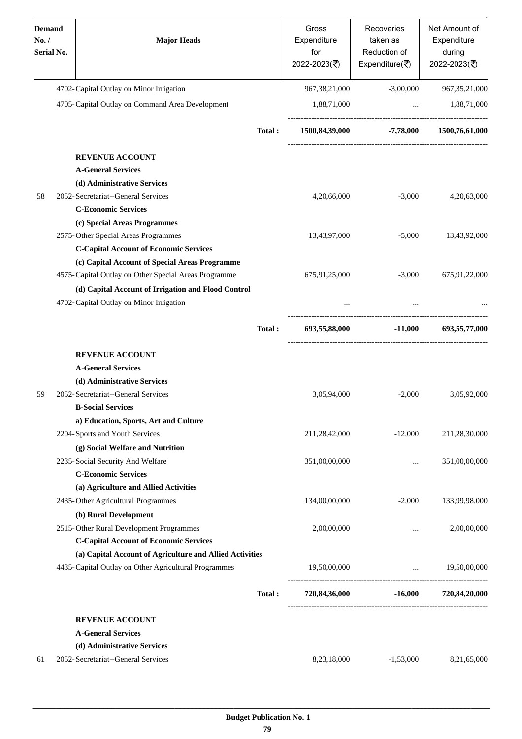| Demand No. / Serial No. | Major Heads | Gross Expenditure for 2022-2023(₹) | Recoveries taken as Reduction of Expenditure(₹) | Net Amount of Expenditure during 2022-2023(₹) |
|---|---|---|---|---|
| | 4702-Capital Outlay on Minor Irrigation | 967,38,21,000 | -3,00,000 | 967,35,21,000 |
| | 4705-Capital Outlay on Command Area Development | 1,88,71,000 | ... | 1,88,71,000 |
| | **Total :** | **1500,84,39,000** | **-7,78,000** | **1500,76,61,000** |
| | **REVENUE ACCOUNT** | | | |
| | **A-General Services** | | | |
| | **(d) Administrative Services** | | | |
| 58 | 2052-Secretariat--General Services | 4,20,66,000 | -3,000 | 4,20,63,000 |
| | **C-Economic Services** | | | |
| | **(c) Special Areas Programmes** | | | |
| | 2575-Other Special Areas Programmes | 13,43,97,000 | -5,000 | 13,43,92,000 |
| | **C-Capital Account of Economic Services** | | | |
| | **(c) Capital Account of Special Areas Programme** | | | |
| | 4575-Capital Outlay on Other Special Areas Programme | 675,91,25,000 | -3,000 | 675,91,22,000 |
| | **(d) Capital Account of Irrigation and Flood Control** | | | |
| | 4702-Capital Outlay on Minor Irrigation | ... | ... | ... |
| | **Total :** | **693,55,88,000** | **-11,000** | **693,55,77,000** |
| | **REVENUE ACCOUNT** | | | |
| | **A-General Services** | | | |
| | **(d) Administrative Services** | | | |
| 59 | 2052-Secretariat--General Services | 3,05,94,000 | -2,000 | 3,05,92,000 |
| | **B-Social Services** | | | |
| | **a) Education, Sports, Art and Culture** | | | |
| | 2204-Sports and Youth Services | 211,28,42,000 | -12,000 | 211,28,30,000 |
| | **(g) Social Welfare and Nutrition** | | | |
| | 2235-Social Security And Welfare | 351,00,00,000 | ... | 351,00,00,000 |
| | **C-Economic Services** | | | |
| | **(a) Agriculture and Allied Activities** | | | |
| | 2435-Other Agricultural Programmes | 134,00,00,000 | -2,000 | 133,99,98,000 |
| | **(b) Rural Development** | | | |
| | 2515-Other Rural Development Programmes | 2,00,00,000 | ... | 2,00,00,000 |
| | **C-Capital Account of Economic Services** | | | |
| | **(a) Capital Account of Agriculture and Allied Activities** | | | |
| | 4435-Capital Outlay on Other Agricultural Programmes | 19,50,00,000 | ... | 19,50,00,000 |
| | **Total :** | **720,84,36,000** | **-16,000** | **720,84,20,000** |
| | **REVENUE ACCOUNT** | | | |
| | **A-General Services** | | | |
| | **(d) Administrative Services** | | | |
| 61 | 2052-Secretariat--General Services | 8,23,18,000 | -1,53,000 | 8,21,65,000 |

**Budget Publication No. 1**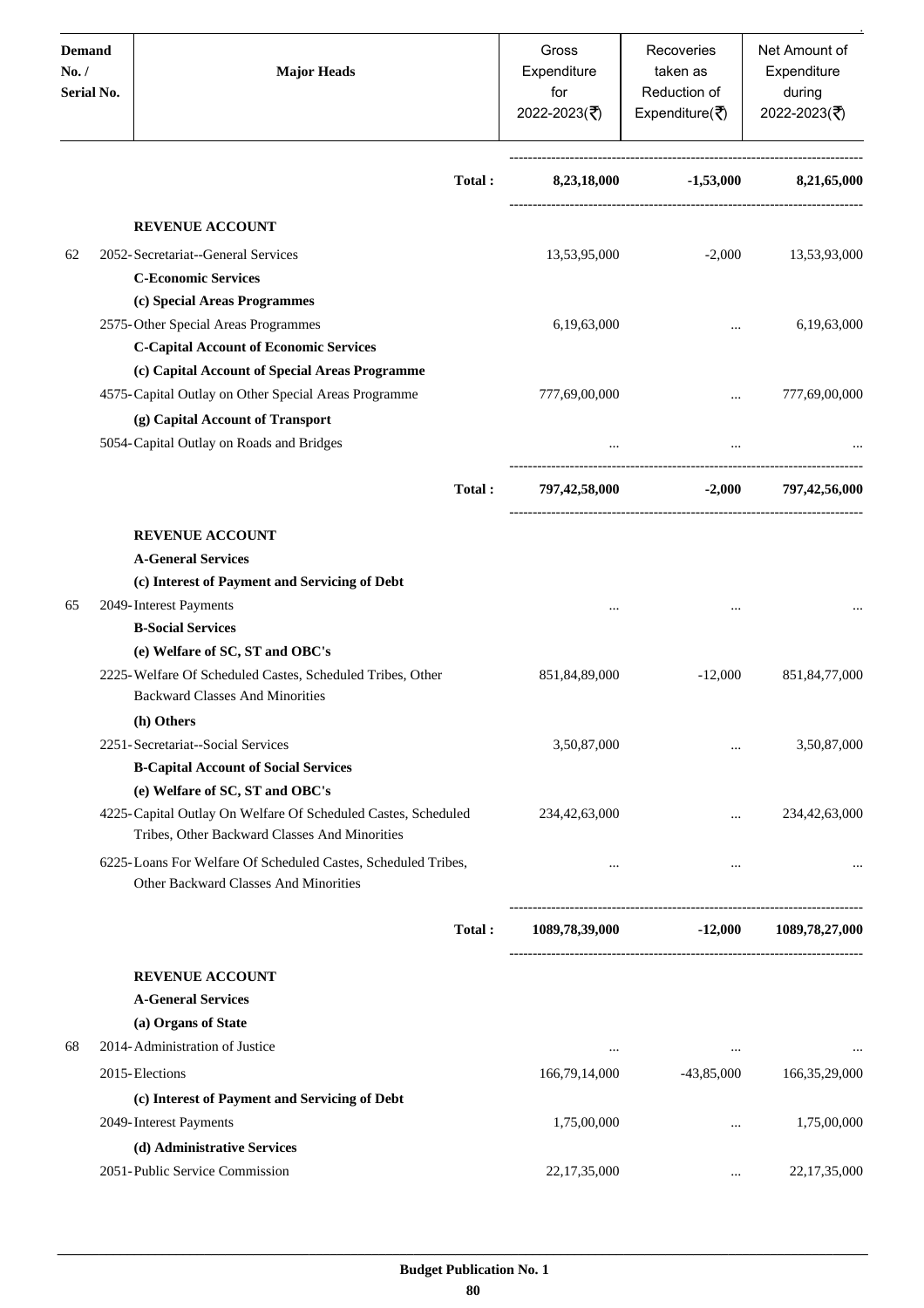| Demand No. / Serial No. | Major Heads | Gross Expenditure for 2022-2023(₹) | Recoveries taken as Reduction of Expenditure(₹) | Net Amount of Expenditure during 2022-2023(₹) |
|---|---|---|---|---|
| | **Total :** | **8,23,18,000** | **-1,53,000** | **8,21,65,000** |
| | **REVENUE ACCOUNT** | | | |
| 62 | 2052-Secretariat--General Services | 13,53,95,000 | -2,000 | 13,53,93,000 |
| | **C-Economic Services** | | | |
| | **(c) Special Areas Programmes** | | | |
| | 2575-Other Special Areas Programmes | 6,19,63,000 | ... | 6,19,63,000 |
| | **C-Capital Account of Economic Services** | | | |
| | **(c) Capital Account of Special Areas Programme** | | | |
| | 4575-Capital Outlay on Other Special Areas Programme | 777,69,00,000 | ... | 777,69,00,000 |
| | **(g) Capital Account of Transport** | | | |
| | 5054-Capital Outlay on Roads and Bridges | ... | ... | ... |
| | **Total :** | **797,42,58,000** | **-2,000** | **797,42,56,000** |
| | **REVENUE ACCOUNT** | | | |
| | **A-General Services** | | | |
| | **(c) Interest of Payment and Servicing of Debt** | | | |
| 65 | 2049-Interest Payments | ... | ... | ... |
| | **B-Social Services** | | | |
| | **(e) Welfare of SC, ST and OBC's** | | | |
| | 2225-Welfare Of Scheduled Castes, Scheduled Tribes, Other Backward Classes And Minorities | 851,84,89,000 | -12,000 | 851,84,77,000 |
| | **(h) Others** | | | |
| | 2251-Secretariat--Social Services | 3,50,87,000 | ... | 3,50,87,000 |
| | **B-Capital Account of Social Services** | | | |
| | **(e) Welfare of SC, ST and OBC's** | | | |
| | 4225-Capital Outlay On Welfare Of Scheduled Castes, Scheduled Tribes, Other Backward Classes And Minorities | 234,42,63,000 | ... | 234,42,63,000 |
| | 6225-Loans For Welfare Of Scheduled Castes, Scheduled Tribes, Other Backward Classes And Minorities | ... | ... | ... |
| | **Total :** | **1089,78,39,000** | **-12,000** | **1089,78,27,000** |
| | **REVENUE ACCOUNT** | | | |
| | **A-General Services** | | | |
| | **(a) Organs of State** | | | |
| 68 | 2014-Administration of Justice | ... | ... | ... |
| | 2015-Elections | 166,79,14,000 | -43,85,000 | 166,35,29,000 |
| | **(c) Interest of Payment and Servicing of Debt** | | | |
| | 2049-Interest Payments | 1,75,00,000 | ... | 1,75,00,000 |
| | **(d) Administrative Services** | | | |
| | 2051-Public Service Commission | 22,17,35,000 | ... | 22,17,35,000 |

**Budget Publication No. 1**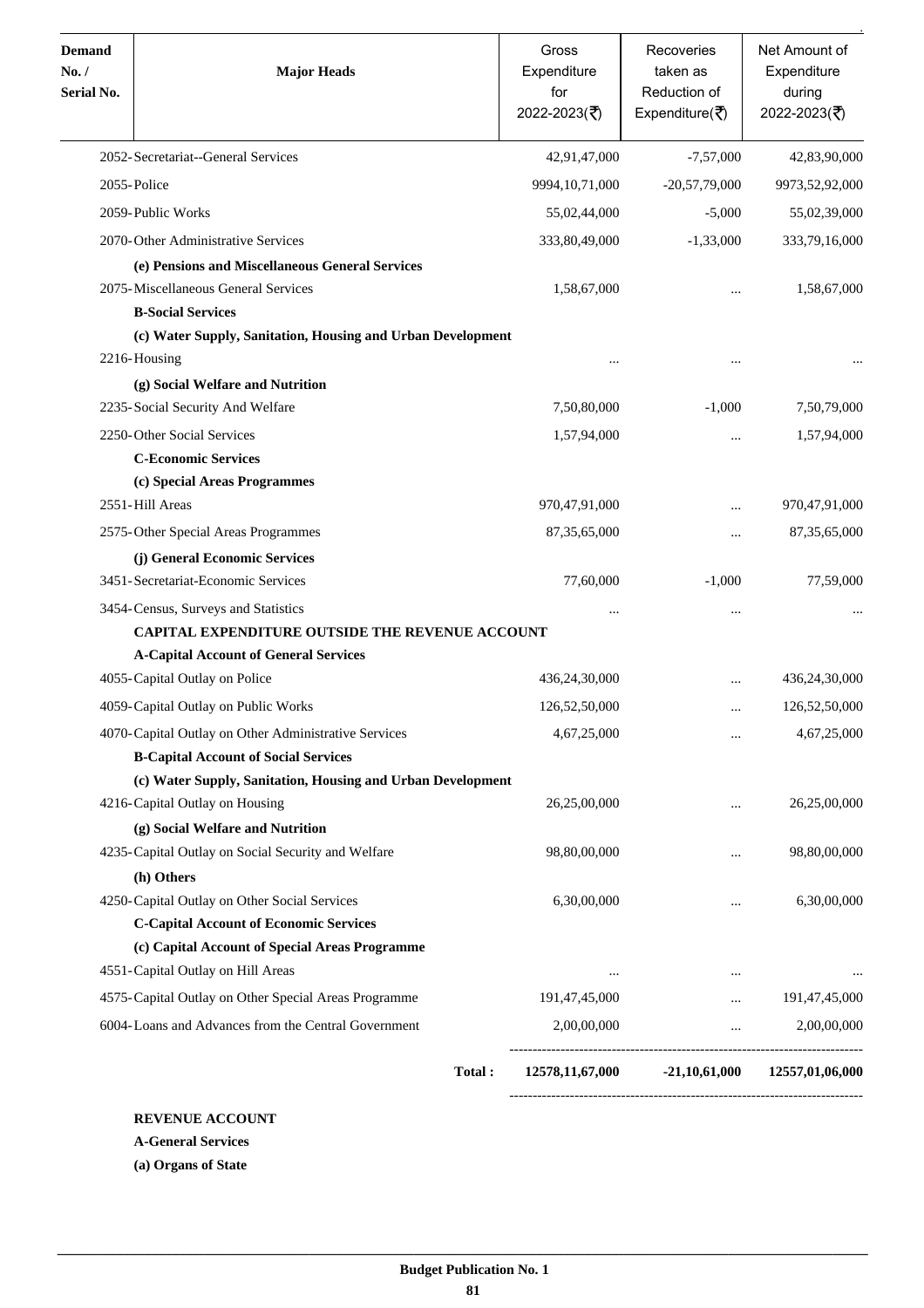| Demand No. / Serial No. | Major Heads | Gross Expenditure for 2022-2023(₹) | Recoveries taken as Reduction of Expenditure(₹) | Net Amount of Expenditure during 2022-2023(₹) |
|---|---|---|---|---|
| | 2052-Secretariat--General Services | 42,91,47,000 | -7,57,000 | 42,83,90,000 |
| | 2055-Police | 9994,10,71,000 | -20,57,79,000 | 9973,52,92,000 |
| | 2059-Public Works | 55,02,44,000 | -5,000 | 55,02,39,000 |
| | 2070-Other Administrative Services | 333,80,49,000 | -1,33,000 | 333,79,16,000 |
| | **(e) Pensions and Miscellaneous General Services** | | | |
| | 2075-Miscellaneous General Services | 1,58,67,000 | ... | 1,58,67,000 |
| | **B-Social Services** | | | |
| | **(c) Water Supply, Sanitation, Housing and Urban Development** | | | |
| | 2216-Housing | ... | ... | ... |
| | **(g) Social Welfare and Nutrition** | | | |
| | 2235-Social Security And Welfare | 7,50,80,000 | -1,000 | 7,50,79,000 |
| | 2250-Other Social Services | 1,57,94,000 | ... | 1,57,94,000 |
| | **C-Economic Services** | | | |
| | **(c) Special Areas Programmes** | | | |
| | 2551-Hill Areas | 970,47,91,000 | ... | 970,47,91,000 |
| | 2575-Other Special Areas Programmes | 87,35,65,000 | ... | 87,35,65,000 |
| | **(j) General Economic Services** | | | |
| | 3451-Secretariat-Economic Services | 77,60,000 | -1,000 | 77,59,000 |
| | 3454-Census, Surveys and Statistics | ... | ... | ... |
| | **CAPITAL EXPENDITURE OUTSIDE THE REVENUE ACCOUNT** | | | |
| | **A-Capital Account of General Services** | | | |
| | 4055-Capital Outlay on Police | 436,24,30,000 | ... | 436,24,30,000 |
| | 4059-Capital Outlay on Public Works | 126,52,50,000 | ... | 126,52,50,000 |
| | 4070-Capital Outlay on Other Administrative Services | 4,67,25,000 | ... | 4,67,25,000 |
| | **B-Capital Account of Social Services** | | | |
| | **(c) Water Supply, Sanitation, Housing and Urban Development** | | | |
| | 4216-Capital Outlay on Housing | 26,25,00,000 | ... | 26,25,00,000 |
| | **(g) Social Welfare and Nutrition** | | | |
| | 4235-Capital Outlay on Social Security and Welfare | 98,80,00,000 | ... | 98,80,00,000 |
| | **(h) Others** | | | |
| | 4250-Capital Outlay on Other Social Services | 6,30,00,000 | ... | 6,30,00,000 |
| | **C-Capital Account of Economic Services** | | | |
| | **(c) Capital Account of Special Areas Programme** | | | |
| | 4551-Capital Outlay on Hill Areas | ... | ... | ... |
| | 4575-Capital Outlay on Other Special Areas Programme | 191,47,45,000 | ... | 191,47,45,000 |
| | 6004-Loans and Advances from the Central Government | 2,00,00,000 | ... | 2,00,00,000 |
| | **Total :** | **12578,11,67,000** | **-21,10,61,000** | **12557,01,06,000** |

**REVENUE ACCOUNT**

**A-General Services**

**(a) Organs of State**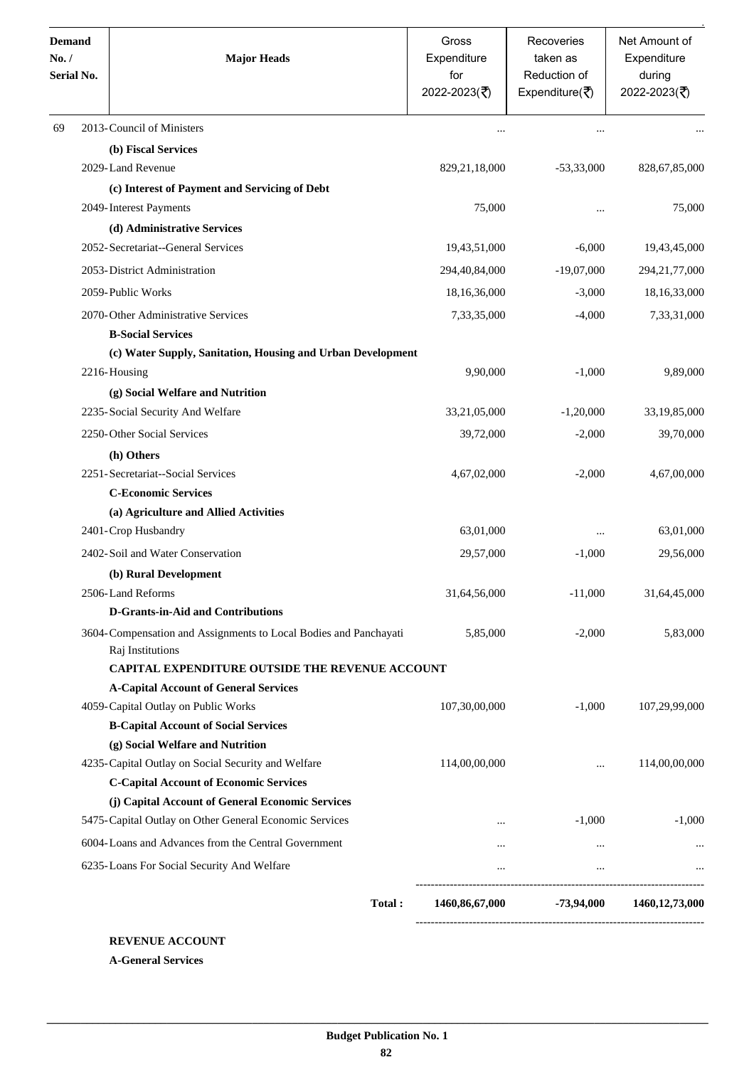| Demand No. / Serial No. | Major Heads | Gross Expenditure for 2022-2023(₹) | Recoveries taken as Reduction of Expenditure(₹) | Net Amount of Expenditure during 2022-2023(₹) |
|---|---|---|---|---|
| 69 | 2013-Council of Ministers | ... | ... | ... |
| | **(b) Fiscal Services** | | | |
| | 2029-Land Revenue | 829,21,18,000 | -53,33,000 | 828,67,85,000 |
| | **(c) Interest of Payment and Servicing of Debt** | | | |
| | 2049-Interest Payments | 75,000 | ... | 75,000 |
| | **(d) Administrative Services** | | | |
| | 2052-Secretariat--General Services | 19,43,51,000 | -6,000 | 19,43,45,000 |
| | 2053-District Administration | 294,40,84,000 | -19,07,000 | 294,21,77,000 |
| | 2059-Public Works | 18,16,36,000 | -3,000 | 18,16,33,000 |
| | 2070-Other Administrative Services | 7,33,35,000 | -4,000 | 7,33,31,000 |
| | **B-Social Services** | | | |
| | **(c) Water Supply, Sanitation, Housing and Urban Development** | | | |
| | 2216-Housing | 9,90,000 | -1,000 | 9,89,000 |
| | **(g) Social Welfare and Nutrition** | | | |
| | 2235-Social Security And Welfare | 33,21,05,000 | -1,20,000 | 33,19,85,000 |
| | 2250-Other Social Services | 39,72,000 | -2,000 | 39,70,000 |
| | **(h) Others** | | | |
| | 2251-Secretariat--Social Services | 4,67,02,000 | -2,000 | 4,67,00,000 |
| | **C-Economic Services** | | | |
| | **(a) Agriculture and Allied Activities** | | | |
| | 2401-Crop Husbandry | 63,01,000 | ... | 63,01,000 |
| | 2402-Soil and Water Conservation | 29,57,000 | -1,000 | 29,56,000 |
| | **(b) Rural Development** | | | |
| | 2506-Land Reforms | 31,64,56,000 | -11,000 | 31,64,45,000 |
| | **D-Grants-in-Aid and Contributions** | | | |
| | 3604-Compensation and Assignments to Local Bodies and Panchayati Raj Institutions | 5,85,000 | -2,000 | 5,83,000 |
| | **CAPITAL EXPENDITURE OUTSIDE THE REVENUE ACCOUNT** | | | |
| | **A-Capital Account of General Services** | | | |
| | 4059-Capital Outlay on Public Works | 107,30,00,000 | -1,000 | 107,29,99,000 |
| | **B-Capital Account of Social Services** | | | |
| | **(g) Social Welfare and Nutrition** | | | |
| | 4235-Capital Outlay on Social Security and Welfare | 114,00,00,000 | ... | 114,00,00,000 |
| | **C-Capital Account of Economic Services** | | | |
| | **(j) Capital Account of General Economic Services** | | | |
| | 5475-Capital Outlay on Other General Economic Services | ... | -1,000 | -1,000 |
| | 6004-Loans and Advances from the Central Government | ... | ... | ... |
| | 6235-Loans For Social Security And Welfare | ... | ... | ... |
| | **Total :** | **1460,86,67,000** | **-73,94,000** | **1460,12,73,000** |

**REVENUE ACCOUNT**

**A-General Services**

**Budget Publication No. 1**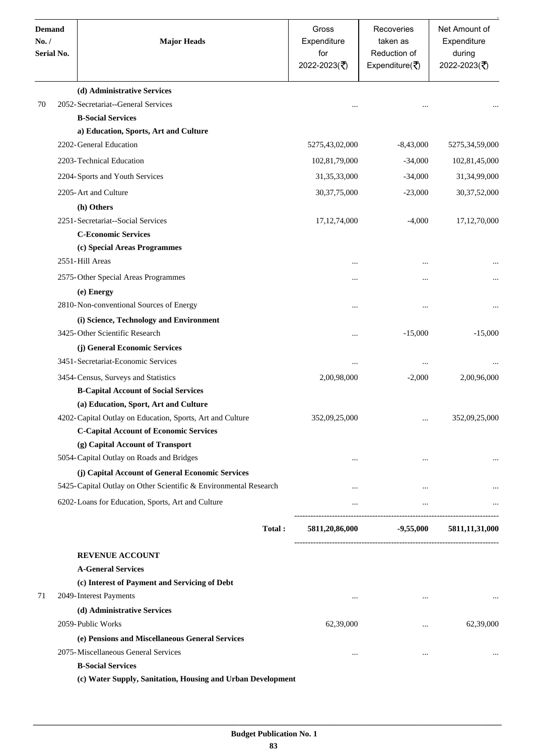| Demand No. / Serial No. | Major Heads | Gross Expenditure for 2022-2023(₹) | Recoveries taken as Reduction of Expenditure(₹) | Net Amount of Expenditure during 2022-2023(₹) |
|---|---|---|---|---|
| | **(d) Administrative Services** | | | |
| 70 | 2052-Secretariat--General Services | ... | ... | ... |
| | **B-Social Services** | | | |
| | **a) Education, Sports, Art and Culture** | | | |
| | 2202-General Education | 5275,43,02,000 | -8,43,000 | 5275,34,59,000 |
| | 2203-Technical Education | 102,81,79,000 | -34,000 | 102,81,45,000 |
| | 2204-Sports and Youth Services | 31,35,33,000 | -34,000 | 31,34,99,000 |
| | 2205-Art and Culture | 30,37,75,000 | -23,000 | 30,37,52,000 |
| | **(h) Others** | | | |
| | 2251-Secretariat--Social Services | 17,12,74,000 | -4,000 | 17,12,70,000 |
| | **C-Economic Services** | | | |
| | **(c) Special Areas Programmes** | | | |
| | 2551-Hill Areas | ... | ... | ... |
| | 2575-Other Special Areas Programmes | ... | ... | ... |
| | **(e) Energy** | | | |
| | 2810-Non-conventional Sources of Energy | ... | ... | ... |
| | **(i) Science, Technology and Environment** | | | |
| | 3425-Other Scientific Research | ... | -15,000 | -15,000 |
| | **(j) General Economic Services** | | | |
| | 3451-Secretariat-Economic Services | ... | ... | ... |
| | 3454-Census, Surveys and Statistics | 2,00,98,000 | -2,000 | 2,00,96,000 |
| | **B-Capital Account of Social Services** | | | |
| | **(a) Education, Sport, Art and Culture** | | | |
| | 4202-Capital Outlay on Education, Sports, Art and Culture | 352,09,25,000 | ... | 352,09,25,000 |
| | **C-Capital Account of Economic Services** | | | |
| | **(g) Capital Account of Transport** | | | |
| | 5054-Capital Outlay on Roads and Bridges | ... | ... | ... |
| | **(j) Capital Account of General Economic Services** | | | |
| | 5425-Capital Outlay on Other Scientific & Environmental Research | ... | ... | ... |
| | 6202-Loans for Education, Sports, Art and Culture | ... | ... | ... |
| | **Total :** | **5811,20,86,000** | **-9,55,000** | **5811,11,31,000** |
| | **REVENUE ACCOUNT** | | | |
| | **A-General Services** | | | |
| | **(c) Interest of Payment and Servicing of Debt** | | | |
| 71 | 2049-Interest Payments | ... | ... | ... |
| | **(d) Administrative Services** | | | |
| | 2059-Public Works | 62,39,000 | ... | 62,39,000 |
| | **(e) Pensions and Miscellaneous General Services** | | | |
| | 2075-Miscellaneous General Services | ... | ... | ... |
| | **B-Social Services** | | | |
| | **(c) Water Supply, Sanitation, Housing and Urban Development** | | | |

Budget Publication No. 1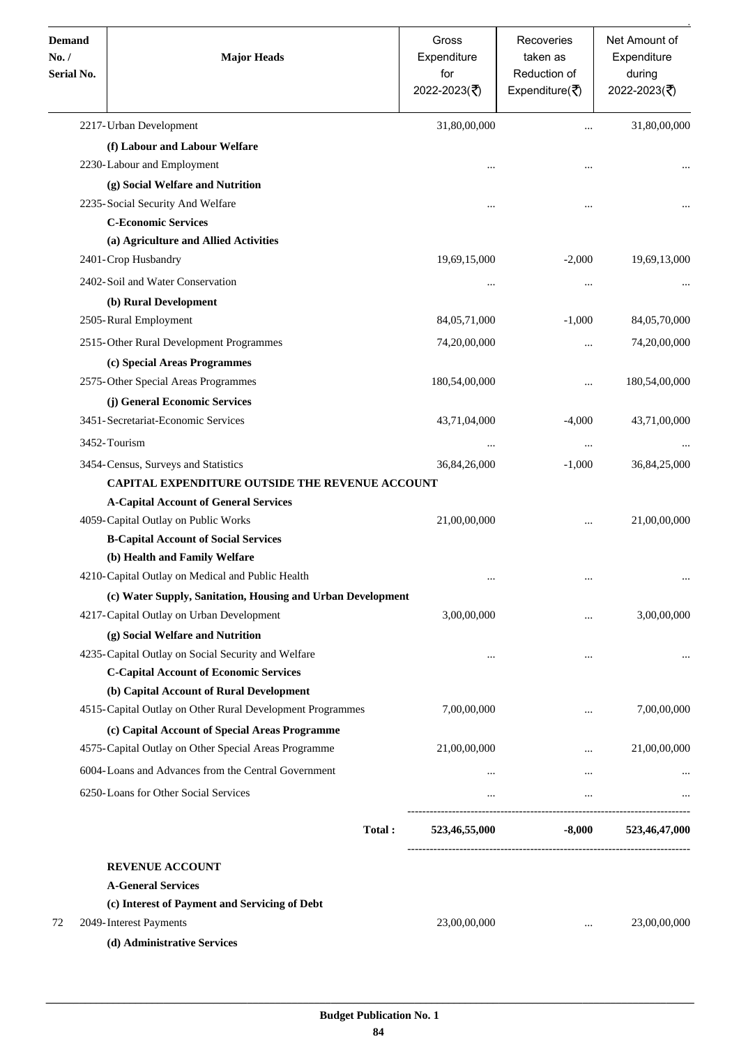| Demand No. / Serial No. | Major Heads | Gross Expenditure for 2022-2023(₹) | Recoveries taken as Reduction of Expenditure(₹) | Net Amount of Expenditure during 2022-2023(₹) |
|---|---|---|---|---|
| | 2217-Urban Development | 31,80,00,000 | ... | 31,80,00,000 |
| | **(f) Labour and Labour Welfare** | | | |
| | 2230-Labour and Employment | ... | ... | ... |
| | **(g) Social Welfare and Nutrition** | | | |
| | 2235-Social Security And Welfare | ... | ... | ... |
| | **C-Economic Services** | | | |
| | **(a) Agriculture and Allied Activities** | | | |
| | 2401-Crop Husbandry | 19,69,15,000 | -2,000 | 19,69,13,000 |
| | 2402-Soil and Water Conservation | ... | ... | ... |
| | **(b) Rural Development** | | | |
| | 2505-Rural Employment | 84,05,71,000 | -1,000 | 84,05,70,000 |
| | 2515-Other Rural Development Programmes | 74,20,00,000 | ... | 74,20,00,000 |
| | **(c) Special Areas Programmes** | | | |
| | 2575-Other Special Areas Programmes | 180,54,00,000 | ... | 180,54,00,000 |
| | **(j) General Economic Services** | | | |
| | 3451-Secretariat-Economic Services | 43,71,04,000 | -4,000 | 43,71,00,000 |
| | 3452-Tourism | ... | ... | ... |
| | 3454-Census, Surveys and Statistics | 36,84,26,000 | -1,000 | 36,84,25,000 |
| | **CAPITAL EXPENDITURE OUTSIDE THE REVENUE ACCOUNT** | | | |
| | **A-Capital Account of General Services** | | | |
| | 4059-Capital Outlay on Public Works | 21,00,00,000 | ... | 21,00,00,000 |
| | **B-Capital Account of Social Services** | | | |
| | **(b) Health and Family Welfare** | | | |
| | 4210-Capital Outlay on Medical and Public Health | ... | ... | ... |
| | **(c) Water Supply, Sanitation, Housing and Urban Development** | | | |
| | 4217-Capital Outlay on Urban Development | 3,00,00,000 | ... | 3,00,00,000 |
| | **(g) Social Welfare and Nutrition** | | | |
| | 4235-Capital Outlay on Social Security and Welfare | ... | ... | ... |
| | **C-Capital Account of Economic Services** | | | |
| | **(b) Capital Account of Rural Development** | | | |
| | 4515-Capital Outlay on Other Rural Development Programmes | 7,00,00,000 | ... | 7,00,00,000 |
| | **(c) Capital Account of Special Areas Programme** | | | |
| | 4575-Capital Outlay on Other Special Areas Programme | 21,00,00,000 | ... | 21,00,00,000 |
| | 6004-Loans and Advances from the Central Government | ... | ... | ... |
| | 6250-Loans for Other Social Services | ... | ... | ... |
| | **Total :** | **523,46,55,000** | **-8,000** | **523,46,47,000** |
| | **REVENUE ACCOUNT** | | | |
| | **A-General Services** | | | |
| | **(c) Interest of Payment and Servicing of Debt** | | | |
| 72 | 2049-Interest Payments | 23,00,00,000 | ... | 23,00,00,000 |
| | **(d) Administrative Services** | | | |

**Budget Publication No. 1**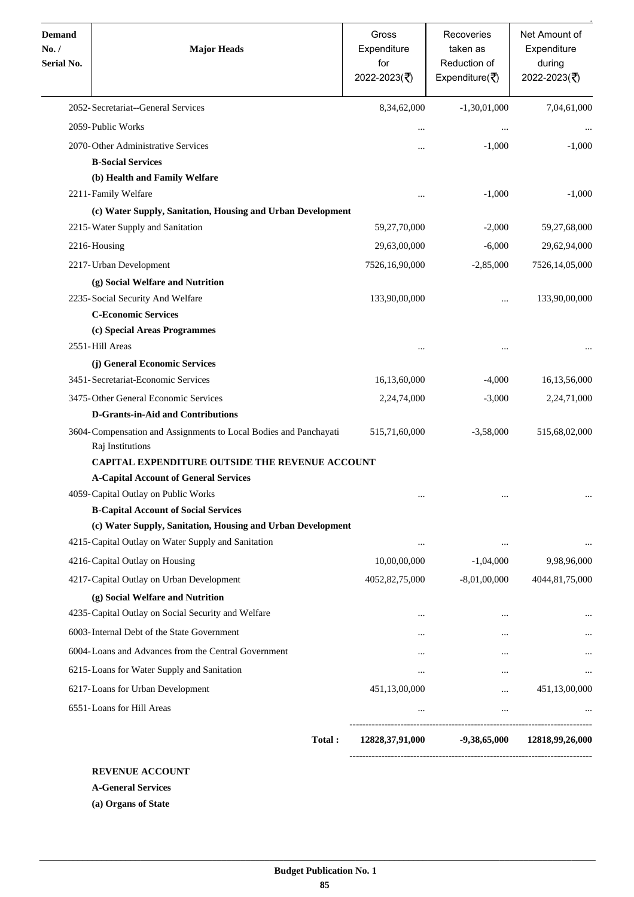| Demand No. / Serial No. | Major Heads | Gross Expenditure for 2022-2023(₹) | Recoveries taken as Reduction of Expenditure(₹) | Net Amount of Expenditure during 2022-2023(₹) |
|---|---|---|---|---|
| | 2052-Secretariat--General Services | 8,34,62,000 | -1,30,01,000 | 7,04,61,000 |
| | 2059-Public Works | ... | ... | ... |
| | 2070-Other Administrative Services | ... | -1,000 | -1,000 |
| | **B-Social Services** | | | |
| | **(b) Health and Family Welfare** | | | |
| | 2211-Family Welfare | ... | -1,000 | -1,000 |
| | **(c) Water Supply, Sanitation, Housing and Urban Development** | | | |
| | 2215-Water Supply and Sanitation | 59,27,70,000 | -2,000 | 59,27,68,000 |
| | 2216-Housing | 29,63,00,000 | -6,000 | 29,62,94,000 |
| | 2217-Urban Development | 7526,16,90,000 | -2,85,000 | 7526,14,05,000 |
| | **(g) Social Welfare and Nutrition** | | | |
| | 2235-Social Security And Welfare | 133,90,00,000 | ... | 133,90,00,000 |
| | **C-Economic Services** | | | |
| | **(c) Special Areas Programmes** | | | |
| | 2551-Hill Areas | ... | ... | ... |
| | **(j) General Economic Services** | | | |
| | 3451-Secretariat-Economic Services | 16,13,60,000 | -4,000 | 16,13,56,000 |
| | 3475-Other General Economic Services | 2,24,74,000 | -3,000 | 2,24,71,000 |
| | **D-Grants-in-Aid and Contributions** | | | |
| | 3604-Compensation and Assignments to Local Bodies and Panchayati Raj Institutions | 515,71,60,000 | -3,58,000 | 515,68,02,000 |
| | **CAPITAL EXPENDITURE OUTSIDE THE REVENUE ACCOUNT** | | | |
| | **A-Capital Account of General Services** | | | |
| | 4059-Capital Outlay on Public Works | ... | ... | ... |
| | **B-Capital Account of Social Services** | | | |
| | **(c) Water Supply, Sanitation, Housing and Urban Development** | | | |
| | 4215-Capital Outlay on Water Supply and Sanitation | ... | ... | ... |
| | 4216-Capital Outlay on Housing | 10,00,00,000 | -1,04,000 | 9,98,96,000 |
| | 4217-Capital Outlay on Urban Development | 4052,82,75,000 | -8,01,00,000 | 4044,81,75,000 |
| | **(g) Social Welfare and Nutrition** | | | |
| | 4235-Capital Outlay on Social Security and Welfare | ... | ... | ... |
| | 6003-Internal Debt of the State Government | ... | ... | ... |
| | 6004-Loans and Advances from the Central Government | ... | ... | ... |
| | 6215-Loans for Water Supply and Sanitation | ... | ... | ... |
| | 6217-Loans for Urban Development | 451,13,00,000 | ... | 451,13,00,000 |
| | 6551-Loans for Hill Areas | ... | ... | ... |
| | **Total :** | **12828,37,91,000** | **-9,38,65,000** | **12818,99,26,000** |

**REVENUE ACCOUNT**

**A-General Services**

**(a) Organs of State**

Budget Publication No. 1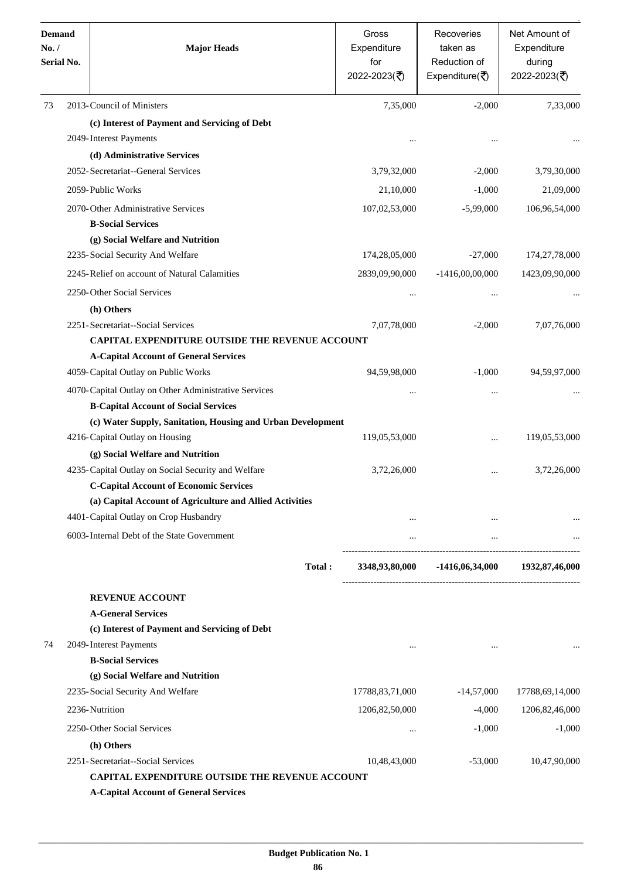| Demand No. / Serial No. | Major Heads | Gross Expenditure for 2022-2023(₹) | Recoveries taken as Reduction of Expenditure(₹) | Net Amount of Expenditure during 2022-2023(₹) |
|---|---|---|---|---|
| 73 | 2013-Council of Ministers | 7,35,000 | -2,000 | 7,33,000 |
| | **(c) Interest of Payment and Servicing of Debt** | | | |
| | 2049-Interest Payments | ... | ... | ... |
| | **(d) Administrative Services** | | | |
| | 2052-Secretariat--General Services | 3,79,32,000 | -2,000 | 3,79,30,000 |
| | 2059-Public Works | 21,10,000 | -1,000 | 21,09,000 |
| | 2070-Other Administrative Services | 107,02,53,000 | -5,99,000 | 106,96,54,000 |
| | **B-Social Services** | | | |
| | **(g) Social Welfare and Nutrition** | | | |
| | 2235-Social Security And Welfare | 174,28,05,000 | -27,000 | 174,27,78,000 |
| | 2245-Relief on account of Natural Calamities | 2839,09,90,000 | -1416,00,00,000 | 1423,09,90,000 |
| | 2250-Other Social Services | ... | ... | ... |
| | **(h) Others** | | | |
| | 2251-Secretariat--Social Services | 7,07,78,000 | -2,000 | 7,07,76,000 |
| | **CAPITAL EXPENDITURE OUTSIDE THE REVENUE ACCOUNT** | | | |
| | **A-Capital Account of General Services** | | | |
| | 4059-Capital Outlay on Public Works | 94,59,98,000 | -1,000 | 94,59,97,000 |
| | 4070-Capital Outlay on Other Administrative Services | ... | ... | ... |
| | **B-Capital Account of Social Services** | | | |
| | **(c) Water Supply, Sanitation, Housing and Urban Development** | | | |
| | 4216-Capital Outlay on Housing | 119,05,53,000 | ... | 119,05,53,000 |
| | **(g) Social Welfare and Nutrition** | | | |
| | 4235-Capital Outlay on Social Security and Welfare | 3,72,26,000 | ... | 3,72,26,000 |
| | **C-Capital Account of Economic Services** | | | |
| | **(a) Capital Account of Agriculture and Allied Activities** | | | |
| | 4401-Capital Outlay on Crop Husbandry | ... | ... | ... |
| | 6003-Internal Debt of the State Government | ... | ... | ... |
| | **Total :** | **3348,93,80,000** | **-1416,06,34,000** | **1932,87,46,000** |
| | **REVENUE ACCOUNT** | | | |
| | **A-General Services** | | | |
| | **(c) Interest of Payment and Servicing of Debt** | | | |
| 74 | 2049-Interest Payments | ... | ... | ... |
| | **B-Social Services** | | | |
| | **(g) Social Welfare and Nutrition** | | | |
| | 2235-Social Security And Welfare | 17788,83,71,000 | -14,57,000 | 17788,69,14,000 |
| | 2236-Nutrition | 1206,82,50,000 | -4,000 | 1206,82,46,000 |
| | 2250-Other Social Services | ... | -1,000 | -1,000 |
| | **(h) Others** | | | |
| | 2251-Secretariat--Social Services | 10,48,43,000 | -53,000 | 10,47,90,000 |
| | **CAPITAL EXPENDITURE OUTSIDE THE REVENUE ACCOUNT** | | | |
| | **A-Capital Account of General Services** | | | |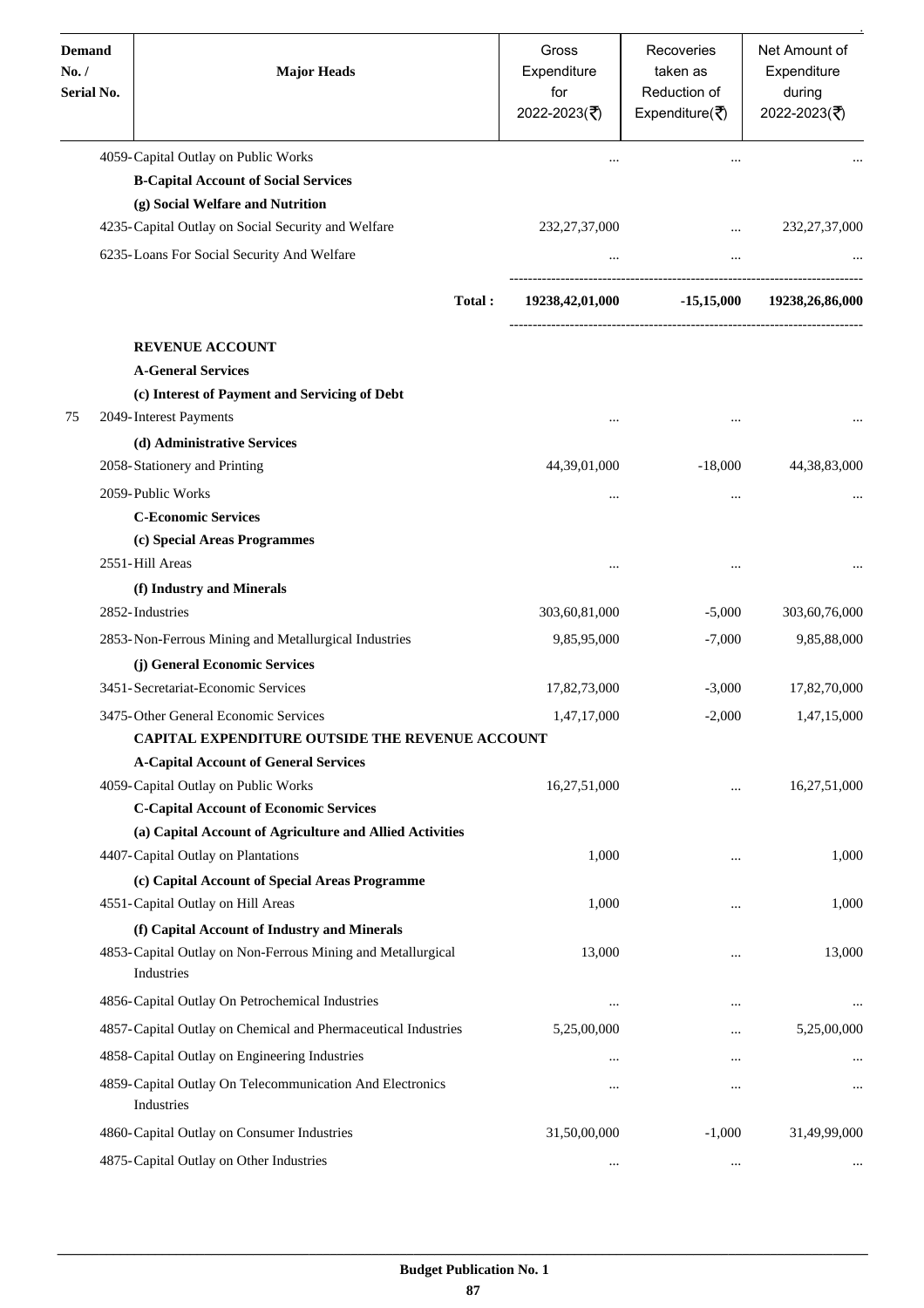| Demand No. / Serial No. | Major Heads | Gross Expenditure for 2022-2023(₹) | Recoveries taken as Reduction of Expenditure(₹) | Net Amount of Expenditure during 2022-2023(₹) |
|---|---|---|---|---|
| | 4059-Capital Outlay on Public Works | ... | ... | ... |
| | **B-Capital Account of Social Services** | | | |
| | **(g) Social Welfare and Nutrition** | | | |
| | 4235-Capital Outlay on Social Security and Welfare | 232,27,37,000 | ... | 232,27,37,000 |
| | 6235-Loans For Social Security And Welfare | ... | ... | ... |
| | **Total :** | **19238,42,01,000** | **-15,15,000** | **19238,26,86,000** |
| | **REVENUE ACCOUNT** | | | |
| | **A-General Services** | | | |
| | **(c) Interest of Payment and Servicing of Debt** | | | |
| 75 | 2049-Interest Payments | ... | ... | ... |
| | **(d) Administrative Services** | | | |
| | 2058-Stationery and Printing | 44,39,01,000 | -18,000 | 44,38,83,000 |
| | 2059-Public Works | ... | ... | ... |
| | **C-Economic Services** | | | |
| | **(c) Special Areas Programmes** | | | |
| | 2551-Hill Areas | ... | ... | ... |
| | **(f) Industry and Minerals** | | | |
| | 2852-Industries | 303,60,81,000 | -5,000 | 303,60,76,000 |
| | 2853-Non-Ferrous Mining and Metallurgical Industries | 9,85,95,000 | -7,000 | 9,85,88,000 |
| | **(j) General Economic Services** | | | |
| | 3451-Secretariat-Economic Services | 17,82,73,000 | -3,000 | 17,82,70,000 |
| | 3475-Other General Economic Services | 1,47,17,000 | -2,000 | 1,47,15,000 |
| | **CAPITAL EXPENDITURE OUTSIDE THE REVENUE ACCOUNT** | | | |
| | **A-Capital Account of General Services** | | | |
| | 4059-Capital Outlay on Public Works | 16,27,51,000 | ... | 16,27,51,000 |
| | **C-Capital Account of Economic Services** | | | |
| | **(a) Capital Account of Agriculture and Allied Activities** | | | |
| | 4407-Capital Outlay on Plantations | 1,000 | ... | 1,000 |
| | **(c) Capital Account of Special Areas Programme** | | | |
| | 4551-Capital Outlay on Hill Areas | 1,000 | ... | 1,000 |
| | **(f) Capital Account of Industry and Minerals** | | | |
| | 4853-Capital Outlay on Non-Ferrous Mining and Metallurgical Industries | 13,000 | ... | 13,000 |
| | 4856-Capital Outlay On Petrochemical Industries | ... | ... | ... |
| | 4857-Capital Outlay on Chemical and Pharmaceutical Industries | 5,25,00,000 | ... | 5,25,00,000 |
| | 4858-Capital Outlay on Engineering Industries | ... | ... | ... |
| | 4859-Capital Outlay On Telecommunication And Electronics Industries | ... | ... | ... |
| | 4860-Capital Outlay on Consumer Industries | 31,50,00,000 | -1,000 | 31,49,99,000 |
| | 4875-Capital Outlay on Other Industries | ... | ... | ... |

**Budget Publication No. 1**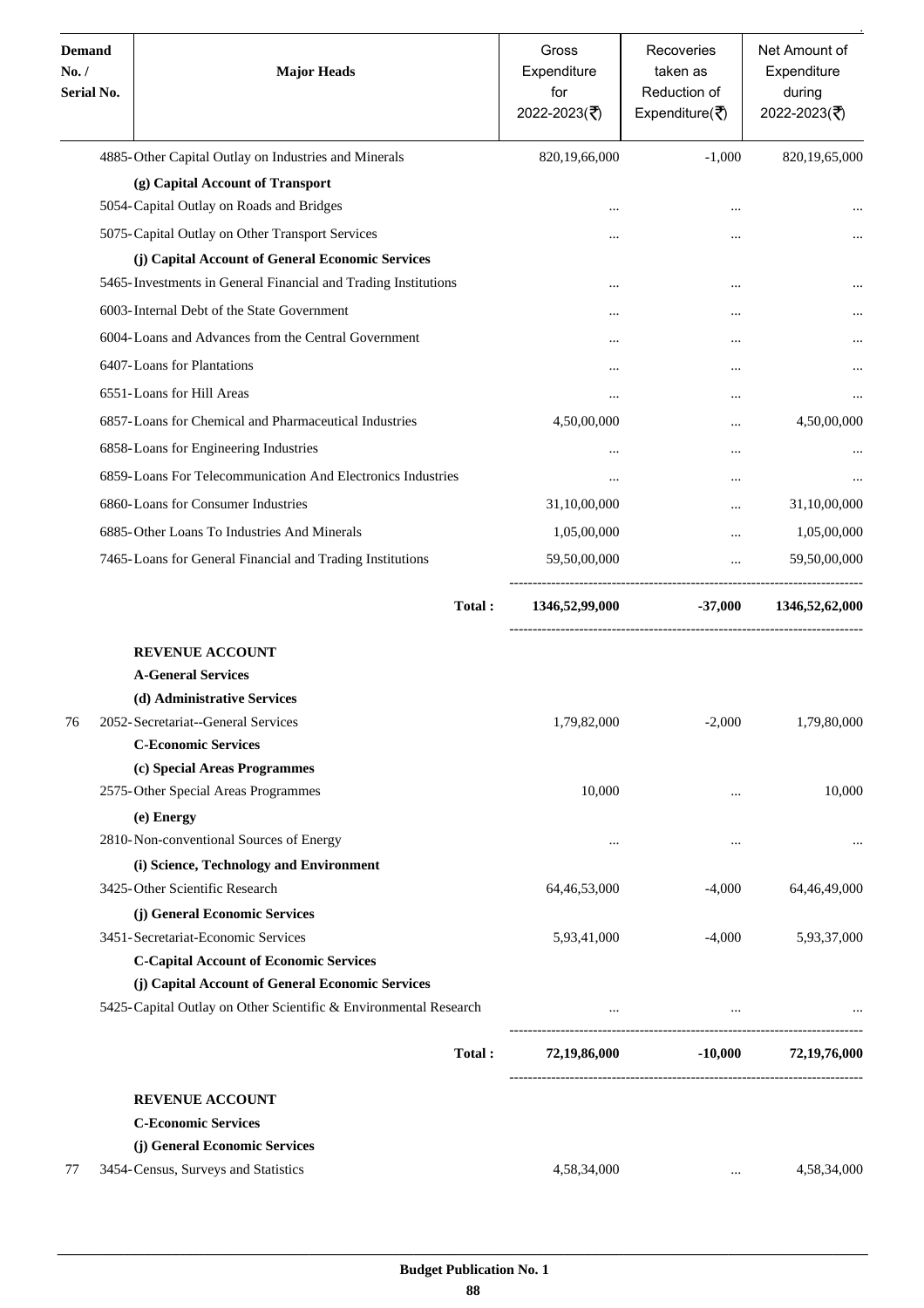| Demand No. / Serial No. | Major Heads | Gross Expenditure for 2022-2023(₹) | Recoveries taken as Reduction of Expenditure(₹) | Net Amount of Expenditure during 2022-2023(₹) |
|---|---|---|---|---|
| | 4885-Other Capital Outlay on Industries and Minerals | 820,19,66,000 | -1,000 | 820,19,65,000 |
| | **(g) Capital Account of Transport** | | | |
| | 5054-Capital Outlay on Roads and Bridges | ... | ... | ... |
| | 5075-Capital Outlay on Other Transport Services | ... | ... | ... |
| | **(j) Capital Account of General Economic Services** | | | |
| | 5465-Investments in General Financial and Trading Institutions | ... | ... | ... |
| | 6003-Internal Debt of the State Government | ... | ... | ... |
| | 6004-Loans and Advances from the Central Government | ... | ... | ... |
| | 6407-Loans for Plantations | ... | ... | ... |
| | 6551-Loans for Hill Areas | ... | ... | ... |
| | 6857-Loans for Chemical and Pharmaceutical Industries | 4,50,00,000 | ... | 4,50,00,000 |
| | 6858-Loans for Engineering Industries | ... | ... | ... |
| | 6859-Loans For Telecommunication And Electronics Industries | ... | ... | ... |
| | 6860-Loans for Consumer Industries | 31,10,00,000 | ... | 31,10,00,000 |
| | 6885-Other Loans To Industries And Minerals | 1,05,00,000 | ... | 1,05,00,000 |
| | 7465-Loans for General Financial and Trading Institutions | 59,50,00,000 | ... | 59,50,00,000 |
| | **Total :** | **1346,52,99,000** | **-37,000** | **1346,52,62,000** |
| | **REVENUE ACCOUNT** | | | |
| | **A-General Services** | | | |
| | **(d) Administrative Services** | | | |
| 76 | 2052-Secretariat--General Services | 1,79,82,000 | -2,000 | 1,79,80,000 |
| | **C-Economic Services** | | | |
| | **(c) Special Areas Programmes** | | | |
| | 2575-Other Special Areas Programmes | 10,000 | ... | 10,000 |
| | **(e) Energy** | | | |
| | 2810-Non-conventional Sources of Energy | ... | ... | ... |
| | **(i) Science, Technology and Environment** | | | |
| | 3425-Other Scientific Research | 64,46,53,000 | -4,000 | 64,46,49,000 |
| | **(j) General Economic Services** | | | |
| | 3451-Secretariat-Economic Services | 5,93,41,000 | -4,000 | 5,93,37,000 |
| | **C-Capital Account of Economic Services** | | | |
| | **(j) Capital Account of General Economic Services** | | | |
| | 5425-Capital Outlay on Other Scientific & Environmental Research | ... | ... | ... |
| | **Total :** | **72,19,86,000** | **-10,000** | **72,19,76,000** |
| | **REVENUE ACCOUNT** | | | |
| | **C-Economic Services** | | | |
| | **(j) General Economic Services** | | | |
| 77 | 3454-Census, Surveys and Statistics | 4,58,34,000 | ... | 4,58,34,000 |

**Budget Publication No. 1**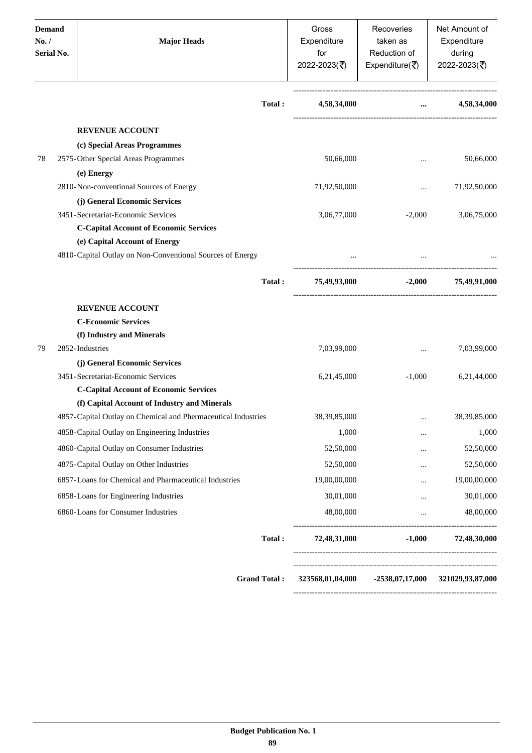| Demand No. / Serial No. | Major Heads | Gross Expenditure for 2022-2023(₹) | Recoveries taken as Reduction of Expenditure(₹) | Net Amount of Expenditure during 2022-2023(₹) |
|---|---|---|---|---|
| | **Total :** | **4,58,34,000** | **...** | **4,58,34,000** |
| | **REVENUE ACCOUNT** | | | |
| | **(c) Special Areas Programmes** | | | |
| 78 | 2575-Other Special Areas Programmes | 50,66,000 | ... | 50,66,000 |
| | **(e) Energy** | | | |
| | 2810-Non-conventional Sources of Energy | 71,92,50,000 | ... | 71,92,50,000 |
| | **(j) General Economic Services** | | | |
| | 3451-Secretariat-Economic Services | 3,06,77,000 | -2,000 | 3,06,75,000 |
| | **C-Capital Account of Economic Services** | | | |
| | **(e) Capital Account of Energy** | | | |
| | 4810-Capital Outlay on Non-Conventional Sources of Energy | ... | ... | ... |
| | **Total :** | **75,49,93,000** | **-2,000** | **75,49,91,000** |
| | **REVENUE ACCOUNT** | | | |
| | **C-Economic Services** | | | |
| | **(f) Industry and Minerals** | | | |
| 79 | 2852-Industries | 7,03,99,000 | ... | 7,03,99,000 |
| | **(j) General Economic Services** | | | |
| | 3451-Secretariat-Economic Services | 6,21,45,000 | -1,000 | 6,21,44,000 |
| | **C-Capital Account of Economic Services** | | | |
| | **(f) Capital Account of Industry and Minerals** | | | |
| | 4857-Capital Outlay on Chemical and Pharmaceutical Industries | 38,39,85,000 | ... | 38,39,85,000 |
| | 4858-Capital Outlay on Engineering Industries | 1,000 | ... | 1,000 |
| | 4860-Capital Outlay on Consumer Industries | 52,50,000 | ... | 52,50,000 |
| | 4875-Capital Outlay on Other Industries | 52,50,000 | ... | 52,50,000 |
| | 6857-Loans for Chemical and Pharmaceutical Industries | 19,00,00,000 | ... | 19,00,00,000 |
| | 6858-Loans for Engineering Industries | 30,01,000 | ... | 30,01,000 |
| | 6860-Loans for Consumer Industries | 48,00,000 | ... | 48,00,000 |
| | **Total :** | **72,48,31,000** | **-1,000** | **72,48,30,000** |
| | **Grand Total :** | **323568,01,04,000** | **-2538,07,17,000** | **321029,93,87,000** |

**Budget Publication No. 1**